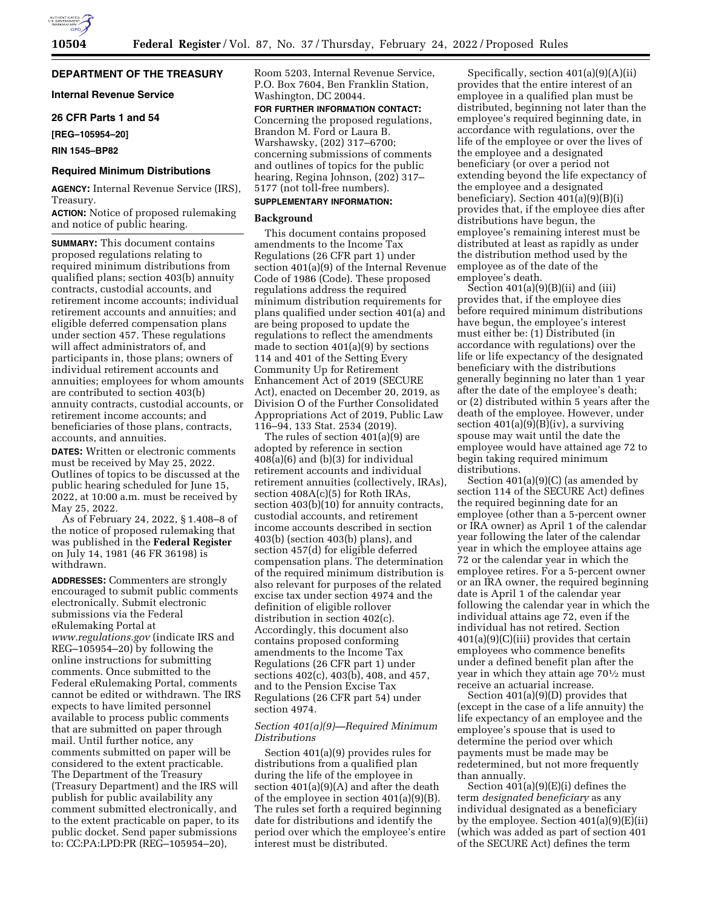# DEPARTMENT OF THE TREASURY

## Internal Revenue Service

## 26 CFR Parts 1 and 54

**[REG–105954–20]**

**RIN 1545–BP82**

## Required Minimum Distributions

**AGENCY:** Internal Revenue Service (IRS), Treasury.

**ACTION:** Notice of proposed rulemaking and notice of public hearing.

**SUMMARY:** This document contains proposed regulations relating to required minimum distributions from qualified plans; section 403(b) annuity contracts, custodial accounts, and retirement income accounts; individual retirement accounts and annuities; and eligible deferred compensation plans under section 457. These regulations will affect administrators of, and participants in, those plans; owners of individual retirement accounts and annuities; employees for whom amounts are contributed to section 403(b) annuity contracts, custodial accounts, or retirement income accounts; and beneficiaries of those plans, contracts, accounts, and annuities.

**DATES:** Written or electronic comments must be received by May 25, 2022. Outlines of topics to be discussed at the public hearing scheduled for June 15, 2022, at 10:00 a.m. must be received by May 25, 2022.

As of February 24, 2022, § 1.408–8 of the notice of proposed rulemaking that was published in the **Federal Register** on July 14, 1981 (46 FR 36198) is withdrawn.

**ADDRESSES:** Commenters are strongly encouraged to submit public comments electronically. Submit electronic submissions via the Federal eRulemaking Portal at *www.regulations.gov* (indicate IRS and REG–105954–20) by following the online instructions for submitting comments. Once submitted to the Federal eRulemaking Portal, comments cannot be edited or withdrawn. The IRS expects to have limited personnel available to process public comments that are submitted on paper through mail. Until further notice, any comments submitted on paper will be considered to the extent practicable. The Department of the Treasury (Treasury Department) and the IRS will publish for public availability any comment submitted electronically, and to the extent practicable on paper, to its public docket. Send paper submissions to: CC:PA:LPD:PR (REG–105954–20), Room 5203, Internal Revenue Service, P.O. Box 7604, Ben Franklin Station, Washington, DC 20044.

**FOR FURTHER INFORMATION CONTACT:** Concerning the proposed regulations, Brandon M. Ford or Laura B. Warshawsky, (202) 317–6700; concerning submissions of comments and outlines of topics for the public hearing, Regina Johnson, (202) 317–5177 (not toll-free numbers).

**SUPPLEMENTARY INFORMATION:**

## Background

This document contains proposed amendments to the Income Tax Regulations (26 CFR part 1) under section 401(a)(9) of the Internal Revenue Code of 1986 (Code). These proposed regulations address the required minimum distribution requirements for plans qualified under section 401(a) and are being proposed to update the regulations to reflect the amendments made to section 401(a)(9) by sections 114 and 401 of the Setting Every Community Up for Retirement Enhancement Act of 2019 (SECURE Act), enacted on December 20, 2019, as Division O of the Further Consolidated Appropriations Act of 2019, Public Law 116–94, 133 Stat. 2534 (2019).

The rules of section 401(a)(9) are adopted by reference in section 408(a)(6) and (b)(3) for individual retirement accounts and individual retirement annuities (collectively, IRAs), section 408A(c)(5) for Roth IRAs, section 403(b)(10) for annuity contracts, custodial accounts, and retirement income accounts described in section 403(b) (section 403(b) plans), and section 457(d) for eligible deferred compensation plans. The determination of the required minimum distribution is also relevant for purposes of the related excise tax under section 4974 and the definition of eligible rollover distribution in section 402(c). Accordingly, this document also contains proposed conforming amendments to the Income Tax Regulations (26 CFR part 1) under sections 402(c), 403(b), 408, and 457, and to the Pension Excise Tax Regulations (26 CFR part 54) under section 4974.

### *Section 401(a)(9)—Required Minimum Distributions*

Section 401(a)(9) provides rules for distributions from a qualified plan during the life of the employee in section 401(a)(9)(A) and after the death of the employee in section 401(a)(9)(B). The rules set forth a required beginning date for distributions and identify the period over which the employee's entire interest must be distributed.

Specifically, section 401(a)(9)(A)(ii) provides that the entire interest of an employee in a qualified plan must be distributed, beginning not later than the employee's required beginning date, in accordance with regulations, over the life of the employee or over the lives of the employee and a designated beneficiary (or over a period not extending beyond the life expectancy of the employee and a designated beneficiary). Section 401(a)(9)(B)(i) provides that, if the employee dies after distributions have begun, the employee's remaining interest must be distributed at least as rapidly as under the distribution method used by the employee as of the date of the employee's death.

Section 401(a)(9)(B)(ii) and (iii) provides that, if the employee dies before required minimum distributions have begun, the employee's interest must either be: (1) Distributed (in accordance with regulations) over the life or life expectancy of the designated beneficiary with the distributions generally beginning no later than 1 year after the date of the employee's death; or (2) distributed within 5 years after the death of the employee. However, under section 401(a)(9)(B)(iv), a surviving spouse may wait until the date the employee would have attained age 72 to begin taking required minimum distributions.

Section 401(a)(9)(C) (as amended by section 114 of the SECURE Act) defines the required beginning date for an employee (other than a 5-percent owner or IRA owner) as April 1 of the calendar year following the later of the calendar year in which the employee attains age 72 or the calendar year in which the employee retires. For a 5-percent owner or an IRA owner, the required beginning date is April 1 of the calendar year following the calendar year in which the individual attains age 72, even if the individual has not retired. Section 401(a)(9)(C)(iii) provides that certain employees who commence benefits under a defined benefit plan after the year in which they attain age 70½ must receive an actuarial increase.

Section 401(a)(9)(D) provides that (except in the case of a life annuity) the life expectancy of an employee and the employee's spouse that is used to determine the period over which payments must be made may be redetermined, but not more frequently than annually.

Section 401(a)(9)(E)(i) defines the term *designated beneficiary* as any individual designated as a beneficiary by the employee. Section 401(a)(9)(E)(ii) (which was added as part of section 401 of the SECURE Act) defines the term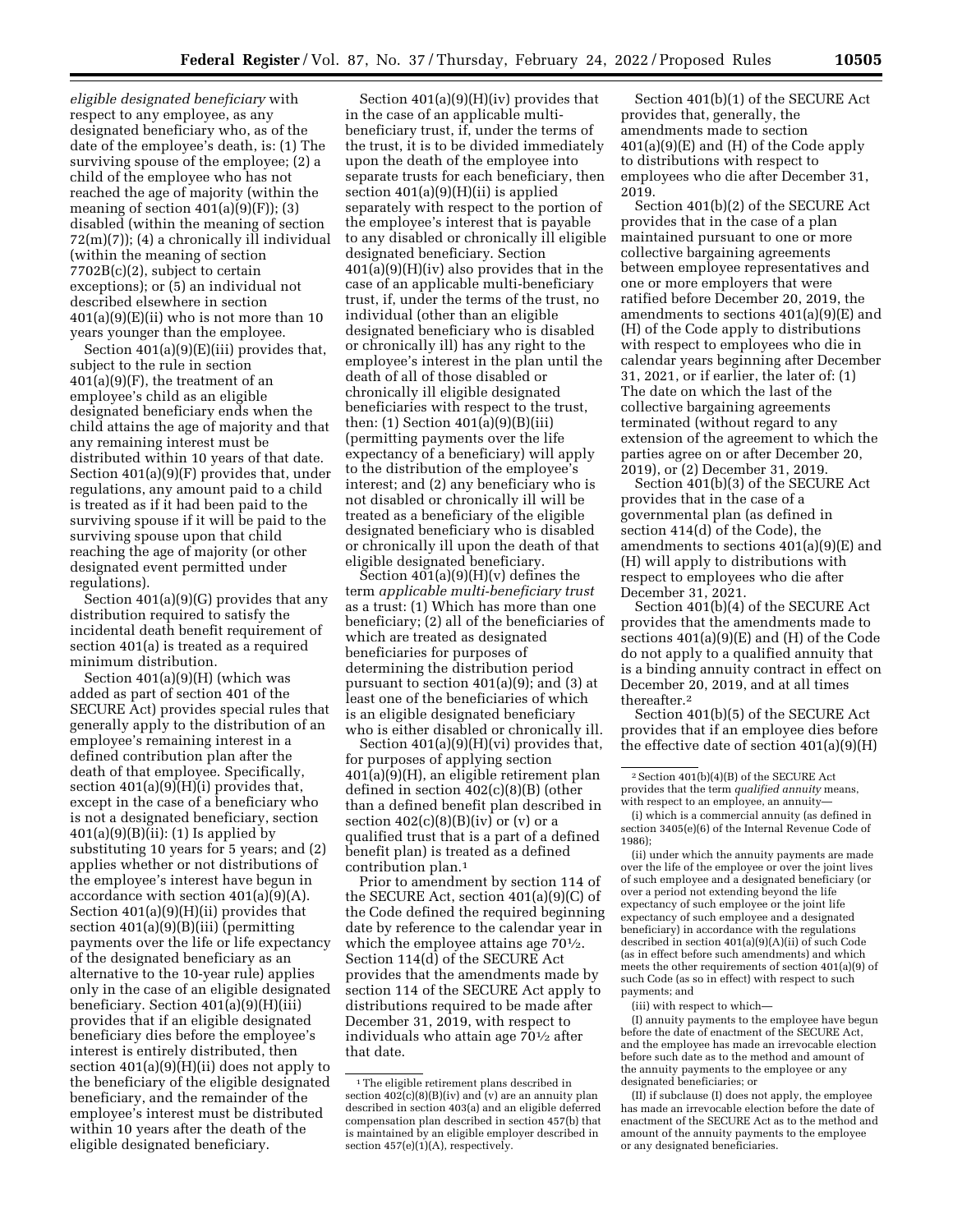*eligible designated beneficiary* with respect to any employee, as any designated beneficiary who, as of the date of the employee's death, is: (1) The surviving spouse of the employee; (2) a child of the employee who has not reached the age of majority (within the meaning of section 401(a)(9)(F)); (3) disabled (within the meaning of section 72(m)(7)); (4) a chronically ill individual (within the meaning of section 7702B(c)(2), subject to certain exceptions); or (5) an individual not described elsewhere in section 401(a)(9)(E)(ii) who is not more than 10 years younger than the employee.

Section 401(a)(9)(E)(iii) provides that, subject to the rule in section 401(a)(9)(F), the treatment of an employee's child as an eligible designated beneficiary ends when the child attains the age of majority and that any remaining interest must be distributed within 10 years of that date. Section 401(a)(9)(F) provides that, under regulations, any amount paid to a child is treated as if it had been paid to the surviving spouse if it will be paid to the surviving spouse upon that child reaching the age of majority (or other designated event permitted under regulations).

Section 401(a)(9)(G) provides that any distribution required to satisfy the incidental death benefit requirement of section 401(a) is treated as a required minimum distribution.

Section 401(a)(9)(H) (which was added as part of section 401 of the SECURE Act) provides special rules that generally apply to the distribution of an employee's remaining interest in a defined contribution plan after the death of that employee. Specifically, section 401(a)(9)(H)(i) provides that, except in the case of a beneficiary who is not a designated beneficiary, section 401(a)(9)(B)(ii): (1) Is applied by substituting 10 years for 5 years; and (2) applies whether or not distributions of the employee's interest have begun in accordance with section 401(a)(9)(A). Section 401(a)(9)(H)(ii) provides that section 401(a)(9)(B)(iii) (permitting payments over the life or life expectancy of the designated beneficiary as an alternative to the 10-year rule) applies only in the case of an eligible designated beneficiary. Section 401(a)(9)(H)(iii) provides that if an eligible designated beneficiary dies before the employee's interest is entirely distributed, then section 401(a)(9)(H)(ii) does not apply to the beneficiary of the eligible designated beneficiary, and the remainder of the employee's interest must be distributed within 10 years after the death of the eligible designated beneficiary.

Section 401(a)(9)(H)(iv) provides that in the case of an applicable multi-beneficiary trust, if, under the terms of the trust, it is to be divided immediately upon the death of the employee into separate trusts for each beneficiary, then section 401(a)(9)(H)(ii) is applied separately with respect to the portion of the employee's interest that is payable to any disabled or chronically ill eligible designated beneficiary. Section 401(a)(9)(H)(iv) also provides that in the case of an applicable multi-beneficiary trust, if, under the terms of the trust, no individual (other than an eligible designated beneficiary who is disabled or chronically ill) has any right to the employee's interest in the plan until the death of all of those disabled or chronically ill eligible designated beneficiaries with respect to the trust, then: (1) Section 401(a)(9)(B)(iii) (permitting payments over the life expectancy of a beneficiary) will apply to the distribution of the employee's interest; and (2) any beneficiary who is not disabled or chronically ill will be treated as a beneficiary of the eligible designated beneficiary who is disabled or chronically ill upon the death of that eligible designated beneficiary.

Section 401(a)(9)(H)(v) defines the term *applicable multi-beneficiary trust* as a trust: (1) Which has more than one beneficiary; (2) all of the beneficiaries of which are treated as designated beneficiaries for purposes of determining the distribution period pursuant to section 401(a)(9); and (3) at least one of the beneficiaries of which is an eligible designated beneficiary who is either disabled or chronically ill.

Section 401(a)(9)(H)(vi) provides that, for purposes of applying section 401(a)(9)(H), an eligible retirement plan defined in section 402(c)(8)(B) (other than a defined benefit plan described in section 402(c)(8)(B)(iv) or (v) or a qualified trust that is a part of a defined benefit plan) is treated as a defined contribution plan.[1]

Prior to amendment by section 114 of the SECURE Act, section 401(a)(9)(C) of the Code defined the required beginning date by reference to the calendar year in which the employee attains age 70½. Section 114(d) of the SECURE Act provides that the amendments made by section 114 of the SECURE Act apply to distributions required to be made after December 31, 2019, with respect to individuals who attain age 70½ after that date.

Section 401(b)(1) of the SECURE Act provides that, generally, the amendments made to section 401(a)(9)(E) and (H) of the Code apply to distributions with respect to employees who die after December 31, 2019.

Section 401(b)(2) of the SECURE Act provides that in the case of a plan maintained pursuant to one or more collective bargaining agreements between employee representatives and one or more employers that were ratified before December 20, 2019, the amendments to sections 401(a)(9)(E) and (H) of the Code apply to distributions with respect to employees who die in calendar years beginning after December 31, 2021, or if earlier, the later of: (1) The date on which the last of the collective bargaining agreements terminated (without regard to any extension of the agreement to which the parties agree on or after December 20, 2019), or (2) December 31, 2019.

Section 401(b)(3) of the SECURE Act provides that in the case of a governmental plan (as defined in section 414(d) of the Code), the amendments to sections 401(a)(9)(E) and (H) will apply to distributions with respect to employees who die after December 31, 2021.

Section 401(b)(4) of the SECURE Act provides that the amendments made to sections 401(a)(9)(E) and (H) of the Code do not apply to a qualified annuity that is a binding annuity contract in effect on December 20, 2019, and at all times thereafter.[2]

Section 401(b)(5) of the SECURE Act provides that if an employee dies before the effective date of section 401(a)(9)(H)

---

[1] The eligible retirement plans described in section 402(c)(8)(B)(iv) and (v) are an annuity plan described in section 403(a) and an eligible deferred compensation plan described in section 457(b) that is maintained by an eligible employer described in section 457(e)(1)(A), respectively.

[2] Section 401(b)(4)(B) of the SECURE Act provides that the term *qualified annuity* means, with respect to an employee, an annuity—

(i) which is a commercial annuity (as defined in section 3405(e)(6) of the Internal Revenue Code of 1986);

(ii) under which the annuity payments are made over the life of the employee or over the joint lives of such employee and a designated beneficiary (or over a period not extending beyond the life expectancy of such employee or the joint life expectancy of such employee and a designated beneficiary) in accordance with the regulations described in section 401(a)(9)(A)(ii) of such Code (as in effect before such amendments) and which meets the other requirements of section 401(a)(9) of such Code (as so in effect) with respect to such payments; and

(iii) with respect to which—

(I) annuity payments to the employee have begun before the date of enactment of the SECURE Act, and the employee has made an irrevocable election before such date as to the method and amount of the annuity payments to the employee or any designated beneficiaries; or

(II) if subclause (I) does not apply, the employee has made an irrevocable election before the date of enactment of the SECURE Act as to the method and amount of the annuity payments to the employee or any designated beneficiaries.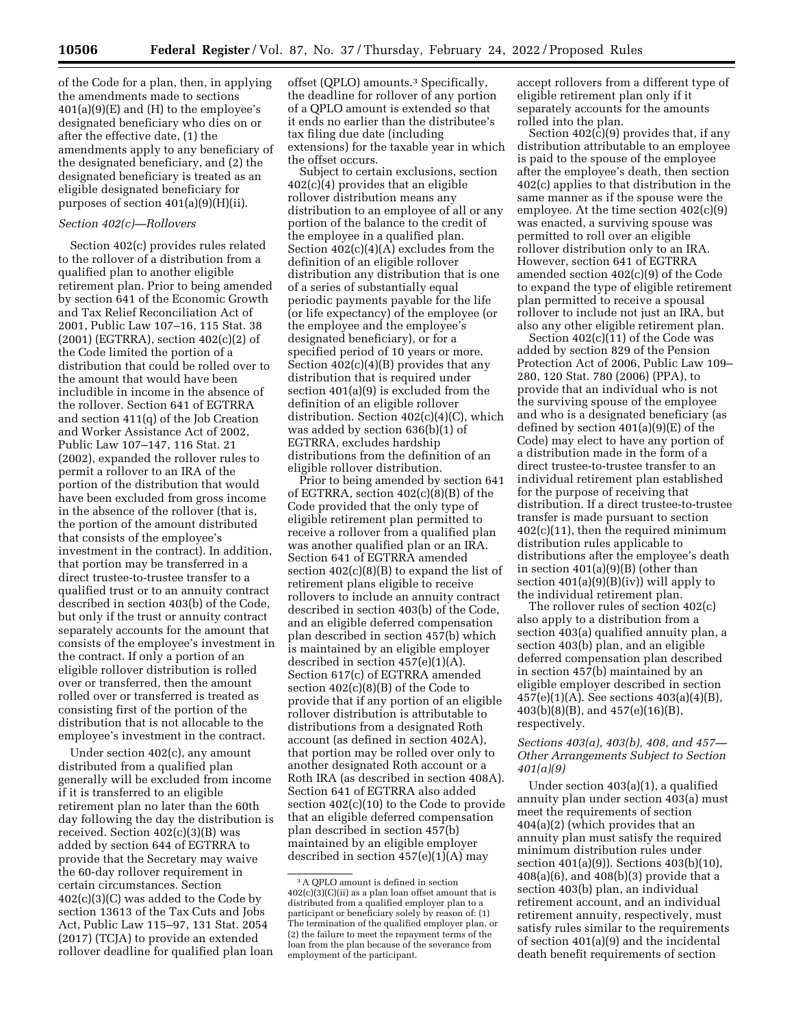of the Code for a plan, then, in applying the amendments made to sections 401(a)(9)(E) and (H) to the employee's designated beneficiary who dies on or after the effective date, (1) the amendments apply to any beneficiary of the designated beneficiary, and (2) the designated beneficiary is treated as an eligible designated beneficiary for purposes of section 401(a)(9)(H)(ii).

### *Section 402(c)—Rollovers*

Section 402(c) provides rules related to the rollover of a distribution from a qualified plan to another eligible retirement plan. Prior to being amended by section 641 of the Economic Growth and Tax Relief Reconciliation Act of 2001, Public Law 107–16, 115 Stat. 38 (2001) (EGTRRA), section 402(c)(2) of the Code limited the portion of a distribution that could be rolled over to the amount that would have been includible in income in the absence of the rollover. Section 641 of EGTRRA and section 411(q) of the Job Creation and Worker Assistance Act of 2002, Public Law 107–147, 116 Stat. 21 (2002), expanded the rollover rules to permit a rollover to an IRA of the portion of the distribution that would have been excluded from gross income in the absence of the rollover (that is, the portion of the amount distributed that consists of the employee's investment in the contract). In addition, that portion may be transferred in a direct trustee-to-trustee transfer to a qualified trust or to an annuity contract described in section 403(b) of the Code, but only if the trust or annuity contract separately accounts for the amount that consists of the employee's investment in the contract. If only a portion of an eligible rollover distribution is rolled over or transferred, then the amount rolled over or transferred is treated as consisting first of the portion of the distribution that is not allocable to the employee's investment in the contract.

Under section 402(c), any amount distributed from a qualified plan generally will be excluded from income if it is transferred to an eligible retirement plan no later than the 60th day following the day the distribution is received. Section 402(c)(3)(B) was added by section 644 of EGTRRA to provide that the Secretary may waive the 60-day rollover requirement in certain circumstances. Section 402(c)(3)(C) was added to the Code by section 13613 of the Tax Cuts and Jobs Act, Public Law 115–97, 131 Stat. 2054 (2017) (TCJA) to provide an extended rollover deadline for qualified plan loan offset (QPLO) amounts.[3] Specifically, the deadline for rollover of any portion of a QPLO amount is extended so that it ends no earlier than the distributee's tax filing due date (including extensions) for the taxable year in which the offset occurs.

Subject to certain exclusions, section 402(c)(4) provides that an eligible rollover distribution means any distribution to an employee of all or any portion of the balance to the credit of the employee in a qualified plan. Section 402(c)(4)(A) excludes from the definition of an eligible rollover distribution any distribution that is one of a series of substantially equal periodic payments payable for the life (or life expectancy) of the employee (or the employee and the employee's designated beneficiary), or for a specified period of 10 years or more. Section 402(c)(4)(B) provides that any distribution that is required under section 401(a)(9) is excluded from the definition of an eligible rollover distribution. Section 402(c)(4)(C), which was added by section 636(b)(1) of EGTRRA, excludes hardship distributions from the definition of an eligible rollover distribution.

Prior to being amended by section 641 of EGTRRA, section 402(c)(8)(B) of the Code provided that the only type of eligible retirement plan permitted to receive a rollover from a qualified plan was another qualified plan or an IRA. Section 641 of EGTRRA amended section 402(c)(8)(B) to expand the list of retirement plans eligible to receive rollovers to include an annuity contract described in section 403(b) of the Code, and an eligible deferred compensation plan described in section 457(b) which is maintained by an eligible employer described in section 457(e)(1)(A). Section 617(c) of EGTRRA amended section 402(c)(8)(B) of the Code to provide that if any portion of an eligible rollover distribution is attributable to distributions from a designated Roth account (as defined in section 402A), that portion may be rolled over only to another designated Roth account or a Roth IRA (as described in section 408A). Section 641 of EGTRRA also added section 402(c)(10) to the Code to provide that an eligible deferred compensation plan described in section 457(b) maintained by an eligible employer described in section 457(e)(1)(A) may accept rollovers from a different type of eligible retirement plan only if it separately accounts for the amounts rolled into the plan.

Section 402(c)(9) provides that, if any distribution attributable to an employee is paid to the spouse of the employee after the employee's death, then section 402(c) applies to that distribution in the same manner as if the spouse were the employee. At the time section 402(c)(9) was enacted, a surviving spouse was permitted to roll over an eligible rollover distribution only to an IRA. However, section 641 of EGTRRA amended section 402(c)(9) of the Code to expand the type of eligible retirement plan permitted to receive a spousal rollover to include not just an IRA, but also any other eligible retirement plan.

Section 402(c)(11) of the Code was added by section 829 of the Pension Protection Act of 2006, Public Law 109–280, 120 Stat. 780 (2006) (PPA), to provide that an individual who is not the surviving spouse of the employee and who is a designated beneficiary (as defined by section 401(a)(9)(E) of the Code) may elect to have any portion of a distribution made in the form of a direct trustee-to-trustee transfer to an individual retirement plan established for the purpose of receiving that distribution. If a direct trustee-to-trustee transfer is made pursuant to section 402(c)(11), then the required minimum distribution rules applicable to distributions after the employee's death in section 401(a)(9)(B) (other than section 401(a)(9)(B)(iv)) will apply to the individual retirement plan.

The rollover rules of section 402(c) also apply to a distribution from a section 403(a) qualified annuity plan, a section 403(b) plan, and an eligible deferred compensation plan described in section 457(b) maintained by an eligible employer described in section 457(e)(1)(A). See sections 403(a)(4)(B), 403(b)(8)(B), and 457(e)(16)(B), respectively.

### *Sections 403(a), 403(b), 408, and 457—Other Arrangements Subject to Section 401(a)(9)*

Under section 403(a)(1), a qualified annuity plan under section 403(a) must meet the requirements of section 404(a)(2) (which provides that an annuity plan must satisfy the required minimum distribution rules under section 401(a)(9)). Sections 403(b)(10), 408(a)(6), and 408(b)(3) provide that a section 403(b) plan, an individual retirement account, and an individual retirement annuity, respectively, must satisfy rules similar to the requirements of section 401(a)(9) and the incidental death benefit requirements of section

[3] A QPLO amount is defined in section 402(c)(3)(C)(ii) as a plan loan offset amount that is distributed from a qualified employer plan to a participant or beneficiary solely by reason of: (1) The termination of the qualified employer plan, or (2) the failure to meet the repayment terms of the loan from the plan because of the severance from employment of the participant.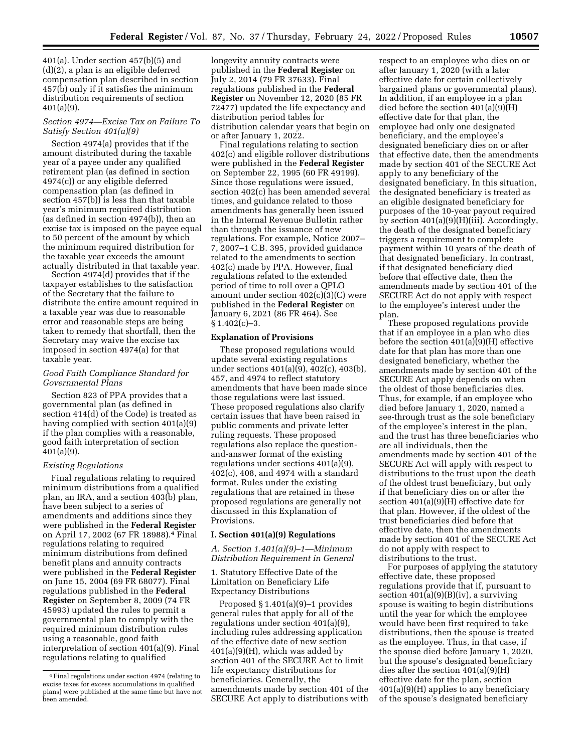401(a). Under section 457(b)(5) and (d)(2), a plan is an eligible deferred compensation plan described in section 457(b) only if it satisfies the minimum distribution requirements of section 401(a)(9).

### *Section 4974—Excise Tax on Failure To Satisfy Section 401(a)(9)*

Section 4974(a) provides that if the amount distributed during the taxable year of a payee under any qualified retirement plan (as defined in section 4974(c)) or any eligible deferred compensation plan (as defined in section 457(b)) is less than that taxable year's minimum required distribution (as defined in section 4974(b)), then an excise tax is imposed on the payee equal to 50 percent of the amount by which the minimum required distribution for the taxable year exceeds the amount actually distributed in that taxable year.

Section 4974(d) provides that if the taxpayer establishes to the satisfaction of the Secretary that the failure to distribute the entire amount required in a taxable year was due to reasonable error and reasonable steps are being taken to remedy that shortfall, then the Secretary may waive the excise tax imposed in section 4974(a) for that taxable year.

### *Good Faith Compliance Standard for Governmental Plans*

Section 823 of PPA provides that a governmental plan (as defined in section 414(d) of the Code) is treated as having complied with section 401(a)(9) if the plan complies with a reasonable, good faith interpretation of section 401(a)(9).

### *Existing Regulations*

Final regulations relating to required minimum distributions from a qualified plan, an IRA, and a section 403(b) plan, have been subject to a series of amendments and additions since they were published in the **Federal Register** on April 17, 2002 (67 FR 18988).[4] Final regulations relating to required minimum distributions from defined benefit plans and annuity contracts were published in the **Federal Register** on June 15, 2004 (69 FR 68077). Final regulations published in the **Federal Register** on September 8, 2009 (74 FR 45993) updated the rules to permit a governmental plan to comply with the required minimum distribution rules using a reasonable, good faith interpretation of section 401(a)(9). Final regulations relating to qualified longevity annuity contracts were published in the **Federal Register** on July 2, 2014 (79 FR 37633). Final regulations published in the **Federal Register** on November 12, 2020 (85 FR 72477) updated the life expectancy and distribution period tables for distribution calendar years that begin on or after January 1, 2022.

Final regulations relating to section 402(c) and eligible rollover distributions were published in the **Federal Register** on September 22, 1995 (60 FR 49199). Since those regulations were issued, section 402(c) has been amended several times, and guidance related to those amendments has generally been issued in the Internal Revenue Bulletin rather than through the issuance of new regulations. For example, Notice 2007–7, 2007–1 C.B. 395, provided guidance related to the amendments to section 402(c) made by PPA. However, final regulations related to the extended period of time to roll over a QPLO amount under section 402(c)(3)(C) were published in the **Federal Register** on January 6, 2021 (86 FR 464). See § 1.402(c)–3.

## Explanation of Provisions

These proposed regulations would update several existing regulations under sections 401(a)(9), 402(c), 403(b), 457, and 4974 to reflect statutory amendments that have been made since those regulations were last issued. These proposed regulations also clarify certain issues that have been raised in public comments and private letter ruling requests. These proposed regulations also replace the question-and-answer format of the existing regulations under sections 401(a)(9), 402(c), 408, and 4974 with a standard format. Rules under the existing regulations that are retained in these proposed regulations are generally not discussed in this Explanation of Provisions.

## I. Section 401(a)(9) Regulations

### *A. Section 1.401(a)(9)–1—Minimum Distribution Requirement in General*

1. Statutory Effective Date of the Limitation on Beneficiary Life Expectancy Distributions

Proposed § 1.401(a)(9)–1 provides general rules that apply for all of the regulations under section 401(a)(9), including rules addressing application of the effective date of new section 401(a)(9)(H), which was added by section 401 of the SECURE Act to limit life expectancy distributions for beneficiaries. Generally, the amendments made by section 401 of the SECURE Act apply to distributions with respect to an employee who dies on or after January 1, 2020 (with a later effective date for certain collectively bargained plans or governmental plans). In addition, if an employee in a plan died before the section 401(a)(9)(H) effective date for that plan, the employee had only one designated beneficiary, and the employee's designated beneficiary dies on or after that effective date, then the amendments made by section 401 of the SECURE Act apply to any beneficiary of the designated beneficiary. In this situation, the designated beneficiary is treated as an eligible designated beneficiary for purposes of the 10-year payout required by section 401(a)(9)(H)(iii). Accordingly, the death of the designated beneficiary triggers a requirement to complete payment within 10 years of the death of that designated beneficiary. In contrast, if that designated beneficiary died before that effective date, then the amendments made by section 401 of the SECURE Act do not apply with respect to the employee's interest under the plan.

These proposed regulations provide that if an employee in a plan who dies before the section 401(a)(9)(H) effective date for that plan has more than one designated beneficiary, whether the amendments made by section 401 of the SECURE Act apply depends on when the oldest of those beneficiaries dies. Thus, for example, if an employee who died before January 1, 2020, named a see-through trust as the sole beneficiary of the employee's interest in the plan, and the trust has three beneficiaries who are all individuals, then the amendments made by section 401 of the SECURE Act will apply with respect to distributions to the trust upon the death of the oldest trust beneficiary, but only if that beneficiary dies on or after the section 401(a)(9)(H) effective date for that plan. However, if the oldest of the trust beneficiaries died before that effective date, then the amendments made by section 401 of the SECURE Act do not apply with respect to distributions to the trust.

For purposes of applying the statutory effective date, these proposed regulations provide that if, pursuant to section 401(a)(9)(B)(iv), a surviving spouse is waiting to begin distributions until the year for which the employee would have been first required to take distributions, then the spouse is treated as the employee. Thus, in that case, if the spouse died before January 1, 2020, but the spouse's designated beneficiary dies after the section 401(a)(9)(H) effective date for the plan, section 401(a)(9)(H) applies to any beneficiary of the spouse's designated beneficiary

[4] Final regulations under section 4974 (relating to excise taxes for excess accumulations in qualified plans) were published at the same time but have not been amended.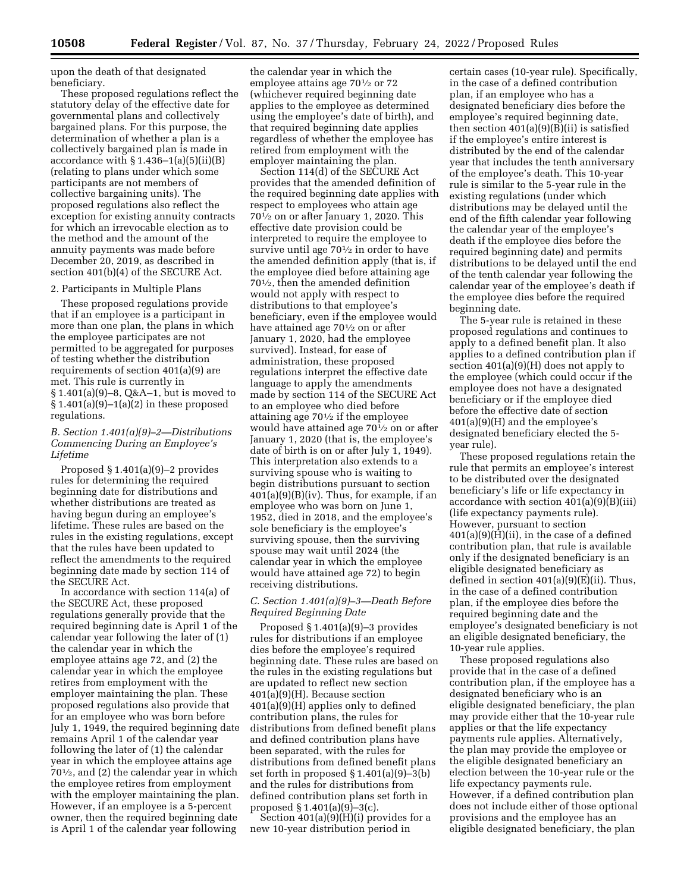upon the death of that designated beneficiary.

These proposed regulations reflect the statutory delay of the effective date for governmental plans and collectively bargained plans. For this purpose, the determination of whether a plan is a collectively bargained plan is made in accordance with § 1.436–1(a)(5)(ii)(B) (relating to plans under which some participants are not members of collective bargaining units). The proposed regulations also reflect the exception for existing annuity contracts for which an irrevocable election as to the method and the amount of the annuity payments was made before December 20, 2019, as described in section 401(b)(4) of the SECURE Act.

2. Participants in Multiple Plans

These proposed regulations provide that if an employee is a participant in more than one plan, the plans in which the employee participates are not permitted to be aggregated for purposes of testing whether the distribution requirements of section 401(a)(9) are met. This rule is currently in § 1.401(a)(9)–8, Q&A–1, but is moved to § 1.401(a)(9)–1(a)(2) in these proposed regulations.

### *B. Section 1.401(a)(9)–2—Distributions Commencing During an Employee's Lifetime*

Proposed § 1.401(a)(9)–2 provides rules for determining the required beginning date for distributions and whether distributions are treated as having begun during an employee's lifetime. These rules are based on the rules in the existing regulations, except that the rules have been updated to reflect the amendments to the required beginning date made by section 114 of the SECURE Act.

In accordance with section 114(a) of the SECURE Act, these proposed regulations generally provide that the required beginning date is April 1 of the calendar year following the later of (1) the calendar year in which the employee attains age 72, and (2) the calendar year in which the employee retires from employment with the employer maintaining the plan. These proposed regulations also provide that for an employee who was born before July 1, 1949, the required beginning date remains April 1 of the calendar year following the later of (1) the calendar year in which the employee attains age 70½, and (2) the calendar year in which the employee retires from employment with the employer maintaining the plan. However, if an employee is a 5-percent owner, then the required beginning date is April 1 of the calendar year following the calendar year in which the employee attains age 70½ or 72 (whichever required beginning date applies to the employee as determined using the employee's date of birth), and that required beginning date applies regardless of whether the employee has retired from employment with the employer maintaining the plan.

Section 114(d) of the SECURE Act provides that the amended definition of the required beginning date applies with respect to employees who attain age 70½ on or after January 1, 2020. This effective date provision could be interpreted to require the employee to survive until age 70½ in order to have the amended definition apply (that is, if the employee died before attaining age 70½, then the amended definition would not apply with respect to distributions to that employee's beneficiary, even if the employee would have attained age 70½ on or after January 1, 2020, had the employee survived). Instead, for ease of administration, these proposed regulations interpret the effective date language to apply the amendments made by section 114 of the SECURE Act to an employee who died before attaining age 70½ if the employee would have attained age 70½ on or after January 1, 2020 (that is, the employee's date of birth is on or after July 1, 1949). This interpretation also extends to a surviving spouse who is waiting to begin distributions pursuant to section 401(a)(9)(B)(iv). Thus, for example, if an employee who was born on June 1, 1952, died in 2018, and the employee's sole beneficiary is the employee's surviving spouse, then the surviving spouse may wait until 2024 (the calendar year in which the employee would have attained age 72) to begin receiving distributions.

### *C. Section 1.401(a)(9)–3—Death Before Required Beginning Date*

Proposed § 1.401(a)(9)–3 provides rules for distributions if an employee dies before the employee's required beginning date. These rules are based on the rules in the existing regulations but are updated to reflect new section 401(a)(9)(H). Because section 401(a)(9)(H) applies only to defined contribution plans, the rules for distributions from defined benefit plans and defined contribution plans have been separated, with the rules for distributions from defined benefit plans set forth in proposed § 1.401(a)(9)–3(b) and the rules for distributions from defined contribution plans set forth in proposed § 1.401(a)(9)–3(c).

Section 401(a)(9)(H)(i) provides for a new 10-year distribution period in certain cases (10-year rule). Specifically, in the case of a defined contribution plan, if an employee who has a designated beneficiary dies before the employee's required beginning date, then section 401(a)(9)(B)(ii) is satisfied if the employee's entire interest is distributed by the end of the calendar year that includes the tenth anniversary of the employee's death. This 10-year rule is similar to the 5-year rule in the existing regulations (under which distributions may be delayed until the end of the fifth calendar year following the calendar year of the employee's death if the employee dies before the required beginning date) and permits distributions to be delayed until the end of the tenth calendar year following the calendar year of the employee's death if the employee dies before the required beginning date.

The 5-year rule is retained in these proposed regulations and continues to apply to a defined benefit plan. It also applies to a defined contribution plan if section 401(a)(9)(H) does not apply to the employee (which could occur if the employee does not have a designated beneficiary or if the employee died before the effective date of section 401(a)(9)(H) and the employee's designated beneficiary elected the 5-year rule).

These proposed regulations retain the rule that permits an employee's interest to be distributed over the designated beneficiary's life or life expectancy in accordance with section 401(a)(9)(B)(iii) (life expectancy payments rule). However, pursuant to section 401(a)(9)(H)(ii), in the case of a defined contribution plan, that rule is available only if the designated beneficiary is an eligible designated beneficiary as defined in section 401(a)(9)(E)(ii). Thus, in the case of a defined contribution plan, if the employee dies before the required beginning date and the employee's designated beneficiary is not an eligible designated beneficiary, the 10-year rule applies.

These proposed regulations also provide that in the case of a defined contribution plan, if the employee has a designated beneficiary who is an eligible designated beneficiary, the plan may provide either that the 10-year rule applies or that the life expectancy payments rule applies. Alternatively, the plan may provide the employee or the eligible designated beneficiary an election between the 10-year rule or the life expectancy payments rule. However, if a defined contribution plan does not include either of those optional provisions and the employee has an eligible designated beneficiary, the plan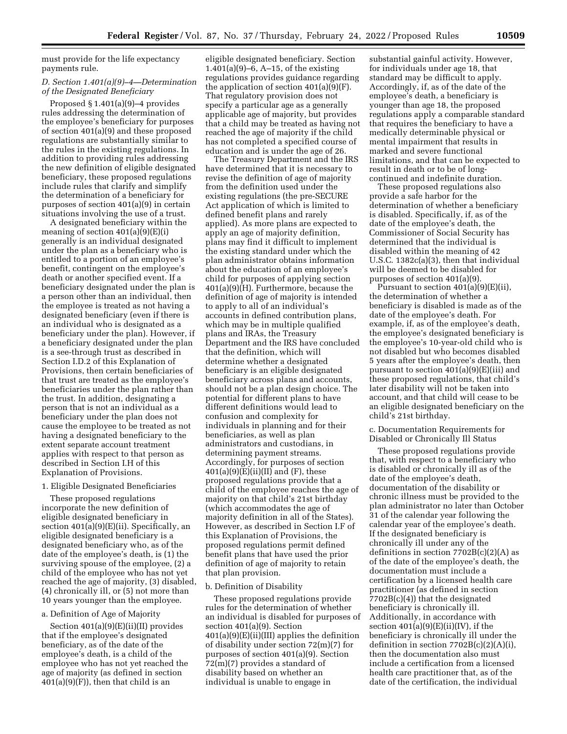must provide for the life expectancy payments rule.

### D. Section 1.401(a)(9)–4—Determination of the Designated Beneficiary

Proposed § 1.401(a)(9)–4 provides rules addressing the determination of the employee's beneficiary for purposes of section 401(a)(9) and these proposed regulations are substantially similar to the rules in the existing regulations. In addition to providing rules addressing the new definition of eligible designated beneficiary, these proposed regulations include rules that clarify and simplify the determination of a beneficiary for purposes of section 401(a)(9) in certain situations involving the use of a trust.

A designated beneficiary within the meaning of section 401(a)(9)(E)(i) generally is an individual designated under the plan as a beneficiary who is entitled to a portion of an employee's benefit, contingent on the employee's death or another specified event. If a beneficiary designated under the plan is a person other than an individual, then the employee is treated as not having a designated beneficiary (even if there is an individual who is designated as a beneficiary under the plan). However, if a beneficiary designated under the plan is a see-through trust as described in Section I.D.2 of this Explanation of Provisions, then certain beneficiaries of that trust are treated as the employee's beneficiaries under the plan rather than the trust. In addition, designating a person that is not an individual as a beneficiary under the plan does not cause the employee to be treated as not having a designated beneficiary to the extent separate account treatment applies with respect to that person as described in Section I.H of this Explanation of Provisions.

#### 1. Eligible Designated Beneficiaries

These proposed regulations incorporate the new definition of eligible designated beneficiary in section 401(a)(9)(E)(ii). Specifically, an eligible designated beneficiary is a designated beneficiary who, as of the date of the employee's death, is (1) the surviving spouse of the employee, (2) a child of the employee who has not yet reached the age of majority, (3) disabled, (4) chronically ill, or (5) not more than 10 years younger than the employee.

##### a. Definition of Age of Majority

Section 401(a)(9)(E)(ii)(II) provides that if the employee's designated beneficiary, as of the date of the employee's death, is a child of the employee who has not yet reached the age of majority (as defined in section 401(a)(9)(F)), then that child is an eligible designated beneficiary. Section 1.401(a)(9)–6, A–15, of the existing regulations provides guidance regarding the application of section 401(a)(9)(F). That regulatory provision does not specify a particular age as a generally applicable age of majority, but provides that a child may be treated as having not reached the age of majority if the child has not completed a specified course of education and is under the age of 26.

The Treasury Department and the IRS have determined that it is necessary to revise the definition of age of majority from the definition used under the existing regulations (the pre-SECURE Act application of which is limited to defined benefit plans and rarely applied). As more plans are expected to apply an age of majority definition, plans may find it difficult to implement the existing standard under which the plan administrator obtains information about the education of an employee's child for purposes of applying section 401(a)(9)(H). Furthermore, because the definition of age of majority is intended to apply to all of an individual's accounts in defined contribution plans, which may be in multiple qualified plans and IRAs, the Treasury Department and the IRS have concluded that the definition, which will determine whether a designated beneficiary is an eligible designated beneficiary across plans and accounts, should not be a plan design choice. The potential for different plans to have different definitions would lead to confusion and complexity for individuals in planning and for their beneficiaries, as well as plan administrators and custodians, in determining payment streams. Accordingly, for purposes of section 401(a)(9)(E)(ii)(II) and (F), these proposed regulations provide that a child of the employee reaches the age of majority on that child's 21st birthday (which accommodates the age of majority definition in all of the States). However, as described in Section I.F of this Explanation of Provisions, the proposed regulations permit defined benefit plans that have used the prior definition of age of majority to retain that plan provision.

##### b. Definition of Disability

These proposed regulations provide rules for the determination of whether an individual is disabled for purposes of section 401(a)(9). Section 401(a)(9)(E)(ii)(III) applies the definition of disability under section 72(m)(7) for purposes of section 401(a)(9). Section 72(m)(7) provides a standard of disability based on whether an individual is unable to engage in substantial gainful activity. However, for individuals under age 18, that standard may be difficult to apply. Accordingly, if, as of the date of the employee's death, a beneficiary is younger than age 18, the proposed regulations apply a comparable standard that requires the beneficiary to have a medically determinable physical or mental impairment that results in marked and severe functional limitations, and that can be expected to result in death or to be of long-continued and indefinite duration.

These proposed regulations also provide a safe harbor for the determination of whether a beneficiary is disabled. Specifically, if, as of the date of the employee's death, the Commissioner of Social Security has determined that the individual is disabled within the meaning of 42 U.S.C. 1382c(a)(3), then that individual will be deemed to be disabled for purposes of section 401(a)(9).

Pursuant to section 401(a)(9)(E)(ii), the determination of whether a beneficiary is disabled is made as of the date of the employee's death. For example, if, as of the employee's death, the employee's designated beneficiary is the employee's 10-year-old child who is not disabled but who becomes disabled 5 years after the employee's death, then pursuant to section 401(a)(9)(E)(iii) and these proposed regulations, that child's later disability will not be taken into account, and that child will cease to be an eligible designated beneficiary on the child's 21st birthday.

##### c. Documentation Requirements for Disabled or Chronically Ill Status

These proposed regulations provide that, with respect to a beneficiary who is disabled or chronically ill as of the date of the employee's death, documentation of the disability or chronic illness must be provided to the plan administrator no later than October 31 of the calendar year following the calendar year of the employee's death. If the designated beneficiary is chronically ill under any of the definitions in section 7702B(c)(2)(A) as of the date of the employee's death, the documentation must include a certification by a licensed health care practitioner (as defined in section 7702B(c)(4)) that the designated beneficiary is chronically ill. Additionally, in accordance with section 401(a)(9)(E)(ii)(IV), if the beneficiary is chronically ill under the definition in section 7702B(c)(2)(A)(i), then the documentation also must include a certification from a licensed health care practitioner that, as of the date of the certification, the individual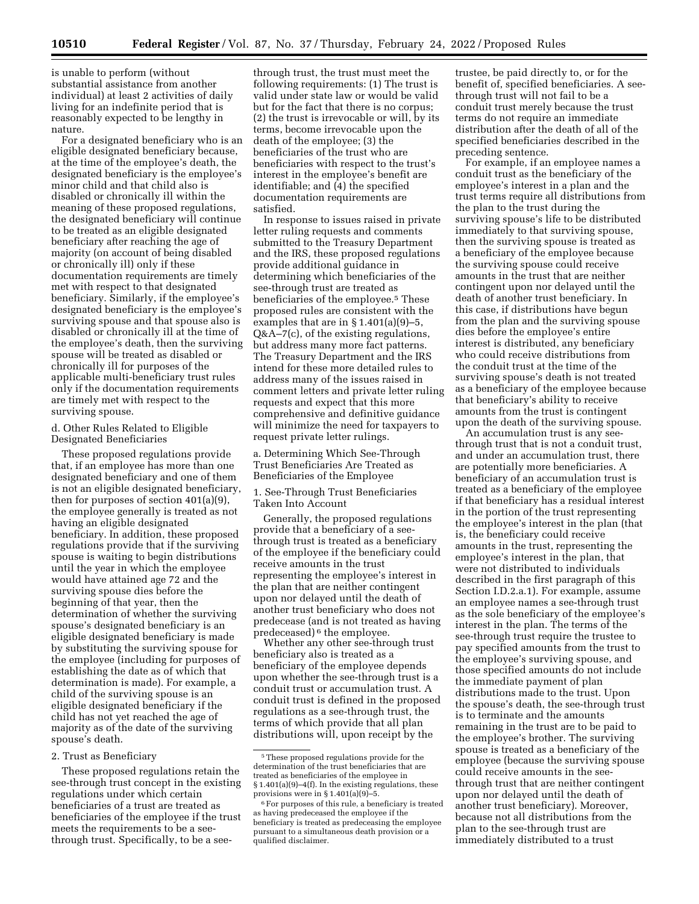is unable to perform (without substantial assistance from another individual) at least 2 activities of daily living for an indefinite period that is reasonably expected to be lengthy in nature.

For a designated beneficiary who is an eligible designated beneficiary because, at the time of the employee's death, the designated beneficiary is the employee's minor child and that child also is disabled or chronically ill within the meaning of these proposed regulations, the designated beneficiary will continue to be treated as an eligible designated beneficiary after reaching the age of majority (on account of being disabled or chronically ill) only if these documentation requirements are timely met with respect to that designated beneficiary. Similarly, if the employee's designated beneficiary is the employee's surviving spouse and that spouse also is disabled or chronically ill at the time of the employee's death, then the surviving spouse will be treated as disabled or chronically ill for purposes of the applicable multi-beneficiary trust rules only if the documentation requirements are timely met with respect to the surviving spouse.

d. Other Rules Related to Eligible Designated Beneficiaries

These proposed regulations provide that, if an employee has more than one designated beneficiary and one of them is not an eligible designated beneficiary, then for purposes of section 401(a)(9), the employee generally is treated as not having an eligible designated beneficiary. In addition, these proposed regulations provide that if the surviving spouse is waiting to begin distributions until the year in which the employee would have attained age 72 and the surviving spouse dies before the beginning of that year, then the determination of whether the surviving spouse's designated beneficiary is an eligible designated beneficiary is made by substituting the surviving spouse for the employee (including for purposes of establishing the date as of which that determination is made). For example, a child of the surviving spouse is an eligible designated beneficiary if the child has not yet reached the age of majority as of the date of the surviving spouse's death.

2. Trust as Beneficiary

These proposed regulations retain the see-through trust concept in the existing regulations under which certain beneficiaries of a trust are treated as beneficiaries of the employee if the trust meets the requirements to be a see-through trust. Specifically, to be a see-through trust, the trust must meet the following requirements: (1) The trust is valid under state law or would be valid but for the fact that there is no corpus; (2) the trust is irrevocable or will, by its terms, become irrevocable upon the death of the employee; (3) the beneficiaries of the trust who are beneficiaries with respect to the trust's interest in the employee's benefit are identifiable; and (4) the specified documentation requirements are satisfied.

In response to issues raised in private letter ruling requests and comments submitted to the Treasury Department and the IRS, these proposed regulations provide additional guidance in determining which beneficiaries of the see-through trust are treated as beneficiaries of the employee.[5] These proposed rules are consistent with the examples that are in § 1.401(a)(9)–5, Q&A–7(c), of the existing regulations, but address many more fact patterns. The Treasury Department and the IRS intend for these more detailed rules to address many of the issues raised in comment letters and private letter ruling requests and expect that this more comprehensive and definitive guidance will minimize the need for taxpayers to request private letter rulings.

a. Determining Which See-Through Trust Beneficiaries Are Treated as Beneficiaries of the Employee

1. See-Through Trust Beneficiaries Taken Into Account

Generally, the proposed regulations provide that a beneficiary of a see-through trust is treated as a beneficiary of the employee if the beneficiary could receive amounts in the trust representing the employee's interest in the plan that are neither contingent upon nor delayed until the death of another trust beneficiary who does not predecease (and is not treated as having predeceased)[6] the employee.

Whether any other see-through trust beneficiary also is treated as a beneficiary of the employee depends upon whether the see-through trust is a conduit trust or accumulation trust. A conduit trust is defined in the proposed regulations as a see-through trust, the terms of which provide that all plan distributions will, upon receipt by the trustee, be paid directly to, or for the benefit of, specified beneficiaries. A see-through trust will not fail to be a conduit trust merely because the trust terms do not require an immediate distribution after the death of all of the specified beneficiaries described in the preceding sentence.

For example, if an employee names a conduit trust as the beneficiary of the employee's interest in a plan and the trust terms require all distributions from the plan to the trust during the surviving spouse's life to be distributed immediately to that surviving spouse, then the surviving spouse is treated as a beneficiary of the employee because the surviving spouse could receive amounts in the trust that are neither contingent upon nor delayed until the death of another trust beneficiary. In this case, if distributions have begun from the plan and the surviving spouse dies before the employee's entire interest is distributed, any beneficiary who could receive distributions from the conduit trust at the time of the surviving spouse's death is not treated as a beneficiary of the employee because that beneficiary's ability to receive amounts from the trust is contingent upon the death of the surviving spouse.

An accumulation trust is any see-through trust that is not a conduit trust, and under an accumulation trust, there are potentially more beneficiaries. A beneficiary of an accumulation trust is treated as a beneficiary of the employee if that beneficiary has a residual interest in the portion of the trust representing the employee's interest in the plan (that is, the beneficiary could receive amounts in the trust, representing the employee's interest in the plan, that were not distributed to individuals described in the first paragraph of this Section I.D.2.a.1). For example, assume an employee names a see-through trust as the sole beneficiary of the employee's interest in the plan. The terms of the see-through trust require the trustee to pay specified amounts from the trust to the employee's surviving spouse, and those specified amounts do not include the immediate payment of plan distributions made to the trust. Upon the spouse's death, the see-through trust is to terminate and the amounts remaining in the trust are to be paid to the employee's brother. The surviving spouse is treated as a beneficiary of the employee (because the surviving spouse could receive amounts in the see-through trust that are neither contingent upon nor delayed until the death of another trust beneficiary). Moreover, because not all distributions from the plan to the see-through trust are immediately distributed to a trust

---

[5] These proposed regulations provide for the determination of the trust beneficiaries that are treated as beneficiaries of the employee in § 1.401(a)(9)–4(f). In the existing regulations, these provisions were in § 1.401(a)(9)–5.

[6] For purposes of this rule, a beneficiary is treated as having predeceased the employee if the beneficiary is treated as predeceasing the employee pursuant to a simultaneous death provision or a qualified disclaimer.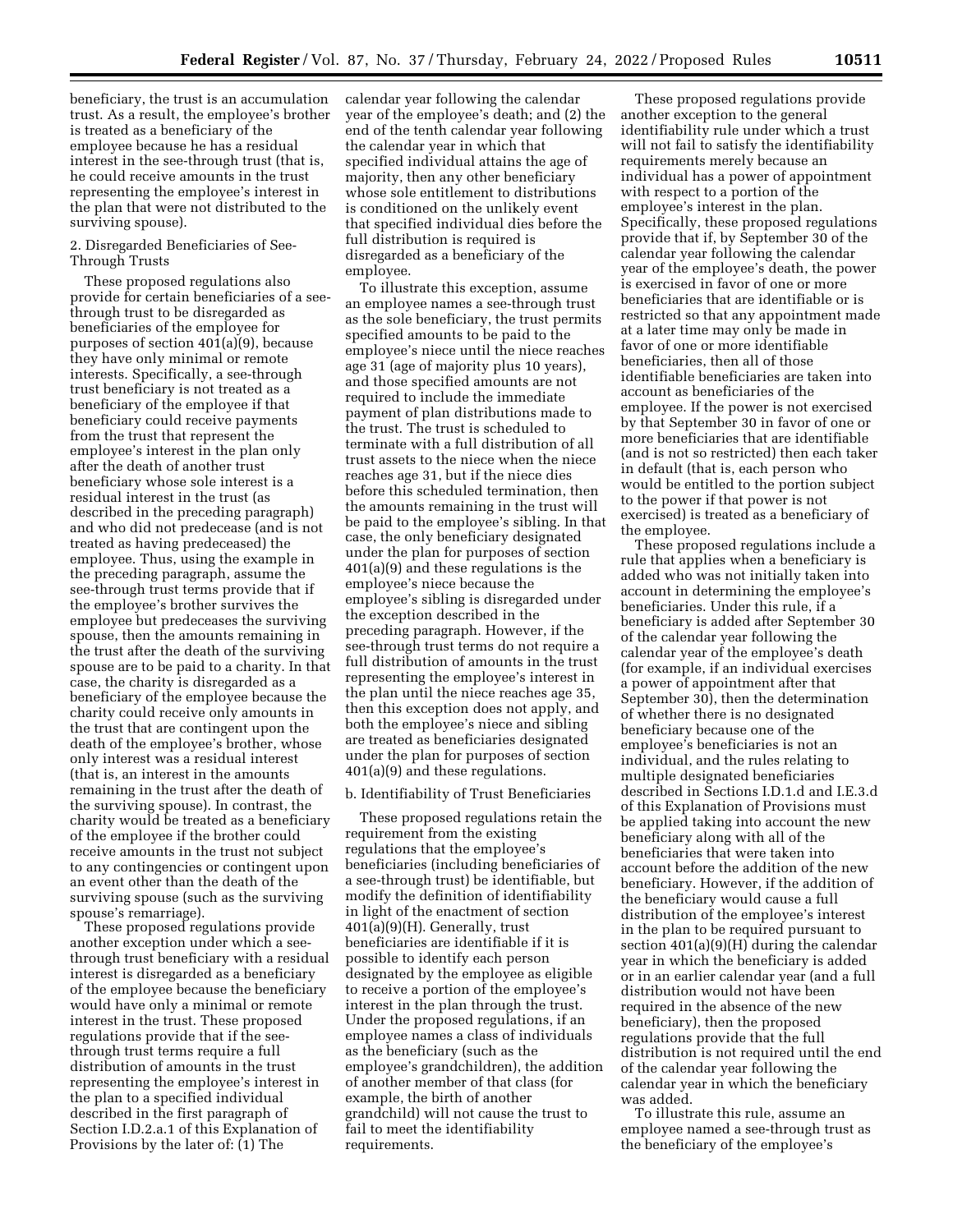beneficiary, the trust is an accumulation trust. As a result, the employee's brother is treated as a beneficiary of the employee because he has a residual interest in the see-through trust (that is, he could receive amounts in the trust representing the employee's interest in the plan that were not distributed to the surviving spouse).

2. Disregarded Beneficiaries of See-Through Trusts

These proposed regulations also provide for certain beneficiaries of a see-through trust to be disregarded as beneficiaries of the employee for purposes of section 401(a)(9), because they have only minimal or remote interests. Specifically, a see-through trust beneficiary is not treated as a beneficiary of the employee if that beneficiary could receive payments from the trust that represent the employee's interest in the plan only after the death of another trust beneficiary whose sole interest is a residual interest in the trust (as described in the preceding paragraph) and who did not predecease (and is not treated as having predeceased) the employee. Thus, using the example in the preceding paragraph, assume the see-through trust terms provide that if the employee's brother survives the employee but predeceases the surviving spouse, then the amounts remaining in the trust after the death of the surviving spouse are to be paid to a charity. In that case, the charity is disregarded as a beneficiary of the employee because the charity could receive only amounts in the trust that are contingent upon the death of the employee's brother, whose only interest was a residual interest (that is, an interest in the amounts remaining in the trust after the death of the surviving spouse). In contrast, the charity would be treated as a beneficiary of the employee if the brother could receive amounts in the trust not subject to any contingencies or contingent upon an event other than the death of the surviving spouse (such as the surviving spouse's remarriage).

These proposed regulations provide another exception under which a see-through trust beneficiary with a residual interest is disregarded as a beneficiary of the employee because the beneficiary would have only a minimal or remote interest in the trust. These proposed regulations provide that if the see-through trust terms require a full distribution of amounts in the trust representing the employee's interest in the plan to a specified individual described in the first paragraph of Section I.D.2.a.1 of this Explanation of Provisions by the later of: (1) The calendar year following the calendar year of the employee's death; and (2) the end of the tenth calendar year following the calendar year in which that specified individual attains the age of majority, then any other beneficiary whose sole entitlement to distributions is conditioned on the unlikely event that specified individual dies before the full distribution is required is disregarded as a beneficiary of the employee.

To illustrate this exception, assume an employee names a see-through trust as the sole beneficiary, the trust permits specified amounts to be paid to the employee's niece until the niece reaches age 31 (age of majority plus 10 years), and those specified amounts are not required to include the immediate payment of plan distributions made to the trust. The trust is scheduled to terminate with a full distribution of all trust assets to the niece when the niece reaches age 31, but if the niece dies before this scheduled termination, then the amounts remaining in the trust will be paid to the employee's sibling. In that case, the only beneficiary designated under the plan for purposes of section 401(a)(9) and these regulations is the employee's niece because the employee's sibling is disregarded under the exception described in the preceding paragraph. However, if the see-through trust terms do not require a full distribution of amounts in the trust representing the employee's interest in the plan until the niece reaches age 35, then this exception does not apply, and both the employee's niece and sibling are treated as beneficiaries designated under the plan for purposes of section 401(a)(9) and these regulations.

b. Identifiability of Trust Beneficiaries

These proposed regulations retain the requirement from the existing regulations that the employee's beneficiaries (including beneficiaries of a see-through trust) be identifiable, but modify the definition of identifiability in light of the enactment of section 401(a)(9)(H). Generally, trust beneficiaries are identifiable if it is possible to identify each person designated by the employee as eligible to receive a portion of the employee's interest in the plan through the trust. Under the proposed regulations, if an employee names a class of individuals as the beneficiary (such as the employee's grandchildren), the addition of another member of that class (for example, the birth of another grandchild) will not cause the trust to fail to meet the identifiability requirements.

These proposed regulations provide another exception to the general identifiability rule under which a trust will not fail to satisfy the identifiability requirements merely because an individual has a power of appointment with respect to a portion of the employee's interest in the plan. Specifically, these proposed regulations provide that if, by September 30 of the calendar year following the calendar year of the employee's death, the power is exercised in favor of one or more beneficiaries that are identifiable or is restricted so that any appointment made at a later time may only be made in favor of one or more identifiable beneficiaries, then all of those identifiable beneficiaries are taken into account as beneficiaries of the employee. If the power is not exercised by that September 30 in favor of one or more beneficiaries that are identifiable (and is not so restricted) then each taker in default (that is, each person who would be entitled to the portion subject to the power if that power is not exercised) is treated as a beneficiary of the employee.

These proposed regulations include a rule that applies when a beneficiary is added who was not initially taken into account in determining the employee's beneficiaries. Under this rule, if a beneficiary is added after September 30 of the calendar year following the calendar year of the employee's death (for example, if an individual exercises a power of appointment after that September 30), then the determination of whether there is no designated beneficiary because one of the employee's beneficiaries is not an individual, and the rules relating to multiple designated beneficiaries described in Sections I.D.1.d and I.E.3.d of this Explanation of Provisions must be applied taking into account the new beneficiary along with all of the beneficiaries that were taken into account before the addition of the new beneficiary. However, if the addition of the beneficiary would cause a full distribution of the employee's interest in the plan to be required pursuant to section 401(a)(9)(H) during the calendar year in which the beneficiary is added or in an earlier calendar year (and a full distribution would not have been required in the absence of the new beneficiary), then the proposed regulations provide that the full distribution is not required until the end of the calendar year following the calendar year in which the beneficiary was added.

To illustrate this rule, assume an employee named a see-through trust as the beneficiary of the employee's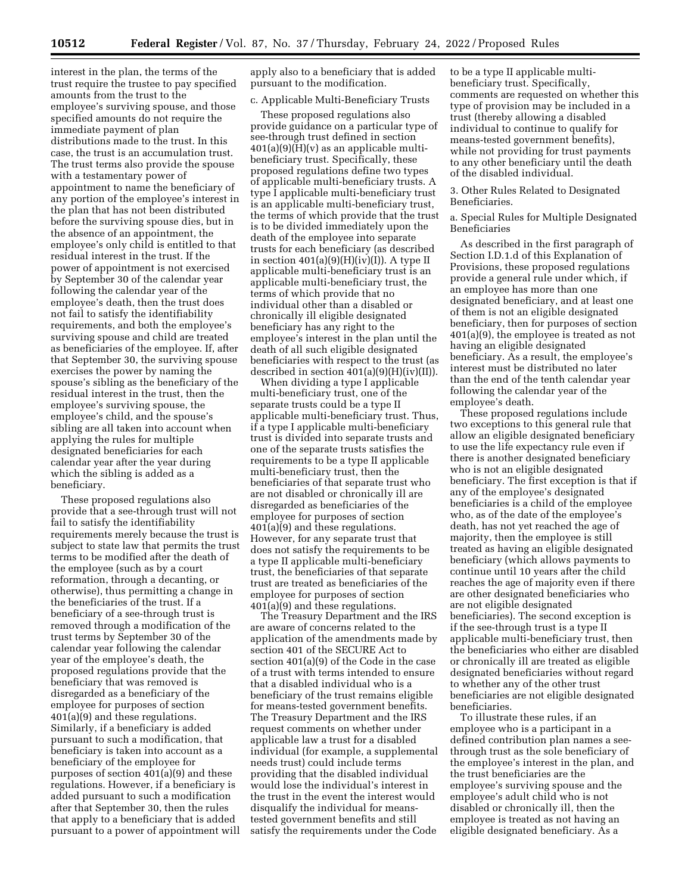interest in the plan, the terms of the trust require the trustee to pay specified amounts from the trust to the employee's surviving spouse, and those specified amounts do not require the immediate payment of plan distributions made to the trust. In this case, the trust is an accumulation trust. The trust terms also provide the spouse with a testamentary power of appointment to name the beneficiary of any portion of the employee's interest in the plan that has not been distributed before the surviving spouse dies, but in the absence of an appointment, the employee's only child is entitled to that residual interest in the trust. If the power of appointment is not exercised by September 30 of the calendar year following the calendar year of the employee's death, then the trust does not fail to satisfy the identifiability requirements, and both the employee's surviving spouse and child are treated as beneficiaries of the employee. If, after that September 30, the surviving spouse exercises the power by naming the spouse's sibling as the beneficiary of the residual interest in the trust, then the employee's surviving spouse, the employee's child, and the spouse's sibling are all taken into account when applying the rules for multiple designated beneficiaries for each calendar year after the year during which the sibling is added as a beneficiary.

These proposed regulations also provide that a see-through trust will not fail to satisfy the identifiability requirements merely because the trust is subject to state law that permits the trust terms to be modified after the death of the employee (such as by a court reformation, through a decanting, or otherwise), thus permitting a change in the beneficiaries of the trust. If a beneficiary of a see-through trust is removed through a modification of the trust terms by September 30 of the calendar year following the calendar year of the employee's death, the proposed regulations provide that the beneficiary that was removed is disregarded as a beneficiary of the employee for purposes of section 401(a)(9) and these regulations. Similarly, if a beneficiary is added pursuant to such a modification, that beneficiary is taken into account as a beneficiary of the employee for purposes of section 401(a)(9) and these regulations. However, if a beneficiary is added pursuant to such a modification after that September 30, then the rules that apply to a beneficiary that is added pursuant to a power of appointment will apply also to a beneficiary that is added pursuant to the modification.

c. Applicable Multi-Beneficiary Trusts

These proposed regulations also provide guidance on a particular type of see-through trust defined in section 401(a)(9)(H)(v) as an applicable multi-beneficiary trust. Specifically, these proposed regulations define two types of applicable multi-beneficiary trusts. A type I applicable multi-beneficiary trust is an applicable multi-beneficiary trust, the terms of which provide that the trust is to be divided immediately upon the death of the employee into separate trusts for each beneficiary (as described in section 401(a)(9)(H)(iv)(I)). A type II applicable multi-beneficiary trust is an applicable multi-beneficiary trust, the terms of which provide that no individual other than a disabled or chronically ill eligible designated beneficiary has any right to the employee's interest in the plan until the death of all such eligible designated beneficiaries with respect to the trust (as described in section 401(a)(9)(H)(iv)(II)).

When dividing a type I applicable multi-beneficiary trust, one of the separate trusts could be a type II applicable multi-beneficiary trust. Thus, if a type I applicable multi-beneficiary trust is divided into separate trusts and one of the separate trusts satisfies the requirements to be a type II applicable multi-beneficiary trust, then the beneficiaries of that separate trust who are not disabled or chronically ill are disregarded as beneficiaries of the employee for purposes of section 401(a)(9) and these regulations. However, for any separate trust that does not satisfy the requirements to be a type II applicable multi-beneficiary trust, the beneficiaries of that separate trust are treated as beneficiaries of the employee for purposes of section 401(a)(9) and these regulations.

The Treasury Department and the IRS are aware of concerns related to the application of the amendments made by section 401 of the SECURE Act to section 401(a)(9) of the Code in the case of a trust with terms intended to ensure that a disabled individual who is a beneficiary of the trust remains eligible for means-tested government benefits. The Treasury Department and the IRS request comments on whether under applicable law a trust for a disabled individual (for example, a supplemental needs trust) could include terms providing that the disabled individual would lose the individual's interest in the trust in the event the interest would disqualify the individual for means-tested government benefits and still satisfy the requirements under the Code to be a type II applicable multi-beneficiary trust. Specifically, comments are requested on whether this type of provision may be included in a trust (thereby allowing a disabled individual to continue to qualify for means-tested government benefits), while not providing for trust payments to any other beneficiary until the death of the disabled individual.

3. Other Rules Related to Designated Beneficiaries.

a. Special Rules for Multiple Designated Beneficiaries

As described in the first paragraph of Section I.D.1.d of this Explanation of Provisions, these proposed regulations provide a general rule under which, if an employee has more than one designated beneficiary, and at least one of them is not an eligible designated beneficiary, then for purposes of section 401(a)(9), the employee is treated as not having an eligible designated beneficiary. As a result, the employee's interest must be distributed no later than the end of the tenth calendar year following the calendar year of the employee's death.

These proposed regulations include two exceptions to this general rule that allow an eligible designated beneficiary to use the life expectancy rule even if there is another designated beneficiary who is not an eligible designated beneficiary. The first exception is that if any of the employee's designated beneficiaries is a child of the employee who, as of the date of the employee's death, has not yet reached the age of majority, then the employee is still treated as having an eligible designated beneficiary (which allows payments to continue until 10 years after the child reaches the age of majority even if there are other designated beneficiaries who are not eligible designated beneficiaries). The second exception is if the see-through trust is a type II applicable multi-beneficiary trust, then the beneficiaries who either are disabled or chronically ill are treated as eligible designated beneficiaries without regard to whether any of the other trust beneficiaries are not eligible designated beneficiaries.

To illustrate these rules, if an employee who is a participant in a defined contribution plan names a see-through trust as the sole beneficiary of the employee's interest in the plan, and the trust beneficiaries are the employee's surviving spouse and the employee's adult child who is not disabled or chronically ill, then the employee is treated as not having an eligible designated beneficiary. As a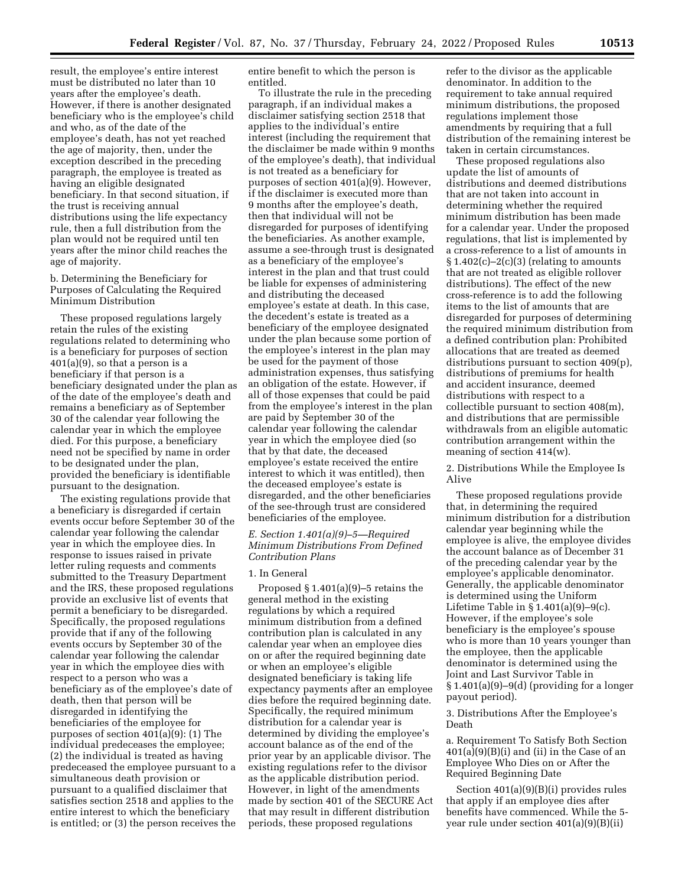result, the employee's entire interest must be distributed no later than 10 years after the employee's death. However, if there is another designated beneficiary who is the employee's child and who, as of the date of the employee's death, has not yet reached the age of majority, then, under the exception described in the preceding paragraph, the employee is treated as having an eligible designated beneficiary. In that second situation, if the trust is receiving annual distributions using the life expectancy rule, then a full distribution from the plan would not be required until ten years after the minor child reaches the age of majority.

b. Determining the Beneficiary for Purposes of Calculating the Required Minimum Distribution

These proposed regulations largely retain the rules of the existing regulations related to determining who is a beneficiary for purposes of section 401(a)(9), so that a person is a beneficiary if that person is a beneficiary designated under the plan as of the date of the employee's death and remains a beneficiary as of September 30 of the calendar year following the calendar year in which the employee died. For this purpose, a beneficiary need not be specified by name in order to be designated under the plan, provided the beneficiary is identifiable pursuant to the designation.

The existing regulations provide that a beneficiary is disregarded if certain events occur before September 30 of the calendar year following the calendar year in which the employee dies. In response to issues raised in private letter ruling requests and comments submitted to the Treasury Department and the IRS, these proposed regulations provide an exclusive list of events that permit a beneficiary to be disregarded. Specifically, the proposed regulations provide that if any of the following events occurs by September 30 of the calendar year following the calendar year in which the employee dies with respect to a person who was a beneficiary as of the employee's date of death, then that person will be disregarded in identifying the beneficiaries of the employee for purposes of section 401(a)(9): (1) The individual predeceases the employee; (2) the individual is treated as having predeceased the employee pursuant to a simultaneous death provision or pursuant to a qualified disclaimer that satisfies section 2518 and applies to the entire interest to which the beneficiary is entitled; or (3) the person receives the entire benefit to which the person is entitled.

To illustrate the rule in the preceding paragraph, if an individual makes a disclaimer satisfying section 2518 that applies to the individual's entire interest (including the requirement that the disclaimer be made within 9 months of the employee's death), that individual is not treated as a beneficiary for purposes of section 401(a)(9). However, if the disclaimer is executed more than 9 months after the employee's death, then that individual will not be disregarded for purposes of identifying the beneficiaries. As another example, assume a see-through trust is designated as a beneficiary of the employee's interest in the plan and that trust could be liable for expenses of administering and distributing the deceased employee's estate at death. In this case, the decedent's estate is treated as a beneficiary of the employee designated under the plan because some portion of the employee's interest in the plan may be used for the payment of those administration expenses, thus satisfying an obligation of the estate. However, if all of those expenses that could be paid from the employee's interest in the plan are paid by September 30 of the calendar year following the calendar year in which the employee died (so that by that date, the deceased employee's estate received the entire interest to which it was entitled), then the deceased employee's estate is disregarded, and the other beneficiaries of the see-through trust are considered beneficiaries of the employee.

*E. Section 1.401(a)(9)–5—Required Minimum Distributions From Defined Contribution Plans*

1. In General

Proposed § 1.401(a)(9)–5 retains the general method in the existing regulations by which a required minimum distribution from a defined contribution plan is calculated in any calendar year when an employee dies on or after the required beginning date or when an employee's eligible designated beneficiary is taking life expectancy payments after an employee dies before the required beginning date. Specifically, the required minimum distribution for a calendar year is determined by dividing the employee's account balance as of the end of the prior year by an applicable divisor. The existing regulations refer to the divisor as the applicable distribution period. However, in light of the amendments made by section 401 of the SECURE Act that may result in different distribution periods, these proposed regulations refer to the divisor as the applicable denominator. In addition to the requirement to take annual required minimum distributions, the proposed regulations implement those amendments by requiring that a full distribution of the remaining interest be taken in certain circumstances.

These proposed regulations also update the list of amounts of distributions and deemed distributions that are not taken into account in determining whether the required minimum distribution has been made for a calendar year. Under the proposed regulations, that list is implemented by a cross-reference to a list of amounts in § 1.402(c)–2(c)(3) (relating to amounts that are not treated as eligible rollover distributions). The effect of the new cross-reference is to add the following items to the list of amounts that are disregarded for purposes of determining the required minimum distribution from a defined contribution plan: Prohibited allocations that are treated as deemed distributions pursuant to section 409(p), distributions of premiums for health and accident insurance, deemed distributions with respect to a collectible pursuant to section 408(m), and distributions that are permissible withdrawals from an eligible automatic contribution arrangement within the meaning of section 414(w).

2. Distributions While the Employee Is Alive

These proposed regulations provide that, in determining the required minimum distribution for a distribution calendar year beginning while the employee is alive, the employee divides the account balance as of December 31 of the preceding calendar year by the employee's applicable denominator. Generally, the applicable denominator is determined using the Uniform Lifetime Table in § 1.401(a)(9)–9(c). However, if the employee's sole beneficiary is the employee's spouse who is more than 10 years younger than the employee, then the applicable denominator is determined using the Joint and Last Survivor Table in § 1.401(a)(9)–9(d) (providing for a longer payout period).

3. Distributions After the Employee's Death

a. Requirement To Satisfy Both Section 401(a)(9)(B)(i) and (ii) in the Case of an Employee Who Dies on or After the Required Beginning Date

Section 401(a)(9)(B)(i) provides rules that apply if an employee dies after benefits have commenced. While the 5-year rule under section 401(a)(9)(B)(ii)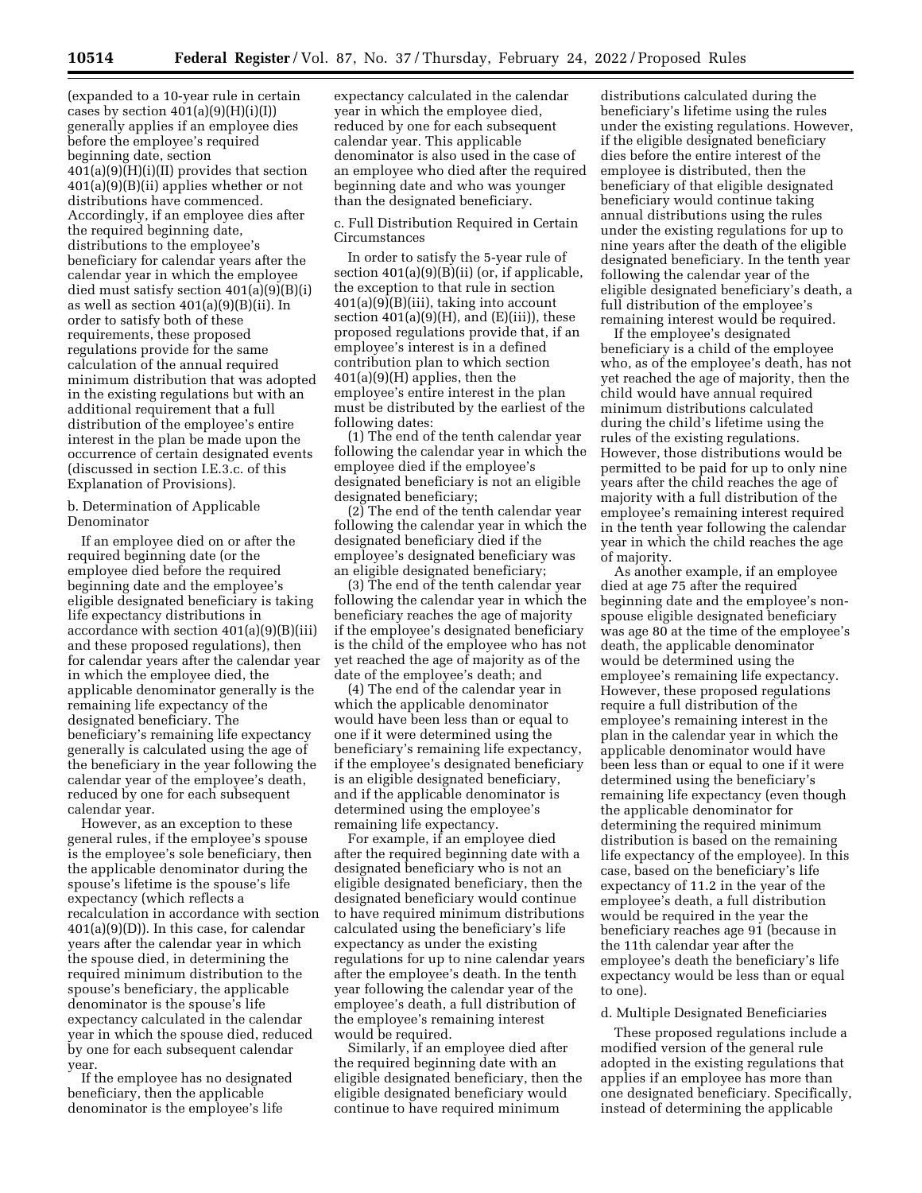(expanded to a 10-year rule in certain cases by section 401(a)(9)(H)(i)(I)) generally applies if an employee dies before the employee's required beginning date, section 401(a)(9)(H)(i)(II) provides that section 401(a)(9)(B)(ii) applies whether or not distributions have commenced. Accordingly, if an employee dies after the required beginning date, distributions to the employee's beneficiary for calendar years after the calendar year in which the employee died must satisfy section 401(a)(9)(B)(i) as well as section 401(a)(9)(B)(ii). In order to satisfy both of these requirements, these proposed regulations provide for the same calculation of the annual required minimum distribution that was adopted in the existing regulations but with an additional requirement that a full distribution of the employee's entire interest in the plan be made upon the occurrence of certain designated events (discussed in section I.E.3.c. of this Explanation of Provisions).

b. Determination of Applicable Denominator

If an employee died on or after the required beginning date (or the employee died before the required beginning date and the employee's eligible designated beneficiary is taking life expectancy distributions in accordance with section 401(a)(9)(B)(iii) and these proposed regulations), then for calendar years after the calendar year in which the employee died, the applicable denominator generally is the remaining life expectancy of the designated beneficiary. The beneficiary's remaining life expectancy generally is calculated using the age of the beneficiary in the year following the calendar year of the employee's death, reduced by one for each subsequent calendar year.

However, as an exception to these general rules, if the employee's spouse is the employee's sole beneficiary, then the applicable denominator during the spouse's lifetime is the spouse's life expectancy (which reflects a recalculation in accordance with section 401(a)(9)(D)). In this case, for calendar years after the calendar year in which the spouse died, in determining the required minimum distribution to the spouse's beneficiary, the applicable denominator is the spouse's life expectancy calculated in the calendar year in which the spouse died, reduced by one for each subsequent calendar year.

If the employee has no designated beneficiary, then the applicable denominator is the employee's life expectancy calculated in the calendar year in which the employee died, reduced by one for each subsequent calendar year. This applicable denominator is also used in the case of an employee who died after the required beginning date and who was younger than the designated beneficiary.

c. Full Distribution Required in Certain Circumstances

In order to satisfy the 5-year rule of section 401(a)(9)(B)(ii) (or, if applicable, the exception to that rule in section 401(a)(9)(B)(iii), taking into account section 401(a)(9)(H), and (E)(iii)), these proposed regulations provide that, if an employee's interest is in a defined contribution plan to which section 401(a)(9)(H) applies, then the employee's entire interest in the plan must be distributed by the earliest of the following dates:

(1) The end of the tenth calendar year following the calendar year in which the employee died if the employee's designated beneficiary is not an eligible designated beneficiary;

(2) The end of the tenth calendar year following the calendar year in which the designated beneficiary died if the employee's designated beneficiary was an eligible designated beneficiary;

(3) The end of the tenth calendar year following the calendar year in which the beneficiary reaches the age of majority if the employee's designated beneficiary is the child of the employee who has not yet reached the age of majority as of the date of the employee's death; and

(4) The end of the calendar year in which the applicable denominator would have been less than or equal to one if it were determined using the beneficiary's remaining life expectancy, if the employee's designated beneficiary is an eligible designated beneficiary, and if the applicable denominator is determined using the employee's remaining life expectancy.

For example, if an employee died after the required beginning date with a designated beneficiary who is not an eligible designated beneficiary, then the designated beneficiary would continue to have required minimum distributions calculated using the beneficiary's life expectancy as under the existing regulations for up to nine calendar years after the employee's death. In the tenth year following the calendar year of the employee's death, a full distribution of the employee's remaining interest would be required.

Similarly, if an employee died after the required beginning date with an eligible designated beneficiary, then the eligible designated beneficiary would continue to have required minimum distributions calculated during the beneficiary's lifetime using the rules under the existing regulations. However, if the eligible designated beneficiary dies before the entire interest of the employee is distributed, then the beneficiary of that eligible designated beneficiary would continue taking annual distributions using the rules under the existing regulations for up to nine years after the death of the eligible designated beneficiary. In the tenth year following the calendar year of the eligible designated beneficiary's death, a full distribution of the employee's remaining interest would be required.

If the employee's designated beneficiary is a child of the employee who, as of the employee's death, has not yet reached the age of majority, then the child would have annual required minimum distributions calculated during the child's lifetime using the rules of the existing regulations. However, those distributions would be permitted to be paid for up to only nine years after the child reaches the age of majority with a full distribution of the employee's remaining interest required in the tenth year following the calendar year in which the child reaches the age of majority.

As another example, if an employee died at age 75 after the required beginning date and the employee's non-spouse eligible designated beneficiary was age 80 at the time of the employee's death, the applicable denominator would be determined using the employee's remaining life expectancy. However, these proposed regulations require a full distribution of the employee's remaining interest in the plan in the calendar year in which the applicable denominator would have been less than or equal to one if it were determined using the beneficiary's remaining life expectancy (even though the applicable denominator for determining the required minimum distribution is based on the remaining life expectancy of the employee). In this case, based on the beneficiary's life expectancy of 11.2 in the year of the employee's death, a full distribution would be required in the year the beneficiary reaches age 91 (because in the 11th calendar year after the employee's death the beneficiary's life expectancy would be less than or equal to one).

d. Multiple Designated Beneficiaries

These proposed regulations include a modified version of the general rule adopted in the existing regulations that applies if an employee has more than one designated beneficiary. Specifically, instead of determining the applicable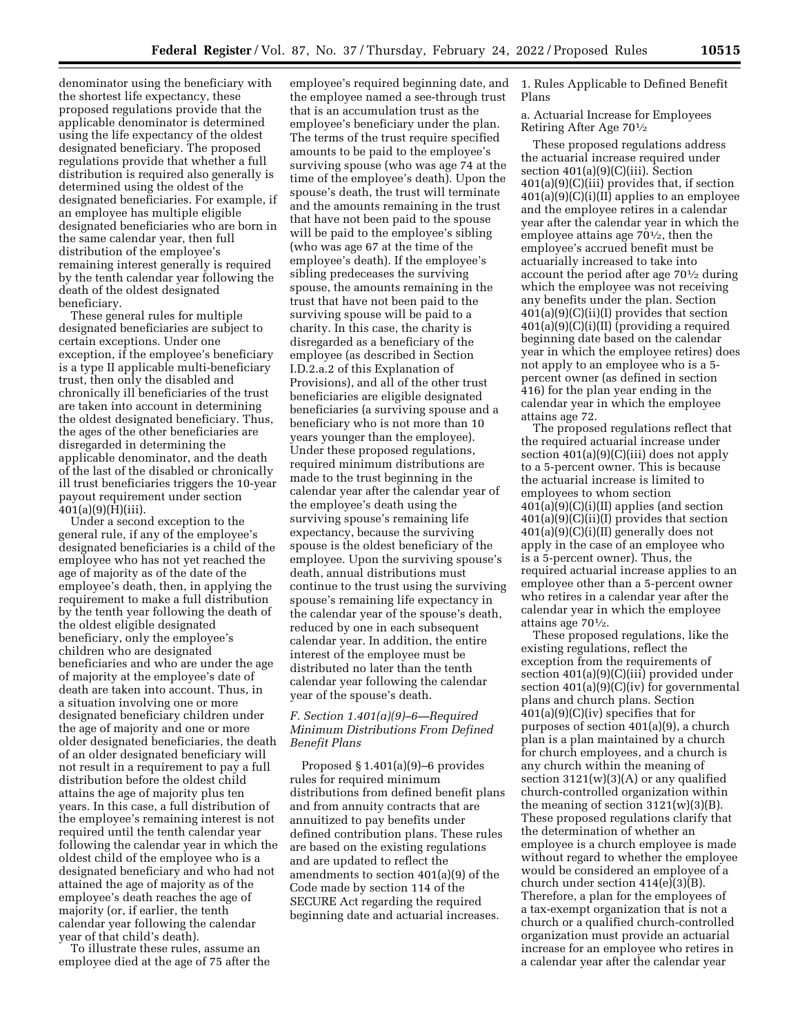denominator using the beneficiary with the shortest life expectancy, these proposed regulations provide that the applicable denominator is determined using the life expectancy of the oldest designated beneficiary. The proposed regulations provide that whether a full distribution is required also generally is determined using the oldest of the designated beneficiaries. For example, if an employee has multiple eligible designated beneficiaries who are born in the same calendar year, then full distribution of the employee's remaining interest generally is required by the tenth calendar year following the death of the oldest designated beneficiary.

These general rules for multiple designated beneficiaries are subject to certain exceptions. Under one exception, if the employee's beneficiary is a type II applicable multi-beneficiary trust, then only the disabled and chronically ill beneficiaries of the trust are taken into account in determining the oldest designated beneficiary. Thus, the ages of the other beneficiaries are disregarded in determining the applicable denominator, and the death of the last of the disabled or chronically ill trust beneficiaries triggers the 10-year payout requirement under section 401(a)(9)(H)(iii).

Under a second exception to the general rule, if any of the employee's designated beneficiaries is a child of the employee who has not yet reached the age of majority as of the date of the employee's death, then, in applying the requirement to make a full distribution by the tenth year following the death of the oldest eligible designated beneficiary, only the employee's children who are designated beneficiaries and who are under the age of majority at the employee's date of death are taken into account. Thus, in a situation involving one or more designated beneficiary children under the age of majority and one or more older designated beneficiaries, the death of an older designated beneficiary will not result in a requirement to pay a full distribution before the oldest child attains the age of majority plus ten years. In this case, a full distribution of the employee's remaining interest is not required until the tenth calendar year following the calendar year in which the oldest child of the employee who is a designated beneficiary and who had not attained the age of majority as of the employee's death reaches the age of majority (or, if earlier, the tenth calendar year following the calendar year of that child's death).

To illustrate these rules, assume an employee died at the age of 75 after the employee's required beginning date, and the employee named a see-through trust that is an accumulation trust as the employee's beneficiary under the plan. The terms of the trust require specified amounts to be paid to the employee's surviving spouse (who was age 74 at the time of the employee's death). Upon the spouse's death, the trust will terminate and the amounts remaining in the trust that have not been paid to the spouse will be paid to the employee's sibling (who was age 67 at the time of the employee's death). If the employee's sibling predeceases the surviving spouse, the amounts remaining in the trust that have not been paid to the surviving spouse will be paid to a charity. In this case, the charity is disregarded as a beneficiary of the employee (as described in Section I.D.2.a.2 of this Explanation of Provisions), and all of the other trust beneficiaries are eligible designated beneficiaries (a surviving spouse and a beneficiary who is not more than 10 years younger than the employee). Under these proposed regulations, required minimum distributions are made to the trust beginning in the calendar year after the calendar year of the employee's death using the surviving spouse's remaining life expectancy, because the surviving spouse is the oldest beneficiary of the employee. Upon the surviving spouse's death, annual distributions must continue to the trust using the surviving spouse's remaining life expectancy in the calendar year of the spouse's death, reduced by one in each subsequent calendar year. In addition, the entire interest of the employee must be distributed no later than the tenth calendar year following the calendar year of the spouse's death.

### *F. Section 1.401(a)(9)–6—Required Minimum Distributions From Defined Benefit Plans*

Proposed § 1.401(a)(9)–6 provides rules for required minimum distributions from defined benefit plans and from annuity contracts that are annuitized to pay benefits under defined contribution plans. These rules are based on the existing regulations and are updated to reflect the amendments to section 401(a)(9) of the Code made by section 114 of the SECURE Act regarding the required beginning date and actuarial increases.

#### 1. Rules Applicable to Defined Benefit Plans

##### a. Actuarial Increase for Employees Retiring After Age 70½

These proposed regulations address the actuarial increase required under section 401(a)(9)(C)(iii). Section 401(a)(9)(C)(iii) provides that, if section 401(a)(9)(C)(i)(II) applies to an employee and the employee retires in a calendar year after the calendar year in which the employee attains age 70½, then the employee's accrued benefit must be actuarially increased to take into account the period after age 70½ during which the employee was not receiving any benefits under the plan. Section 401(a)(9)(C)(ii)(I) provides that section 401(a)(9)(C)(i)(II) (providing a required beginning date based on the calendar year in which the employee retires) does not apply to an employee who is a 5-percent owner (as defined in section 416) for the plan year ending in the calendar year in which the employee attains age 72.

The proposed regulations reflect that the required actuarial increase under section 401(a)(9)(C)(iii) does not apply to a 5-percent owner. This is because the actuarial increase is limited to employees to whom section 401(a)(9)(C)(i)(II) applies (and section 401(a)(9)(C)(ii)(I) provides that section 401(a)(9)(C)(i)(II) generally does not apply in the case of an employee who is a 5-percent owner). Thus, the required actuarial increase applies to an employee other than a 5-percent owner who retires in a calendar year after the calendar year in which the employee attains age 70½.

These proposed regulations, like the existing regulations, reflect the exception from the requirements of section 401(a)(9)(C)(iii) provided under section 401(a)(9)(C)(iv) for governmental plans and church plans. Section 401(a)(9)(C)(iv) specifies that for purposes of section 401(a)(9), a church plan is a plan maintained by a church for church employees, and a church is any church within the meaning of section 3121(w)(3)(A) or any qualified church-controlled organization within the meaning of section 3121(w)(3)(B). These proposed regulations clarify that the determination of whether an employee is a church employee is made without regard to whether the employee would be considered an employee of a church under section 414(e)(3)(B). Therefore, a plan for the employees of a tax-exempt organization that is not a church or a qualified church-controlled organization must provide an actuarial increase for an employee who retires in a calendar year after the calendar year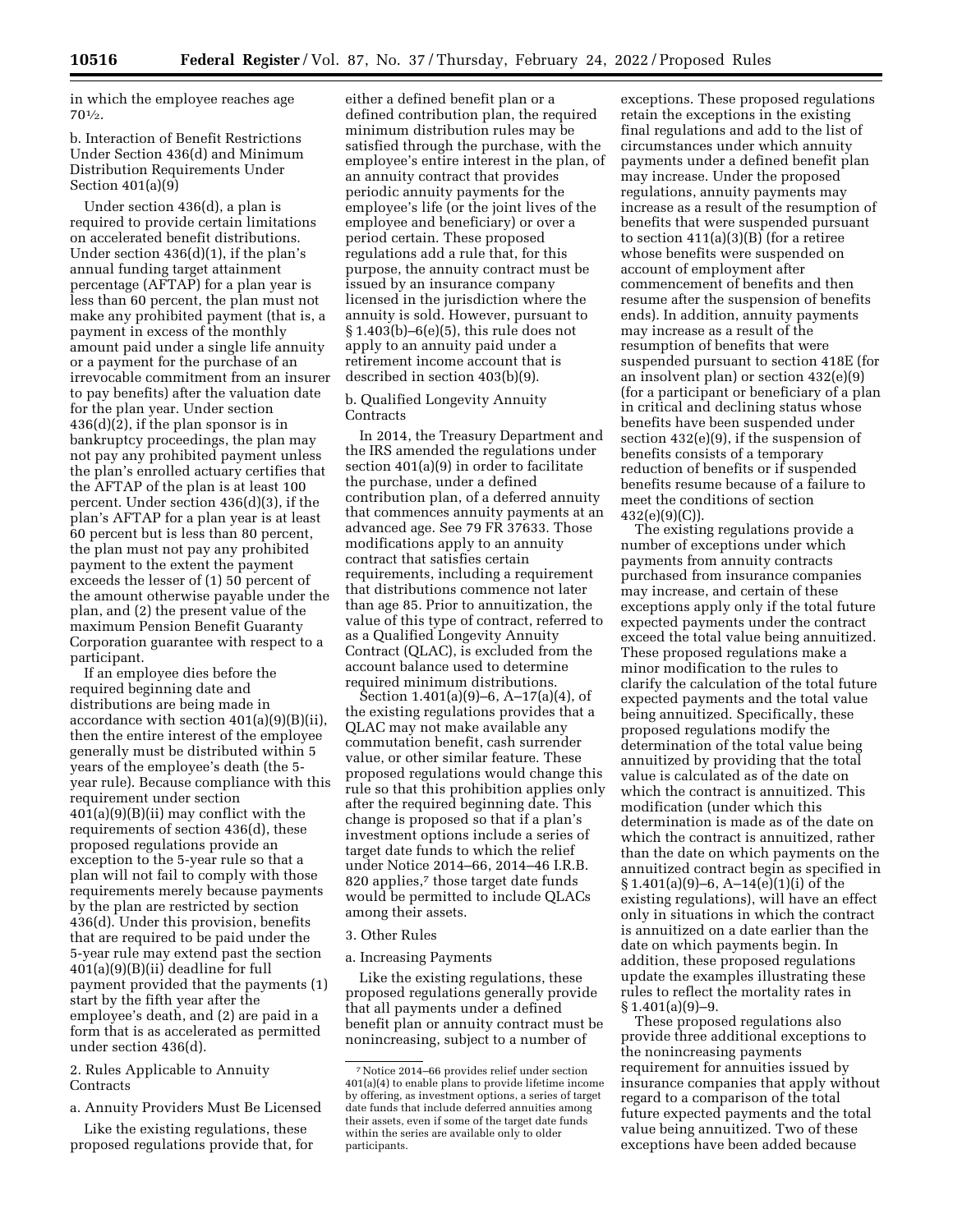in which the employee reaches age 70½.

b. Interaction of Benefit Restrictions Under Section 436(d) and Minimum Distribution Requirements Under Section 401(a)(9)

Under section 436(d), a plan is required to provide certain limitations on accelerated benefit distributions. Under section 436(d)(1), if the plan's annual funding target attainment percentage (AFTAP) for a plan year is less than 60 percent, the plan must not make any prohibited payment (that is, a payment in excess of the monthly amount paid under a single life annuity or a payment for the purchase of an irrevocable commitment from an insurer to pay benefits) after the valuation date for the plan year. Under section 436(d)(2), if the plan sponsor is in bankruptcy proceedings, the plan may not pay any prohibited payment unless the plan's enrolled actuary certifies that the AFTAP of the plan is at least 100 percent. Under section 436(d)(3), if the plan's AFTAP for a plan year is at least 60 percent but is less than 80 percent, the plan must not pay any prohibited payment to the extent the payment exceeds the lesser of (1) 50 percent of the amount otherwise payable under the plan, and (2) the present value of the maximum Pension Benefit Guaranty Corporation guarantee with respect to a participant.

If an employee dies before the required beginning date and distributions are being made in accordance with section 401(a)(9)(B)(ii), then the entire interest of the employee generally must be distributed within 5 years of the employee's death (the 5-year rule). Because compliance with this requirement under section 401(a)(9)(B)(ii) may conflict with the requirements of section 436(d), these proposed regulations provide an exception to the 5-year rule so that a plan will not fail to comply with those requirements merely because payments by the plan are restricted by section 436(d). Under this provision, benefits that are required to be paid under the 5-year rule may extend past the section 401(a)(9)(B)(ii) deadline for full payment provided that the payments (1) start by the fifth year after the employee's death, and (2) are paid in a form that is as accelerated as permitted under section 436(d).

2. Rules Applicable to Annuity Contracts

a. Annuity Providers Must Be Licensed

Like the existing regulations, these proposed regulations provide that, for either a defined benefit plan or a defined contribution plan, the required minimum distribution rules may be satisfied through the purchase, with the employee's entire interest in the plan, of an annuity contract that provides periodic annuity payments for the employee's life (or the joint lives of the employee and beneficiary) or over a period certain. These proposed regulations add a rule that, for this purpose, the annuity contract must be issued by an insurance company licensed in the jurisdiction where the annuity is sold. However, pursuant to § 1.403(b)–6(e)(5), this rule does not apply to an annuity paid under a retirement income account that is described in section 403(b)(9).

b. Qualified Longevity Annuity Contracts

In 2014, the Treasury Department and the IRS amended the regulations under section 401(a)(9) in order to facilitate the purchase, under a defined contribution plan, of a deferred annuity that commences annuity payments at an advanced age. See 79 FR 37633. Those modifications apply to an annuity contract that satisfies certain requirements, including a requirement that distributions commence not later than age 85. Prior to annuitization, the value of this type of contract, referred to as a Qualified Longevity Annuity Contract (QLAC), is excluded from the account balance used to determine required minimum distributions.

Section 1.401(a)(9)–6, A–17(a)(4), of the existing regulations provides that a QLAC may not make available any commutation benefit, cash surrender value, or other similar feature. These proposed regulations would change this rule so that this prohibition applies only after the required beginning date. This change is proposed so that if a plan's investment options include a series of target date funds to which the relief under Notice 2014–66, 2014–46 I.R.B. 820 applies,[7] those target date funds would be permitted to include QLACs among their assets.

3. Other Rules

a. Increasing Payments

Like the existing regulations, these proposed regulations generally provide that all payments under a defined benefit plan or annuity contract must be nonincreasing, subject to a number of exceptions. These proposed regulations retain the exceptions in the existing final regulations and add to the list of circumstances under which annuity payments under a defined benefit plan may increase. Under the proposed regulations, annuity payments may increase as a result of the resumption of benefits that were suspended pursuant to section 411(a)(3)(B) (for a retiree whose benefits were suspended on account of employment after commencement of benefits and then resume after the suspension of benefits ends). In addition, annuity payments may increase as a result of the resumption of benefits that were suspended pursuant to section 418E (for an insolvent plan) or section 432(e)(9) (for a participant or beneficiary of a plan in critical and declining status whose benefits have been suspended under section 432(e)(9), if the suspension of benefits consists of a temporary reduction of benefits or if suspended benefits resume because of a failure to meet the conditions of section 432(e)(9)(C)).

The existing regulations provide a number of exceptions under which payments from annuity contracts purchased from insurance companies may increase, and certain of these exceptions apply only if the total future expected payments under the contract exceed the total value being annuitized. These proposed regulations make a minor modification to the rules to clarify the calculation of the total future expected payments and the total value being annuitized. Specifically, these proposed regulations modify the determination of the total value being annuitized by providing that the total value is calculated as of the date on which the contract is annuitized. This modification (under which this determination is made as of the date on which the contract is annuitized, rather than the date on which payments on the annuitized contract begin as specified in § 1.401(a)(9)–6, A–14(e)(1)(i) of the existing regulations), will have an effect only in situations in which the contract is annuitized on a date earlier than the date on which payments begin. In addition, these proposed regulations update the examples illustrating these rules to reflect the mortality rates in § 1.401(a)(9)–9.

These proposed regulations also provide three additional exceptions to the nonincreasing payments requirement for annuities issued by insurance companies that apply without regard to a comparison of the total future expected payments and the total value being annuitized. Two of these exceptions have been added because

[7] Notice 2014–66 provides relief under section 401(a)(4) to enable plans to provide lifetime income by offering, as investment options, a series of target date funds that include deferred annuities among their assets, even if some of the target date funds within the series are available only to older participants.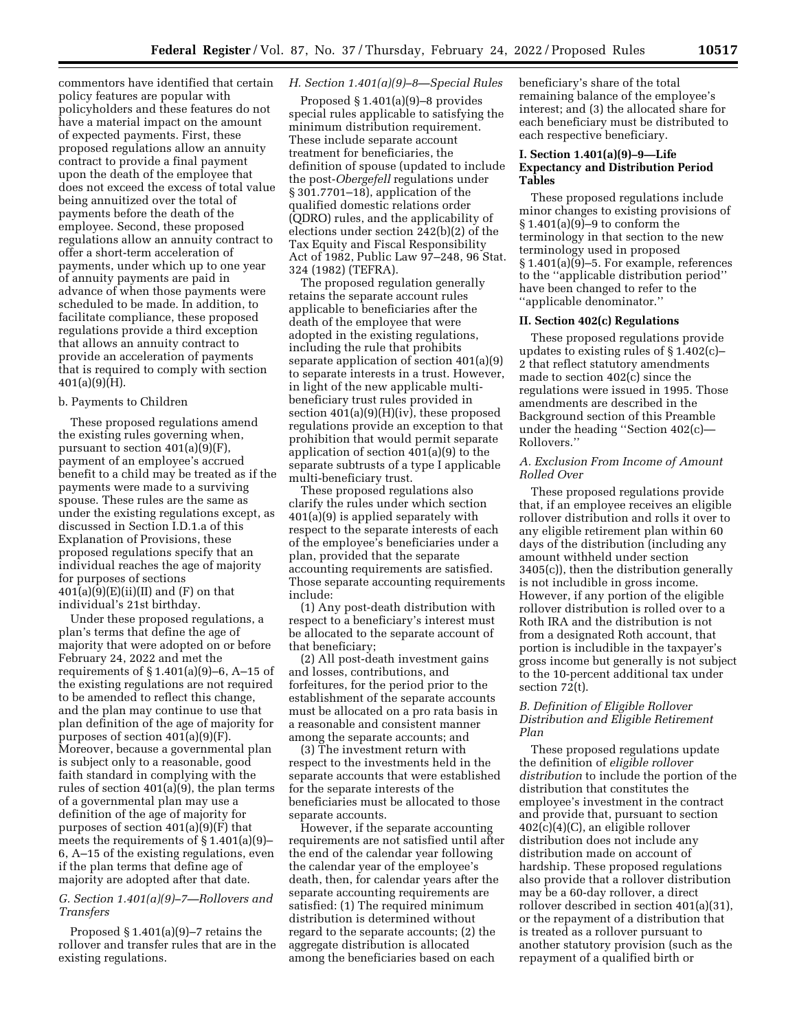commentors have identified that certain policy features are popular with policyholders and these features do not have a material impact on the amount of expected payments. First, these proposed regulations allow an annuity contract to provide a final payment upon the death of the employee that does not exceed the excess of total value being annuitized over the total of payments before the death of the employee. Second, these proposed regulations allow an annuity contract to offer a short-term acceleration of payments, under which up to one year of annuity payments are paid in advance of when those payments were scheduled to be made. In addition, to facilitate compliance, these proposed regulations provide a third exception that allows an annuity contract to provide an acceleration of payments that is required to comply with section 401(a)(9)(H).

b. Payments to Children

These proposed regulations amend the existing rules governing when, pursuant to section 401(a)(9)(F), payment of an employee's accrued benefit to a child may be treated as if the payments were made to a surviving spouse. These rules are the same as under the existing regulations except, as discussed in Section I.D.1.a of this Explanation of Provisions, these proposed regulations specify that an individual reaches the age of majority for purposes of sections 401(a)(9)(E)(ii)(II) and (F) on that individual's 21st birthday.

Under these proposed regulations, a plan's terms that define the age of majority that were adopted on or before February 24, 2022 and met the requirements of § 1.401(a)(9)–6, A–15 of the existing regulations are not required to be amended to reflect this change, and the plan may continue to use that plan definition of the age of majority for purposes of section 401(a)(9)(F). Moreover, because a governmental plan is subject only to a reasonable, good faith standard in complying with the rules of section 401(a)(9), the plan terms of a governmental plan may use a definition of the age of majority for purposes of section 401(a)(9)(F) that meets the requirements of § 1.401(a)(9)–6, A–15 of the existing regulations, even if the plan terms that define age of majority are adopted after that date.

### *G. Section 1.401(a)(9)–7—Rollovers and Transfers*

Proposed § 1.401(a)(9)–7 retains the rollover and transfer rules that are in the existing regulations.

### *H. Section 1.401(a)(9)–8—Special Rules*

Proposed § 1.401(a)(9)–8 provides special rules applicable to satisfying the minimum distribution requirement. These include separate account treatment for beneficiaries, the definition of spouse (updated to include the post-*Obergefell* regulations under § 301.7701–18), application of the qualified domestic relations order (QDRO) rules, and the applicability of elections under section 242(b)(2) of the Tax Equity and Fiscal Responsibility Act of 1982, Public Law 97–248, 96 Stat. 324 (1982) (TEFRA).

The proposed regulation generally retains the separate account rules applicable to beneficiaries after the death of the employee that were adopted in the existing regulations, including the rule that prohibits separate application of section 401(a)(9) to separate interests in a trust. However, in light of the new applicable multi-beneficiary trust rules provided in section 401(a)(9)(H)(iv), these proposed regulations provide an exception to that prohibition that would permit separate application of section 401(a)(9) to the separate subtrusts of a type I applicable multi-beneficiary trust.

These proposed regulations also clarify the rules under which section 401(a)(9) is applied separately with respect to the separate interests of each of the employee's beneficiaries under a plan, provided that the separate accounting requirements are satisfied. Those separate accounting requirements include:

(1) Any post-death distribution with respect to a beneficiary's interest must be allocated to the separate account of that beneficiary;

(2) All post-death investment gains and losses, contributions, and forfeitures, for the period prior to the establishment of the separate accounts must be allocated on a pro rata basis in a reasonable and consistent manner among the separate accounts; and

(3) The investment return with respect to the investments held in the separate accounts that were established for the separate interests of the beneficiaries must be allocated to those separate accounts.

However, if the separate accounting requirements are not satisfied until after the end of the calendar year following the calendar year of the employee's death, then, for calendar years after the separate accounting requirements are satisfied: (1) The required minimum distribution is determined without regard to the separate accounts; (2) the aggregate distribution is allocated among the beneficiaries based on each beneficiary's share of the total remaining balance of the employee's interest; and (3) the allocated share for each beneficiary must be distributed to each respective beneficiary.

### I. Section 1.401(a)(9)–9—Life Expectancy and Distribution Period Tables

These proposed regulations include minor changes to existing provisions of § 1.401(a)(9)–9 to conform the terminology in that section to the new terminology used in proposed § 1.401(a)(9)–5. For example, references to the ''applicable distribution period'' have been changed to refer to the ''applicable denominator.''

## II. Section 402(c) Regulations

These proposed regulations provide updates to existing rules of § 1.402(c)–2 that reflect statutory amendments made to section 402(c) since the regulations were issued in 1995. Those amendments are described in the Background section of this Preamble under the heading ''Section 402(c)—Rollovers.''

### *A. Exclusion From Income of Amount Rolled Over*

These proposed regulations provide that, if an employee receives an eligible rollover distribution and rolls it over to any eligible retirement plan within 60 days of the distribution (including any amount withheld under section 3405(c)), then the distribution generally is not includible in gross income. However, if any portion of the eligible rollover distribution is rolled over to a Roth IRA and the distribution is not from a designated Roth account, that portion is includible in the taxpayer's gross income but generally is not subject to the 10-percent additional tax under section 72(t).

### *B. Definition of Eligible Rollover Distribution and Eligible Retirement Plan*

These proposed regulations update the definition of *eligible rollover distribution* to include the portion of the distribution that constitutes the employee's investment in the contract and provide that, pursuant to section 402(c)(4)(C), an eligible rollover distribution does not include any distribution made on account of hardship. These proposed regulations also provide that a rollover distribution may be a 60-day rollover, a direct rollover described in section 401(a)(31), or the repayment of a distribution that is treated as a rollover pursuant to another statutory provision (such as the repayment of a qualified birth or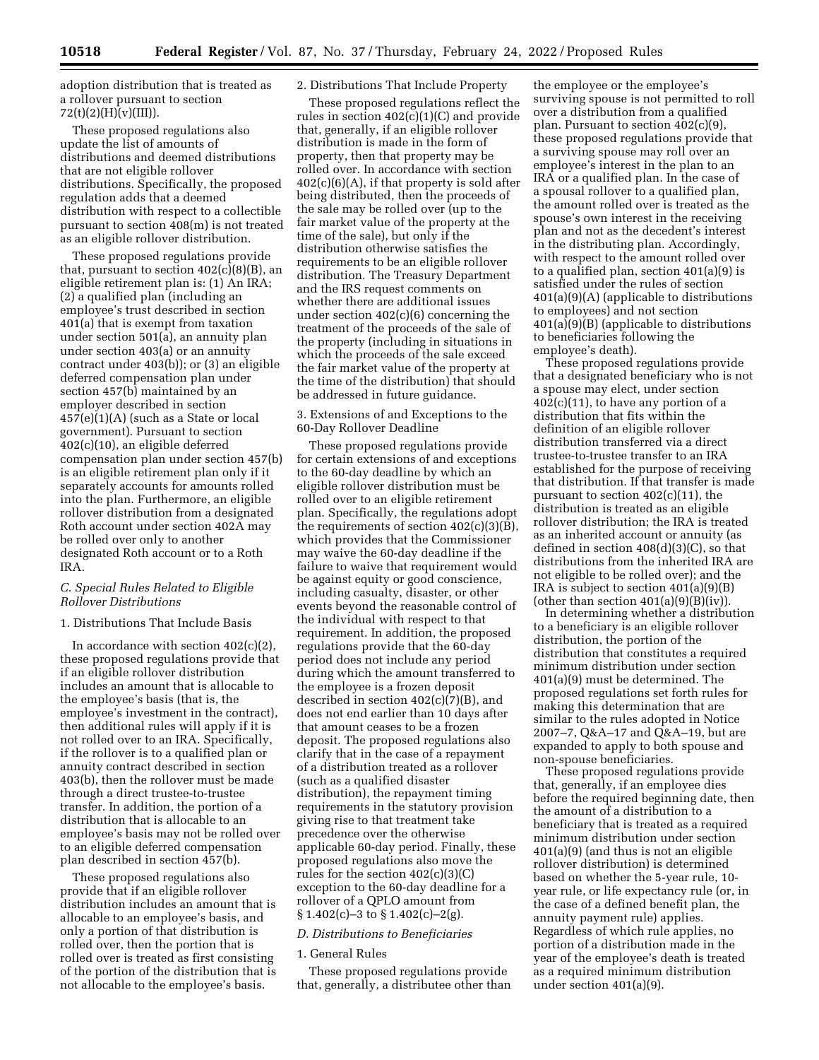adoption distribution that is treated as a rollover pursuant to section 72(t)(2)(H)(v)(III)).

These proposed regulations also update the list of amounts of distributions and deemed distributions that are not eligible rollover distributions. Specifically, the proposed regulation adds that a deemed distribution with respect to a collectible pursuant to section 408(m) is not treated as an eligible rollover distribution.

These proposed regulations provide that, pursuant to section 402(c)(8)(B), an eligible retirement plan is: (1) An IRA; (2) a qualified plan (including an employee's trust described in section 401(a) that is exempt from taxation under section 501(a), an annuity plan under section 403(a) or an annuity contract under 403(b)); or (3) an eligible deferred compensation plan under section 457(b) maintained by an employer described in section 457(e)(1)(A) (such as a State or local government). Pursuant to section 402(c)(10), an eligible deferred compensation plan under section 457(b) is an eligible retirement plan only if it separately accounts for amounts rolled into the plan. Furthermore, an eligible rollover distribution from a designated Roth account under section 402A may be rolled over only to another designated Roth account or to a Roth IRA.

### *C. Special Rules Related to Eligible Rollover Distributions*

#### 1. Distributions That Include Basis

In accordance with section 402(c)(2), these proposed regulations provide that if an eligible rollover distribution includes an amount that is allocable to the employee's basis (that is, the employee's investment in the contract), then additional rules will apply if it is not rolled over to an IRA. Specifically, if the rollover is to a qualified plan or annuity contract described in section 403(b), then the rollover must be made through a direct trustee-to-trustee transfer. In addition, the portion of a distribution that is allocable to an employee's basis may not be rolled over to an eligible deferred compensation plan described in section 457(b).

These proposed regulations also provide that if an eligible rollover distribution includes an amount that is allocable to an employee's basis, and only a portion of that distribution is rolled over, then the portion that is rolled over is treated as first consisting of the portion of the distribution that is not allocable to the employee's basis.

#### 2. Distributions That Include Property

These proposed regulations reflect the rules in section 402(c)(1)(C) and provide that, generally, if an eligible rollover distribution is made in the form of property, then that property may be rolled over. In accordance with section 402(c)(6)(A), if that property is sold after being distributed, then the proceeds of the sale may be rolled over (up to the fair market value of the property at the time of the sale), but only if the distribution otherwise satisfies the requirements to be an eligible rollover distribution. The Treasury Department and the IRS request comments on whether there are additional issues under section 402(c)(6) concerning the treatment of the proceeds of the sale of the property (including in situations in which the proceeds of the sale exceed the fair market value of the property at the time of the distribution) that should be addressed in future guidance.

#### 3. Extensions of and Exceptions to the 60-Day Rollover Deadline

These proposed regulations provide for certain extensions of and exceptions to the 60-day deadline by which an eligible rollover distribution must be rolled over to an eligible retirement plan. Specifically, the regulations adopt the requirements of section 402(c)(3)(B), which provides that the Commissioner may waive the 60-day deadline if the failure to waive that requirement would be against equity or good conscience, including casualty, disaster, or other events beyond the reasonable control of the individual with respect to that requirement. In addition, the proposed regulations provide that the 60-day period does not include any period during which the amount transferred to the employee is a frozen deposit described in section 402(c)(7)(B), and does not end earlier than 10 days after that amount ceases to be a frozen deposit. The proposed regulations also clarify that in the case of a repayment of a distribution treated as a rollover (such as a qualified disaster distribution), the repayment timing requirements in the statutory provision giving rise to that treatment take precedence over the otherwise applicable 60-day period. Finally, these proposed regulations also move the rules for the section 402(c)(3)(C) exception to the 60-day deadline for a rollover of a QPLO amount from § 1.402(c)–3 to § 1.402(c)–2(g).

### *D. Distributions to Beneficiaries*

#### 1. General Rules

These proposed regulations provide that, generally, a distributee other than the employee or the employee's surviving spouse is not permitted to roll over a distribution from a qualified plan. Pursuant to section 402(c)(9), these proposed regulations provide that a surviving spouse may roll over an employee's interest in the plan to an IRA or a qualified plan. In the case of a spousal rollover to a qualified plan, the amount rolled over is treated as the spouse's own interest in the receiving plan and not as the decedent's interest in the distributing plan. Accordingly, with respect to the amount rolled over to a qualified plan, section 401(a)(9) is satisfied under the rules of section 401(a)(9)(A) (applicable to distributions to employees) and not section 401(a)(9)(B) (applicable to distributions to beneficiaries following the employee's death).

These proposed regulations provide that a designated beneficiary who is not a spouse may elect, under section 402(c)(11), to have any portion of a distribution that fits within the definition of an eligible rollover distribution transferred via a direct trustee-to-trustee transfer to an IRA established for the purpose of receiving that distribution. If that transfer is made pursuant to section 402(c)(11), the distribution is treated as an eligible rollover distribution; the IRA is treated as an inherited account or annuity (as defined in section 408(d)(3)(C), so that distributions from the inherited IRA are not eligible to be rolled over); and the IRA is subject to section 401(a)(9)(B) (other than section 401(a)(9)(B)(iv)).

In determining whether a distribution to a beneficiary is an eligible rollover distribution, the portion of the distribution that constitutes a required minimum distribution under section 401(a)(9) must be determined. The proposed regulations set forth rules for making this determination that are similar to the rules adopted in Notice 2007–7, Q&A–17 and Q&A–19, but are expanded to apply to both spouse and non-spouse beneficiaries.

These proposed regulations provide that, generally, if an employee dies before the required beginning date, then the amount of a distribution to a beneficiary that is treated as a required minimum distribution under section 401(a)(9) (and thus is not an eligible rollover distribution) is determined based on whether the 5-year rule, 10-year rule, or life expectancy rule (or, in the case of a defined benefit plan, the annuity payment rule) applies. Regardless of which rule applies, no portion of a distribution made in the year of the employee's death is treated as a required minimum distribution under section 401(a)(9).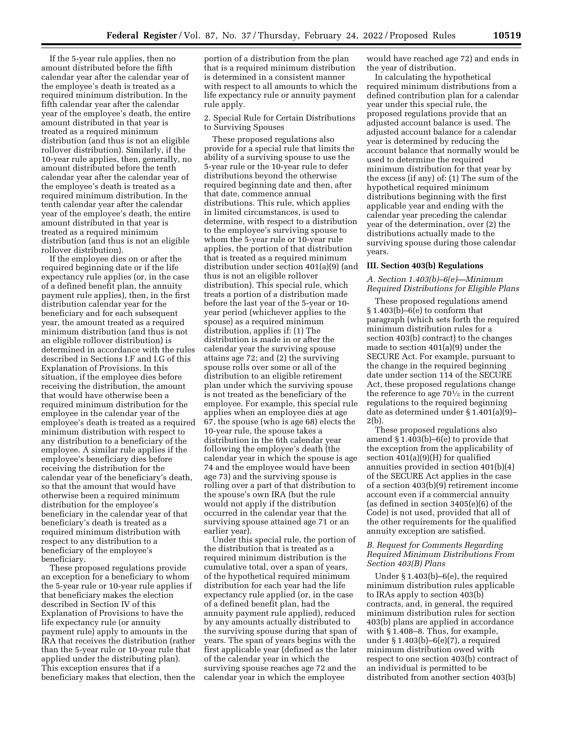If the 5-year rule applies, then no amount distributed before the fifth calendar year after the calendar year of the employee's death is treated as a required minimum distribution. In the fifth calendar year after the calendar year of the employee's death, the entire amount distributed in that year is treated as a required minimum distribution (and thus is not an eligible rollover distribution). Similarly, if the 10-year rule applies, then, generally, no amount distributed before the tenth calendar year after the calendar year of the employee's death is treated as a required minimum distribution. In the tenth calendar year after the calendar year of the employee's death, the entire amount distributed in that year is treated as a required minimum distribution (and thus is not an eligible rollover distribution).

If the employee dies on or after the required beginning date or if the life expectancy rule applies (or, in the case of a defined benefit plan, the annuity payment rule applies), then, in the first distribution calendar year for the beneficiary and for each subsequent year, the amount treated as a required minimum distribution (and thus is not an eligible rollover distribution) is determined in accordance with the rules described in Sections I.F and I.G of this Explanation of Provisions. In this situation, if the employee dies before receiving the distribution, the amount that would have otherwise been a required minimum distribution for the employee in the calendar year of the employee's death is treated as a required minimum distribution with respect to any distribution to a beneficiary of the employee. A similar rule applies if the employee's beneficiary dies before receiving the distribution for the calendar year of the beneficiary's death, so that the amount that would have otherwise been a required minimum distribution for the employee's beneficiary in the calendar year of that beneficiary's death is treated as a required minimum distribution with respect to any distribution to a beneficiary of the employee's beneficiary.

These proposed regulations provide an exception for a beneficiary to whom the 5-year rule or 10-year rule applies if that beneficiary makes the election described in Section IV of this Explanation of Provisions to have the life expectancy rule (or annuity payment rule) apply to amounts in the IRA that receives the distribution (rather than the 5-year rule or 10-year rule that applied under the distributing plan). This exception ensures that if a beneficiary makes that election, then the portion of a distribution from the plan that is a required minimum distribution is determined in a consistent manner with respect to all amounts to which the life expectancy rule or annuity payment rule apply.

2. Special Rule for Certain Distributions to Surviving Spouses

These proposed regulations also provide for a special rule that limits the ability of a surviving spouse to use the 5-year rule or the 10-year rule to defer distributions beyond the otherwise required beginning date and then, after that date, commence annual distributions. This rule, which applies in limited circumstances, is used to determine, with respect to a distribution to the employee's surviving spouse to whom the 5-year rule or 10-year rule applies, the portion of that distribution that is treated as a required minimum distribution under section 401(a)(9) (and thus is not an eligible rollover distribution). This special rule, which treats a portion of a distribution made before the last year of the 5-year or 10-year period (whichever applies to the spouse) as a required minimum distribution, applies if: (1) The distribution is made in or after the calendar year the surviving spouse attains age 72; and (2) the surviving spouse rolls over some or all of the distribution to an eligible retirement plan under which the surviving spouse is not treated as the beneficiary of the employee. For example, this special rule applies when an employee dies at age 67, the spouse (who is age 68) elects the 10-year rule, the spouse takes a distribution in the 6th calendar year following the employee's death (the calendar year in which the spouse is age 74 and the employee would have been age 73) and the surviving spouse is rolling over a part of that distribution to the spouse's own IRA (but the rule would not apply if the distribution occurred in the calendar year that the surviving spouse attained age 71 or an earlier year).

Under this special rule, the portion of the distribution that is treated as a required minimum distribution is the cumulative total, over a span of years, of the hypothetical required minimum distribution for each year had the life expectancy rule applied (or, in the case of a defined benefit plan, had the annuity payment rule applied), reduced by any amounts actually distributed to the surviving spouse during that span of years. The span of years begins with the first applicable year (defined as the later of the calendar year in which the surviving spouse reaches age 72 and the calendar year in which the employee would have reached age 72) and ends in the year of distribution.

In calculating the hypothetical required minimum distributions from a defined contribution plan for a calendar year under this special rule, the proposed regulations provide that an adjusted account balance is used. The adjusted account balance for a calendar year is determined by reducing the account balance that normally would be used to determine the required minimum distribution for that year by the excess (if any) of: (1) The sum of the hypothetical required minimum distributions beginning with the first applicable year and ending with the calendar year preceding the calendar year of the determination, over (2) the distributions actually made to the surviving spouse during those calendar years.

## III. Section 403(b) Regulations

### *A. Section 1.403(b)–6(e)—Minimum Required Distributions for Eligible Plans*

These proposed regulations amend § 1.403(b)–6(e) to conform that paragraph (which sets forth the required minimum distribution rules for a section 403(b) contract) to the changes made to section 401(a)(9) under the SECURE Act. For example, pursuant to the change in the required beginning date under section 114 of the SECURE Act, these proposed regulations change the reference to age 70½ in the current regulations to the required beginning date as determined under § 1.401(a)(9)–2(b).

These proposed regulations also amend § 1.403(b)–6(e) to provide that the exception from the applicability of section 401(a)(9)(H) for qualified annuities provided in section 401(b)(4) of the SECURE Act applies in the case of a section 403(b)(9) retirement income account even if a commercial annuity (as defined in section 3405(e)(6) of the Code) is not used, provided that all of the other requirements for the qualified annuity exception are satisfied.

### *B. Request for Comments Regarding Required Minimum Distributions From Section 403(B) Plans*

Under § 1.403(b)–6(e), the required minimum distribution rules applicable to IRAs apply to section 403(b) contracts, and, in general, the required minimum distribution rules for section 403(b) plans are applied in accordance with § 1.408–8. Thus, for example, under § 1.403(b)–6(e)(7), a required minimum distribution owed with respect to one section 403(b) contract of an individual is permitted to be distributed from another section 403(b)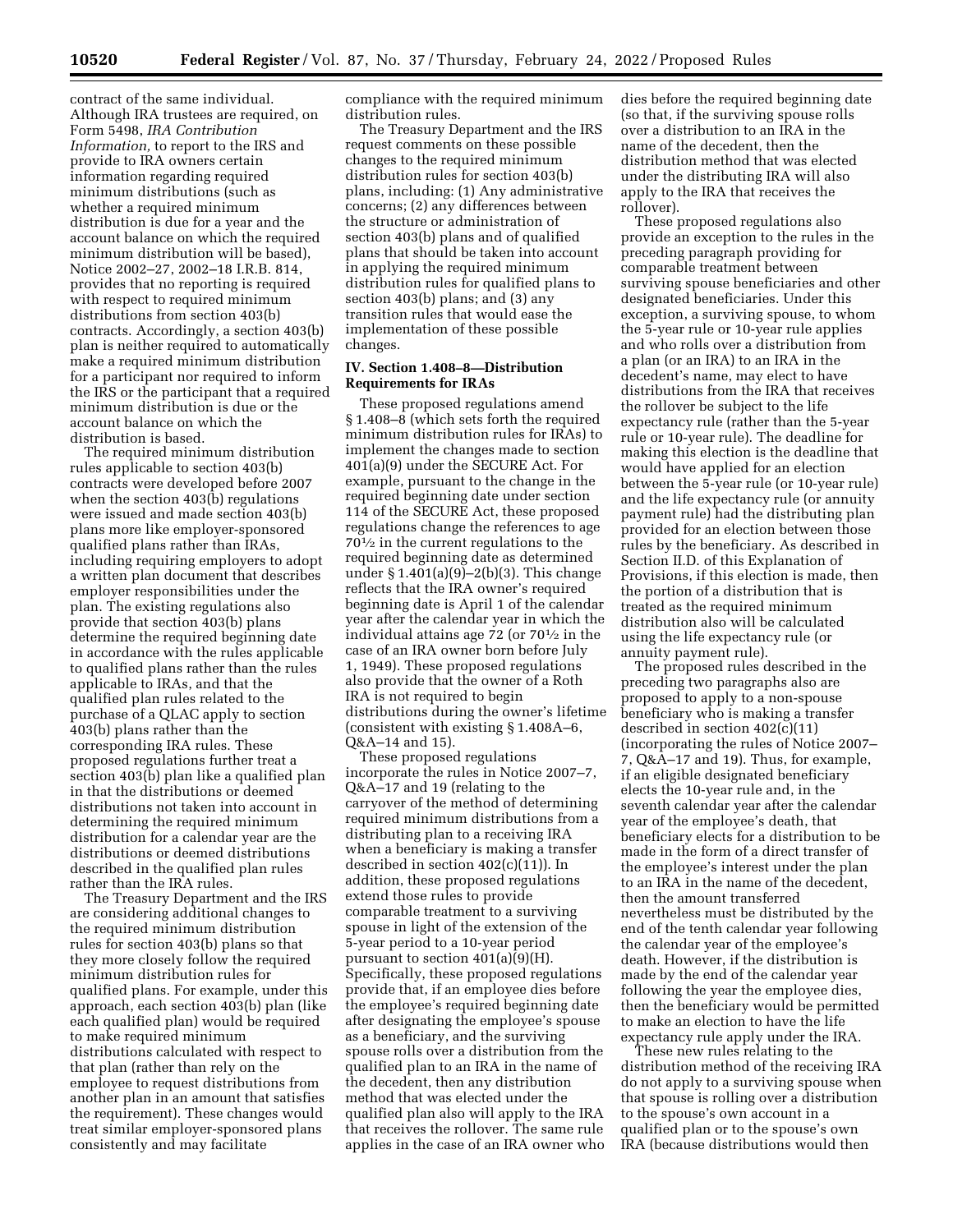contract of the same individual. Although IRA trustees are required, on Form 5498, *IRA Contribution Information,* to report to the IRS and provide to IRA owners certain information regarding required minimum distributions (such as whether a required minimum distribution is due for a year and the account balance on which the required minimum distribution will be based), Notice 2002–27, 2002–18 I.R.B. 814, provides that no reporting is required with respect to required minimum distributions from section 403(b) contracts. Accordingly, a section 403(b) plan is neither required to automatically make a required minimum distribution for a participant nor required to inform the IRS or the participant that a required minimum distribution is due or the account balance on which the distribution is based.

The required minimum distribution rules applicable to section 403(b) contracts were developed before 2007 when the section 403(b) regulations were issued and made section 403(b) plans more like employer-sponsored qualified plans rather than IRAs, including requiring employers to adopt a written plan document that describes employer responsibilities under the plan. The existing regulations also provide that section 403(b) plans determine the required beginning date in accordance with the rules applicable to qualified plans rather than the rules applicable to IRAs, and that the qualified plan rules related to the purchase of a QLAC apply to section 403(b) plans rather than the corresponding IRA rules. These proposed regulations further treat a section 403(b) plan like a qualified plan in that the distributions or deemed distributions not taken into account in determining the required minimum distribution for a calendar year are the distributions or deemed distributions described in the qualified plan rules rather than the IRA rules.

The Treasury Department and the IRS are considering additional changes to the required minimum distribution rules for section 403(b) plans so that they more closely follow the required minimum distribution rules for qualified plans. For example, under this approach, each section 403(b) plan (like each qualified plan) would be required to make required minimum distributions calculated with respect to that plan (rather than rely on the employee to request distributions from another plan in an amount that satisfies the requirement). These changes would treat similar employer-sponsored plans consistently and may facilitate compliance with the required minimum distribution rules.

The Treasury Department and the IRS request comments on these possible changes to the required minimum distribution rules for section 403(b) plans, including: (1) Any administrative concerns; (2) any differences between the structure or administration of section 403(b) plans and of qualified plans that should be taken into account in applying the required minimum distribution rules for qualified plans to section 403(b) plans; and (3) any transition rules that would ease the implementation of these possible changes.

### IV. Section 1.408–8—Distribution Requirements for IRAs

These proposed regulations amend § 1.408–8 (which sets forth the required minimum distribution rules for IRAs) to implement the changes made to section 401(a)(9) under the SECURE Act. For example, pursuant to the change in the required beginning date under section 114 of the SECURE Act, these proposed regulations change the references to age 70½ in the current regulations to the required beginning date as determined under § 1.401(a)(9)–2(b)(3). This change reflects that the IRA owner's required beginning date is April 1 of the calendar year after the calendar year in which the individual attains age 72 (or 70½ in the case of an IRA owner born before July 1, 1949). These proposed regulations also provide that the owner of a Roth IRA is not required to begin distributions during the owner's lifetime (consistent with existing § 1.408A–6, Q&A–14 and 15).

These proposed regulations incorporate the rules in Notice 2007–7, Q&A–17 and 19 (relating to the carryover of the method of determining required minimum distributions from a distributing plan to a receiving IRA when a beneficiary is making a transfer described in section 402(c)(11)). In addition, these proposed regulations extend those rules to provide comparable treatment to a surviving spouse in light of the extension of the 5-year period to a 10-year period pursuant to section 401(a)(9)(H). Specifically, these proposed regulations provide that, if an employee dies before the employee's required beginning date after designating the employee's spouse as a beneficiary, and the surviving spouse rolls over a distribution from the qualified plan to an IRA in the name of the decedent, then any distribution method that was elected under the qualified plan also will apply to the IRA that receives the rollover. The same rule applies in the case of an IRA owner who dies before the required beginning date (so that, if the surviving spouse rolls over a distribution to an IRA in the name of the decedent, then the distribution method that was elected under the distributing IRA will also apply to the IRA that receives the rollover).

These proposed regulations also provide an exception to the rules in the preceding paragraph providing for comparable treatment between surviving spouse beneficiaries and other designated beneficiaries. Under this exception, a surviving spouse, to whom the 5-year rule or 10-year rule applies and who rolls over a distribution from a plan (or an IRA) to an IRA in the decedent's name, may elect to have distributions from the IRA that receives the rollover be subject to the life expectancy rule (rather than the 5-year rule or 10-year rule). The deadline for making this election is the deadline that would have applied for an election between the 5-year rule (or 10-year rule) and the life expectancy rule (or annuity payment rule) had the distributing plan provided for an election between those rules by the beneficiary. As described in Section II.D. of this Explanation of Provisions, if this election is made, then the portion of a distribution that is treated as the required minimum distribution also will be calculated using the life expectancy rule (or annuity payment rule).

The proposed rules described in the preceding two paragraphs also are proposed to apply to a non-spouse beneficiary who is making a transfer described in section 402(c)(11) (incorporating the rules of Notice 2007–7, Q&A–17 and 19). Thus, for example, if an eligible designated beneficiary elects the 10-year rule and, in the seventh calendar year after the calendar year of the employee's death, that beneficiary elects for a distribution to be made in the form of a direct transfer of the employee's interest under the plan to an IRA in the name of the decedent, then the amount transferred nevertheless must be distributed by the end of the tenth calendar year following the calendar year of the employee's death. However, if the distribution is made by the end of the calendar year following the year the employee dies, then the beneficiary would be permitted to make an election to have the life expectancy rule apply under the IRA.

These new rules relating to the distribution method of the receiving IRA do not apply to a surviving spouse when that spouse is rolling over a distribution to the spouse's own account in a qualified plan or to the spouse's own IRA (because distributions would then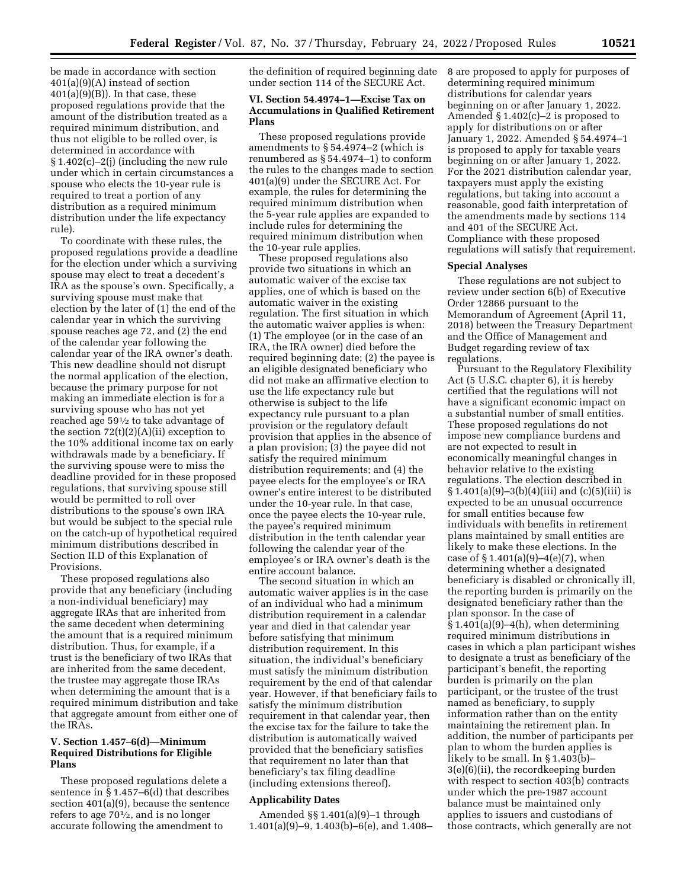be made in accordance with section 401(a)(9)(A) instead of section 401(a)(9)(B)). In that case, these proposed regulations provide that the amount of the distribution treated as a required minimum distribution, and thus not eligible to be rolled over, is determined in accordance with § 1.402(c)–2(j) (including the new rule under which in certain circumstances a spouse who elects the 10-year rule is required to treat a portion of any distribution as a required minimum distribution under the life expectancy rule).

To coordinate with these rules, the proposed regulations provide a deadline for the election under which a surviving spouse may elect to treat a decedent's IRA as the spouse's own. Specifically, a surviving spouse must make that election by the later of (1) the end of the calendar year in which the surviving spouse reaches age 72, and (2) the end of the calendar year following the calendar year of the IRA owner's death. This new deadline should not disrupt the normal application of the election, because the primary purpose for not making an immediate election is for a surviving spouse who has not yet reached age 59½ to take advantage of the section 72(t)(2)(A)(ii) exception to the 10% additional income tax on early withdrawals made by a beneficiary. If the surviving spouse were to miss the deadline provided for in these proposed regulations, that surviving spouse still would be permitted to roll over distributions to the spouse's own IRA but would be subject to the special rule on the catch-up of hypothetical required minimum distributions described in Section II.D of this Explanation of Provisions.

These proposed regulations also provide that any beneficiary (including a non-individual beneficiary) may aggregate IRAs that are inherited from the same decedent when determining the amount that is a required minimum distribution. Thus, for example, if a trust is the beneficiary of two IRAs that are inherited from the same decedent, the trustee may aggregate those IRAs when determining the amount that is a required minimum distribution and take that aggregate amount from either one of the IRAs.

## V. Section 1.457–6(d)—Minimum Required Distributions for Eligible Plans

These proposed regulations delete a sentence in § 1.457–6(d) that describes section 401(a)(9), because the sentence refers to age 70½, and is no longer accurate following the amendment to the definition of required beginning date under section 114 of the SECURE Act.

## VI. Section 54.4974–1—Excise Tax on Accumulations in Qualified Retirement Plans

These proposed regulations provide amendments to § 54.4974–2 (which is renumbered as § 54.4974–1) to conform the rules to the changes made to section 401(a)(9) under the SECURE Act. For example, the rules for determining the required minimum distribution when the 5-year rule applies are expanded to include rules for determining the required minimum distribution when the 10-year rule applies.

These proposed regulations also provide two situations in which an automatic waiver of the excise tax applies, one of which is based on the automatic waiver in the existing regulation. The first situation in which the automatic waiver applies is when: (1) The employee (or in the case of an IRA, the IRA owner) died before the required beginning date; (2) the payee is an eligible designated beneficiary who did not make an affirmative election to use the life expectancy rule but otherwise is subject to the life expectancy rule pursuant to a plan provision or the regulatory default provision that applies in the absence of a plan provision; (3) the payee did not satisfy the required minimum distribution requirements; and (4) the payee elects for the employee's or IRA owner's entire interest to be distributed under the 10-year rule. In that case, once the payee elects the 10-year rule, the payee's required minimum distribution in the tenth calendar year following the calendar year of the employee's or IRA owner's death is the entire account balance.

The second situation in which an automatic waiver applies is in the case of an individual who had a minimum distribution requirement in a calendar year and died in that calendar year before satisfying that minimum distribution requirement. In this situation, the individual's beneficiary must satisfy the minimum distribution requirement by the end of that calendar year. However, if that beneficiary fails to satisfy the minimum distribution requirement in that calendar year, then the excise tax for the failure to take the distribution is automatically waived provided that the beneficiary satisfies that requirement no later than that beneficiary's tax filing deadline (including extensions thereof).

## Applicability Dates

Amended §§ 1.401(a)(9)–1 through 1.401(a)(9)–9, 1.403(b)–6(e), and 1.408–8 are proposed to apply for purposes of determining required minimum distributions for calendar years beginning on or after January 1, 2022. Amended § 1.402(c)–2 is proposed to apply for distributions on or after January 1, 2022. Amended § 54.4974–1 is proposed to apply for taxable years beginning on or after January 1, 2022. For the 2021 distribution calendar year, taxpayers must apply the existing regulations, but taking into account a reasonable, good faith interpretation of the amendments made by sections 114 and 401 of the SECURE Act. Compliance with these proposed regulations will satisfy that requirement.

## Special Analyses

These regulations are not subject to review under section 6(b) of Executive Order 12866 pursuant to the Memorandum of Agreement (April 11, 2018) between the Treasury Department and the Office of Management and Budget regarding review of tax regulations.

Pursuant to the Regulatory Flexibility Act (5 U.S.C. chapter 6), it is hereby certified that the regulations will not have a significant economic impact on a substantial number of small entities. These proposed regulations do not impose new compliance burdens and are not expected to result in economically meaningful changes in behavior relative to the existing regulations. The election described in § 1.401(a)(9)–3(b)(4)(iii) and (c)(5)(iii) is expected to be an unusual occurrence for small entities because few individuals with benefits in retirement plans maintained by small entities are likely to make these elections. In the case of § 1.401(a)(9)–4(e)(7), when determining whether a designated beneficiary is disabled or chronically ill, the reporting burden is primarily on the designated beneficiary rather than the plan sponsor. In the case of § 1.401(a)(9)–4(h), when determining required minimum distributions in cases in which a plan participant wishes to designate a trust as beneficiary of the participant's benefit, the reporting burden is primarily on the plan participant, or the trustee of the trust named as beneficiary, to supply information rather than on the entity maintaining the retirement plan. In addition, the number of participants per plan to whom the burden applies is likely to be small. In § 1.403(b)–3(e)(6)(ii), the recordkeeping burden with respect to section 403(b) contracts under which the pre-1987 account balance must be maintained only applies to issuers and custodians of those contracts, which generally are not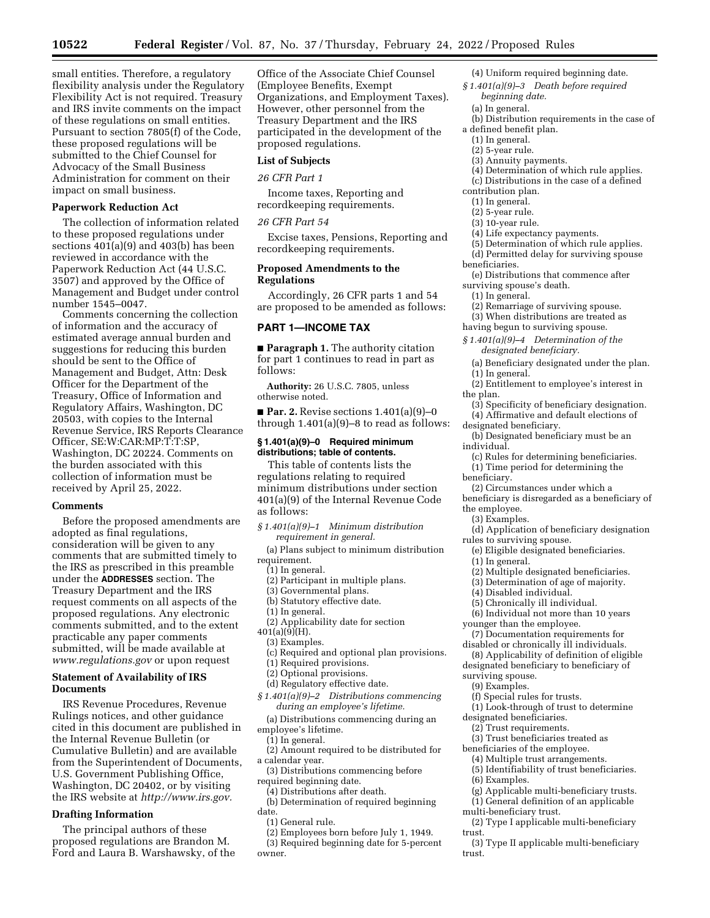small entities. Therefore, a regulatory flexibility analysis under the Regulatory Flexibility Act is not required. Treasury and IRS invite comments on the impact of these regulations on small entities. Pursuant to section 7805(f) of the Code, these proposed regulations will be submitted to the Chief Counsel for Advocacy of the Small Business Administration for comment on their impact on small business.

## Paperwork Reduction Act

The collection of information related to these proposed regulations under sections 401(a)(9) and 403(b) has been reviewed in accordance with the Paperwork Reduction Act (44 U.S.C. 3507) and approved by the Office of Management and Budget under control number 1545–0047.

Comments concerning the collection of information and the accuracy of estimated average annual burden and suggestions for reducing this burden should be sent to the Office of Management and Budget, Attn: Desk Officer for the Department of the Treasury, Office of Information and Regulatory Affairs, Washington, DC 20503, with copies to the Internal Revenue Service, IRS Reports Clearance Officer, SE:W:CAR:MP:T:T:SP, Washington, DC 20224. Comments on the burden associated with this collection of information must be received by April 25, 2022.

## Comments

Before the proposed amendments are adopted as final regulations, consideration will be given to any comments that are submitted timely to the IRS as prescribed in this preamble under the **ADDRESSES** section. The Treasury Department and the IRS request comments on all aspects of the proposed regulations. Any electronic comments submitted, and to the extent practicable any paper comments submitted, will be made available at *www.regulations.gov* or upon request

## Statement of Availability of IRS Documents

IRS Revenue Procedures, Revenue Rulings notices, and other guidance cited in this document are published in the Internal Revenue Bulletin (or Cumulative Bulletin) and are available from the Superintendent of Documents, U.S. Government Publishing Office, Washington, DC 20402, or by visiting the IRS website at *http://www.irs.gov.*

## Drafting Information

The principal authors of these proposed regulations are Brandon M. Ford and Laura B. Warshawsky, of the Office of the Associate Chief Counsel (Employee Benefits, Exempt Organizations, and Employment Taxes). However, other personnel from the Treasury Department and the IRS participated in the development of the proposed regulations.

## List of Subjects

*26 CFR Part 1*

Income taxes, Reporting and recordkeeping requirements.

*26 CFR Part 54*

Excise taxes, Pensions, Reporting and recordkeeping requirements.

## Proposed Amendments to the Regulations

Accordingly, 26 CFR parts 1 and 54 are proposed to be amended as follows:

## PART 1—INCOME TAX

■ **Paragraph 1.** The authority citation for part 1 continues to read in part as follows:

**Authority:** 26 U.S.C. 7805, unless otherwise noted.

■ **Par. 2.** Revise sections 1.401(a)(9)–0 through 1.401(a)(9)–8 to read as follows:

### § 1.401(a)(9)–0 Required minimum distributions; table of contents.

This table of contents lists the regulations relating to required minimum distributions under section 401(a)(9) of the Internal Revenue Code as follows:

*§ 1.401(a)(9)–1 Minimum distribution requirement in general.*

(a) Plans subject to minimum distribution requirement.
(1) In general.
(2) Participant in multiple plans.
(3) Governmental plans.
(b) Statutory effective date.
(1) In general.
(2) Applicability date for section 401(a)(9)(H).
(3) Examples.
(c) Required and optional plan provisions.
(1) Required provisions.
(2) Optional provisions.
(d) Regulatory effective date.

*§ 1.401(a)(9)–2 Distributions commencing during an employee's lifetime.*

(a) Distributions commencing during an employee's lifetime.
(1) In general.
(2) Amount required to be distributed for a calendar year.
(3) Distributions commencing before required beginning date.
(4) Distributions after death.
(b) Determination of required beginning date.
(1) General rule.
(2) Employees born before July 1, 1949.
(3) Required beginning date for 5-percent owner.
(4) Uniform required beginning date.

*§ 1.401(a)(9)–3 Death before required beginning date.*

(a) In general.
(b) Distribution requirements in the case of a defined benefit plan.
(1) In general.
(2) 5-year rule.
(3) Annuity payments.
(4) Determination of which rule applies.
(c) Distributions in the case of a defined contribution plan.
(1) In general.
(2) 5-year rule.
(3) 10-year rule.
(4) Life expectancy payments.
(5) Determination of which rule applies.
(d) Permitted delay for surviving spouse beneficiaries.
(e) Distributions that commence after surviving spouse's death.
(1) In general.
(2) Remarriage of surviving spouse.
(3) When distributions are treated as having begun to surviving spouse.

*§ 1.401(a)(9)–4 Determination of the designated beneficiary.*

(a) Beneficiary designated under the plan.
(1) In general.
(2) Entitlement to employee's interest in the plan.
(3) Specificity of beneficiary designation.
(4) Affirmative and default elections of designated beneficiary.
(b) Designated beneficiary must be an individual.
(c) Rules for determining beneficiaries.
(1) Time period for determining the beneficiary.
(2) Circumstances under which a beneficiary is disregarded as a beneficiary of the employee.
(3) Examples.
(d) Application of beneficiary designation rules to surviving spouse.
(e) Eligible designated beneficiaries.
(1) In general.
(2) Multiple designated beneficiaries.
(3) Determination of age of majority.
(4) Disabled individual.
(5) Chronically ill individual.
(6) Individual not more than 10 years younger than the employee.
(7) Documentation requirements for disabled or chronically ill individuals.
(8) Applicability of definition of eligible designated beneficiary to beneficiary of surviving spouse.
(9) Examples.
(f) Special rules for trusts.
(1) Look-through of trust to determine designated beneficiaries.
(2) Trust requirements.
(3) Trust beneficiaries treated as beneficiaries of the employee.
(4) Multiple trust arrangements.
(5) Identifiability of trust beneficiaries.
(6) Examples.
(g) Applicable multi-beneficiary trusts.
(1) General definition of an applicable multi-beneficiary trust.
(2) Type I applicable multi-beneficiary trust.
(3) Type II applicable multi-beneficiary trust.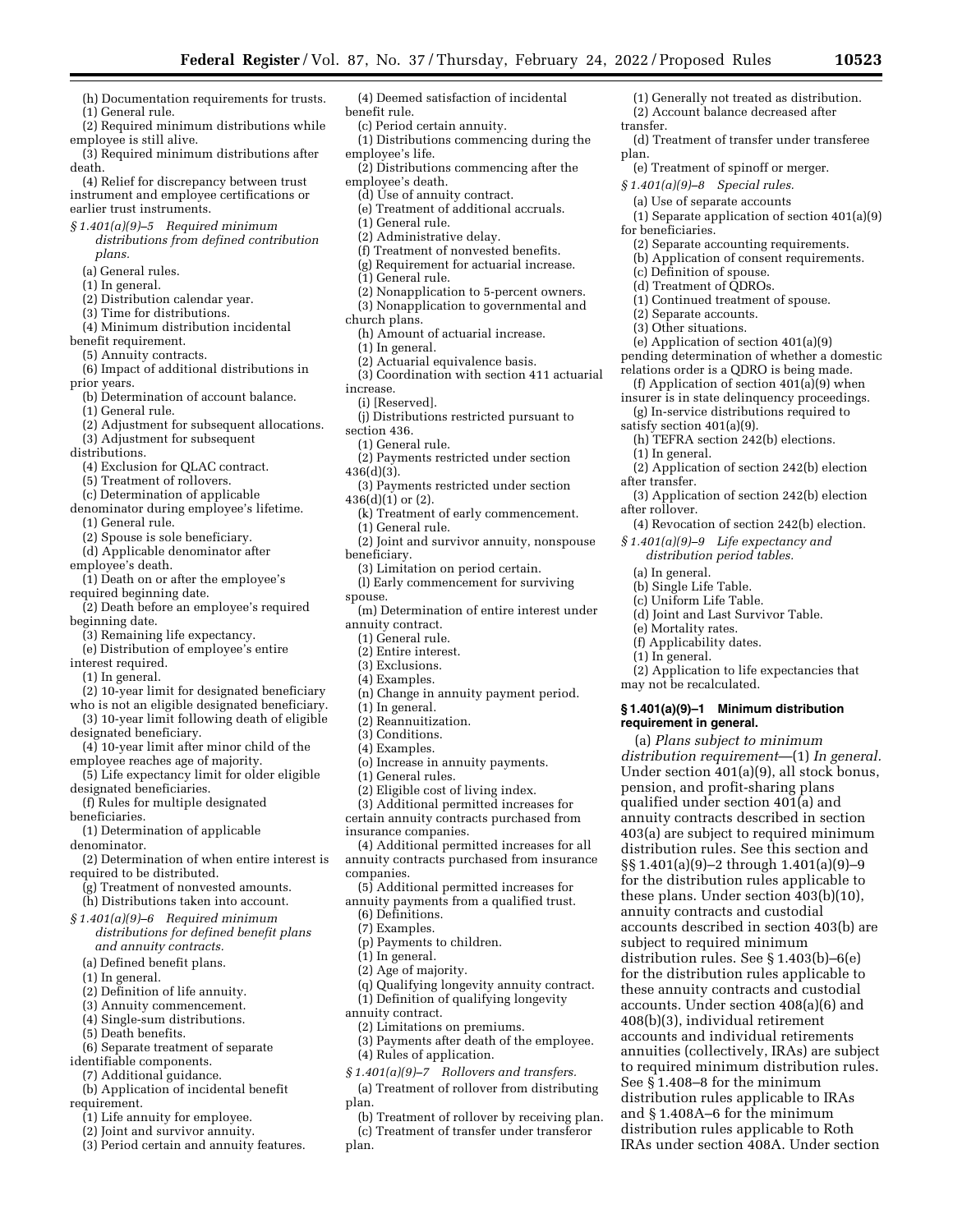(h) Documentation requirements for trusts.

(1) General rule.

(2) Required minimum distributions while employee is still alive.

(3) Required minimum distributions after death.

(4) Relief for discrepancy between trust instrument and employee certifications or earlier trust instruments.

*§ 1.401(a)(9)–5 Required minimum distributions from defined contribution plans.*

(a) General rules.

(1) In general.

(2) Distribution calendar year.

(3) Time for distributions.

(4) Minimum distribution incidental benefit requirement.

(5) Annuity contracts.

(6) Impact of additional distributions in prior years.

(b) Determination of account balance.

(1) General rule.

(2) Adjustment for subsequent allocations.

(3) Adjustment for subsequent distributions.

(4) Exclusion for QLAC contract.

(5) Treatment of rollovers.

(c) Determination of applicable denominator during employee's lifetime.

(1) General rule.

(2) Spouse is sole beneficiary.

(d) Applicable denominator after employee's death.

(1) Death on or after the employee's required beginning date.

(2) Death before an employee's required beginning date.

(3) Remaining life expectancy.

(e) Distribution of employee's entire interest required.

(1) In general.

(2) 10-year limit for designated beneficiary who is not an eligible designated beneficiary.

(3) 10-year limit following death of eligible designated beneficiary.

(4) 10-year limit after minor child of the employee reaches age of majority.

(5) Life expectancy limit for older eligible designated beneficiaries.

(f) Rules for multiple designated beneficiaries.

(1) Determination of applicable denominator.

(2) Determination of when entire interest is required to be distributed.

(g) Treatment of nonvested amounts.

(h) Distributions taken into account.

*§ 1.401(a)(9)–6 Required minimum distributions for defined benefit plans and annuity contracts.*

(a) Defined benefit plans.

(1) In general.

(2) Definition of life annuity.

(3) Annuity commencement.

(4) Single-sum distributions.

(5) Death benefits.

(6) Separate treatment of separate identifiable components.

(7) Additional guidance.

(b) Application of incidental benefit requirement.

(1) Life annuity for employee.

(2) Joint and survivor annuity.

(3) Period certain and annuity features.

(4) Deemed satisfaction of incidental benefit rule.

(c) Period certain annuity.

(1) Distributions commencing during the employee's life.

(2) Distributions commencing after the employee's death.

(d) Use of annuity contract.

(e) Treatment of additional accruals.

(1) General rule.

(2) Administrative delay.

(f) Treatment of nonvested benefits.

(g) Requirement for actuarial increase.

(1) General rule.

(2) Nonapplication to 5-percent owners.

(3) Nonapplication to governmental and church plans.

(h) Amount of actuarial increase.

(1) In general.

(2) Actuarial equivalence basis.

(3) Coordination with section 411 actuarial increase.

(i) [Reserved].

(j) Distributions restricted pursuant to section 436.

(1) General rule.

(2) Payments restricted under section 436(d)(3).

(3) Payments restricted under section 436(d)(1) or (2).

(k) Treatment of early commencement.

(1) General rule.

(2) Joint and survivor annuity, nonspouse beneficiary.

(3) Limitation on period certain.

(l) Early commencement for surviving spouse.

(m) Determination of entire interest under annuity contract.

(1) General rule.

(2) Entire interest.

(3) Exclusions.

(4) Examples.

(n) Change in annuity payment period.

(1) In general.

(2) Reannuitization.

(3) Conditions.

(4) Examples.

(o) Increase in annuity payments.

(1) General rules.

(2) Eligible cost of living index.

(3) Additional permitted increases for certain annuity contracts purchased from insurance companies.

(4) Additional permitted increases for all annuity contracts purchased from insurance companies.

(5) Additional permitted increases for annuity payments from a qualified trust.

(6) Definitions.

(7) Examples.

(p) Payments to children.

(1) In general.

(2) Age of majority.

(q) Qualifying longevity annuity contract.

(1) Definition of qualifying longevity annuity contract.

(2) Limitations on premiums.

(3) Payments after death of the employee.

(4) Rules of application.

*§ 1.401(a)(9)–7 Rollovers and transfers.*

(a) Treatment of rollover from distributing plan.

(b) Treatment of rollover by receiving plan.

(c) Treatment of transfer under transferor plan.

(1) Generally not treated as distribution.

(2) Account balance decreased after transfer.

(d) Treatment of transfer under transferee plan.

(e) Treatment of spinoff or merger.

*§ 1.401(a)(9)–8 Special rules.*

(a) Use of separate accounts

(1) Separate application of section 401(a)(9) for beneficiaries.

(2) Separate accounting requirements.

(b) Application of consent requirements.

(c) Definition of spouse.

(d) Treatment of QDROs.

(1) Continued treatment of spouse.

(2) Separate accounts.

(3) Other situations.

(e) Application of section 401(a)(9) pending determination of whether a domestic relations order is a QDRO is being made.

(f) Application of section 401(a)(9) when insurer is in state delinquency proceedings.

(g) In-service distributions required to satisfy section 401(a)(9).

(h) TEFRA section 242(b) elections.

(1) In general.

(2) Application of section 242(b) election after transfer.

(3) Application of section 242(b) election after rollover.

(4) Revocation of section 242(b) election.

*§ 1.401(a)(9)–9 Life expectancy and distribution period tables.*

(a) In general.

(b) Single Life Table.

(c) Uniform Life Table.

(d) Joint and Last Survivor Table.

(e) Mortality rates.

(f) Applicability dates.

(1) In general.

(2) Application to life expectancies that may not be recalculated.

**§ 1.401(a)(9)–1 Minimum distribution requirement in general.**

(a) *Plans subject to minimum distribution requirement*—(1) *In general.* Under section 401(a)(9), all stock bonus, pension, and profit-sharing plans qualified under section 401(a) and annuity contracts described in section 403(a) are subject to required minimum distribution rules. See this section and §§ 1.401(a)(9)–2 through 1.401(a)(9)–9 for the distribution rules applicable to these plans. Under section 403(b)(10), annuity contracts and custodial accounts described in section 403(b) are subject to required minimum distribution rules. See § 1.403(b)–6(e) for the distribution rules applicable to these annuity contracts and custodial accounts. Under section 408(a)(6) and 408(b)(3), individual retirement accounts and individual retirements annuities (collectively, IRAs) are subject to required minimum distribution rules. See § 1.408–8 for the minimum distribution rules applicable to IRAs and § 1.408A–6 for the minimum distribution rules applicable to Roth IRAs under section 408A. Under section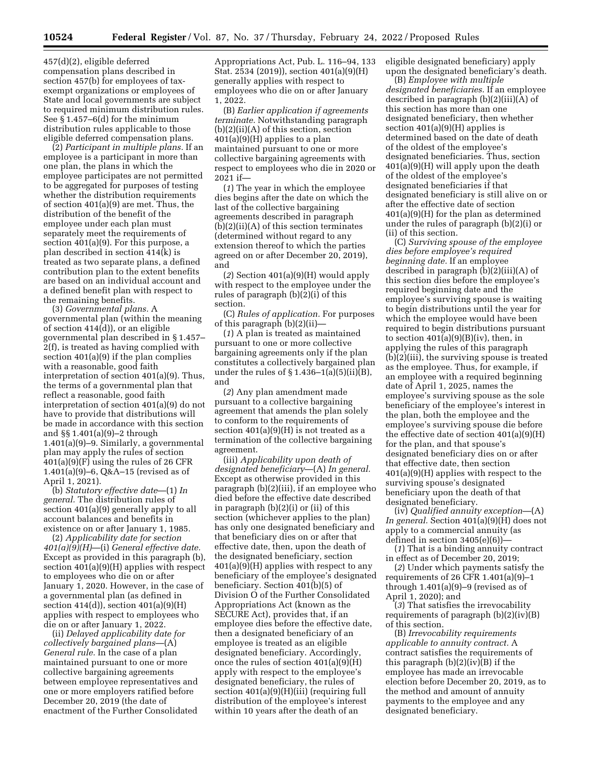457(d)(2), eligible deferred compensation plans described in section 457(b) for employees of tax-exempt organizations or employees of State and local governments are subject to required minimum distribution rules. See § 1.457–6(d) for the minimum distribution rules applicable to those eligible deferred compensation plans.

(2) *Participant in multiple plans.* If an employee is a participant in more than one plan, the plans in which the employee participates are not permitted to be aggregated for purposes of testing whether the distribution requirements of section 401(a)(9) are met. Thus, the distribution of the benefit of the employee under each plan must separately meet the requirements of section 401(a)(9). For this purpose, a plan described in section 414(k) is treated as two separate plans, a defined contribution plan to the extent benefits are based on an individual account and a defined benefit plan with respect to the remaining benefits.

(3) *Governmental plans.* A governmental plan (within the meaning of section 414(d)), or an eligible governmental plan described in § 1.457–2(f), is treated as having complied with section 401(a)(9) if the plan complies with a reasonable, good faith interpretation of section 401(a)(9). Thus, the terms of a governmental plan that reflect a reasonable, good faith interpretation of section 401(a)(9) do not have to provide that distributions will be made in accordance with this section and §§ 1.401(a)(9)–2 through 1.401(a)(9)–9. Similarly, a governmental plan may apply the rules of section 401(a)(9)(F) using the rules of 26 CFR 1.401(a)(9)–6, Q&A–15 (revised as of April 1, 2021).

(b) *Statutory effective date*—(1) *In general.* The distribution rules of section 401(a)(9) generally apply to all account balances and benefits in existence on or after January 1, 1985.

(2) *Applicability date for section 401(a)(9)(H)*—(i) *General effective date.* Except as provided in this paragraph (b), section 401(a)(9)(H) applies with respect to employees who die on or after January 1, 2020. However, in the case of a governmental plan (as defined in section 414(d)), section 401(a)(9)(H) applies with respect to employees who die on or after January 1, 2022.

(ii) *Delayed applicability date for collectively bargained plans*—(A) *General rule.* In the case of a plan maintained pursuant to one or more collective bargaining agreements between employee representatives and one or more employers ratified before December 20, 2019 (the date of enactment of the Further Consolidated Appropriations Act, Pub. L. 116–94, 133 Stat. 2534 (2019)), section 401(a)(9)(H) generally applies with respect to employees who die on or after January 1, 2022.

(B) *Earlier application if agreements terminate.* Notwithstanding paragraph (b)(2)(ii)(A) of this section, section 401(a)(9)(H) applies to a plan maintained pursuant to one or more collective bargaining agreements with respect to employees who die in 2020 or 2021 if—

(*1*) The year in which the employee dies begins after the date on which the last of the collective bargaining agreements described in paragraph (b)(2)(ii)(A) of this section terminates (determined without regard to any extension thereof to which the parties agreed on or after December 20, 2019), and

(*2*) Section 401(a)(9)(H) would apply with respect to the employee under the rules of paragraph (b)(2)(i) of this section.

(C) *Rules of application.* For purposes of this paragraph (b)(2)(ii)—

(*1*) A plan is treated as maintained pursuant to one or more collective bargaining agreements only if the plan constitutes a collectively bargained plan under the rules of § 1.436–1(a)(5)(ii)(B), and

(*2*) Any plan amendment made pursuant to a collective bargaining agreement that amends the plan solely to conform to the requirements of section 401(a)(9)(H) is not treated as a termination of the collective bargaining agreement.

(iii) *Applicability upon death of designated beneficiary*—(A) *In general.* Except as otherwise provided in this paragraph (b)(2)(iii), if an employee who died before the effective date described in paragraph (b)(2)(i) or (ii) of this section (whichever applies to the plan) has only one designated beneficiary and that beneficiary dies on or after that effective date, then, upon the death of the designated beneficiary, section 401(a)(9)(H) applies with respect to any beneficiary of the employee's designated beneficiary. Section 401(b)(5) of Division O of the Further Consolidated Appropriations Act (known as the SECURE Act), provides that, if an employee dies before the effective date, then a designated beneficiary of an employee is treated as an eligible designated beneficiary. Accordingly, once the rules of section 401(a)(9)(H) apply with respect to the employee's designated beneficiary, the rules of section 401(a)(9)(H)(iii) (requiring full distribution of the employee's interest within 10 years after the death of an eligible designated beneficiary) apply upon the designated beneficiary's death.

(B) *Employee with multiple designated beneficiaries.* If an employee described in paragraph (b)(2)(iii)(A) of this section has more than one designated beneficiary, then whether section 401(a)(9)(H) applies is determined based on the date of death of the oldest of the employee's designated beneficiaries. Thus, section 401(a)(9)(H) will apply upon the death of the oldest of the employee's designated beneficiaries if that designated beneficiary is still alive on or after the effective date of section 401(a)(9)(H) for the plan as determined under the rules of paragraph (b)(2)(i) or (ii) of this section.

(C) *Surviving spouse of the employee dies before employee's required beginning date.* If an employee described in paragraph (b)(2)(iii)(A) of this section dies before the employee's required beginning date and the employee's surviving spouse is waiting to begin distributions until the year for which the employee would have been required to begin distributions pursuant to section 401(a)(9)(B)(iv), then, in applying the rules of this paragraph (b)(2)(iii), the surviving spouse is treated as the employee. Thus, for example, if an employee with a required beginning date of April 1, 2025, names the employee's surviving spouse as the sole beneficiary of the employee's interest in the plan, both the employee and the employee's surviving spouse die before the effective date of section 401(a)(9)(H) for the plan, and that spouse's designated beneficiary dies on or after that effective date, then section 401(a)(9)(H) applies with respect to the surviving spouse's designated beneficiary upon the death of that designated beneficiary.

(iv) *Qualified annuity exception*—(A) *In general.* Section 401(a)(9)(H) does not apply to a commercial annuity (as defined in section 3405(e)(6))—

(*1*) That is a binding annuity contract in effect as of December 20, 2019;

(*2*) Under which payments satisfy the requirements of 26 CFR 1.401(a)(9)–1 through 1.401(a)(9)–9 (revised as of April 1, 2020); and

(*3*) That satisfies the irrevocability requirements of paragraph (b)(2)(iv)(B) of this section.

(B) *Irrevocability requirements applicable to annuity contract.* A contract satisfies the requirements of this paragraph (b)(2)(iv)(B) if the employee has made an irrevocable election before December 20, 2019, as to the method and amount of annuity payments to the employee and any designated beneficiary.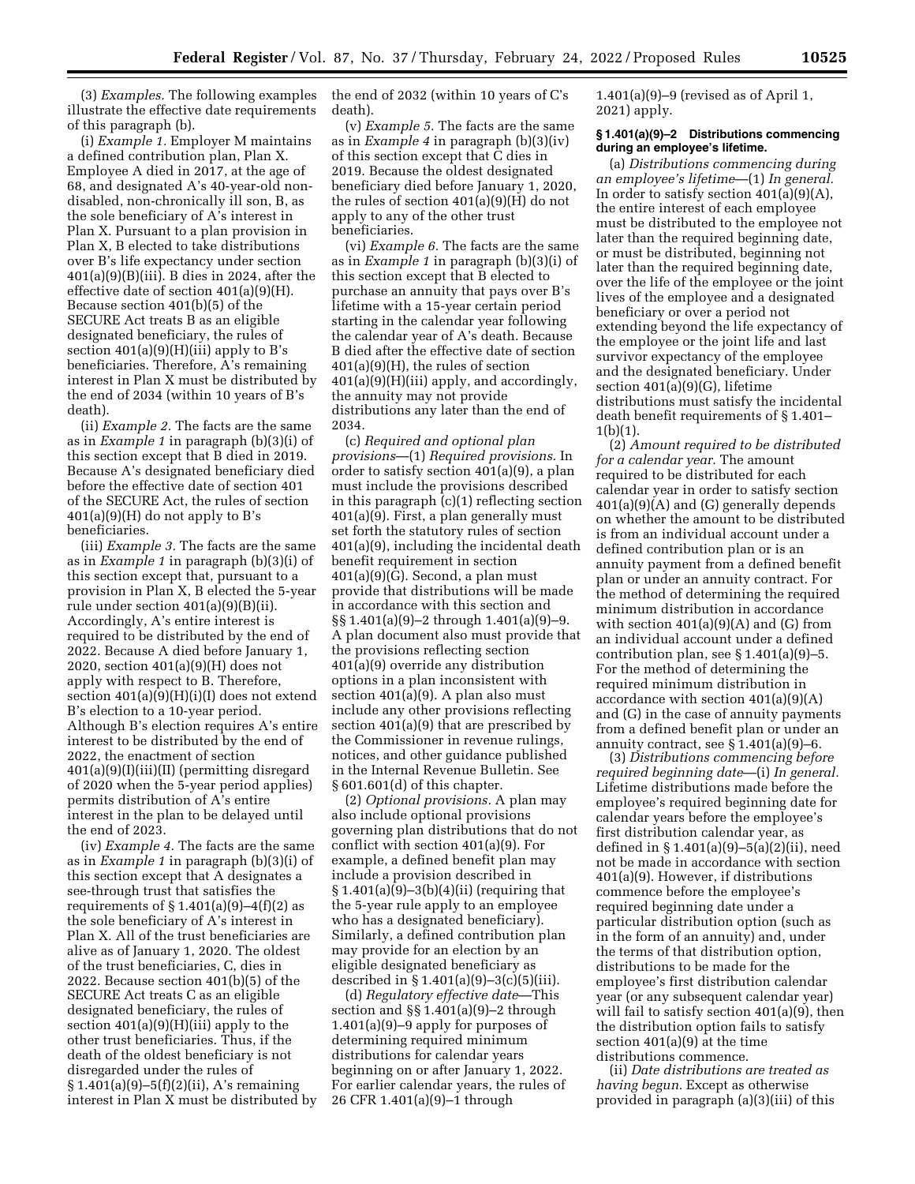(3) *Examples.* The following examples illustrate the effective date requirements of this paragraph (b).

(i) *Example 1.* Employer M maintains a defined contribution plan, Plan X. Employee A died in 2017, at the age of 68, and designated A's 40-year-old non-disabled, non-chronically ill son, B, as the sole beneficiary of A's interest in Plan X. Pursuant to a plan provision in Plan X, B elected to take distributions over B's life expectancy under section 401(a)(9)(B)(iii). B dies in 2024, after the effective date of section 401(a)(9)(H). Because section 401(b)(5) of the SECURE Act treats B as an eligible designated beneficiary, the rules of section 401(a)(9)(H)(iii) apply to B's beneficiaries. Therefore, A's remaining interest in Plan X must be distributed by the end of 2034 (within 10 years of B's death).

(ii) *Example 2.* The facts are the same as in *Example 1* in paragraph (b)(3)(i) of this section except that B died in 2019. Because A's designated beneficiary died before the effective date of section 401 of the SECURE Act, the rules of section 401(a)(9)(H) do not apply to B's beneficiaries.

(iii) *Example 3.* The facts are the same as in *Example 1* in paragraph (b)(3)(i) of this section except that, pursuant to a provision in Plan X, B elected the 5-year rule under section 401(a)(9)(B)(ii). Accordingly, A's entire interest is required to be distributed by the end of 2022. Because A died before January 1, 2020, section 401(a)(9)(H) does not apply with respect to B. Therefore, section 401(a)(9)(H)(i)(I) does not extend B's election to a 10-year period. Although B's election requires A's entire interest to be distributed by the end of 2022, the enactment of section 401(a)(9)(I)(iii)(II) (permitting disregard of 2020 when the 5-year period applies) permits distribution of A's entire interest in the plan to be delayed until the end of 2023.

(iv) *Example 4.* The facts are the same as in *Example 1* in paragraph (b)(3)(i) of this section except that A designates a see-through trust that satisfies the requirements of § 1.401(a)(9)–4(f)(2) as the sole beneficiary of A's interest in Plan X. All of the trust beneficiaries are alive as of January 1, 2020. The oldest of the trust beneficiaries, C, dies in 2022. Because section 401(b)(5) of the SECURE Act treats C as an eligible designated beneficiary, the rules of section 401(a)(9)(H)(iii) apply to the other trust beneficiaries. Thus, if the death of the oldest beneficiary is not disregarded under the rules of § 1.401(a)(9)–5(f)(2)(ii), A's remaining interest in Plan X must be distributed by the end of 2032 (within 10 years of C's death).

(v) *Example 5.* The facts are the same as in *Example 4* in paragraph (b)(3)(iv) of this section except that C dies in 2019. Because the oldest designated beneficiary died before January 1, 2020, the rules of section 401(a)(9)(H) do not apply to any of the other trust beneficiaries.

(vi) *Example 6.* The facts are the same as in *Example 1* in paragraph (b)(3)(i) of this section except that B elected to purchase an annuity that pays over B's lifetime with a 15-year certain period starting in the calendar year following the calendar year of A's death. Because B died after the effective date of section 401(a)(9)(H), the rules of section 401(a)(9)(H)(iii) apply, and accordingly, the annuity may not provide distributions any later than the end of 2034.

(c) *Required and optional plan provisions*—(1) *Required provisions.* In order to satisfy section 401(a)(9), a plan must include the provisions described in this paragraph (c)(1) reflecting section 401(a)(9). First, a plan generally must set forth the statutory rules of section 401(a)(9), including the incidental death benefit requirement in section 401(a)(9)(G). Second, a plan must provide that distributions will be made in accordance with this section and §§ 1.401(a)(9)–2 through 1.401(a)(9)–9. A plan document also must provide that the provisions reflecting section 401(a)(9) override any distribution options in a plan inconsistent with section 401(a)(9). A plan also must include any other provisions reflecting section 401(a)(9) that are prescribed by the Commissioner in revenue rulings, notices, and other guidance published in the Internal Revenue Bulletin. See § 601.601(d) of this chapter.

(2) *Optional provisions.* A plan may also include optional provisions governing plan distributions that do not conflict with section 401(a)(9). For example, a defined benefit plan may include a provision described in § 1.401(a)(9)–3(b)(4)(ii) (requiring that the 5-year rule apply to an employee who has a designated beneficiary). Similarly, a defined contribution plan may provide for an election by an eligible designated beneficiary as described in § 1.401(a)(9)–3(c)(5)(iii).

(d) *Regulatory effective date*—This section and §§ 1.401(a)(9)–2 through 1.401(a)(9)–9 apply for purposes of determining required minimum distributions for calendar years beginning on or after January 1, 2022. For earlier calendar years, the rules of 26 CFR 1.401(a)(9)–1 through 1.401(a)(9)–9 (revised as of April 1, 2021) apply.

**§ 1.401(a)(9)–2 Distributions commencing during an employee's lifetime.**

(a) *Distributions commencing during an employee's lifetime*—(1) *In general.* In order to satisfy section 401(a)(9)(A), the entire interest of each employee must be distributed to the employee not later than the required beginning date, or must be distributed, beginning not later than the required beginning date, over the life of the employee or the joint lives of the employee and a designated beneficiary or over a period not extending beyond the life expectancy of the employee or the joint life and last survivor expectancy of the employee and the designated beneficiary. Under section 401(a)(9)(G), lifetime distributions must satisfy the incidental death benefit requirements of § 1.401–1(b)(1).

(2) *Amount required to be distributed for a calendar year.* The amount required to be distributed for each calendar year in order to satisfy section 401(a)(9)(A) and (G) generally depends on whether the amount to be distributed is from an individual account under a defined contribution plan or is an annuity payment from a defined benefit plan or under an annuity contract. For the method of determining the required minimum distribution in accordance with section 401(a)(9)(A) and (G) from an individual account under a defined contribution plan, see § 1.401(a)(9)–5. For the method of determining the required minimum distribution in accordance with section 401(a)(9)(A) and (G) in the case of annuity payments from a defined benefit plan or under an annuity contract, see § 1.401(a)(9)–6.

(3) *Distributions commencing before required beginning date*—(i) *In general.* Lifetime distributions made before the employee's required beginning date for calendar years before the employee's first distribution calendar year, as defined in § 1.401(a)(9)–5(a)(2)(ii), need not be made in accordance with section 401(a)(9). However, if distributions commence before the employee's required beginning date under a particular distribution option (such as in the form of an annuity) and, under the terms of that distribution option, distributions to be made for the employee's first distribution calendar year (or any subsequent calendar year) will fail to satisfy section 401(a)(9), then the distribution option fails to satisfy section 401(a)(9) at the time distributions commence.

(ii) *Date distributions are treated as having begun.* Except as otherwise provided in paragraph (a)(3)(iii) of this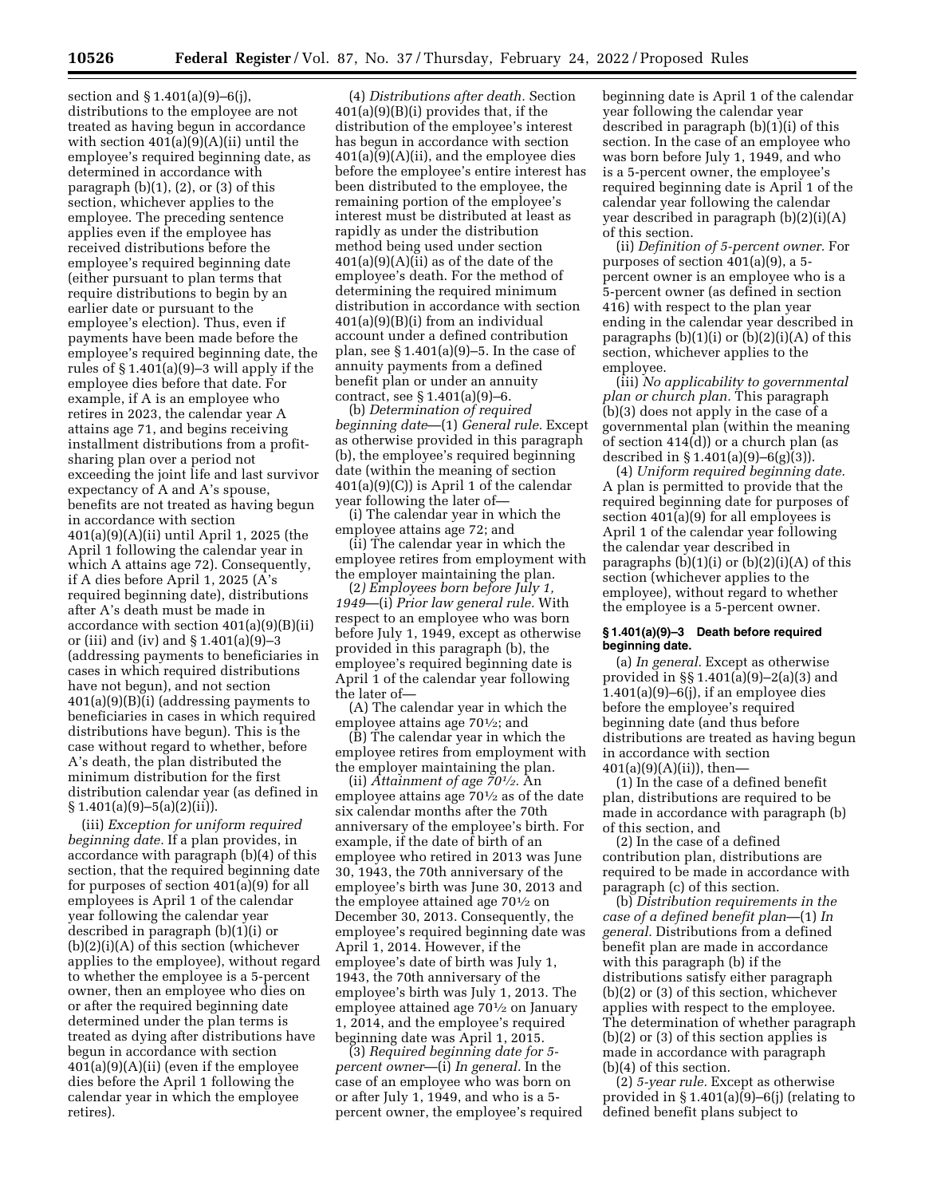section and § 1.401(a)(9)–6(j), distributions to the employee are not treated as having begun in accordance with section 401(a)(9)(A)(ii) until the employee's required beginning date, as determined in accordance with paragraph (b)(1), (2), or (3) of this section, whichever applies to the employee. The preceding sentence applies even if the employee has received distributions before the employee's required beginning date (either pursuant to plan terms that require distributions to begin by an earlier date or pursuant to the employee's election). Thus, even if payments have been made before the employee's required beginning date, the rules of § 1.401(a)(9)–3 will apply if the employee dies before that date. For example, if A is an employee who retires in 2023, the calendar year A attains age 71, and begins receiving installment distributions from a profit-sharing plan over a period not exceeding the joint life and last survivor expectancy of A and A's spouse, benefits are not treated as having begun in accordance with section 401(a)(9)(A)(ii) until April 1, 2025 (the April 1 following the calendar year in which A attains age 72). Consequently, if A dies before April 1, 2025 (A's required beginning date), distributions after A's death must be made in accordance with section 401(a)(9)(B)(ii) or (iii) and (iv) and § 1.401(a)(9)–3 (addressing payments to beneficiaries in cases in which required distributions have not begun), and not section 401(a)(9)(B)(i) (addressing payments to beneficiaries in cases in which required distributions have begun). This is the case without regard to whether, before A's death, the plan distributed the minimum distribution for the first distribution calendar year (as defined in § 1.401(a)(9)–5(a)(2)(ii)).

(iii) *Exception for uniform required beginning date.* If a plan provides, in accordance with paragraph (b)(4) of this section, that the required beginning date for purposes of section 401(a)(9) for all employees is April 1 of the calendar year following the calendar year described in paragraph (b)(1)(i) or (b)(2)(i)(A) of this section (whichever applies to the employee), without regard to whether the employee is a 5-percent owner, then an employee who dies on or after the required beginning date determined under the plan terms is treated as dying after distributions have begun in accordance with section 401(a)(9)(A)(ii) (even if the employee dies before the April 1 following the calendar year in which the employee retires).

(4) *Distributions after death.* Section 401(a)(9)(B)(i) provides that, if the distribution of the employee's interest has begun in accordance with section 401(a)(9)(A)(ii), and the employee dies before the employee's entire interest has been distributed to the employee, the remaining portion of the employee's interest must be distributed at least as rapidly as under the distribution method being used under section 401(a)(9)(A)(ii) as of the date of the employee's death. For the method of determining the required minimum distribution in accordance with section 401(a)(9)(B)(i) from an individual account under a defined contribution plan, see § 1.401(a)(9)–5. In the case of annuity payments from a defined benefit plan or under an annuity contract, see § 1.401(a)(9)–6.

(b) *Determination of required beginning date*—(1) *General rule.* Except as otherwise provided in this paragraph (b), the employee's required beginning date (within the meaning of section 401(a)(9)(C)) is April 1 of the calendar year following the later of—

(i) The calendar year in which the employee attains age 72; and

(ii) The calendar year in which the employee retires from employment with the employer maintaining the plan.

(2) *Employees born before July 1, 1949*—(i) *Prior law general rule.* With respect to an employee who was born before July 1, 1949, except as otherwise provided in this paragraph (b), the employee's required beginning date is April 1 of the calendar year following the later of—

(A) The calendar year in which the employee attains age 70½; and

(B) The calendar year in which the employee retires from employment with the employer maintaining the plan.

(ii) *Attainment of age 70½.* An employee attains age 70½ as of the date six calendar months after the 70th anniversary of the employee's birth. For example, if the date of birth of an employee who retired in 2013 was June 30, 1943, the 70th anniversary of the employee's birth was June 30, 2013 and the employee attained age 70½ on December 30, 2013. Consequently, the employee's required beginning date was April 1, 2014. However, if the employee's date of birth was July 1, 1943, the 70th anniversary of the employee's birth was July 1, 2013. The employee attained age 70½ on January 1, 2014, and the employee's required beginning date was April 1, 2015.

(3) *Required beginning date for 5-percent owner*—(i) *In general.* In the case of an employee who was born on or after July 1, 1949, and who is a 5-percent owner, the employee's required beginning date is April 1 of the calendar year following the calendar year described in paragraph (b)(1)(i) of this section. In the case of an employee who was born before July 1, 1949, and who is a 5-percent owner, the employee's required beginning date is April 1 of the calendar year following the calendar year described in paragraph (b)(2)(i)(A) of this section.

(ii) *Definition of 5-percent owner.* For purposes of section 401(a)(9), a 5-percent owner is an employee who is a 5-percent owner (as defined in section 416) with respect to the plan year ending in the calendar year described in paragraphs (b)(1)(i) or (b)(2)(i)(A) of this section, whichever applies to the employee.

(iii) *No applicability to governmental plan or church plan.* This paragraph (b)(3) does not apply in the case of a governmental plan (within the meaning of section 414(d)) or a church plan (as described in § 1.401(a)(9)–6(g)(3)).

(4) *Uniform required beginning date.* A plan is permitted to provide that the required beginning date for purposes of section 401(a)(9) for all employees is April 1 of the calendar year following the calendar year described in paragraphs (b)(1)(i) or (b)(2)(i)(A) of this section (whichever applies to the employee), without regard to whether the employee is a 5-percent owner.

### § 1.401(a)(9)–3 Death before required beginning date.

(a) *In general.* Except as otherwise provided in §§ 1.401(a)(9)–2(a)(3) and 1.401(a)(9)–6(j), if an employee dies before the employee's required beginning date (and thus before distributions are treated as having begun in accordance with section 401(a)(9)(A)(ii)), then—

(1) In the case of a defined benefit plan, distributions are required to be made in accordance with paragraph (b) of this section, and

(2) In the case of a defined contribution plan, distributions are required to be made in accordance with paragraph (c) of this section.

(b) *Distribution requirements in the case of a defined benefit plan*—(1) *In general.* Distributions from a defined benefit plan are made in accordance with this paragraph (b) if the distributions satisfy either paragraph (b)(2) or (3) of this section, whichever applies with respect to the employee. The determination of whether paragraph (b)(2) or (3) of this section applies is made in accordance with paragraph (b)(4) of this section.

(2) *5-year rule.* Except as otherwise provided in § 1.401(a)(9)–6(j) (relating to defined benefit plans subject to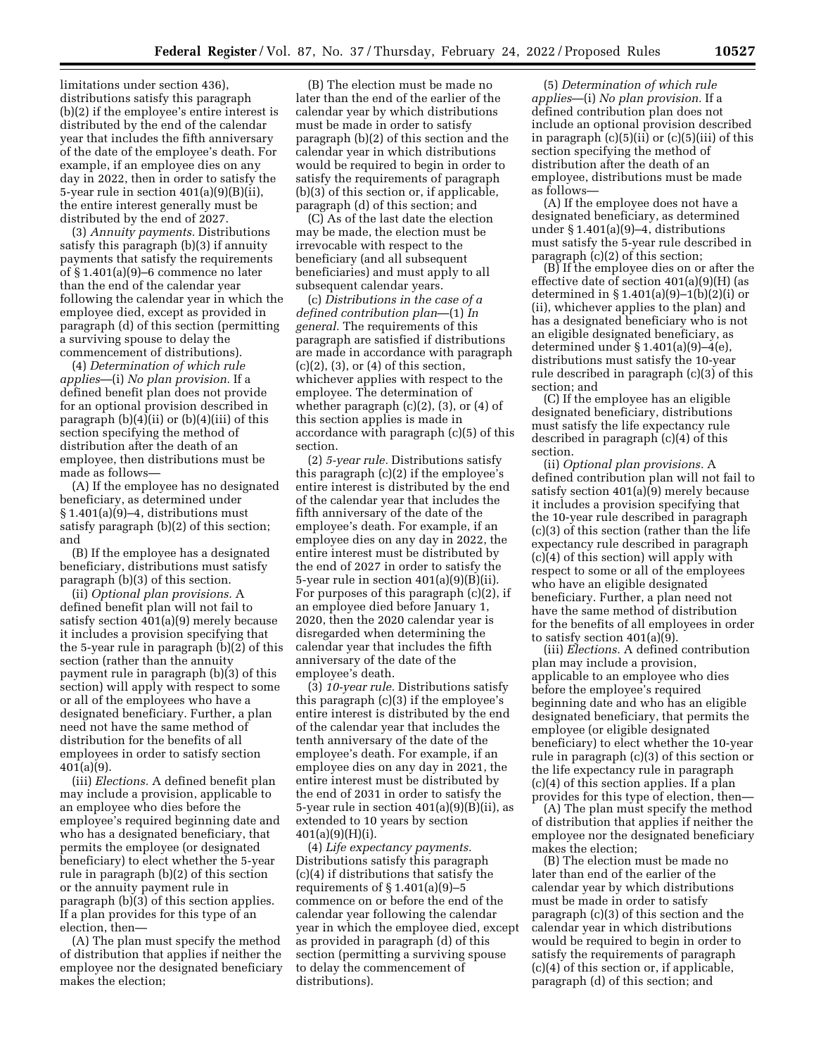limitations under section 436), distributions satisfy this paragraph (b)(2) if the employee's entire interest is distributed by the end of the calendar year that includes the fifth anniversary of the date of the employee's death. For example, if an employee dies on any day in 2022, then in order to satisfy the 5-year rule in section 401(a)(9)(B)(ii), the entire interest generally must be distributed by the end of 2027.

(3) *Annuity payments.* Distributions satisfy this paragraph (b)(3) if annuity payments that satisfy the requirements of § 1.401(a)(9)–6 commence no later than the end of the calendar year following the calendar year in which the employee died, except as provided in paragraph (d) of this section (permitting a surviving spouse to delay the commencement of distributions).

(4) *Determination of which rule applies*—(i) *No plan provision.* If a defined benefit plan does not provide for an optional provision described in paragraph (b)(4)(ii) or (b)(4)(iii) of this section specifying the method of distribution after the death of an employee, then distributions must be made as follows—

(A) If the employee has no designated beneficiary, as determined under § 1.401(a)(9)–4, distributions must satisfy paragraph (b)(2) of this section; and

(B) If the employee has a designated beneficiary, distributions must satisfy paragraph (b)(3) of this section.

(ii) *Optional plan provisions.* A defined benefit plan will not fail to satisfy section 401(a)(9) merely because it includes a provision specifying that the 5-year rule in paragraph (b)(2) of this section (rather than the annuity payment rule in paragraph (b)(3) of this section) will apply with respect to some or all of the employees who have a designated beneficiary. Further, a plan need not have the same method of distribution for the benefits of all employees in order to satisfy section 401(a)(9).

(iii) *Elections.* A defined benefit plan may include a provision, applicable to an employee who dies before the employee's required beginning date and who has a designated beneficiary, that permits the employee (or designated beneficiary) to elect whether the 5-year rule in paragraph (b)(2) of this section or the annuity payment rule in paragraph (b)(3) of this section applies. If a plan provides for this type of an election, then—

(A) The plan must specify the method of distribution that applies if neither the employee nor the designated beneficiary makes the election;

(B) The election must be made no later than the end of the earlier of the calendar year by which distributions must be made in order to satisfy paragraph (b)(2) of this section and the calendar year in which distributions would be required to begin in order to satisfy the requirements of paragraph (b)(3) of this section or, if applicable, paragraph (d) of this section; and

(C) As of the last date the election may be made, the election must be irrevocable with respect to the beneficiary (and all subsequent beneficiaries) and must apply to all subsequent calendar years.

(c) *Distributions in the case of a defined contribution plan*—(1) *In general.* The requirements of this paragraph are satisfied if distributions are made in accordance with paragraph (c)(2), (3), or (4) of this section, whichever applies with respect to the employee. The determination of whether paragraph (c)(2), (3), or (4) of this section applies is made in accordance with paragraph (c)(5) of this section.

(2) *5-year rule.* Distributions satisfy this paragraph (c)(2) if the employee's entire interest is distributed by the end of the calendar year that includes the fifth anniversary of the date of the employee's death. For example, if an employee dies on any day in 2022, the entire interest must be distributed by the end of 2027 in order to satisfy the 5-year rule in section 401(a)(9)(B)(ii). For purposes of this paragraph (c)(2), if an employee died before January 1, 2020, then the 2020 calendar year is disregarded when determining the calendar year that includes the fifth anniversary of the date of the employee's death.

(3) *10-year rule.* Distributions satisfy this paragraph (c)(3) if the employee's entire interest is distributed by the end of the calendar year that includes the tenth anniversary of the date of the employee's death. For example, if an employee dies on any day in 2021, the entire interest must be distributed by the end of 2031 in order to satisfy the 5-year rule in section 401(a)(9)(B)(ii), as extended to 10 years by section 401(a)(9)(H)(i).

(4) *Life expectancy payments.* Distributions satisfy this paragraph (c)(4) if distributions that satisfy the requirements of § 1.401(a)(9)–5 commence on or before the end of the calendar year following the calendar year in which the employee died, except as provided in paragraph (d) of this section (permitting a surviving spouse to delay the commencement of distributions).

(5) *Determination of which rule applies*—(i) *No plan provision.* If a defined contribution plan does not include an optional provision described in paragraph (c)(5)(ii) or (c)(5)(iii) of this section specifying the method of distribution after the death of an employee, distributions must be made as follows—

(A) If the employee does not have a designated beneficiary, as determined under § 1.401(a)(9)–4, distributions must satisfy the 5-year rule described in paragraph (c)(2) of this section;

(B) If the employee dies on or after the effective date of section 401(a)(9)(H) (as determined in § 1.401(a)(9)–1(b)(2)(i) or (ii), whichever applies to the plan) and has a designated beneficiary who is not an eligible designated beneficiary, as determined under § 1.401(a)(9)–4(e), distributions must satisfy the 10-year rule described in paragraph (c)(3) of this section; and

(C) If the employee has an eligible designated beneficiary, distributions must satisfy the life expectancy rule described in paragraph (c)(4) of this section.

(ii) *Optional plan provisions.* A defined contribution plan will not fail to satisfy section 401(a)(9) merely because it includes a provision specifying that the 10-year rule described in paragraph (c)(3) of this section (rather than the life expectancy rule described in paragraph (c)(4) of this section) will apply with respect to some or all of the employees who have an eligible designated beneficiary. Further, a plan need not have the same method of distribution for the benefits of all employees in order to satisfy section 401(a)(9).

(iii) *Elections.* A defined contribution plan may include a provision, applicable to an employee who dies before the employee's required beginning date and who has an eligible designated beneficiary, that permits the employee (or eligible designated beneficiary) to elect whether the 10-year rule in paragraph (c)(3) of this section or the life expectancy rule in paragraph (c)(4) of this section applies. If a plan provides for this type of election, then—

(A) The plan must specify the method of distribution that applies if neither the employee nor the designated beneficiary makes the election;

(B) The election must be made no later than end of the earlier of the calendar year by which distributions must be made in order to satisfy paragraph (c)(3) of this section and the calendar year in which distributions would be required to begin in order to satisfy the requirements of paragraph (c)(4) of this section or, if applicable, paragraph (d) of this section; and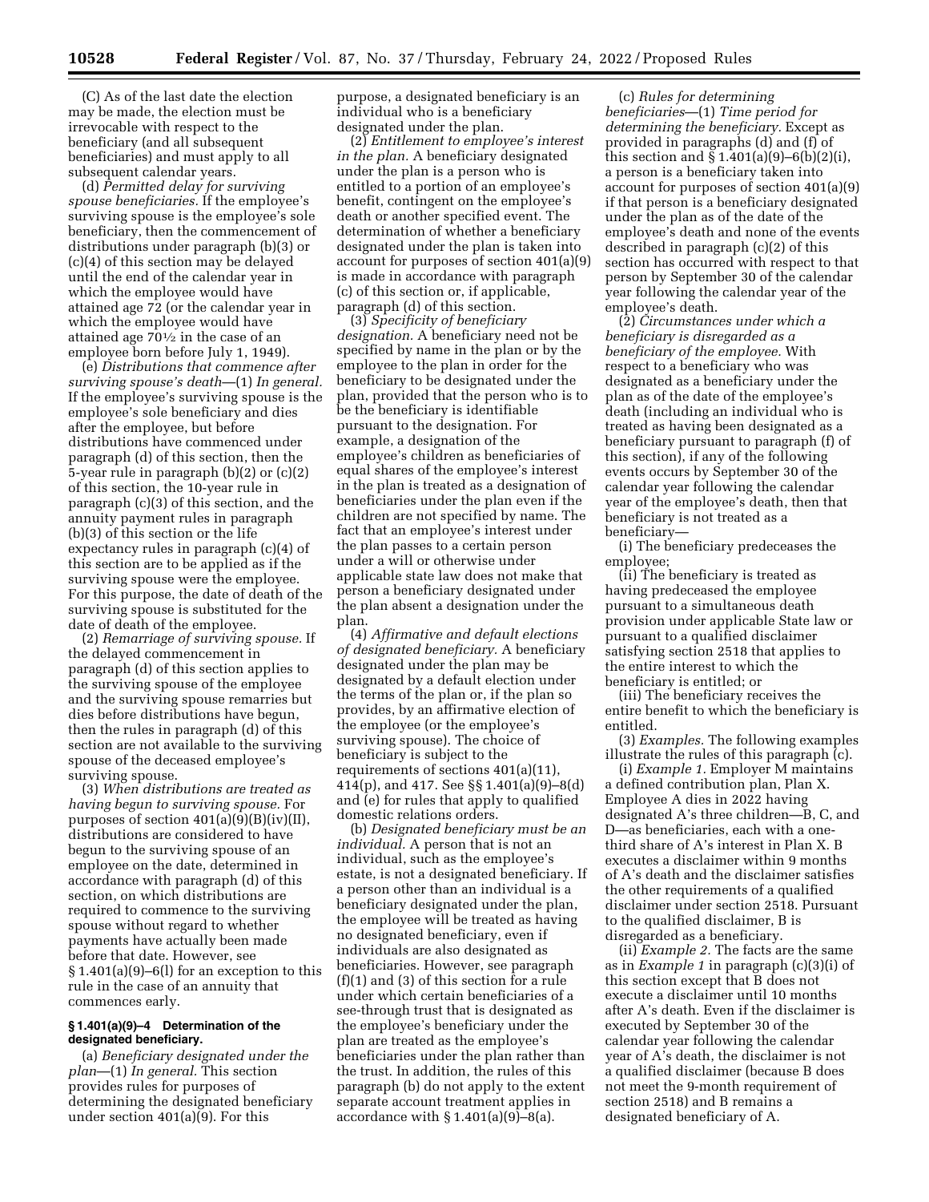(C) As of the last date the election may be made, the election must be irrevocable with respect to the beneficiary (and all subsequent beneficiaries) and must apply to all subsequent calendar years.

(d) *Permitted delay for surviving spouse beneficiaries.* If the employee's surviving spouse is the employee's sole beneficiary, then the commencement of distributions under paragraph (b)(3) or (c)(4) of this section may be delayed until the end of the calendar year in which the employee would have attained age 72 (or the calendar year in which the employee would have attained age 70½ in the case of an employee born before July 1, 1949).

(e) *Distributions that commence after surviving spouse's death*—(1) *In general.* If the employee's surviving spouse is the employee's sole beneficiary and dies after the employee, but before distributions have commenced under paragraph (d) of this section, then the 5-year rule in paragraph (b)(2) or (c)(2) of this section, the 10-year rule in paragraph (c)(3) of this section, and the annuity payment rules in paragraph (b)(3) of this section or the life expectancy rules in paragraph (c)(4) of this section are to be applied as if the surviving spouse were the employee. For this purpose, the date of death of the surviving spouse is substituted for the date of death of the employee.

(2) *Remarriage of surviving spouse.* If the delayed commencement in paragraph (d) of this section applies to the surviving spouse of the employee and the surviving spouse remarries but dies before distributions have begun, then the rules in paragraph (d) of this section are not available to the surviving spouse of the deceased employee's surviving spouse.

(3) *When distributions are treated as having begun to surviving spouse.* For purposes of section 401(a)(9)(B)(iv)(II), distributions are considered to have begun to the surviving spouse of an employee on the date, determined in accordance with paragraph (d) of this section, on which distributions are required to commence to the surviving spouse without regard to whether payments have actually been made before that date. However, see § 1.401(a)(9)–6(l) for an exception to this rule in the case of an annuity that commences early.

## § 1.401(a)(9)–4 Determination of the designated beneficiary.

(a) *Beneficiary designated under the plan*—(1) *In general.* This section provides rules for purposes of determining the designated beneficiary under section 401(a)(9). For this purpose, a designated beneficiary is an individual who is a beneficiary designated under the plan.

(2) *Entitlement to employee's interest in the plan.* A beneficiary designated under the plan is a person who is entitled to a portion of an employee's benefit, contingent on the employee's death or another specified event. The determination of whether a beneficiary designated under the plan is taken into account for purposes of section 401(a)(9) is made in accordance with paragraph (c) of this section or, if applicable, paragraph (d) of this section.

(3) *Specificity of beneficiary designation.* A beneficiary need not be specified by name in the plan or by the employee to the plan in order for the beneficiary to be designated under the plan, provided that the person who is to be the beneficiary is identifiable pursuant to the designation. For example, a designation of the employee's children as beneficiaries of equal shares of the employee's interest in the plan is treated as a designation of beneficiaries under the plan even if the children are not specified by name. The fact that an employee's interest under the plan passes to a certain person under a will or otherwise under applicable state law does not make that person a beneficiary designated under the plan absent a designation under the plan.

(4) *Affirmative and default elections of designated beneficiary.* A beneficiary designated under the plan may be designated by a default election under the terms of the plan or, if the plan so provides, by an affirmative election of the employee (or the employee's surviving spouse). The choice of beneficiary is subject to the requirements of sections 401(a)(11), 414(p), and 417. See §§ 1.401(a)(9)–8(d) and (e) for rules that apply to qualified domestic relations orders.

(b) *Designated beneficiary must be an individual.* A person that is not an individual, such as the employee's estate, is not a designated beneficiary. If a person other than an individual is a beneficiary designated under the plan, the employee will be treated as having no designated beneficiary, even if individuals are also designated as beneficiaries. However, see paragraph (f)(1) and (3) of this section for a rule under which certain beneficiaries of a see-through trust that is designated as the employee's beneficiary under the plan are treated as the employee's beneficiaries under the plan rather than the trust. In addition, the rules of this paragraph (b) do not apply to the extent separate account treatment applies in accordance with § 1.401(a)(9)–8(a).

(c) *Rules for determining beneficiaries*—(1) *Time period for determining the beneficiary.* Except as provided in paragraphs (d) and (f) of this section and § 1.401(a)(9)–6(b)(2)(i), a person is a beneficiary taken into account for purposes of section 401(a)(9) if that person is a beneficiary designated under the plan as of the date of the employee's death and none of the events described in paragraph (c)(2) of this section has occurred with respect to that person by September 30 of the calendar year following the calendar year of the employee's death.

(2) *Circumstances under which a beneficiary is disregarded as a beneficiary of the employee.* With respect to a beneficiary who was designated as a beneficiary under the plan as of the date of the employee's death (including an individual who is treated as having been designated as a beneficiary pursuant to paragraph (f) of this section), if any of the following events occurs by September 30 of the calendar year following the calendar year of the employee's death, then that beneficiary is not treated as a beneficiary—

(i) The beneficiary predeceases the employee;

(ii) The beneficiary is treated as having predeceased the employee pursuant to a simultaneous death provision under applicable State law or pursuant to a qualified disclaimer satisfying section 2518 that applies to the entire interest to which the beneficiary is entitled; or

(iii) The beneficiary receives the entire benefit to which the beneficiary is entitled.

(3) *Examples.* The following examples illustrate the rules of this paragraph (c).

(i) *Example 1.* Employer M maintains a defined contribution plan, Plan X. Employee A dies in 2022 having designated A's three children—B, C, and D—as beneficiaries, each with a one-third share of A's interest in Plan X. B executes a disclaimer within 9 months of A's death and the disclaimer satisfies the other requirements of a qualified disclaimer under section 2518. Pursuant to the qualified disclaimer, B is disregarded as a beneficiary.

(ii) *Example 2.* The facts are the same as in *Example 1* in paragraph (c)(3)(i) of this section except that B does not execute a disclaimer until 10 months after A's death. Even if the disclaimer is executed by September 30 of the calendar year following the calendar year of A's death, the disclaimer is not a qualified disclaimer (because B does not meet the 9-month requirement of section 2518) and B remains a designated beneficiary of A.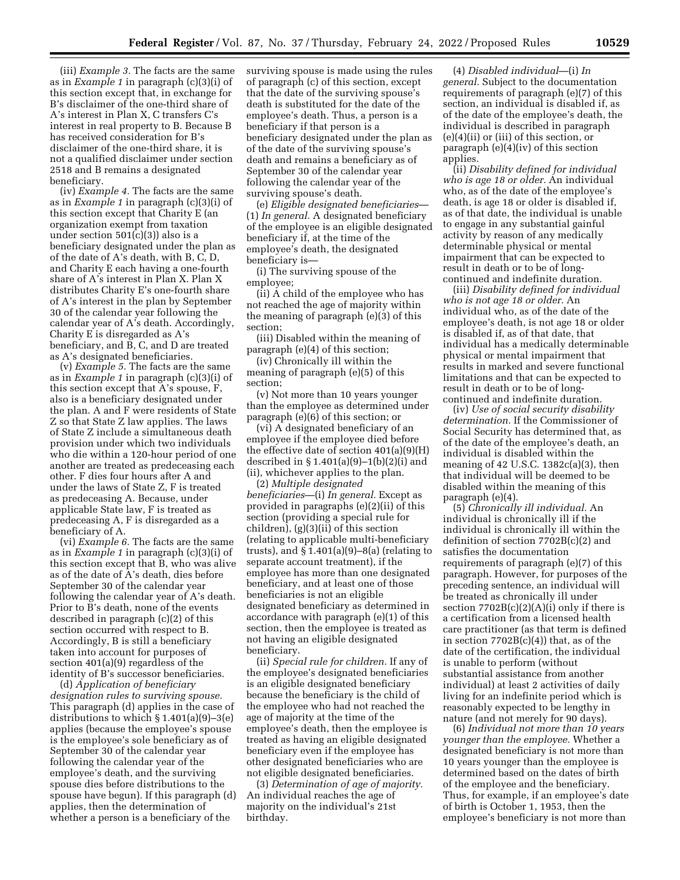(iii) *Example 3.* The facts are the same as in *Example 1* in paragraph (c)(3)(i) of this section except that, in exchange for B's disclaimer of the one-third share of A's interest in Plan X, C transfers C's interest in real property to B. Because B has received consideration for B's disclaimer of the one-third share, it is not a qualified disclaimer under section 2518 and B remains a designated beneficiary.

(iv) *Example 4.* The facts are the same as in *Example 1* in paragraph (c)(3)(i) of this section except that Charity E (an organization exempt from taxation under section 501(c)(3)) also is a beneficiary designated under the plan as of the date of A's death, with B, C, D, and Charity E each having a one-fourth share of A's interest in Plan X. Plan X distributes Charity E's one-fourth share of A's interest in the plan by September 30 of the calendar year following the calendar year of A's death. Accordingly, Charity E is disregarded as A's beneficiary, and B, C, and D are treated as A's designated beneficiaries.

(v) *Example 5.* The facts are the same as in *Example 1* in paragraph (c)(3)(i) of this section except that A's spouse, F, also is a beneficiary designated under the plan. A and F were residents of State Z so that State Z law applies. The laws of State Z include a simultaneous death provision under which two individuals who die within a 120-hour period of one another are treated as predeceasing each other. F dies four hours after A and under the laws of State Z, F is treated as predeceasing A. Because, under applicable State law, F is treated as predeceasing A, F is disregarded as a beneficiary of A.

(vi) *Example 6.* The facts are the same as in *Example 1* in paragraph (c)(3)(i) of this section except that B, who was alive as of the date of A's death, dies before September 30 of the calendar year following the calendar year of A's death. Prior to B's death, none of the events described in paragraph (c)(2) of this section occurred with respect to B. Accordingly, B is still a beneficiary taken into account for purposes of section 401(a)(9) regardless of the identity of B's successor beneficiaries.

(d) *Application of beneficiary designation rules to surviving spouse.* This paragraph (d) applies in the case of distributions to which § 1.401(a)(9)–3(e) applies (because the employee's spouse is the employee's sole beneficiary as of September 30 of the calendar year following the calendar year of the employee's death, and the surviving spouse dies before distributions to the spouse have begun). If this paragraph (d) applies, then the determination of whether a person is a beneficiary of the surviving spouse is made using the rules of paragraph (c) of this section, except that the date of the surviving spouse's death is substituted for the date of the employee's death. Thus, a person is a beneficiary if that person is a beneficiary designated under the plan as of the date of the surviving spouse's death and remains a beneficiary as of September 30 of the calendar year following the calendar year of the surviving spouse's death.

(e) *Eligible designated beneficiaries*—(1) *In general.* A designated beneficiary of the employee is an eligible designated beneficiary if, at the time of the employee's death, the designated beneficiary is—

(i) The surviving spouse of the employee;

(ii) A child of the employee who has not reached the age of majority within the meaning of paragraph (e)(3) of this section;

(iii) Disabled within the meaning of paragraph (e)(4) of this section;

(iv) Chronically ill within the meaning of paragraph (e)(5) of this section;

(v) Not more than 10 years younger than the employee as determined under paragraph (e)(6) of this section; or

(vi) A designated beneficiary of an employee if the employee died before the effective date of section 401(a)(9)(H) described in § 1.401(a)(9)–1(b)(2)(i) and (ii), whichever applies to the plan.

(2) *Multiple designated beneficiaries*—(i) *In general.* Except as provided in paragraphs (e)(2)(ii) of this section (providing a special rule for children), (g)(3)(ii) of this section (relating to applicable multi-beneficiary trusts), and § 1.401(a)(9)–8(a) (relating to separate account treatment), if the employee has more than one designated beneficiary, and at least one of those beneficiaries is not an eligible designated beneficiary as determined in accordance with paragraph (e)(1) of this section, then the employee is treated as not having an eligible designated beneficiary.

(ii) *Special rule for children.* If any of the employee's designated beneficiaries is an eligible designated beneficiary because the beneficiary is the child of the employee who had not reached the age of majority at the time of the employee's death, then the employee is treated as having an eligible designated beneficiary even if the employee has other designated beneficiaries who are not eligible designated beneficiaries.

(3) *Determination of age of majority.* An individual reaches the age of majority on the individual's 21st birthday.

(4) *Disabled individual*—(i) *In general.* Subject to the documentation requirements of paragraph (e)(7) of this section, an individual is disabled if, as of the date of the employee's death, the individual is described in paragraph (e)(4)(ii) or (iii) of this section, or paragraph (e)(4)(iv) of this section applies.

(ii) *Disability defined for individual who is age 18 or older.* An individual who, as of the date of the employee's death, is age 18 or older is disabled if, as of that date, the individual is unable to engage in any substantial gainful activity by reason of any medically determinable physical or mental impairment that can be expected to result in death or to be of long-continued and indefinite duration.

(iii) *Disability defined for individual who is not age 18 or older.* An individual who, as of the date of the employee's death, is not age 18 or older is disabled if, as of that date, that individual has a medically determinable physical or mental impairment that results in marked and severe functional limitations and that can be expected to result in death or to be of long-continued and indefinite duration.

(iv) *Use of social security disability determination.* If the Commissioner of Social Security has determined that, as of the date of the employee's death, an individual is disabled within the meaning of 42 U.S.C. 1382c(a)(3), then that individual will be deemed to be disabled within the meaning of this paragraph (e)(4).

(5) *Chronically ill individual.* An individual is chronically ill if the individual is chronically ill within the definition of section 7702B(c)(2) and satisfies the documentation requirements of paragraph (e)(7) of this paragraph. However, for purposes of the preceding sentence, an individual will be treated as chronically ill under section 7702B(c)(2)(A)(i) only if there is a certification from a licensed health care practitioner (as that term is defined in section 7702B(c)(4)) that, as of the date of the certification, the individual is unable to perform (without substantial assistance from another individual) at least 2 activities of daily living for an indefinite period which is reasonably expected to be lengthy in nature (and not merely for 90 days).

(6) *Individual not more than 10 years younger than the employee.* Whether a designated beneficiary is not more than 10 years younger than the employee is determined based on the dates of birth of the employee and the beneficiary. Thus, for example, if an employee's date of birth is October 1, 1953, then the employee's beneficiary is not more than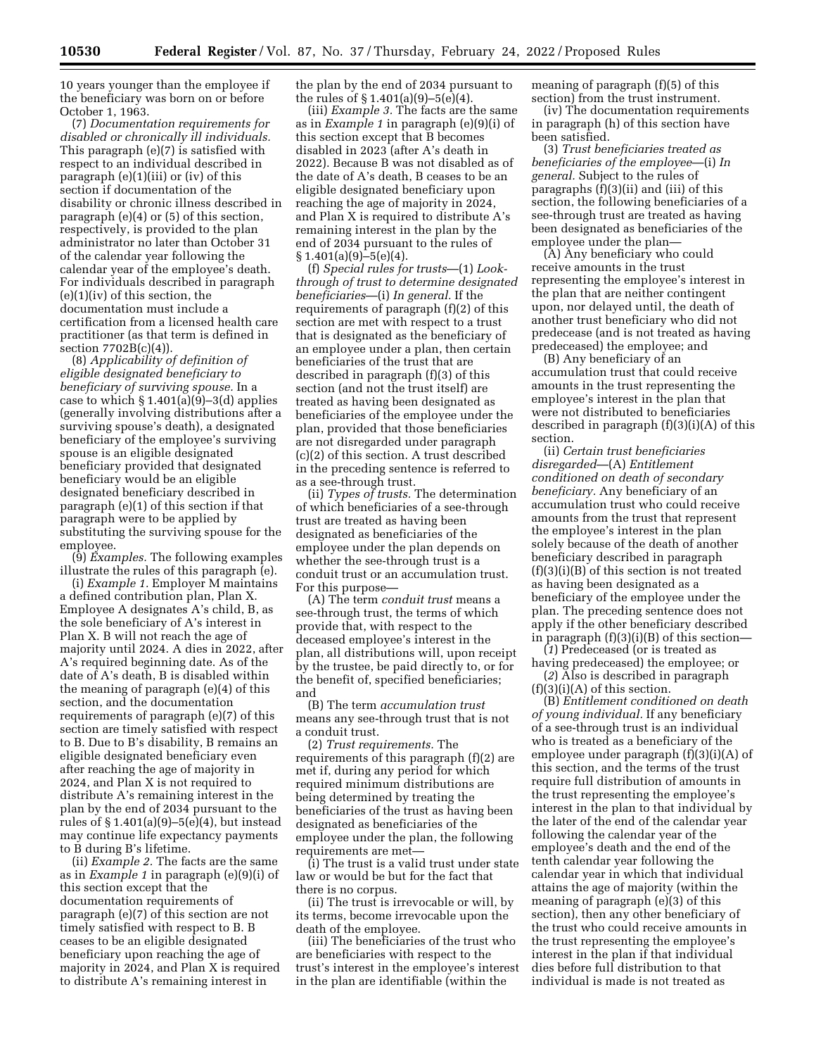10 years younger than the employee if the beneficiary was born on or before October 1, 1963.

(7) *Documentation requirements for disabled or chronically ill individuals.* This paragraph (e)(7) is satisfied with respect to an individual described in paragraph (e)(1)(iii) or (iv) of this section if documentation of the disability or chronic illness described in paragraph (e)(4) or (5) of this section, respectively, is provided to the plan administrator no later than October 31 of the calendar year following the calendar year of the employee's death. For individuals described in paragraph (e)(1)(iv) of this section, the documentation must include a certification from a licensed health care practitioner (as that term is defined in section 7702B(c)(4)).

(8) *Applicability of definition of eligible designated beneficiary to beneficiary of surviving spouse.* In a case to which § 1.401(a)(9)–3(d) applies (generally involving distributions after a surviving spouse's death), a designated beneficiary of the employee's surviving spouse is an eligible designated beneficiary provided that designated beneficiary would be an eligible designated beneficiary described in paragraph (e)(1) of this section if that paragraph were to be applied by substituting the surviving spouse for the employee.

(9) *Examples.* The following examples illustrate the rules of this paragraph (e).

(i) *Example 1.* Employer M maintains a defined contribution plan, Plan X. Employee A designates A's child, B, as the sole beneficiary of A's interest in Plan X. B will not reach the age of majority until 2024. A dies in 2022, after A's required beginning date. As of the date of A's death, B is disabled within the meaning of paragraph (e)(4) of this section, and the documentation requirements of paragraph (e)(7) of this section are timely satisfied with respect to B. Due to B's disability, B remains an eligible designated beneficiary even after reaching the age of majority in 2024, and Plan X is not required to distribute A's remaining interest in the plan by the end of 2034 pursuant to the rules of § 1.401(a)(9)–5(e)(4), but instead may continue life expectancy payments to B during B's lifetime.

(ii) *Example 2.* The facts are the same as in *Example 1* in paragraph (e)(9)(i) of this section except that the documentation requirements of paragraph (e)(7) of this section are not timely satisfied with respect to B. B ceases to be an eligible designated beneficiary upon reaching the age of majority in 2024, and Plan X is required to distribute A's remaining interest in the plan by the end of 2034 pursuant to the rules of § 1.401(a)(9)–5(e)(4).

(iii) *Example 3.* The facts are the same as in *Example 1* in paragraph (e)(9)(i) of this section except that B becomes disabled in 2023 (after A's death in 2022). Because B was not disabled as of the date of A's death, B ceases to be an eligible designated beneficiary upon reaching the age of majority in 2024, and Plan X is required to distribute A's remaining interest in the plan by the end of 2034 pursuant to the rules of § 1.401(a)(9)–5(e)(4).

(f) *Special rules for trusts*—(1) *Look-through of trust to determine designated beneficiaries*—(i) *In general.* If the requirements of paragraph (f)(2) of this section are met with respect to a trust that is designated as the beneficiary of an employee under a plan, then certain beneficiaries of the trust that are described in paragraph (f)(3) of this section (and not the trust itself) are treated as having been designated as beneficiaries of the employee under the plan, provided that those beneficiaries are not disregarded under paragraph (c)(2) of this section. A trust described in the preceding sentence is referred to as a see-through trust.

(ii) *Types of trusts.* The determination of which beneficiaries of a see-through trust are treated as having been designated as beneficiaries of the employee under the plan depends on whether the see-through trust is a conduit trust or an accumulation trust. For this purpose—

(A) The term *conduit trust* means a see-through trust, the terms of which provide that, with respect to the deceased employee's interest in the plan, all distributions will, upon receipt by the trustee, be paid directly to, or for the benefit of, specified beneficiaries; and

(B) The term *accumulation trust* means any see-through trust that is not a conduit trust.

(2) *Trust requirements.* The requirements of this paragraph (f)(2) are met if, during any period for which required minimum distributions are being determined by treating the beneficiaries of the trust as having been designated as beneficiaries of the employee under the plan, the following requirements are met—

(i) The trust is a valid trust under state law or would be but for the fact that there is no corpus.

(ii) The trust is irrevocable or will, by its terms, become irrevocable upon the death of the employee.

(iii) The beneficiaries of the trust who are beneficiaries with respect to the trust's interest in the employee's interest in the plan are identifiable (within the meaning of paragraph (f)(5) of this section) from the trust instrument.

(iv) The documentation requirements in paragraph (h) of this section have been satisfied.

(3) *Trust beneficiaries treated as beneficiaries of the employee*—(i) *In general.* Subject to the rules of paragraphs (f)(3)(ii) and (iii) of this section, the following beneficiaries of a see-through trust are treated as having been designated as beneficiaries of the employee under the plan—

(A) Any beneficiary who could receive amounts in the trust representing the employee's interest in the plan that are neither contingent upon, nor delayed until, the death of another trust beneficiary who did not predecease (and is not treated as having predeceased) the employee; and

(B) Any beneficiary of an accumulation trust that could receive amounts in the trust representing the employee's interest in the plan that were not distributed to beneficiaries described in paragraph (f)(3)(i)(A) of this section.

(ii) *Certain trust beneficiaries disregarded*—(A) *Entitlement conditioned on death of secondary beneficiary.* Any beneficiary of an accumulation trust who could receive amounts from the trust that represent the employee's interest in the plan solely because of the death of another beneficiary described in paragraph (f)(3)(i)(B) of this section is not treated as having been designated as a beneficiary of the employee under the plan. The preceding sentence does not apply if the other beneficiary described in paragraph (f)(3)(i)(B) of this section—

(*1*) Predeceased (or is treated as having predeceased) the employee; or

(*2*) Also is described in paragraph (f)(3)(i)(A) of this section.

(B) *Entitlement conditioned on death of young individual.* If any beneficiary of a see-through trust is an individual who is treated as a beneficiary of the employee under paragraph (f)(3)(i)(A) of this section, and the terms of the trust require full distribution of amounts in the trust representing the employee's interest in the plan to that individual by the later of the end of the calendar year following the calendar year of the employee's death and the end of the tenth calendar year following the calendar year in which that individual attains the age of majority (within the meaning of paragraph (e)(3) of this section), then any other beneficiary of the trust who could receive amounts in the trust representing the employee's interest in the plan if that individual dies before full distribution to that individual is made is not treated as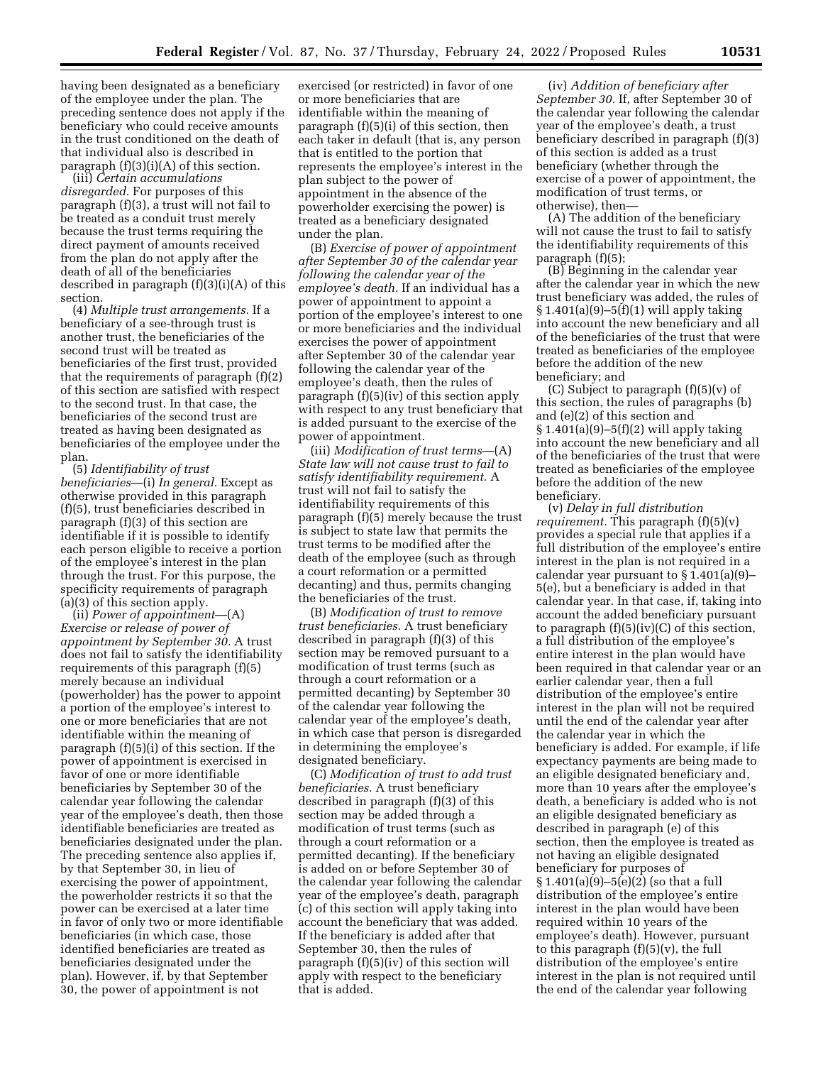having been designated as a beneficiary of the employee under the plan. The preceding sentence does not apply if the beneficiary who could receive amounts in the trust conditioned on the death of that individual also is described in paragraph (f)(3)(i)(A) of this section.

(iii) *Certain accumulations disregarded.* For purposes of this paragraph (f)(3), a trust will not fail to be treated as a conduit trust merely because the trust terms requiring the direct payment of amounts received from the plan do not apply after the death of all of the beneficiaries described in paragraph (f)(3)(i)(A) of this section.

(4) *Multiple trust arrangements.* If a beneficiary of a see-through trust is another trust, the beneficiaries of the second trust will be treated as beneficiaries of the first trust, provided that the requirements of paragraph (f)(2) of this section are satisfied with respect to the second trust. In that case, the beneficiaries of the second trust are treated as having been designated as beneficiaries of the employee under the plan.

(5) *Identifiability of trust beneficiaries*—(i) *In general.* Except as otherwise provided in this paragraph (f)(5), trust beneficiaries described in paragraph (f)(3) of this section are identifiable if it is possible to identify each person eligible to receive a portion of the employee's interest in the plan through the trust. For this purpose, the specificity requirements of paragraph (a)(3) of this section apply.

(ii) *Power of appointment*—(A) *Exercise or release of power of appointment by September 30.* A trust does not fail to satisfy the identifiability requirements of this paragraph (f)(5) merely because an individual (powerholder) has the power to appoint a portion of the employee's interest to one or more beneficiaries that are not identifiable within the meaning of paragraph (f)(5)(i) of this section. If the power of appointment is exercised in favor of one or more identifiable beneficiaries by September 30 of the calendar year following the calendar year of the employee's death, then those identifiable beneficiaries are treated as beneficiaries designated under the plan. The preceding sentence also applies if, by that September 30, in lieu of exercising the power of appointment, the powerholder restricts it so that the power can be exercised at a later time in favor of only two or more identifiable beneficiaries (in which case, those identified beneficiaries are treated as beneficiaries designated under the plan). However, if, by that September 30, the power of appointment is not exercised (or restricted) in favor of one or more beneficiaries that are identifiable within the meaning of paragraph (f)(5)(i) of this section, then each taker in default (that is, any person that is entitled to the portion that represents the employee's interest in the plan subject to the power of appointment in the absence of the powerholder exercising the power) is treated as a beneficiary designated under the plan.

(B) *Exercise of power of appointment after September 30 of the calendar year following the calendar year of the employee's death.* If an individual has a power of appointment to appoint a portion of the employee's interest to one or more beneficiaries and the individual exercises the power of appointment after September 30 of the calendar year following the calendar year of the employee's death, then the rules of paragraph (f)(5)(iv) of this section apply with respect to any trust beneficiary that is added pursuant to the exercise of the power of appointment.

(iii) *Modification of trust terms*—(A) *State law will not cause trust to fail to satisfy identifiability requirement.* A trust will not fail to satisfy the identifiability requirements of this paragraph (f)(5) merely because the trust is subject to state law that permits the trust terms to be modified after the death of the employee (such as through a court reformation or a permitted decanting) and thus, permits changing the beneficiaries of the trust.

(B) *Modification of trust to remove trust beneficiaries.* A trust beneficiary described in paragraph (f)(3) of this section may be removed pursuant to a modification of trust terms (such as through a court reformation or a permitted decanting) by September 30 of the calendar year following the calendar year of the employee's death, in which case that person is disregarded in determining the employee's designated beneficiary.

(C) *Modification of trust to add trust beneficiaries.* A trust beneficiary described in paragraph (f)(3) of this section may be added through a modification of trust terms (such as through a court reformation or a permitted decanting). If the beneficiary is added on or before September 30 of the calendar year following the calendar year of the employee's death, paragraph (c) of this section will apply taking into account the beneficiary that was added. If the beneficiary is added after that September 30, then the rules of paragraph (f)(5)(iv) of this section will apply with respect to the beneficiary that is added.

(iv) *Addition of beneficiary after September 30.* If, after September 30 of the calendar year following the calendar year of the employee's death, a trust beneficiary described in paragraph (f)(3) of this section is added as a trust beneficiary (whether through the exercise of a power of appointment, the modification of trust terms, or otherwise), then—

(A) The addition of the beneficiary will not cause the trust to fail to satisfy the identifiability requirements of this paragraph (f)(5);

(B) Beginning in the calendar year after the calendar year in which the new trust beneficiary was added, the rules of § 1.401(a)(9)–5(f)(1) will apply taking into account the new beneficiary and all of the beneficiaries of the trust that were treated as beneficiaries of the employee before the addition of the new beneficiary; and

(C) Subject to paragraph (f)(5)(v) of this section, the rules of paragraphs (b) and (e)(2) of this section and § 1.401(a)(9)–5(f)(2) will apply taking into account the new beneficiary and all of the beneficiaries of the trust that were treated as beneficiaries of the employee before the addition of the new beneficiary.

(v) *Delay in full distribution requirement.* This paragraph (f)(5)(v) provides a special rule that applies if a full distribution of the employee's entire interest in the plan is not required in a calendar year pursuant to § 1.401(a)(9)–5(e), but a beneficiary is added in that calendar year. In that case, if, taking into account the added beneficiary pursuant to paragraph (f)(5)(iv)(C) of this section, a full distribution of the employee's entire interest in the plan would have been required in that calendar year or an earlier calendar year, then a full distribution of the employee's entire interest in the plan will not be required until the end of the calendar year after the calendar year in which the beneficiary is added. For example, if life expectancy payments are being made to an eligible designated beneficiary and, more than 10 years after the employee's death, a beneficiary is added who is not an eligible designated beneficiary as described in paragraph (e) of this section, then the employee is treated as not having an eligible designated beneficiary for purposes of § 1.401(a)(9)–5(e)(2) (so that a full distribution of the employee's entire interest in the plan would have been required within 10 years of the employee's death). However, pursuant to this paragraph (f)(5)(v), the full distribution of the employee's entire interest in the plan is not required until the end of the calendar year following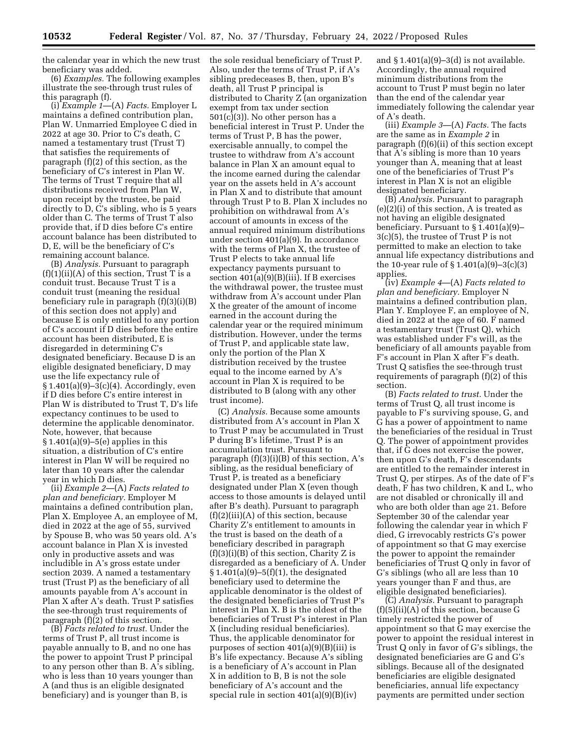the calendar year in which the new trust beneficiary was added.

(6) *Examples.* The following examples illustrate the see-through trust rules of this paragraph (f).

(i) *Example 1*—(A) *Facts.* Employer L maintains a defined contribution plan, Plan W. Unmarried Employee C died in 2022 at age 30. Prior to C's death, C named a testamentary trust (Trust T) that satisfies the requirements of paragraph (f)(2) of this section, as the beneficiary of C's interest in Plan W. The terms of Trust T require that all distributions received from Plan W, upon receipt by the trustee, be paid directly to D, C's sibling, who is 5 years older than C. The terms of Trust T also provide that, if D dies before C's entire account balance has been distributed to D, E, will be the beneficiary of C's remaining account balance.

(B) *Analysis.* Pursuant to paragraph (f)(1)(ii)(A) of this section, Trust T is a conduit trust. Because Trust T is a conduit trust (meaning the residual beneficiary rule in paragraph (f)(3)(i)(B) of this section does not apply) and because E is only entitled to any portion of C's account if D dies before the entire account has been distributed, E is disregarded in determining C's designated beneficiary. Because D is an eligible designated beneficiary, D may use the life expectancy rule of § 1.401(a)(9)–3(c)(4). Accordingly, even if D dies before C's entire interest in Plan W is distributed to Trust T, D's life expectancy continues to be used to determine the applicable denominator. Note, however, that because § 1.401(a)(9)–5(e) applies in this situation, a distribution of C's entire interest in Plan W will be required no later than 10 years after the calendar year in which D dies.

(ii) *Example 2*—(A) *Facts related to plan and beneficiary.* Employer M maintains a defined contribution plan, Plan X. Employee A, an employee of M, died in 2022 at the age of 55, survived by Spouse B, who was 50 years old. A's account balance in Plan X is invested only in productive assets and was includible in A's gross estate under section 2039. A named a testamentary trust (Trust P) as the beneficiary of all amounts payable from A's account in Plan X after A's death. Trust P satisfies the see-through trust requirements of paragraph (f)(2) of this section.

(B) *Facts related to trust.* Under the terms of Trust P, all trust income is payable annually to B, and no one has the power to appoint Trust P principal to any person other than B. A's sibling, who is less than 10 years younger than A (and thus is an eligible designated beneficiary) and is younger than B, is the sole residual beneficiary of Trust P. Also, under the terms of Trust P, if A's sibling predeceases B, then, upon B's death, all Trust P principal is distributed to Charity Z (an organization exempt from tax under section 501(c)(3)). No other person has a beneficial interest in Trust P. Under the terms of Trust P, B has the power, exercisable annually, to compel the trustee to withdraw from A's account balance in Plan X an amount equal to the income earned during the calendar year on the assets held in A's account in Plan X and to distribute that amount through Trust P to B. Plan X includes no prohibition on withdrawal from A's account of amounts in excess of the annual required minimum distributions under section 401(a)(9). In accordance with the terms of Plan X, the trustee of Trust P elects to take annual life expectancy payments pursuant to section 401(a)(9)(B)(iii). If B exercises the withdrawal power, the trustee must withdraw from A's account under Plan X the greater of the amount of income earned in the account during the calendar year or the required minimum distribution. However, under the terms of Trust P, and applicable state law, only the portion of the Plan X distribution received by the trustee equal to the income earned by A's account in Plan X is required to be distributed to B (along with any other trust income).

(C) *Analysis.* Because some amounts distributed from A's account in Plan X to Trust P may be accumulated in Trust P during B's lifetime, Trust P is an accumulation trust. Pursuant to paragraph (f)(3)(i)(B) of this section, A's sibling, as the residual beneficiary of Trust P, is treated as a beneficiary designated under Plan X (even though access to those amounts is delayed until after B's death). Pursuant to paragraph (f)(2)(iii)(A) of this section, because Charity Z's entitlement to amounts in the trust is based on the death of a beneficiary described in paragraph (f)(3)(i)(B) of this section, Charity Z is disregarded as a beneficiary of A. Under § 1.401(a)(9)–5(f)(1), the designated beneficiary used to determine the applicable denominator is the oldest of the designated beneficiaries of Trust P's interest in Plan X. B is the oldest of the beneficiaries of Trust P's interest in Plan X (including residual beneficiaries). Thus, the applicable denominator for purposes of section 401(a)(9)(B)(iii) is B's life expectancy. Because A's sibling is a beneficiary of A's account in Plan X in addition to B, B is not the sole beneficiary of A's account and the special rule in section 401(a)(9)(B)(iv) and § 1.401(a)(9)–3(d) is not available. Accordingly, the annual required minimum distributions from the account to Trust P must begin no later than the end of the calendar year immediately following the calendar year of A's death.

(iii) *Example 3*—(A) *Facts.* The facts are the same as in *Example 2* in paragraph (f)(6)(ii) of this section except that A's sibling is more than 10 years younger than A, meaning that at least one of the beneficiaries of Trust P's interest in Plan X is not an eligible designated beneficiary.

(B) *Analysis.* Pursuant to paragraph (e)(2)(i) of this section, A is treated as not having an eligible designated beneficiary. Pursuant to § 1.401(a)(9)–3(c)(5), the trustee of Trust P is not permitted to make an election to take annual life expectancy distributions and the 10-year rule of § 1.401(a)(9)–3(c)(3) applies.

(iv) *Example 4*—(A) *Facts related to plan and beneficiary.* Employer N maintains a defined contribution plan, Plan Y. Employee F, an employee of N, died in 2022 at the age of 60. F named a testamentary trust (Trust Q), which was established under F's will, as the beneficiary of all amounts payable from F's account in Plan X after F's death. Trust Q satisfies the see-through trust requirements of paragraph (f)(2) of this section.

(B) *Facts related to trust.* Under the terms of Trust Q, all trust income is payable to F's surviving spouse, G, and G has a power of appointment to name the beneficiaries of the residual in Trust Q. The power of appointment provides that, if G does not exercise the power, then upon G's death, F's descendants are entitled to the remainder interest in Trust Q, per stirpes. As of the date of F's death, F has two children, K and L, who are not disabled or chronically ill and who are both older than age 21. Before September 30 of the calendar year following the calendar year in which F died, G irrevocably restricts G's power of appointment so that G may exercise the power to appoint the remainder beneficiaries of Trust Q only in favor of G's siblings (who all are less than 10 years younger than F and thus, are eligible designated beneficiaries).

(C) *Analysis.* Pursuant to paragraph (f)(5)(ii)(A) of this section, because G timely restricted the power of appointment so that G may exercise the power to appoint the residual interest in Trust Q only in favor of G's siblings, the designated beneficiaries are G and G's siblings. Because all of the designated beneficiaries are eligible designated beneficiaries, annual life expectancy payments are permitted under section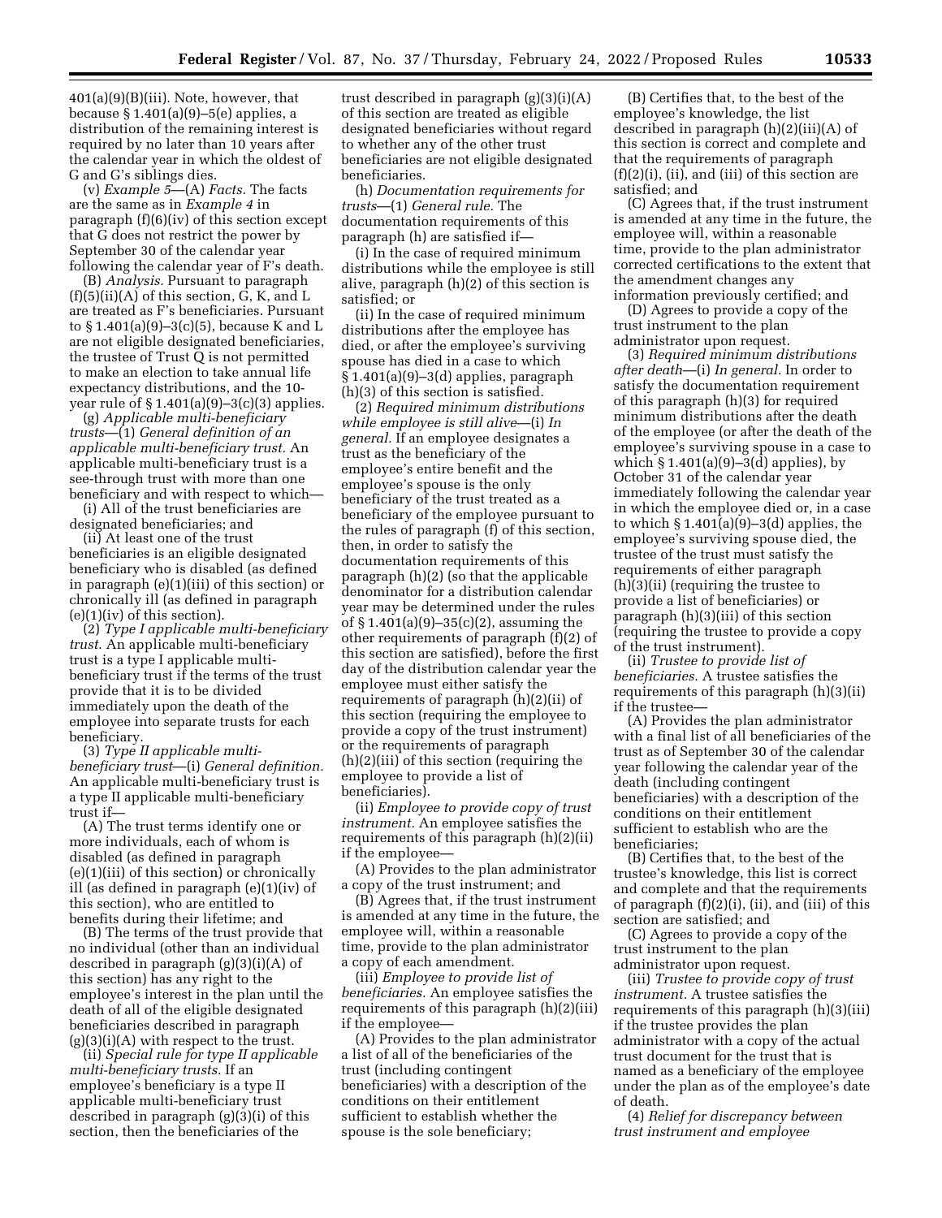401(a)(9)(B)(iii). Note, however, that because § 1.401(a)(9)–5(e) applies, a distribution of the remaining interest is required by no later than 10 years after the calendar year in which the oldest of G and G's siblings dies.

(v) *Example 5*—(A) *Facts.* The facts are the same as in *Example 4* in paragraph (f)(6)(iv) of this section except that G does not restrict the power by September 30 of the calendar year following the calendar year of F's death.

(B) *Analysis.* Pursuant to paragraph (f)(5)(ii)(A) of this section, G, K, and L are treated as F's beneficiaries. Pursuant to § 1.401(a)(9)–3(c)(5), because K and L are not eligible designated beneficiaries, the trustee of Trust Q is not permitted to make an election to take annual life expectancy distributions, and the 10-year rule of § 1.401(a)(9)–3(c)(3) applies.

(g) *Applicable multi-beneficiary trusts*—(1) *General definition of an applicable multi-beneficiary trust.* An applicable multi-beneficiary trust is a see-through trust with more than one beneficiary and with respect to which—

(i) All of the trust beneficiaries are designated beneficiaries; and

(ii) At least one of the trust beneficiaries is an eligible designated beneficiary who is disabled (as defined in paragraph (e)(1)(iii) of this section) or chronically ill (as defined in paragraph (e)(1)(iv) of this section).

(2) *Type I applicable multi-beneficiary trust.* An applicable multi-beneficiary trust is a type I applicable multi-beneficiary trust if the terms of the trust provide that it is to be divided immediately upon the death of the employee into separate trusts for each beneficiary.

(3) *Type II applicable multi-beneficiary trust*—(i) *General definition.* An applicable multi-beneficiary trust is a type II applicable multi-beneficiary trust if—

(A) The trust terms identify one or more individuals, each of whom is disabled (as defined in paragraph (e)(1)(iii) of this section) or chronically ill (as defined in paragraph (e)(1)(iv) of this section), who are entitled to benefits during their lifetime; and

(B) The terms of the trust provide that no individual (other than an individual described in paragraph (g)(3)(i)(A) of this section) has any right to the employee's interest in the plan until the death of all of the eligible designated beneficiaries described in paragraph (g)(3)(i)(A) with respect to the trust.

(ii) *Special rule for type II applicable multi-beneficiary trusts.* If an employee's beneficiary is a type II applicable multi-beneficiary trust described in paragraph (g)(3)(i) of this section, then the beneficiaries of the trust described in paragraph (g)(3)(i)(A) of this section are treated as eligible designated beneficiaries without regard to whether any of the other trust beneficiaries are not eligible designated beneficiaries.

(h) *Documentation requirements for trusts*—(1) *General rule.* The documentation requirements of this paragraph (h) are satisfied if—

(i) In the case of required minimum distributions while the employee is still alive, paragraph (h)(2) of this section is satisfied; or

(ii) In the case of required minimum distributions after the employee has died, or after the employee's surviving spouse has died in a case to which § 1.401(a)(9)–3(d) applies, paragraph (h)(3) of this section is satisfied.

(2) *Required minimum distributions while employee is still alive*—(i) *In general.* If an employee designates a trust as the beneficiary of the employee's entire benefit and the employee's spouse is the only beneficiary of the trust treated as a beneficiary of the employee pursuant to the rules of paragraph (f) of this section, then, in order to satisfy the documentation requirements of this paragraph (h)(2) (so that the applicable denominator for a distribution calendar year may be determined under the rules of § 1.401(a)(9)–35(c)(2), assuming the other requirements of paragraph (f)(2) of this section are satisfied), before the first day of the distribution calendar year the employee must either satisfy the requirements of paragraph (h)(2)(ii) of this section (requiring the employee to provide a copy of the trust instrument) or the requirements of paragraph (h)(2)(iii) of this section (requiring the employee to provide a list of beneficiaries).

(ii) *Employee to provide copy of trust instrument.* An employee satisfies the requirements of this paragraph (h)(2)(ii) if the employee—

(A) Provides to the plan administrator a copy of the trust instrument; and

(B) Agrees that, if the trust instrument is amended at any time in the future, the employee will, within a reasonable time, provide to the plan administrator a copy of each amendment.

(iii) *Employee to provide list of beneficiaries.* An employee satisfies the requirements of this paragraph (h)(2)(iii) if the employee—

(A) Provides to the plan administrator a list of all of the beneficiaries of the trust (including contingent beneficiaries) with a description of the conditions on their entitlement sufficient to establish whether the spouse is the sole beneficiary;

(B) Certifies that, to the best of the employee's knowledge, the list described in paragraph (h)(2)(iii)(A) of this section is correct and complete and that the requirements of paragraph (f)(2)(i), (ii), and (iii) of this section are satisfied; and

(C) Agrees that, if the trust instrument is amended at any time in the future, the employee will, within a reasonable time, provide to the plan administrator corrected certifications to the extent that the amendment changes any information previously certified; and

(D) Agrees to provide a copy of the trust instrument to the plan administrator upon request.

(3) *Required minimum distributions after death*—(i) *In general.* In order to satisfy the documentation requirement of this paragraph (h)(3) for required minimum distributions after the death of the employee (or after the death of the employee's surviving spouse in a case to which § 1.401(a)(9)–3(d) applies), by October 31 of the calendar year immediately following the calendar year in which the employee died or, in a case to which § 1.401(a)(9)–3(d) applies, the employee's surviving spouse died, the trustee of the trust must satisfy the requirements of either paragraph (h)(3)(ii) (requiring the trustee to provide a list of beneficiaries) or paragraph (h)(3)(iii) of this section (requiring the trustee to provide a copy of the trust instrument).

(ii) *Trustee to provide list of beneficiaries.* A trustee satisfies the requirements of this paragraph (h)(3)(ii) if the trustee—

(A) Provides the plan administrator with a final list of all beneficiaries of the trust as of September 30 of the calendar year following the calendar year of the death (including contingent beneficiaries) with a description of the conditions on their entitlement sufficient to establish who are the beneficiaries;

(B) Certifies that, to the best of the trustee's knowledge, this list is correct and complete and that the requirements of paragraph (f)(2)(i), (ii), and (iii) of this section are satisfied; and

(C) Agrees to provide a copy of the trust instrument to the plan administrator upon request.

(iii) *Trustee to provide copy of trust instrument.* A trustee satisfies the requirements of this paragraph (h)(3)(iii) if the trustee provides the plan administrator with a copy of the actual trust document for the trust that is named as a beneficiary of the employee under the plan as of the employee's date of death.

(4) *Relief for discrepancy between trust instrument and employee*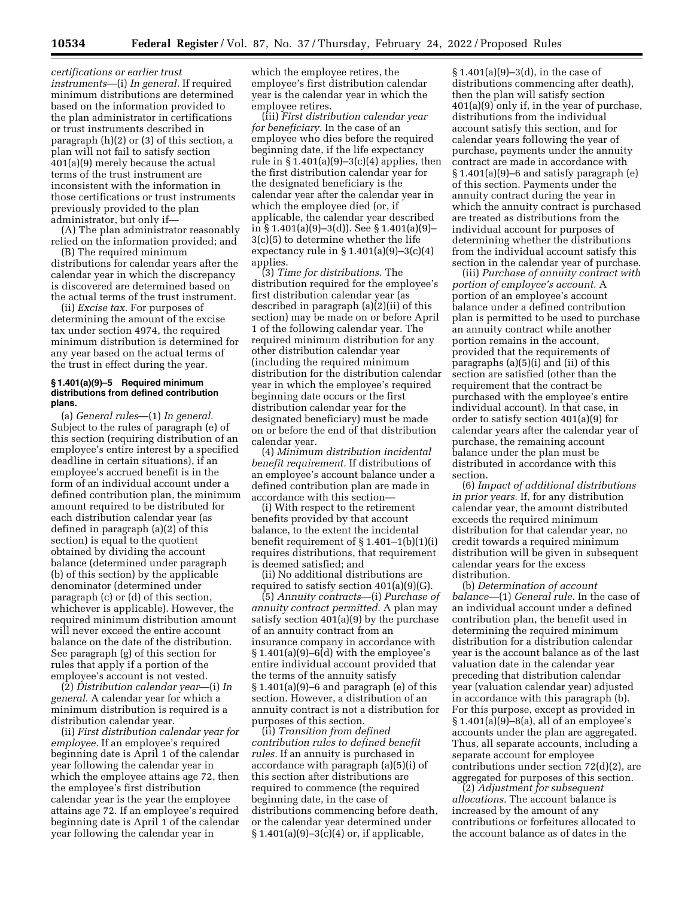*certifications or earlier trust instruments*—(i) *In general.* If required minimum distributions are determined based on the information provided to the plan administrator in certifications or trust instruments described in paragraph (h)(2) or (3) of this section, a plan will not fail to satisfy section 401(a)(9) merely because the actual terms of the trust instrument are inconsistent with the information in those certifications or trust instruments previously provided to the plan administrator, but only if—

(A) The plan administrator reasonably relied on the information provided; and

(B) The required minimum distributions for calendar years after the calendar year in which the discrepancy is discovered are determined based on the actual terms of the trust instrument.

(ii) *Excise tax.* For purposes of determining the amount of the excise tax under section 4974, the required minimum distribution is determined for any year based on the actual terms of the trust in effect during the year.

### § 1.401(a)(9)–5 Required minimum distributions from defined contribution plans.

(a) *General rules*—(1) *In general.* Subject to the rules of paragraph (e) of this section (requiring distribution of an employee's entire interest by a specified deadline in certain situations), if an employee's accrued benefit is in the form of an individual account under a defined contribution plan, the minimum amount required to be distributed for each distribution calendar year (as defined in paragraph (a)(2) of this section) is equal to the quotient obtained by dividing the account balance (determined under paragraph (b) of this section) by the applicable denominator (determined under paragraph (c) or (d) of this section, whichever is applicable). However, the required minimum distribution amount will never exceed the entire account balance on the date of the distribution. See paragraph (g) of this section for rules that apply if a portion of the employee's account is not vested.

(2) *Distribution calendar year*—(i) *In general.* A calendar year for which a minimum distribution is required is a distribution calendar year.

(ii) *First distribution calendar year for employee.* If an employee's required beginning date is April 1 of the calendar year following the calendar year in which the employee attains age 72, then the employee's first distribution calendar year is the year the employee attains age 72. If an employee's required beginning date is April 1 of the calendar year following the calendar year in which the employee retires, the employee's first distribution calendar year is the calendar year in which the employee retires.

(iii) *First distribution calendar year for beneficiary.* In the case of an employee who dies before the required beginning date, if the life expectancy rule in § 1.401(a)(9)–3(c)(4) applies, then the first distribution calendar year for the designated beneficiary is the calendar year after the calendar year in which the employee died (or, if applicable, the calendar year described in § 1.401(a)(9)–3(d)). See § 1.401(a)(9)–3(c)(5) to determine whether the life expectancy rule in § 1.401(a)(9)–3(c)(4) applies.

(3) *Time for distributions.* The distribution required for the employee's first distribution calendar year (as described in paragraph (a)(2)(ii) of this section) may be made on or before April 1 of the following calendar year. The required minimum distribution for any other distribution calendar year (including the required minimum distribution for the distribution calendar year in which the employee's required beginning date occurs or the first distribution calendar year for the designated beneficiary) must be made on or before the end of that distribution calendar year.

(4) *Minimum distribution incidental benefit requirement.* If distributions of an employee's account balance under a defined contribution plan are made in accordance with this section—

(i) With respect to the retirement benefits provided by that account balance, to the extent the incidental benefit requirement of § 1.401–1(b)(1)(i) requires distributions, that requirement is deemed satisfied; and

(ii) No additional distributions are required to satisfy section 401(a)(9)(G).

(5) *Annuity contracts*—(i) *Purchase of annuity contract permitted.* A plan may satisfy section 401(a)(9) by the purchase of an annuity contract from an insurance company in accordance with § 1.401(a)(9)–6(d) with the employee's entire individual account provided that the terms of the annuity satisfy § 1.401(a)(9)–6 and paragraph (e) of this section. However, a distribution of an annuity contract is not a distribution for purposes of this section.

(ii) *Transition from defined contribution rules to defined benefit rules.* If an annuity is purchased in accordance with paragraph (a)(5)(i) of this section after distributions are required to commence (the required beginning date, in the case of distributions commencing before death, or the calendar year determined under § 1.401(a)(9)–3(c)(4) or, if applicable, § 1.401(a)(9)–3(d), in the case of distributions commencing after death), then the plan will satisfy section 401(a)(9) only if, in the year of purchase, distributions from the individual account satisfy this section, and for calendar years following the year of purchase, payments under the annuity contract are made in accordance with § 1.401(a)(9)–6 and satisfy paragraph (e) of this section. Payments under the annuity contract during the year in which the annuity contract is purchased are treated as distributions from the individual account for purposes of determining whether the distributions from the individual account satisfy this section in the calendar year of purchase.

(iii) *Purchase of annuity contract with portion of employee's account.* A portion of an employee's account balance under a defined contribution plan is permitted to be used to purchase an annuity contract while another portion remains in the account, provided that the requirements of paragraphs (a)(5)(i) and (ii) of this section are satisfied (other than the requirement that the contract be purchased with the employee's entire individual account). In that case, in order to satisfy section 401(a)(9) for calendar years after the calendar year of purchase, the remaining account balance under the plan must be distributed in accordance with this section.

(6) *Impact of additional distributions in prior years.* If, for any distribution calendar year, the amount distributed exceeds the required minimum distribution for that calendar year, no credit towards a required minimum distribution will be given in subsequent calendar years for the excess distribution.

(b) *Determination of account balance*—(1) *General rule.* In the case of an individual account under a defined contribution plan, the benefit used in determining the required minimum distribution for a distribution calendar year is the account balance as of the last valuation date in the calendar year preceding that distribution calendar year (valuation calendar year) adjusted in accordance with this paragraph (b). For this purpose, except as provided in § 1.401(a)(9)–8(a), all of an employee's accounts under the plan are aggregated. Thus, all separate accounts, including a separate account for employee contributions under section 72(d)(2), are aggregated for purposes of this section.

(2) *Adjustment for subsequent allocations.* The account balance is increased by the amount of any contributions or forfeitures allocated to the account balance as of dates in the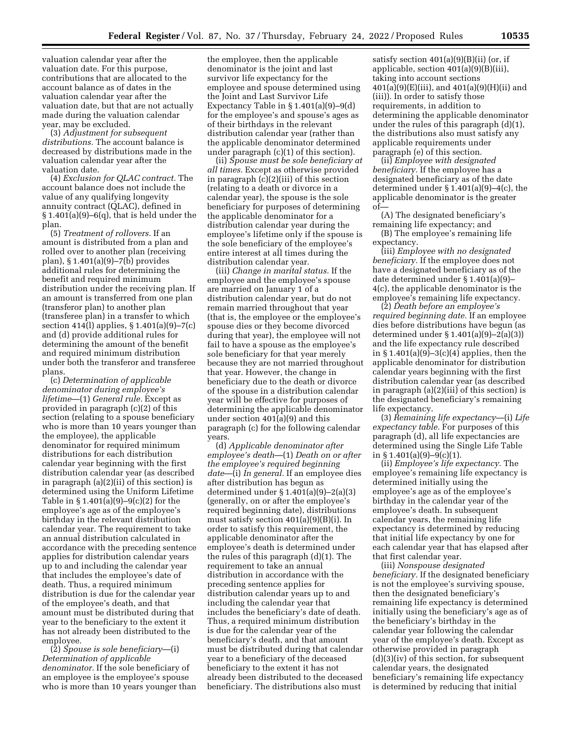valuation calendar year after the valuation date. For this purpose, contributions that are allocated to the account balance as of dates in the valuation calendar year after the valuation date, but that are not actually made during the valuation calendar year, may be excluded.

(3) *Adjustment for subsequent distributions.* The account balance is decreased by distributions made in the valuation calendar year after the valuation date.

(4) *Exclusion for QLAC contract.* The account balance does not include the value of any qualifying longevity annuity contract (QLAC), defined in § 1.401(a)(9)–6(q), that is held under the plan.

(5) *Treatment of rollovers.* If an amount is distributed from a plan and rolled over to another plan (receiving plan), § 1.401(a)(9)–7(b) provides additional rules for determining the benefit and required minimum distribution under the receiving plan. If an amount is transferred from one plan (transferor plan) to another plan (transferee plan) in a transfer to which section 414(l) applies, § 1.401(a)(9)–7(c) and (d) provide additional rules for determining the amount of the benefit and required minimum distribution under both the transferor and transferee plans.

(c) *Determination of applicable denominator during employee's lifetime*—(1) *General rule.* Except as provided in paragraph (c)(2) of this section (relating to a spouse beneficiary who is more than 10 years younger than the employee), the applicable denominator for required minimum distributions for each distribution calendar year beginning with the first distribution calendar year (as described in paragraph (a)(2)(ii) of this section) is determined using the Uniform Lifetime Table in § 1.401(a)(9)–9(c)(2) for the employee's age as of the employee's birthday in the relevant distribution calendar year. The requirement to take an annual distribution calculated in accordance with the preceding sentence applies for distribution calendar years up to and including the calendar year that includes the employee's date of death. Thus, a required minimum distribution is due for the calendar year of the employee's death, and that amount must be distributed during that year to the beneficiary to the extent it has not already been distributed to the employee.

(2) *Spouse is sole beneficiary*—(i) *Determination of applicable denominator.* If the sole beneficiary of an employee is the employee's spouse who is more than 10 years younger than the employee, then the applicable denominator is the joint and last survivor life expectancy for the employee and spouse determined using the Joint and Last Survivor Life Expectancy Table in § 1.401(a)(9)–9(d) for the employee's and spouse's ages as of their birthdays in the relevant distribution calendar year (rather than the applicable denominator determined under paragraph (c)(1) of this section).

(ii) *Spouse must be sole beneficiary at all times.* Except as otherwise provided in paragraph (c)(2)(iii) of this section (relating to a death or divorce in a calendar year), the spouse is the sole beneficiary for purposes of determining the applicable denominator for a distribution calendar year during the employee's lifetime only if the spouse is the sole beneficiary of the employee's entire interest at all times during the distribution calendar year.

(iii) *Change in marital status.* If the employee and the employee's spouse are married on January 1 of a distribution calendar year, but do not remain married throughout that year (that is, the employee or the employee's spouse dies or they become divorced during that year), the employee will not fail to have a spouse as the employee's sole beneficiary for that year merely because they are not married throughout that year. However, the change in beneficiary due to the death or divorce of the spouse in a distribution calendar year will be effective for purposes of determining the applicable denominator under section 401(a)(9) and this paragraph (c) for the following calendar years.

(d) *Applicable denominator after employee's death*—(1) *Death on or after the employee's required beginning date*—(i) *In general.* If an employee dies after distribution has begun as determined under § 1.401(a)(9)–2(a)(3) (generally, on or after the employee's required beginning date), distributions must satisfy section 401(a)(9)(B)(i). In order to satisfy this requirement, the applicable denominator after the employee's death is determined under the rules of this paragraph (d)(1). The requirement to take an annual distribution in accordance with the preceding sentence applies for distribution calendar years up to and including the calendar year that includes the beneficiary's date of death. Thus, a required minimum distribution is due for the calendar year of the beneficiary's death, and that amount must be distributed during that calendar year to a beneficiary of the deceased beneficiary to the extent it has not already been distributed to the deceased beneficiary. The distributions also must satisfy section 401(a)(9)(B)(ii) (or, if applicable, section 401(a)(9)(B)(iii), taking into account sections 401(a)(9)(E)(iii), and 401(a)(9)(H)(ii) and (iii)). In order to satisfy those requirements, in addition to determining the applicable denominator under the rules of this paragraph (d)(1), the distributions also must satisfy any applicable requirements under paragraph (e) of this section.

(ii) *Employee with designated beneficiary.* If the employee has a designated beneficiary as of the date determined under § 1.401(a)(9)–4(c), the applicable denominator is the greater of—

(A) The designated beneficiary's remaining life expectancy; and

(B) The employee's remaining life expectancy.

(iii) *Employee with no designated beneficiary.* If the employee does not have a designated beneficiary as of the date determined under § 1.401(a)(9)–4(c), the applicable denominator is the employee's remaining life expectancy.

(2) *Death before an employee's required beginning date.* If an employee dies before distributions have begun (as determined under § 1.401(a)(9)–2(a)(3)) and the life expectancy rule described in § 1.401(a)(9)–3(c)(4) applies, then the applicable denominator for distribution calendar years beginning with the first distribution calendar year (as described in paragraph (a)(2)(iii) of this section) is the designated beneficiary's remaining life expectancy.

(3) *Remaining life expectancy*—(i) *Life expectancy table.* For purposes of this paragraph (d), all life expectancies are determined using the Single Life Table in § 1.401(a)(9)–9(c)(1).

(ii) *Employee's life expectancy.* The employee's remaining life expectancy is determined initially using the employee's age as of the employee's birthday in the calendar year of the employee's death. In subsequent calendar years, the remaining life expectancy is determined by reducing that initial life expectancy by one for each calendar year that has elapsed after that first calendar year.

(iii) *Nonspouse designated beneficiary.* If the designated beneficiary is not the employee's surviving spouse, then the designated beneficiary's remaining life expectancy is determined initially using the beneficiary's age as of the beneficiary's birthday in the calendar year following the calendar year of the employee's death. Except as otherwise provided in paragraph (d)(3)(iv) of this section, for subsequent calendar years, the designated beneficiary's remaining life expectancy is determined by reducing that initial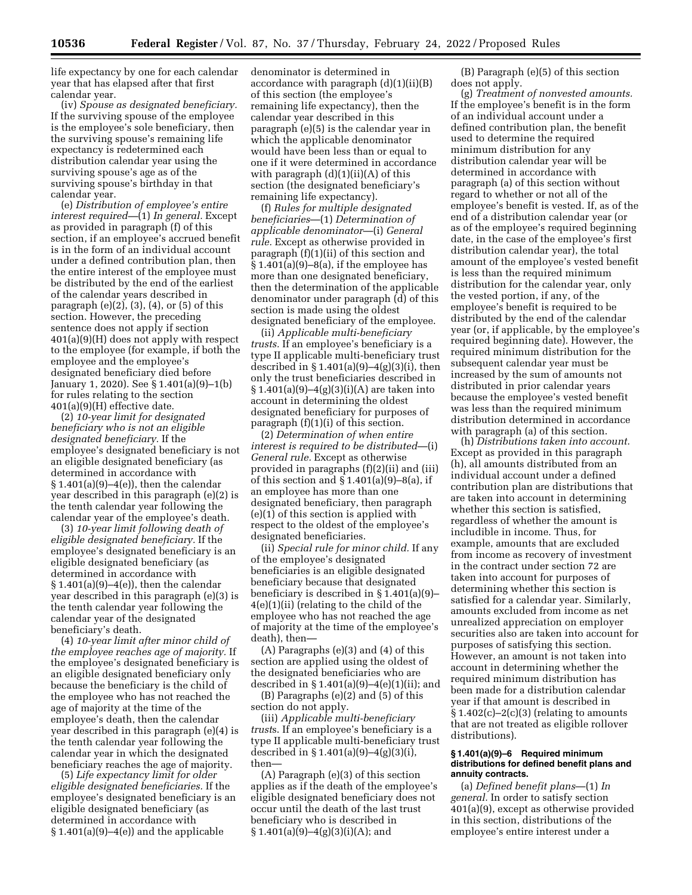life expectancy by one for each calendar year that has elapsed after that first calendar year.

(iv) *Spouse as designated beneficiary.* If the surviving spouse of the employee is the employee's sole beneficiary, then the surviving spouse's remaining life expectancy is redetermined each distribution calendar year using the surviving spouse's age as of the surviving spouse's birthday in that calendar year.

(e) *Distribution of employee's entire interest required*—(1) *In general.* Except as provided in paragraph (f) of this section, if an employee's accrued benefit is in the form of an individual account under a defined contribution plan, then the entire interest of the employee must be distributed by the end of the earliest of the calendar years described in paragraph (e)(2), (3), (4), or (5) of this section. However, the preceding sentence does not apply if section 401(a)(9)(H) does not apply with respect to the employee (for example, if both the employee and the employee's designated beneficiary died before January 1, 2020). See § 1.401(a)(9)–1(b) for rules relating to the section 401(a)(9)(H) effective date.

(2) *10-year limit for designated beneficiary who is not an eligible designated beneficiary.* If the employee's designated beneficiary is not an eligible designated beneficiary (as determined in accordance with § 1.401(a)(9)–4(e)), then the calendar year described in this paragraph (e)(2) is the tenth calendar year following the calendar year of the employee's death.

(3) *10-year limit following death of eligible designated beneficiary.* If the employee's designated beneficiary is an eligible designated beneficiary (as determined in accordance with § 1.401(a)(9)–4(e)), then the calendar year described in this paragraph (e)(3) is the tenth calendar year following the calendar year of the designated beneficiary's death.

(4) *10-year limit after minor child of the employee reaches age of majority.* If the employee's designated beneficiary is an eligible designated beneficiary only because the beneficiary is the child of the employee who has not reached the age of majority at the time of the employee's death, then the calendar year described in this paragraph (e)(4) is the tenth calendar year following the calendar year in which the designated beneficiary reaches the age of majority.

(5) *Life expectancy limit for older eligible designated beneficiaries.* If the employee's designated beneficiary is an eligible designated beneficiary (as determined in accordance with § 1.401(a)(9)–4(e)) and the applicable denominator is determined in accordance with paragraph (d)(1)(ii)(B) of this section (the employee's remaining life expectancy), then the calendar year described in this paragraph (e)(5) is the calendar year in which the applicable denominator would have been less than or equal to one if it were determined in accordance with paragraph (d)(1)(ii)(A) of this section (the designated beneficiary's remaining life expectancy).

(f) *Rules for multiple designated beneficiaries*—(1) *Determination of applicable denominator*—(i) *General rule.* Except as otherwise provided in paragraph (f)(1)(ii) of this section and § 1.401(a)(9)–8(a), if the employee has more than one designated beneficiary, then the determination of the applicable denominator under paragraph (d) of this section is made using the oldest designated beneficiary of the employee.

(ii) *Applicable multi-beneficiary trusts.* If an employee's beneficiary is a type II applicable multi-beneficiary trust described in § 1.401(a)(9)–4(g)(3)(i), then only the trust beneficiaries described in § 1.401(a)(9)–4(g)(3)(i)(A) are taken into account in determining the oldest designated beneficiary for purposes of paragraph (f)(1)(i) of this section.

(2) *Determination of when entire interest is required to be distributed*—(i) *General rule.* Except as otherwise provided in paragraphs (f)(2)(ii) and (iii) of this section and § 1.401(a)(9)–8(a), if an employee has more than one designated beneficiary, then paragraph (e)(1) of this section is applied with respect to the oldest of the employee's designated beneficiaries.

(ii) *Special rule for minor child.* If any of the employee's designated beneficiaries is an eligible designated beneficiary because that designated beneficiary is described in § 1.401(a)(9)–4(e)(1)(ii) (relating to the child of the employee who has not reached the age of majority at the time of the employee's death), then—

(A) Paragraphs (e)(3) and (4) of this section are applied using the oldest of the designated beneficiaries who are described in § 1.401(a)(9)–4(e)(1)(ii); and

(B) Paragraphs (e)(2) and (5) of this section do not apply.

(iii) *Applicable multi-beneficiary trusts.* If an employee's beneficiary is a type II applicable multi-beneficiary trust described in § 1.401(a)(9)–4(g)(3)(i), then—

(A) Paragraph (e)(3) of this section applies as if the death of the employee's eligible designated beneficiary does not occur until the death of the last trust beneficiary who is described in § 1.401(a)(9)–4(g)(3)(i)(A); and

(B) Paragraph (e)(5) of this section does not apply.

(g) *Treatment of nonvested amounts.* If the employee's benefit is in the form of an individual account under a defined contribution plan, the benefit used to determine the required minimum distribution for any distribution calendar year will be determined in accordance with paragraph (a) of this section without regard to whether or not all of the employee's benefit is vested. If, as of the end of a distribution calendar year (or as of the employee's required beginning date, in the case of the employee's first distribution calendar year), the total amount of the employee's vested benefit is less than the required minimum distribution for the calendar year, only the vested portion, if any, of the employee's benefit is required to be distributed by the end of the calendar year (or, if applicable, by the employee's required beginning date). However, the required minimum distribution for the subsequent calendar year must be increased by the sum of amounts not distributed in prior calendar years because the employee's vested benefit was less than the required minimum distribution determined in accordance with paragraph (a) of this section.

(h) *Distributions taken into account.* Except as provided in this paragraph (h), all amounts distributed from an individual account under a defined contribution plan are distributions that are taken into account in determining whether this section is satisfied, regardless of whether the amount is includible in income. Thus, for example, amounts that are excluded from income as recovery of investment in the contract under section 72 are taken into account for purposes of determining whether this section is satisfied for a calendar year. Similarly, amounts excluded from income as net unrealized appreciation on employer securities also are taken into account for purposes of satisfying this section. However, an amount is not taken into account in determining whether the required minimum distribution has been made for a distribution calendar year if that amount is described in § 1.402(c)–2(c)(3) (relating to amounts that are not treated as eligible rollover distributions).

**§ 1.401(a)(9)–6 Required minimum distributions for defined benefit plans and annuity contracts.**

(a) *Defined benefit plans*—(1) *In general.* In order to satisfy section 401(a)(9), except as otherwise provided in this section, distributions of the employee's entire interest under a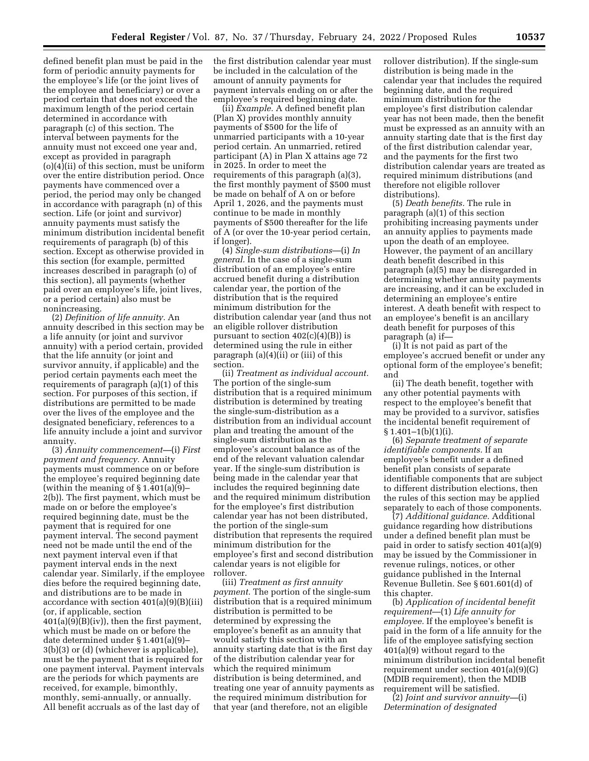defined benefit plan must be paid in the form of periodic annuity payments for the employee's life (or the joint lives of the employee and beneficiary) or over a period certain that does not exceed the maximum length of the period certain determined in accordance with paragraph (c) of this section. The interval between payments for the annuity must not exceed one year and, except as provided in paragraph (o)(4)(ii) of this section, must be uniform over the entire distribution period. Once payments have commenced over a period, the period may only be changed in accordance with paragraph (n) of this section. Life (or joint and survivor) annuity payments must satisfy the minimum distribution incidental benefit requirements of paragraph (b) of this section. Except as otherwise provided in this section (for example, permitted increases described in paragraph (o) of this section), all payments (whether paid over an employee's life, joint lives, or a period certain) also must be nonincreasing.

(2) *Definition of life annuity.* An annuity described in this section may be a life annuity (or joint and survivor annuity) with a period certain, provided that the life annuity (or joint and survivor annuity, if applicable) and the period certain payments each meet the requirements of paragraph (a)(1) of this section. For purposes of this section, if distributions are permitted to be made over the lives of the employee and the designated beneficiary, references to a life annuity include a joint and survivor annuity.

(3) *Annuity commencement*—(i) *First payment and frequency.* Annuity payments must commence on or before the employee's required beginning date (within the meaning of § 1.401(a)(9)–2(b)). The first payment, which must be made on or before the employee's required beginning date, must be the payment that is required for one payment interval. The second payment need not be made until the end of the next payment interval even if that payment interval ends in the next calendar year. Similarly, if the employee dies before the required beginning date, and distributions are to be made in accordance with section 401(a)(9)(B)(iii) (or, if applicable, section 401(a)(9)(B)(iv)), then the first payment, which must be made on or before the date determined under § 1.401(a)(9)–3(b)(3) or (d) (whichever is applicable), must be the payment that is required for one payment interval. Payment intervals are the periods for which payments are received, for example, bimonthly, monthly, semi-annually, or annually. All benefit accruals as of the last day of the first distribution calendar year must be included in the calculation of the amount of annuity payments for payment intervals ending on or after the employee's required beginning date.

(ii) *Example.* A defined benefit plan (Plan X) provides monthly annuity payments of $500 for the life of unmarried participants with a 10-year period certain. An unmarried, retired participant (A) in Plan X attains age 72 in 2025. In order to meet the requirements of this paragraph (a)(3), the first monthly payment of $500 must be made on behalf of A on or before April 1, 2026, and the payments must continue to be made in monthly payments of $500 thereafter for the life of A (or over the 10-year period certain, if longer).

(4) *Single-sum distributions*—(i) *In general.* In the case of a single-sum distribution of an employee's entire accrued benefit during a distribution calendar year, the portion of the distribution that is the required minimum distribution for the distribution calendar year (and thus not an eligible rollover distribution pursuant to section 402(c)(4)(B)) is determined using the rule in either paragraph (a)(4)(ii) or (iii) of this section.

(ii) *Treatment as individual account.* The portion of the single-sum distribution that is a required minimum distribution is determined by treating the single-sum-distribution as a distribution from an individual account plan and treating the amount of the single-sum distribution as the employee's account balance as of the end of the relevant valuation calendar year. If the single-sum distribution is being made in the calendar year that includes the required beginning date and the required minimum distribution for the employee's first distribution calendar year has not been distributed, the portion of the single-sum distribution that represents the required minimum distribution for the employee's first and second distribution calendar years is not eligible for rollover.

(iii) *Treatment as first annuity payment.* The portion of the single-sum distribution that is a required minimum distribution is permitted to be determined by expressing the employee's benefit as an annuity that would satisfy this section with an annuity starting date that is the first day of the distribution calendar year for which the required minimum distribution is being determined, and treating one year of annuity payments as the required minimum distribution for that year (and therefore, not an eligible rollover distribution). If the single-sum distribution is being made in the calendar year that includes the required beginning date, and the required minimum distribution for the employee's first distribution calendar year has not been made, then the benefit must be expressed as an annuity with an annuity starting date that is the first day of the first distribution calendar year, and the payments for the first two distribution calendar years are treated as required minimum distributions (and therefore not eligible rollover distributions).

(5) *Death benefits.* The rule in paragraph (a)(1) of this section prohibiting increasing payments under an annuity applies to payments made upon the death of an employee. However, the payment of an ancillary death benefit described in this paragraph (a)(5) may be disregarded in determining whether annuity payments are increasing, and it can be excluded in determining an employee's entire interest. A death benefit with respect to an employee's benefit is an ancillary death benefit for purposes of this paragraph (a) if—

(i) It is not paid as part of the employee's accrued benefit or under any optional form of the employee's benefit; and

(ii) The death benefit, together with any other potential payments with respect to the employee's benefit that may be provided to a survivor, satisfies the incidental benefit requirement of § 1.401–1(b)(1)(i).

(6) *Separate treatment of separate identifiable components.* If an employee's benefit under a defined benefit plan consists of separate identifiable components that are subject to different distribution elections, then the rules of this section may be applied separately to each of those components.

(7) *Additional guidance.* Additional guidance regarding how distributions under a defined benefit plan must be paid in order to satisfy section 401(a)(9) may be issued by the Commissioner in revenue rulings, notices, or other guidance published in the Internal Revenue Bulletin. See § 601.601(d) of this chapter.

(b) *Application of incidental benefit requirement*—(1) *Life annuity for employee.* If the employee's benefit is paid in the form of a life annuity for the life of the employee satisfying section 401(a)(9) without regard to the minimum distribution incidental benefit requirement under section 401(a)(9)(G) (MDIB requirement), then the MDIB requirement will be satisfied.

(2) *Joint and survivor annuity*—(i) *Determination of designated*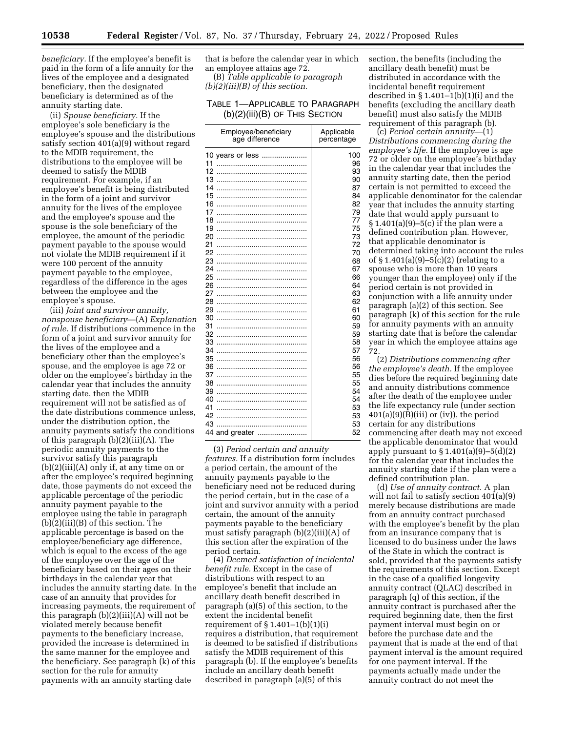*beneficiary.* If the employee's benefit is paid in the form of a life annuity for the lives of the employee and a designated beneficiary, then the designated beneficiary is determined as of the annuity starting date.

(ii) *Spouse beneficiary.* If the employee's sole beneficiary is the employee's spouse and the distributions satisfy section 401(a)(9) without regard to the MDIB requirement, the distributions to the employee will be deemed to satisfy the MDIB requirement. For example, if an employee's benefit is being distributed in the form of a joint and survivor annuity for the lives of the employee and the employee's spouse and the spouse is the sole beneficiary of the employee, the amount of the periodic payment payable to the spouse would not violate the MDIB requirement if it were 100 percent of the annuity payment payable to the employee, regardless of the difference in the ages between the employee and the employee's spouse.

(iii) *Joint and survivor annuity, nonspouse beneficiary*—(A) *Explanation of rule.* If distributions commence in the form of a joint and survivor annuity for the lives of the employee and a beneficiary other than the employee's spouse, and the employee is age 72 or older on the employee's birthday in the calendar year that includes the annuity starting date, then the MDIB requirement will not be satisfied as of the date distributions commence unless, under the distribution option, the annuity payments satisfy the conditions of this paragraph (b)(2)(iii)(A). The periodic annuity payments to the survivor satisfy this paragraph (b)(2)(iii)(A) only if, at any time on or after the employee's required beginning date, those payments do not exceed the applicable percentage of the periodic annuity payment payable to the employee using the table in paragraph (b)(2)(iii)(B) of this section. The applicable percentage is based on the employee/beneficiary age difference, which is equal to the excess of the age of the employee over the age of the beneficiary based on their ages on their birthdays in the calendar year that includes the annuity starting date. In the case of an annuity that provides for increasing payments, the requirement of this paragraph (b)(2)(iii)(A) will not be violated merely because benefit payments to the beneficiary increase, provided the increase is determined in the same manner for the employee and the beneficiary. See paragraph (k) of this section for the rule for annuity payments with an annuity starting date that is before the calendar year in which an employee attains age 72.

(B) *Table applicable to paragraph (b)(2)(iii)(B) of this section.*

TABLE 1—APPLICABLE TO PARAGRAPH (b)(2)(iii)(B) OF THIS SECTION

| Employee/beneficiary age difference | Applicable percentage |
|---|---|
| 10 years or less | 100 |
| 11 | 96 |
| 12 | 93 |
| 13 | 90 |
| 14 | 87 |
| 15 | 84 |
| 16 | 82 |
| 17 | 79 |
| 18 | 77 |
| 19 | 75 |
| 20 | 73 |
| 21 | 72 |
| 22 | 70 |
| 23 | 68 |
| 24 | 67 |
| 25 | 66 |
| 26 | 64 |
| 27 | 63 |
| 28 | 62 |
| 29 | 61 |
| 30 | 60 |
| 31 | 59 |
| 32 | 59 |
| 33 | 58 |
| 34 | 57 |
| 35 | 56 |
| 36 | 56 |
| 37 | 55 |
| 38 | 55 |
| 39 | 54 |
| 40 | 54 |
| 41 | 53 |
| 42 | 53 |
| 43 | 53 |
| 44 and greater | 52 |

(3) *Period certain and annuity features.* If a distribution form includes a period certain, the amount of the annuity payments payable to the beneficiary need not be reduced during the period certain, but in the case of a joint and survivor annuity with a period certain, the amount of the annuity payments payable to the beneficiary must satisfy paragraph (b)(2)(iii)(A) of this section after the expiration of the period certain.

(4) *Deemed satisfaction of incidental benefit rule.* Except in the case of distributions with respect to an employee's benefit that include an ancillary death benefit described in paragraph (a)(5) of this section, to the extent the incidental benefit requirement of § 1.401–1(b)(1)(i) requires a distribution, that requirement is deemed to be satisfied if distributions satisfy the MDIB requirement of this paragraph (b). If the employee's benefits include an ancillary death benefit described in paragraph (a)(5) of this section, the benefits (including the ancillary death benefit) must be distributed in accordance with the incidental benefit requirement described in § 1.401–1(b)(1)(i) and the benefits (excluding the ancillary death benefit) must also satisfy the MDIB requirement of this paragraph (b).

(c) *Period certain annuity*—(1) *Distributions commencing during the employee's life.* If the employee is age 72 or older on the employee's birthday in the calendar year that includes the annuity starting date, then the period certain is not permitted to exceed the applicable denominator for the calendar year that includes the annuity starting date that would apply pursuant to § 1.401(a)(9)–5(c) if the plan were a defined contribution plan. However, that applicable denominator is determined taking into account the rules of § 1.401(a)(9)–5(c)(2) (relating to a spouse who is more than 10 years younger than the employee) only if the period certain is not provided in conjunction with a life annuity under paragraph (a)(2) of this section. See paragraph (k) of this section for the rule for annuity payments with an annuity starting date that is before the calendar year in which the employee attains age 72.

(2) *Distributions commencing after the employee's death.* If the employee dies before the required beginning date and annuity distributions commence after the death of the employee under the life expectancy rule (under section 401(a)(9)(B)(iii) or (iv)), the period certain for any distributions commencing after death may not exceed the applicable denominator that would apply pursuant to § 1.401(a)(9)–5(d)(2) for the calendar year that includes the annuity starting date if the plan were a defined contribution plan.

(d) *Use of annuity contract.* A plan will not fail to satisfy section 401(a)(9) merely because distributions are made from an annuity contract purchased with the employee's benefit by the plan from an insurance company that is licensed to do business under the laws of the State in which the contract is sold, provided that the payments satisfy the requirements of this section. Except in the case of a qualified longevity annuity contract (QLAC) described in paragraph (q) of this section, if the annuity contract is purchased after the required beginning date, then the first payment interval must begin on or before the purchase date and the payment that is made at the end of that payment interval is the amount required for one payment interval. If the payments actually made under the annuity contract do not meet the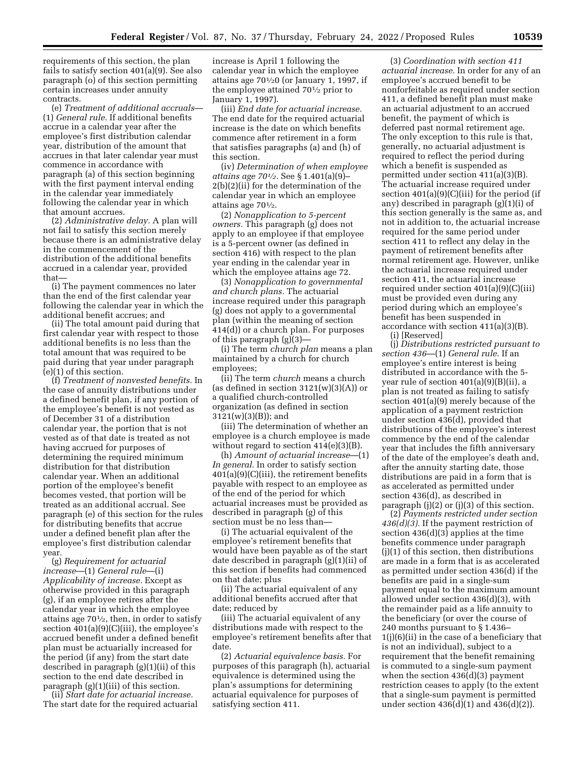requirements of this section, the plan fails to satisfy section 401(a)(9). See also paragraph (o) of this section permitting certain increases under annuity contracts.

(e) *Treatment of additional accruals*—(1) *General rule.* If additional benefits accrue in a calendar year after the employee's first distribution calendar year, distribution of the amount that accrues in that later calendar year must commence in accordance with paragraph (a) of this section beginning with the first payment interval ending in the calendar year immediately following the calendar year in which that amount accrues.

(2) *Administrative delay.* A plan will not fail to satisfy this section merely because there is an administrative delay in the commencement of the distribution of the additional benefits accrued in a calendar year, provided that—

(i) The payment commences no later than the end of the first calendar year following the calendar year in which the additional benefit accrues; and

(ii) The total amount paid during that first calendar year with respect to those additional benefits is no less than the total amount that was required to be paid during that year under paragraph (e)(1) of this section.

(f) *Treatment of nonvested benefits.* In the case of annuity distributions under a defined benefit plan, if any portion of the employee's benefit is not vested as of December 31 of a distribution calendar year, the portion that is not vested as of that date is treated as not having accrued for purposes of determining the required minimum distribution for that distribution calendar year. When an additional portion of the employee's benefit becomes vested, that portion will be treated as an additional accrual. See paragraph (e) of this section for the rules for distributing benefits that accrue under a defined benefit plan after the employee's first distribution calendar year.

(g) *Requirement for actuarial increase*—(1) *General rule*—(i) *Applicability of increase.* Except as otherwise provided in this paragraph (g), if an employee retires after the calendar year in which the employee attains age 70½, then, in order to satisfy section 401(a)(9)(C)(iii), the employee's accrued benefit under a defined benefit plan must be actuarially increased for the period (if any) from the start date described in paragraph (g)(1)(ii) of this section to the end date described in paragraph (g)(1)(iii) of this section.

(ii) *Start date for actuarial increase.* The start date for the required actuarial increase is April 1 following the calendar year in which the employee attains age 70½0 (or January 1, 1997, if the employee attained 70½ prior to January 1, 1997).

(iii) *End date for actuarial increase.* The end date for the required actuarial increase is the date on which benefits commence after retirement in a form that satisfies paragraphs (a) and (h) of this section.

(iv) *Determination of when employee attains age 70½.* See § 1.401(a)(9)–2(b)(2)(ii) for the determination of the calendar year in which an employee attains age 70½.

(2) *Nonapplication to 5-percent owners.* This paragraph (g) does not apply to an employee if that employee is a 5-percent owner (as defined in section 416) with respect to the plan year ending in the calendar year in which the employee attains age 72.

(3) *Nonapplication to governmental and church plans.* The actuarial increase required under this paragraph (g) does not apply to a governmental plan (within the meaning of section 414(d)) or a church plan. For purposes of this paragraph (g)(3)—

(i) The term *church plan* means a plan maintained by a church for church employees;

(ii) The term *church* means a church (as defined in section 3121(w)(3)(A)) or a qualified church-controlled organization (as defined in section 3121(w)(3)(B)); and

(iii) The determination of whether an employee is a church employee is made without regard to section 414(e)(3)(B).

(h) *Amount of actuarial increase*—(1) *In general.* In order to satisfy section 401(a)(9)(C)(iii), the retirement benefits payable with respect to an employee as of the end of the period for which actuarial increases must be provided as described in paragraph (g) of this section must be no less than—

(i) The actuarial equivalent of the employee's retirement benefits that would have been payable as of the start date described in paragraph (g)(1)(ii) of this section if benefits had commenced on that date; plus

(ii) The actuarial equivalent of any additional benefits accrued after that date; reduced by

(iii) The actuarial equivalent of any distributions made with respect to the employee's retirement benefits after that date.

(2) *Actuarial equivalence basis.* For purposes of this paragraph (h), actuarial equivalence is determined using the plan's assumptions for determining actuarial equivalence for purposes of satisfying section 411.

(3) *Coordination with section 411 actuarial increase.* In order for any of an employee's accrued benefit to be nonforfeitable as required under section 411, a defined benefit plan must make an actuarial adjustment to an accrued benefit, the payment of which is deferred past normal retirement age. The only exception to this rule is that, generally, no actuarial adjustment is required to reflect the period during which a benefit is suspended as permitted under section 411(a)(3)(B). The actuarial increase required under section 401(a)(9)(C)(iii) for the period (if any) described in paragraph (g)(1)(i) of this section generally is the same as, and not in addition to, the actuarial increase required for the same period under section 411 to reflect any delay in the payment of retirement benefits after normal retirement age. However, unlike the actuarial increase required under section 411, the actuarial increase required under section 401(a)(9)(C)(iii) must be provided even during any period during which an employee's benefit has been suspended in accordance with section 411(a)(3)(B).

(i) [Reserved]

(j) *Distributions restricted pursuant to section 436*—(1) *General rule.* If an employee's entire interest is being distributed in accordance with the 5-year rule of section 401(a)(9)(B)(ii), a plan is not treated as failing to satisfy section 401(a)(9) merely because of the application of a payment restriction under section 436(d), provided that distributions of the employee's interest commence by the end of the calendar year that includes the fifth anniversary of the date of the employee's death and, after the annuity starting date, those distributions are paid in a form that is as accelerated as permitted under section 436(d), as described in paragraph (j)(2) or (j)(3) of this section.

(2) *Payments restricted under section 436(d)(3).* If the payment restriction of section 436(d)(3) applies at the time benefits commence under paragraph (j)(1) of this section, then distributions are made in a form that is as accelerated as permitted under section 436(d) if the benefits are paid in a single-sum payment equal to the maximum amount allowed under section 436(d)(3), with the remainder paid as a life annuity to the beneficiary (or over the course of 240 months pursuant to § 1.436–1(j)(6)(ii) in the case of a beneficiary that is not an individual), subject to a requirement that the benefit remaining is commuted to a single-sum payment when the section 436(d)(3) payment restriction ceases to apply (to the extent that a single-sum payment is permitted under section 436(d)(1) and 436(d)(2)).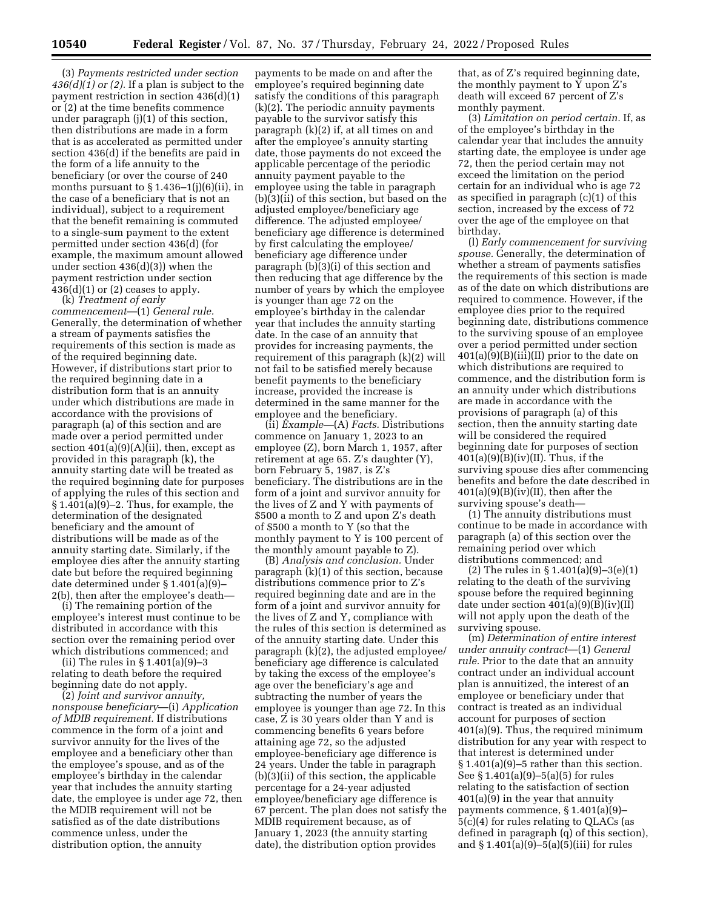(3) *Payments restricted under section 436(d)(1) or (2).* If a plan is subject to the payment restriction in section 436(d)(1) or (2) at the time benefits commence under paragraph (j)(1) of this section, then distributions are made in a form that is as accelerated as permitted under section 436(d) if the benefits are paid in the form of a life annuity to the beneficiary (or over the course of 240 months pursuant to § 1.436–1(j)(6)(ii), in the case of a beneficiary that is not an individual), subject to a requirement that the benefit remaining is commuted to a single-sum payment to the extent permitted under section 436(d) (for example, the maximum amount allowed under section 436(d)(3)) when the payment restriction under section 436(d)(1) or (2) ceases to apply.

(k) *Treatment of early commencement*—(1) *General rule.* Generally, the determination of whether a stream of payments satisfies the requirements of this section is made as of the required beginning date. However, if distributions start prior to the required beginning date in a distribution form that is an annuity under which distributions are made in accordance with the provisions of paragraph (a) of this section and are made over a period permitted under section 401(a)(9)(A)(ii), then, except as provided in this paragraph (k), the annuity starting date will be treated as the required beginning date for purposes of applying the rules of this section and § 1.401(a)(9)–2. Thus, for example, the determination of the designated beneficiary and the amount of distributions will be made as of the annuity starting date. Similarly, if the employee dies after the annuity starting date but before the required beginning date determined under § 1.401(a)(9)–2(b), then after the employee's death—

(i) The remaining portion of the employee's interest must continue to be distributed in accordance with this section over the remaining period over which distributions commenced; and

(ii) The rules in § 1.401(a)(9)–3 relating to death before the required beginning date do not apply.

(2) *Joint and survivor annuity, nonspouse beneficiary*—(i) *Application of MDIB requirement.* If distributions commence in the form of a joint and survivor annuity for the lives of the employee and a beneficiary other than the employee's spouse, and as of the employee's birthday in the calendar year that includes the annuity starting date, the employee is under age 72, then the MDIB requirement will not be satisfied as of the date distributions commence unless, under the distribution option, the annuity payments to be made on and after the employee's required beginning date satisfy the conditions of this paragraph (k)(2). The periodic annuity payments payable to the survivor satisfy this paragraph (k)(2) if, at all times on and after the employee's annuity starting date, those payments do not exceed the applicable percentage of the periodic annuity payment payable to the employee using the table in paragraph (b)(3)(ii) of this section, but based on the adjusted employee/beneficiary age difference. The adjusted employee/beneficiary age difference is determined by first calculating the employee/beneficiary age difference under paragraph (b)(3)(i) of this section and then reducing that age difference by the number of years by which the employee is younger than age 72 on the employee's birthday in the calendar year that includes the annuity starting date. In the case of an annuity that provides for increasing payments, the requirement of this paragraph (k)(2) will not fail to be satisfied merely because benefit payments to the beneficiary increase, provided the increase is determined in the same manner for the employee and the beneficiary.

(ii) *Example*—(A) *Facts.* Distributions commence on January 1, 2023 to an employee (Z), born March 1, 1957, after retirement at age 65. Z's daughter (Y), born February 5, 1987, is Z's beneficiary. The distributions are in the form of a joint and survivor annuity for the lives of Z and Y with payments of $500 a month to Z and upon Z's death of $500 a month to Y (so that the monthly payment to Y is 100 percent of the monthly amount payable to Z).

(B) *Analysis and conclusion.* Under paragraph (k)(1) of this section, because distributions commence prior to Z's required beginning date and are in the form of a joint and survivor annuity for the lives of Z and Y, compliance with the rules of this section is determined as of the annuity starting date. Under this paragraph (k)(2), the adjusted employee/beneficiary age difference is calculated by taking the excess of the employee's age over the beneficiary's age and subtracting the number of years the employee is younger than age 72. In this case, Z is 30 years older than Y and is commencing benefits 6 years before attaining age 72, so the adjusted employee-beneficiary age difference is 24 years. Under the table in paragraph (b)(3)(ii) of this section, the applicable percentage for a 24-year adjusted employee/beneficiary age difference is 67 percent. The plan does not satisfy the MDIB requirement because, as of January 1, 2023 (the annuity starting date), the distribution option provides that, as of Z's required beginning date, the monthly payment to Y upon Z's death will exceed 67 percent of Z's monthly payment.

(3) *Limitation on period certain.* If, as of the employee's birthday in the calendar year that includes the annuity starting date, the employee is under age 72, then the period certain may not exceed the limitation on the period certain for an individual who is age 72 as specified in paragraph (c)(1) of this section, increased by the excess of 72 over the age of the employee on that birthday.

(l) *Early commencement for surviving spouse.* Generally, the determination of whether a stream of payments satisfies the requirements of this section is made as of the date on which distributions are required to commence. However, if the employee dies prior to the required beginning date, distributions commence to the surviving spouse of an employee over a period permitted under section 401(a)(9)(B)(iii)(II) prior to the date on which distributions are required to commence, and the distribution form is an annuity under which distributions are made in accordance with the provisions of paragraph (a) of this section, then the annuity starting date will be considered the required beginning date for purposes of section 401(a)(9)(B)(iv)(II). Thus, if the surviving spouse dies after commencing benefits and before the date described in 401(a)(9)(B)(iv)(II), then after the surviving spouse's death—

(1) The annuity distributions must continue to be made in accordance with paragraph (a) of this section over the remaining period over which distributions commenced; and

(2) The rules in § 1.401(a)(9)–3(e)(1) relating to the death of the surviving spouse before the required beginning date under section 401(a)(9)(B)(iv)(II) will not apply upon the death of the surviving spouse.

(m) *Determination of entire interest under annuity contract*—(1) *General rule.* Prior to the date that an annuity contract under an individual account plan is annuitized, the interest of an employee or beneficiary under that contract is treated as an individual account for purposes of section 401(a)(9). Thus, the required minimum distribution for any year with respect to that interest is determined under § 1.401(a)(9)–5 rather than this section. See § 1.401(a)(9)–5(a)(5) for rules relating to the satisfaction of section 401(a)(9) in the year that annuity payments commence, § 1.401(a)(9)–5(c)(4) for rules relating to QLACs (as defined in paragraph (q) of this section), and § 1.401(a)(9)–5(a)(5)(iii) for rules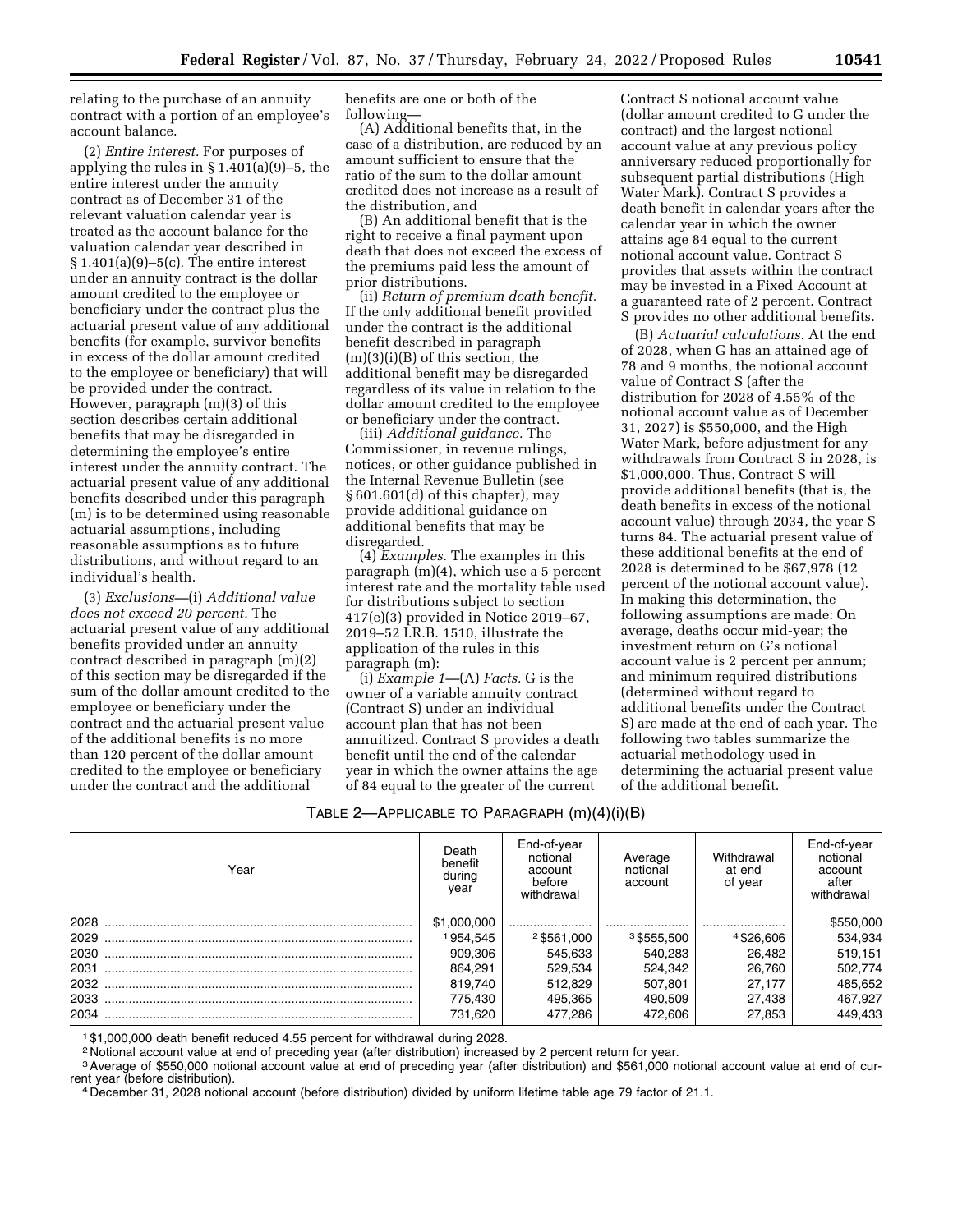relating to the purchase of an annuity contract with a portion of an employee's account balance.

(2) *Entire interest.* For purposes of applying the rules in § 1.401(a)(9)–5, the entire interest under the annuity contract as of December 31 of the relevant valuation calendar year is treated as the account balance for the valuation calendar year described in § 1.401(a)(9)–5(c). The entire interest under an annuity contract is the dollar amount credited to the employee or beneficiary under the contract plus the actuarial present value of any additional benefits (for example, survivor benefits in excess of the dollar amount credited to the employee or beneficiary) that will be provided under the contract. However, paragraph (m)(3) of this section describes certain additional benefits that may be disregarded in determining the employee's entire interest under the annuity contract. The actuarial present value of any additional benefits described under this paragraph (m) is to be determined using reasonable actuarial assumptions, including reasonable assumptions as to future distributions, and without regard to an individual's health.

(3) *Exclusions*—(i) *Additional value does not exceed 20 percent.* The actuarial present value of any additional benefits provided under an annuity contract described in paragraph (m)(2) of this section may be disregarded if the sum of the dollar amount credited to the employee or beneficiary under the contract and the actuarial present value of the additional benefits is no more than 120 percent of the dollar amount credited to the employee or beneficiary under the contract and the additional benefits are one or both of the following—

(A) Additional benefits that, in the case of a distribution, are reduced by an amount sufficient to ensure that the ratio of the sum to the dollar amount credited does not increase as a result of the distribution, and

(B) An additional benefit that is the right to receive a final payment upon death that does not exceed the excess of the premiums paid less the amount of prior distributions.

(ii) *Return of premium death benefit.* If the only additional benefit provided under the contract is the additional benefit described in paragraph (m)(3)(i)(B) of this section, the additional benefit may be disregarded regardless of its value in relation to the dollar amount credited to the employee or beneficiary under the contract.

(iii) *Additional guidance.* The Commissioner, in revenue rulings, notices, or other guidance published in the Internal Revenue Bulletin (see § 601.601(d) of this chapter), may provide additional guidance on additional benefits that may be disregarded.

(4) *Examples.* The examples in this paragraph (m)(4), which use a 5 percent interest rate and the mortality table used for distributions subject to section 417(e)(3) provided in Notice 2019–67, 2019–52 I.R.B. 1510, illustrate the application of the rules in this paragraph (m):

(i) *Example 1*—(A) *Facts.* G is the owner of a variable annuity contract (Contract S) under an individual account plan that has not been annuitized. Contract S provides a death benefit until the end of the calendar year in which the owner attains the age of 84 equal to the greater of the current Contract S notional account value (dollar amount credited to G under the contract) and the largest notional account value at any previous policy anniversary reduced proportionally for subsequent partial distributions (High Water Mark). Contract S provides a death benefit in calendar years after the calendar year in which the owner attains age 84 equal to the current notional account value. Contract S provides that assets within the contract may be invested in a Fixed Account at a guaranteed rate of 2 percent. Contract S provides no other additional benefits.

(B) *Actuarial calculations.* At the end of 2028, when G has an attained age of 78 and 9 months, the notional account value of Contract S (after the distribution for 2028 of 4.55% of the notional account value as of December 31, 2027) is $550,000, and the High Water Mark, before adjustment for any withdrawals from Contract S in 2028, is $1,000,000. Thus, Contract S will provide additional benefits (that is, the death benefits in excess of the notional account value) through 2034, the year S turns 84. The actuarial present value of these additional benefits at the end of 2028 is determined to be $67,978 (12 percent of the notional account value). In making this determination, the following assumptions are made: On average, deaths occur mid-year; the investment return on G's notional account value is 2 percent per annum; and minimum required distributions (determined without regard to additional benefits under the Contract S) are made at the end of each year. The following two tables summarize the actuarial methodology used in determining the actuarial present value of the additional benefit.

TABLE 2—APPLICABLE TO PARAGRAPH (m)(4)(i)(B)

| Year | Death benefit during year | End-of-year notional account before withdrawal | Average notional account | Withdrawal at end of year | End-of-year notional account after withdrawal |
|---|---|---|---|---|---|
| 2028 | $1,000,000 | | | | $550,000 |
| 2029 | [1] 954,545 | [2] $561,000 | [3] $555,500 | [4] $26,606 | 534,934 |
| 2030 | 909,306 | 545,633 | 540,283 | 26,482 | 519,151 |
| 2031 | 864,291 | 529,534 | 524,342 | 26,760 | 502,774 |
| 2032 | 819,740 | 512,829 | 507,801 | 27,177 | 485,652 |
| 2033 | 775,430 | 495,365 | 490,509 | 27,438 | 467,927 |
| 2034 | 731,620 | 477,286 | 472,606 | 27,853 | 449,433 |

[1] $1,000,000 death benefit reduced 4.55 percent for withdrawal during 2028.

[2] Notional account value at end of preceding year (after distribution) increased by 2 percent return for year.

[3] Average of $550,000 notional account value at end of preceding year (after distribution) and $561,000 notional account value at end of current year (before distribution).

[4] December 31, 2028 notional account (before distribution) divided by uniform lifetime table age 79 factor of 21.1.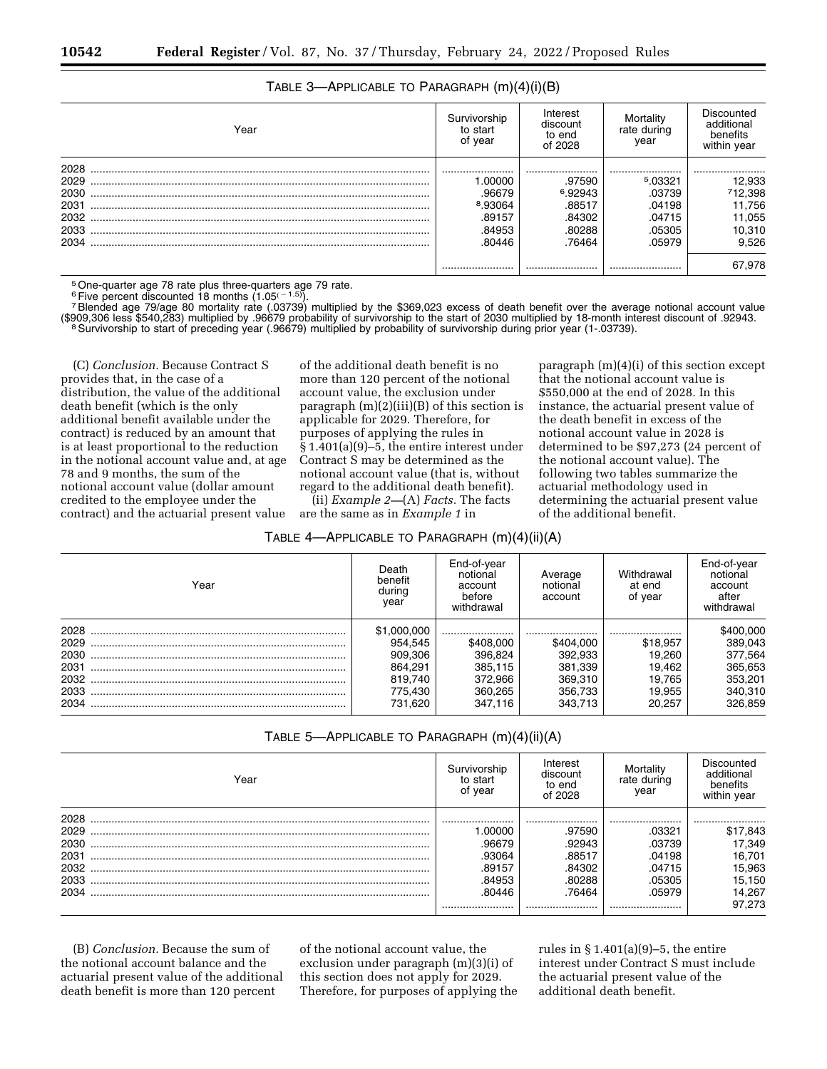TABLE 3—APPLICABLE TO PARAGRAPH (m)(4)(i)(B)

| Year | Survivorship to start of year | Interest discount to end of 2028 | Mortality rate during year | Discounted additional benefits within year |
|---|---|---|---|---|
| 2028 | | | | |
| 2029 | 1.00000 | .97590 | [5].03321 | 12,933 |
| 2030 | .96679 | [6].92943 | .03739 | [7]12,398 |
| 2031 | [8].93064 | .88517 | .04198 | 11,756 |
| 2032 | .89157 | .84302 | .04715 | 11,055 |
| 2033 | .84953 | .80288 | .05305 | 10,310 |
| 2034 | .80446 | .76464 | .05979 | 9,526 |
| | | | | 67,978 |

[5] One-quarter age 78 rate plus three-quarters age 79 rate.

[6] Five percent discounted 18 months ($1.05^{(-1.5)}$).

[7] Blended age 79/age 80 mortality rate (.03739) multiplied by the $369,023 excess of death benefit over the average notional account value ($909,306 less $540,283) multiplied by .96679 probability of survivorship to the start of 2030 multiplied by 18-month interest discount of .92943.

[8] Survivorship to start of preceding year (.96679) multiplied by probability of survivorship during prior year (1-.03739).

(C) *Conclusion.* Because Contract S provides that, in the case of a distribution, the value of the additional death benefit (which is the only additional benefit available under the contract) is reduced by an amount that is at least proportional to the reduction in the notional account value and, at age 78 and 9 months, the sum of the notional account value (dollar amount credited to the employee under the contract) and the actuarial present value of the additional death benefit is no more than 120 percent of the notional account value, the exclusion under paragraph (m)(2)(iii)(B) of this section is applicable for 2029. Therefore, for purposes of applying the rules in § 1.401(a)(9)–5, the entire interest under Contract S may be determined as the notional account value (that is, without regard to the additional death benefit).

(ii) *Example 2*—(A) *Facts.* The facts are the same as in *Example 1* in paragraph (m)(4)(i) of this section except that the notional account value is $550,000 at the end of 2028. In this instance, the actuarial present value of the death benefit in excess of the notional account value in 2028 is determined to be $97,273 (24 percent of the notional account value). The following two tables summarize the actuarial methodology used in determining the actuarial present value of the additional benefit.

TABLE 4—APPLICABLE TO PARAGRAPH (m)(4)(ii)(A)

| Year | Death benefit during year | End-of-year notional account before withdrawal | Average notional account | Withdrawal at end of year | End-of-year notional account after withdrawal |
|---|---|---|---|---|---|
| 2028 | $1,000,000 | | | | $400,000 |
| 2029 | 954,545 | $408,000 | $404,000 | $18,957 | 389,043 |
| 2030 | 909,306 | 396,824 | 392,933 | 19,260 | 377,564 |
| 2031 | 864,291 | 385,115 | 381,339 | 19,462 | 365,653 |
| 2032 | 819,740 | 372,966 | 369,310 | 19,765 | 353,201 |
| 2033 | 775,430 | 360,265 | 356,733 | 19,955 | 340,310 |
| 2034 | 731,620 | 347,116 | 343,713 | 20,257 | 326,859 |

TABLE 5—APPLICABLE TO PARAGRAPH (m)(4)(ii)(A)

| Year | Survivorship to start of year | Interest discount to end of 2028 | Mortality rate during year | Discounted additional benefits within year |
|---|---|---|---|---|
| 2028 | | | | |
| 2029 | 1.00000 | .97590 | .03321 | $17,843 |
| 2030 | .96679 | .92943 | .03739 | 17,349 |
| 2031 | .93064 | .88517 | .04198 | 16,701 |
| 2032 | .89157 | .84302 | .04715 | 15,963 |
| 2033 | .84953 | .80288 | .05305 | 15,150 |
| 2034 | .80446 | .76464 | .05979 | 14,267 |
| | | | | 97,273 |

(B) *Conclusion.* Because the sum of the notional account balance and the actuarial present value of the additional death benefit is more than 120 percent of the notional account value, the exclusion under paragraph (m)(3)(i) of this section does not apply for 2029. Therefore, for purposes of applying the rules in § 1.401(a)(9)–5, the entire interest under Contract S must include the actuarial present value of the additional death benefit.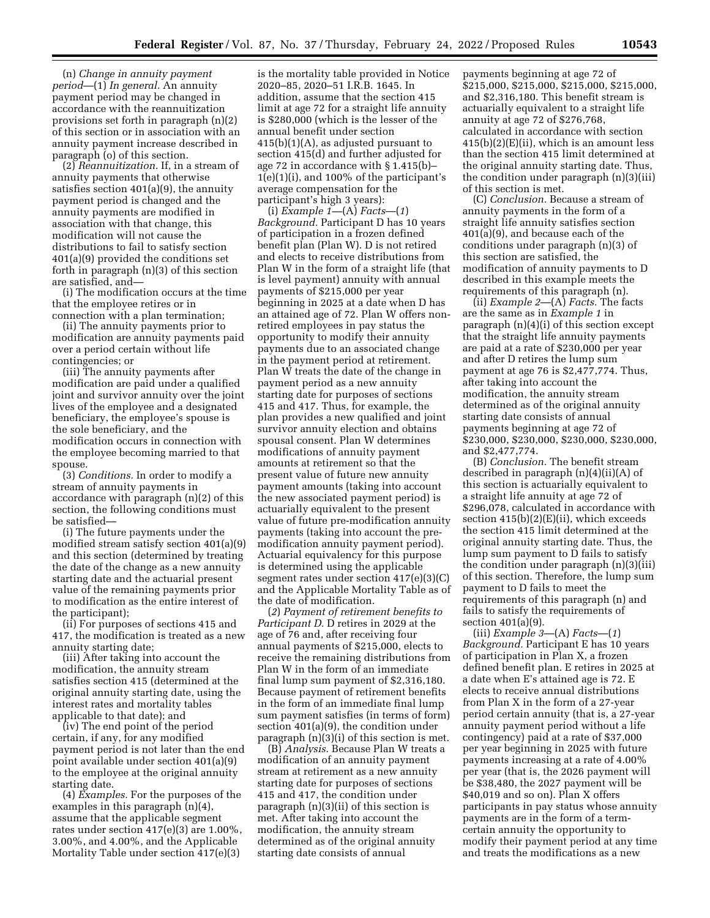(n) *Change in annuity payment period*—(1) *In general.* An annuity payment period may be changed in accordance with the reannuitization provisions set forth in paragraph (n)(2) of this section or in association with an annuity payment increase described in paragraph (o) of this section.

(2) *Reannuitization.* If, in a stream of annuity payments that otherwise satisfies section 401(a)(9), the annuity payment period is changed and the annuity payments are modified in association with that change, this modification will not cause the distributions to fail to satisfy section 401(a)(9) provided the conditions set forth in paragraph (n)(3) of this section are satisfied, and—

(i) The modification occurs at the time that the employee retires or in connection with a plan termination;

(ii) The annuity payments prior to modification are annuity payments paid over a period certain without life contingencies; or

(iii) The annuity payments after modification are paid under a qualified joint and survivor annuity over the joint lives of the employee and a designated beneficiary, the employee's spouse is the sole beneficiary, and the modification occurs in connection with the employee becoming married to that spouse.

(3) *Conditions.* In order to modify a stream of annuity payments in accordance with paragraph (n)(2) of this section, the following conditions must be satisfied—

(i) The future payments under the modified stream satisfy section 401(a)(9) and this section (determined by treating the date of the change as a new annuity starting date and the actuarial present value of the remaining payments prior to modification as the entire interest of the participant);

(ii) For purposes of sections 415 and 417, the modification is treated as a new annuity starting date;

(iii) After taking into account the modification, the annuity stream satisfies section 415 (determined at the original annuity starting date, using the interest rates and mortality tables applicable to that date); and

(iv) The end point of the period certain, if any, for any modified payment period is not later than the end point available under section 401(a)(9) to the employee at the original annuity starting date.

(4) *Examples.* For the purposes of the examples in this paragraph (n)(4), assume that the applicable segment rates under section 417(e)(3) are 1.00%, 3.00%, and 4.00%, and the Applicable Mortality Table under section 417(e)(3) is the mortality table provided in Notice 2020–85, 2020–51 I.R.B. 1645. In addition, assume that the section 415 limit at age 72 for a straight life annuity is $280,000 (which is the lesser of the annual benefit under section 415(b)(1)(A), as adjusted pursuant to section 415(d) and further adjusted for age 72 in accordance with § 1.415(b)–1(e)(1)(i), and 100% of the participant's average compensation for the participant's high 3 years):

(i) *Example 1*—(A) *Facts*—(*1*) *Background.* Participant D has 10 years of participation in a frozen defined benefit plan (Plan W). D is not retired and elects to receive distributions from Plan W in the form of a straight life (that is level payment) annuity with annual payments of $215,000 per year beginning in 2025 at a date when D has an attained age of 72. Plan W offers non-retired employees in pay status the opportunity to modify their annuity payments due to an associated change in the payment period at retirement. Plan W treats the date of the change in payment period as a new annuity starting date for purposes of sections 415 and 417. Thus, for example, the plan provides a new qualified and joint survivor annuity election and obtains spousal consent. Plan W determines modifications of annuity payment amounts at retirement so that the present value of future new annuity payment amounts (taking into account the new associated payment period) is actuarially equivalent to the present value of future pre-modification annuity payments (taking into account the pre-modification annuity payment period). Actuarial equivalency for this purpose is determined using the applicable segment rates under section 417(e)(3)(C) and the Applicable Mortality Table as of the date of modification.

(*2*) *Payment of retirement benefits to Participant D.* D retires in 2029 at the age of 76 and, after receiving four annual payments of $215,000, elects to receive the remaining distributions from Plan W in the form of an immediate final lump sum payment of $2,316,180. Because payment of retirement benefits in the form of an immediate final lump sum payment satisfies (in terms of form) section 401(a)(9), the condition under paragraph (n)(3)(i) of this section is met.

(B) *Analysis.* Because Plan W treats a modification of an annuity payment stream at retirement as a new annuity starting date for purposes of sections 415 and 417, the condition under paragraph (n)(3)(ii) of this section is met. After taking into account the modification, the annuity stream determined as of the original annuity starting date consists of annual payments beginning at age 72 of $215,000, $215,000, $215,000, $215,000, and $2,316,180. This benefit stream is actuarially equivalent to a straight life annuity at age 72 of $276,768, calculated in accordance with section 415(b)(2)(E)(ii), which is an amount less than the section 415 limit determined at the original annuity starting date. Thus, the condition under paragraph (n)(3)(iii) of this section is met.

(C) *Conclusion.* Because a stream of annuity payments in the form of a straight life annuity satisfies section 401(a)(9), and because each of the conditions under paragraph (n)(3) of this section are satisfied, the modification of annuity payments to D described in this example meets the requirements of this paragraph (n).

(ii) *Example 2*—(A) *Facts.* The facts are the same as in *Example 1* in paragraph (n)(4)(i) of this section except that the straight life annuity payments are paid at a rate of $230,000 per year and after D retires the lump sum payment at age 76 is $2,477,774. Thus, after taking into account the modification, the annuity stream determined as of the original annuity starting date consists of annual payments beginning at age 72 of $230,000, $230,000, $230,000, $230,000, and $2,477,774.

(B) *Conclusion.* The benefit stream described in paragraph (n)(4)(ii)(A) of this section is actuarially equivalent to a straight life annuity at age 72 of $296,078, calculated in accordance with section 415(b)(2)(E)(ii), which exceeds the section 415 limit determined at the original annuity starting date. Thus, the lump sum payment to D fails to satisfy the condition under paragraph (n)(3)(iii) of this section. Therefore, the lump sum payment to D fails to meet the requirements of this paragraph (n) and fails to satisfy the requirements of section 401(a)(9).

(iii) *Example 3*—(A) *Facts*—(*1*) *Background.* Participant E has 10 years of participation in Plan X, a frozen defined benefit plan. E retires in 2025 at a date when E's attained age is 72. E elects to receive annual distributions from Plan X in the form of a 27-year period certain annuity (that is, a 27-year annuity payment period without a life contingency) paid at a rate of $37,000 per year beginning in 2025 with future payments increasing at a rate of 4.00% per year (that is, the 2026 payment will be $38,480, the 2027 payment will be $40,019 and so on). Plan X offers participants in pay status whose annuity payments are in the form of a term-certain annuity the opportunity to modify their payment period at any time and treats the modifications as a new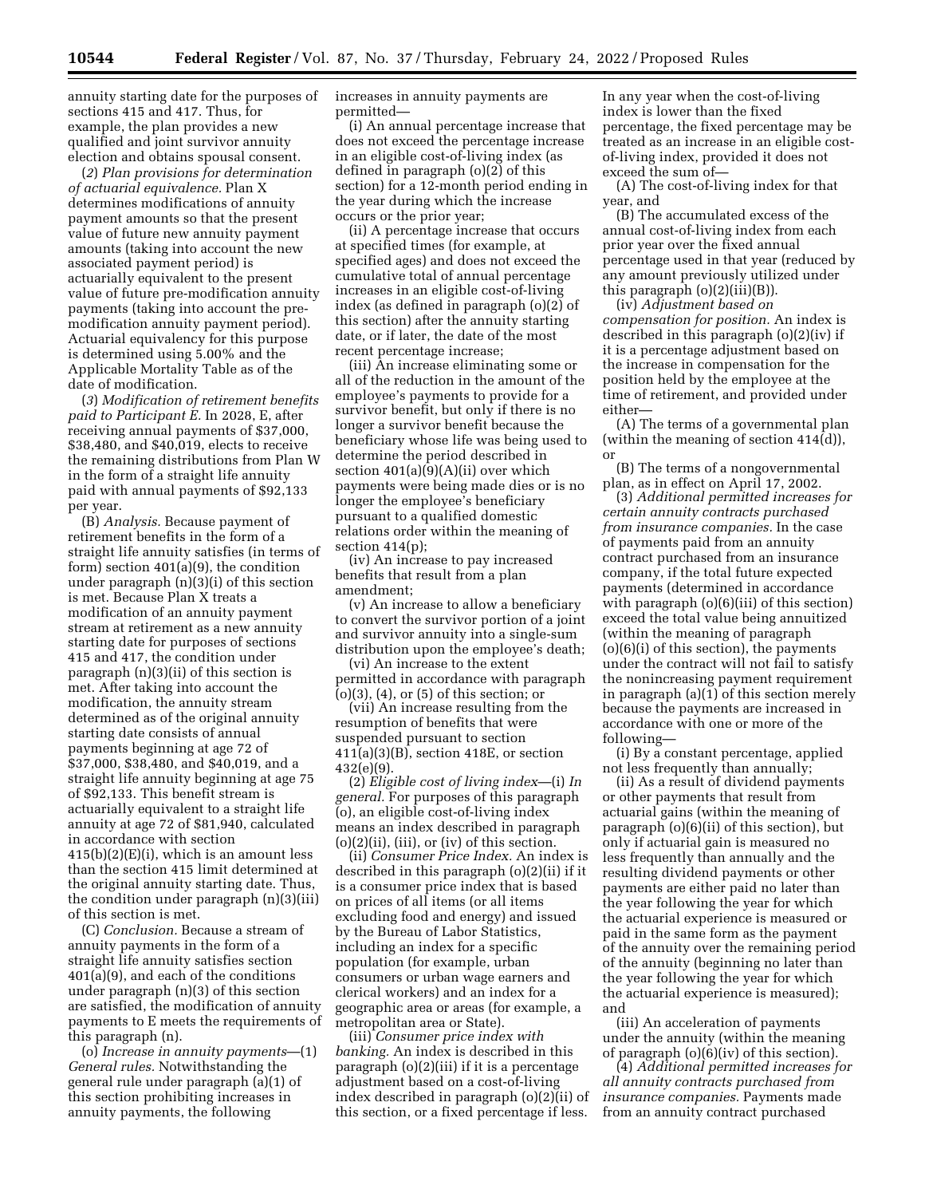annuity starting date for the purposes of sections 415 and 417. Thus, for example, the plan provides a new qualified and joint survivor annuity election and obtains spousal consent.

(*2*) *Plan provisions for determination of actuarial equivalence.* Plan X determines modifications of annuity payment amounts so that the present value of future new annuity payment amounts (taking into account the new associated payment period) is actuarially equivalent to the present value of future pre-modification annuity payments (taking into account the pre-modification annuity payment period). Actuarial equivalency for this purpose is determined using 5.00% and the Applicable Mortality Table as of the date of modification.

(*3*) *Modification of retirement benefits paid to Participant E.* In 2028, E, after receiving annual payments of $37,000, $38,480, and $40,019, elects to receive the remaining distributions from Plan W in the form of a straight life annuity paid with annual payments of $92,133 per year.

(B) *Analysis.* Because payment of retirement benefits in the form of a straight life annuity satisfies (in terms of form) section 401(a)(9), the condition under paragraph (n)(3)(i) of this section is met. Because Plan X treats a modification of an annuity payment stream at retirement as a new annuity starting date for purposes of sections 415 and 417, the condition under paragraph (n)(3)(ii) of this section is met. After taking into account the modification, the annuity stream determined as of the original annuity starting date consists of annual payments beginning at age 72 of $37,000, $38,480, and $40,019, and a straight life annuity beginning at age 75 of $92,133. This benefit stream is actuarially equivalent to a straight life annuity at age 72 of $81,940, calculated in accordance with section 415(b)(2)(E)(i), which is an amount less than the section 415 limit determined at the original annuity starting date. Thus, the condition under paragraph (n)(3)(iii) of this section is met.

(C) *Conclusion.* Because a stream of annuity payments in the form of a straight life annuity satisfies section 401(a)(9), and each of the conditions under paragraph (n)(3) of this section are satisfied, the modification of annuity payments to E meets the requirements of this paragraph (n).

(o) *Increase in annuity payments*—(1) *General rules.* Notwithstanding the general rule under paragraph (a)(1) of this section prohibiting increases in annuity payments, the following increases in annuity payments are permitted—

(i) An annual percentage increase that does not exceed the percentage increase in an eligible cost-of-living index (as defined in paragraph (o)(2) of this section) for a 12-month period ending in the year during which the increase occurs or the prior year;

(ii) A percentage increase that occurs at specified times (for example, at specified ages) and does not exceed the cumulative total of annual percentage increases in an eligible cost-of-living index (as defined in paragraph (o)(2) of this section) after the annuity starting date, or if later, the date of the most recent percentage increase;

(iii) An increase eliminating some or all of the reduction in the amount of the employee's payments to provide for a survivor benefit, but only if there is no longer a survivor benefit because the beneficiary whose life was being used to determine the period described in section 401(a)(9)(A)(ii) over which payments were being made dies or is no longer the employee's beneficiary pursuant to a qualified domestic relations order within the meaning of section 414(p);

(iv) An increase to pay increased benefits that result from a plan amendment;

(v) An increase to allow a beneficiary to convert the survivor portion of a joint and survivor annuity into a single-sum distribution upon the employee's death;

(vi) An increase to the extent permitted in accordance with paragraph (o)(3), (4), or (5) of this section; or

(vii) An increase resulting from the resumption of benefits that were suspended pursuant to section 411(a)(3)(B), section 418E, or section 432(e)(9).

(2) *Eligible cost of living index*—(i) *In general.* For purposes of this paragraph (o), an eligible cost-of-living index means an index described in paragraph (o)(2)(ii), (iii), or (iv) of this section.

(ii) *Consumer Price Index.* An index is described in this paragraph (o)(2)(ii) if it is a consumer price index that is based on prices of all items (or all items excluding food and energy) and issued by the Bureau of Labor Statistics, including an index for a specific population (for example, urban consumers or urban wage earners and clerical workers) and an index for a geographic area or areas (for example, a metropolitan area or State).

(iii) *Consumer price index with banking.* An index is described in this paragraph (o)(2)(iii) if it is a percentage adjustment based on a cost-of-living index described in paragraph (o)(2)(ii) of this section, or a fixed percentage if less. In any year when the cost-of-living index is lower than the fixed percentage, the fixed percentage may be treated as an increase in an eligible cost-of-living index, provided it does not exceed the sum of—

(A) The cost-of-living index for that year, and

(B) The accumulated excess of the annual cost-of-living index from each prior year over the fixed annual percentage used in that year (reduced by any amount previously utilized under this paragraph (o)(2)(iii)(B)).

(iv) *Adjustment based on compensation for position.* An index is described in this paragraph (o)(2)(iv) if it is a percentage adjustment based on the increase in compensation for the position held by the employee at the time of retirement, and provided under either—

(A) The terms of a governmental plan (within the meaning of section 414(d)), or

(B) The terms of a nongovernmental plan, as in effect on April 17, 2002.

(3) *Additional permitted increases for certain annuity contracts purchased from insurance companies.* In the case of payments paid from an annuity contract purchased from an insurance company, if the total future expected payments (determined in accordance with paragraph (o)(6)(iii of this section) exceed the total value being annuitized (within the meaning of paragraph (o)(6)(i of this section), the payments under the contract will not fail to satisfy the nonincreasing payment requirement in paragraph (a)(1) of this section merely because the payments are increased in accordance with one or more of the following—

(i) By a constant percentage, applied not less frequently than annually;

(ii) As a result of dividend payments or other payments that result from actuarial gains (within the meaning of paragraph (o)(6)(ii) of this section), but only if actuarial gain is measured no less frequently than annually and the resulting dividend payments or other payments are either paid no later than the year following the year for which the actuarial experience is measured or paid in the same form as the payment of the annuity over the remaining period of the annuity (beginning no later than the year following the year for which the actuarial experience is measured); and

(iii) An acceleration of payments under the annuity (within the meaning of paragraph (o)(6)(iv) of this section).

(4) *Additional permitted increases for all annuity contracts purchased from insurance companies.* Payments made from an annuity contract purchased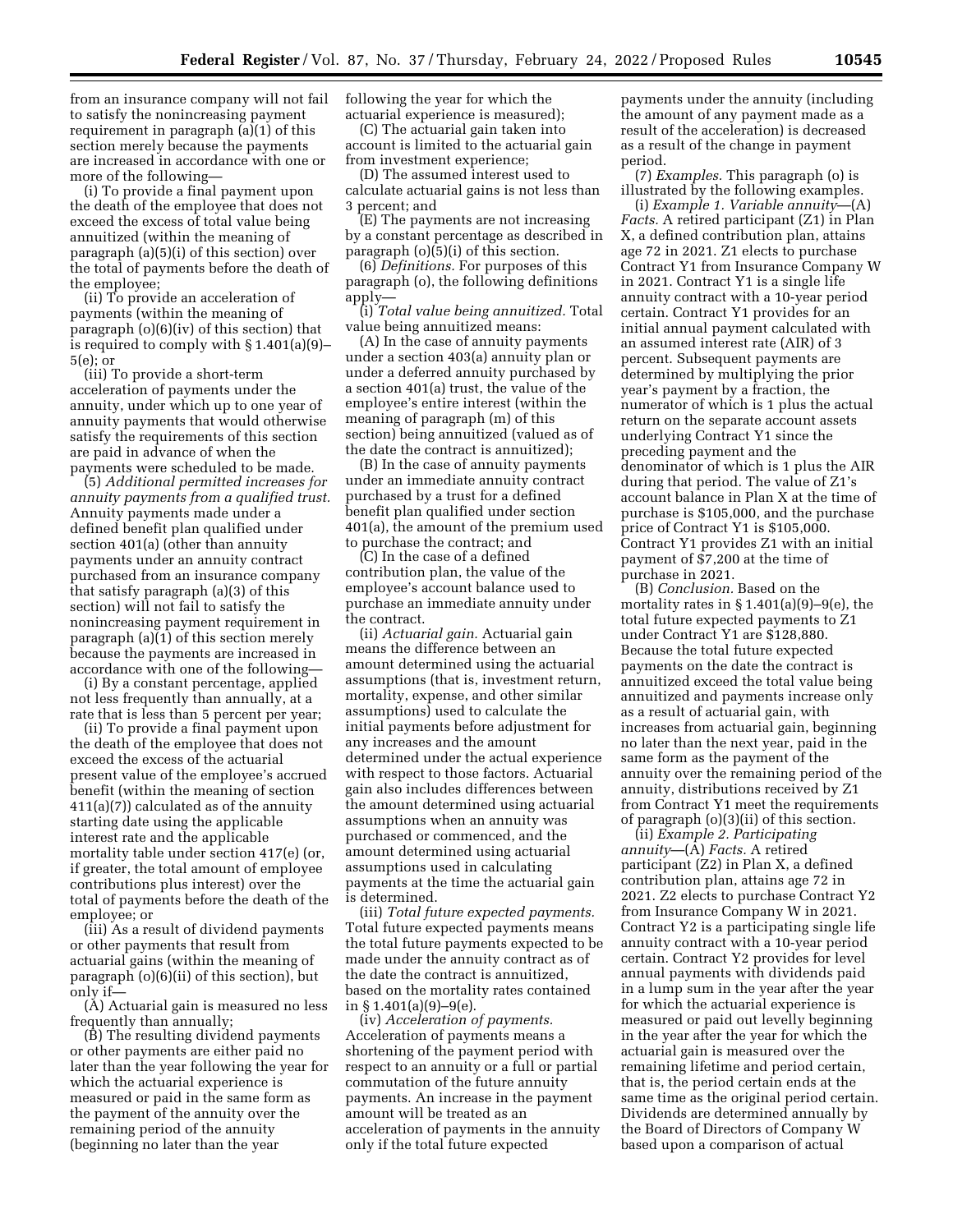from an insurance company will not fail to satisfy the nonincreasing payment requirement in paragraph (a)(1) of this section merely because the payments are increased in accordance with one or more of the following—

(i) To provide a final payment upon the death of the employee that does not exceed the excess of total value being annuitized (within the meaning of paragraph (a)(5)(i) of this section) over the total of payments before the death of the employee;

(ii) To provide an acceleration of payments (within the meaning of paragraph (o)(6)(iv) of this section) that is required to comply with § 1.401(a)(9)–5(e); or

(iii) To provide a short-term acceleration of payments under the annuity, under which up to one year of annuity payments that would otherwise satisfy the requirements of this section are paid in advance of when the payments were scheduled to be made.

(5) *Additional permitted increases for annuity payments from a qualified trust.* Annuity payments made under a defined benefit plan qualified under section 401(a) (other than annuity payments under an annuity contract purchased from an insurance company that satisfy paragraph (a)(3) of this section) will not fail to satisfy the nonincreasing payment requirement in paragraph (a)(1) of this section merely because the payments are increased in accordance with one of the following—

(i) By a constant percentage, applied not less frequently than annually, at a rate that is less than 5 percent per year;

(ii) To provide a final payment upon the death of the employee that does not exceed the excess of the actuarial present value of the employee's accrued benefit (within the meaning of section 411(a)(7)) calculated as of the annuity starting date using the applicable interest rate and the applicable mortality table under section 417(e) (or, if greater, the total amount of employee contributions plus interest) over the total of payments before the death of the employee; or

(iii) As a result of dividend payments or other payments that result from actuarial gains (within the meaning of paragraph (o)(6)(ii) of this section), but only if—

(A) Actuarial gain is measured no less frequently than annually;

(B) The resulting dividend payments or other payments are either paid no later than the year following the year for which the actuarial experience is measured or paid in the same form as the payment of the annuity over the remaining period of the annuity (beginning no later than the year following the year for which the actuarial experience is measured);

(C) The actuarial gain taken into account is limited to the actuarial gain from investment experience;

(D) The assumed interest used to calculate actuarial gains is not less than 3 percent; and

(E) The payments are not increasing by a constant percentage as described in paragraph (o)(5)(i) of this section.

(6) *Definitions.* For purposes of this paragraph (o), the following definitions apply—

(i) *Total value being annuitized.* Total value being annuitized means:

(A) In the case of annuity payments under a section 403(a) annuity plan or under a deferred annuity purchased by a section 401(a) trust, the value of the employee's entire interest (within the meaning of paragraph (m) of this section) being annuitized (valued as of the date the contract is annuitized);

(B) In the case of annuity payments under an immediate annuity contract purchased by a trust for a defined benefit plan qualified under section 401(a), the amount of the premium used to purchase the contract; and

(C) In the case of a defined contribution plan, the value of the employee's account balance used to purchase an immediate annuity under the contract.

(ii) *Actuarial gain.* Actuarial gain means the difference between an amount determined using the actuarial assumptions (that is, investment return, mortality, expense, and other similar assumptions) used to calculate the initial payments before adjustment for any increases and the amount determined under the actual experience with respect to those factors. Actuarial gain also includes differences between the amount determined using actuarial assumptions when an annuity was purchased or commenced, and the amount determined using actuarial assumptions used in calculating payments at the time the actuarial gain is determined.

(iii) *Total future expected payments.* Total future expected payments means the total future payments expected to be made under the annuity contract as of the date the contract is annuitized, based on the mortality rates contained in § 1.401(a)(9)–9(e).

(iv) *Acceleration of payments.* Acceleration of payments means a shortening of the payment period with respect to an annuity or a full or partial commutation of the future annuity payments. An increase in the payment amount will be treated as an acceleration of payments in the annuity only if the total future expected payments under the annuity (including the amount of any payment made as a result of the acceleration) is decreased as a result of the change in payment period.

(7) *Examples.* This paragraph (o) is illustrated by the following examples.

(i) *Example 1. Variable annuity*—(A) *Facts.* A retired participant (Z1) in Plan X, a defined contribution plan, attains age 72 in 2021. Z1 elects to purchase Contract Y1 from Insurance Company W in 2021. Contract Y1 is a single life annuity contract with a 10-year period certain. Contract Y1 provides for an initial annual payment calculated with an assumed interest rate (AIR) of 3 percent. Subsequent payments are determined by multiplying the prior year's payment by a fraction, the numerator of which is 1 plus the actual return on the separate account assets underlying Contract Y1 since the preceding payment and the denominator of which is 1 plus the AIR during that period. The value of Z1's account balance in Plan X at the time of purchase is $105,000, and the purchase price of Contract Y1 is $105,000. Contract Y1 provides Z1 with an initial payment of $7,200 at the time of purchase in 2021.

(B) *Conclusion.* Based on the mortality rates in § 1.401(a)(9)–9(e), the total future expected payments to Z1 under Contract Y1 are $128,880. Because the total future expected payments on the date the contract is annuitized exceed the total value being annuitized and payments increase only as a result of actuarial gain, with increases from actuarial gain, beginning no later than the next year, paid in the same form as the payment of the annuity over the remaining period of the annuity, distributions received by Z1 from Contract Y1 meet the requirements of paragraph (o)(3)(ii) of this section.

(ii) *Example 2. Participating annuity*—(A) *Facts.* A retired participant (Z2) in Plan X, a defined contribution plan, attains age 72 in 2021. Z2 elects to purchase Contract Y2 from Insurance Company W in 2021. Contract Y2 is a participating single life annuity contract with a 10-year period certain. Contract Y2 provides for level annual payments with dividends paid in a lump sum in the year after the year for which the actuarial experience is measured or paid out levelly beginning in the year after the year for which the actuarial gain is measured over the remaining lifetime and period certain, that is, the period certain ends at the same time as the original period certain. Dividends are determined annually by the Board of Directors of Company W based upon a comparison of actual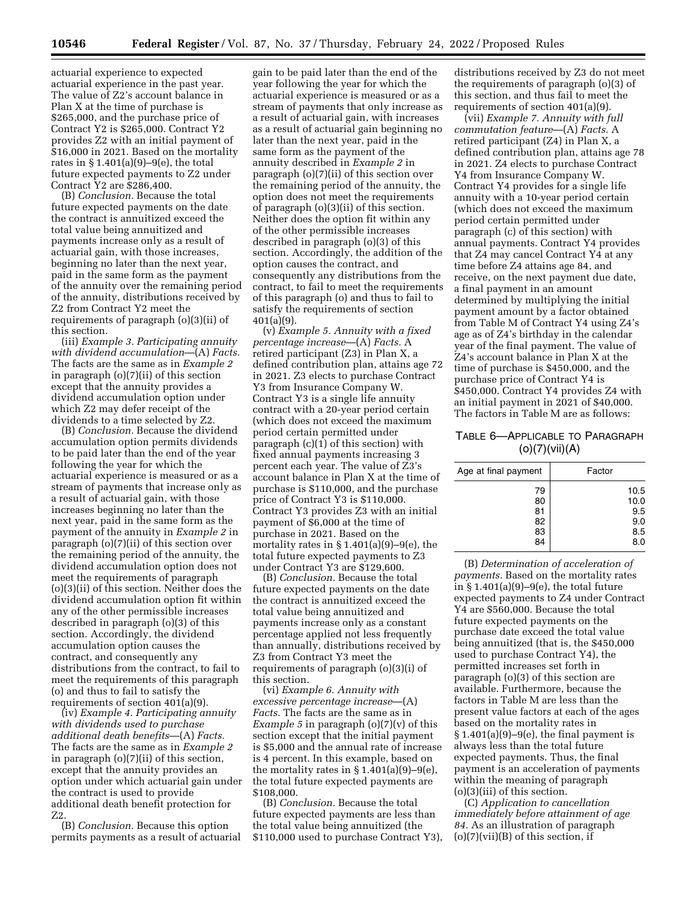actuarial experience to expected actuarial experience in the past year. The value of Z2's account balance in Plan X at the time of purchase is $265,000, and the purchase price of Contract Y2 is $265,000. Contract Y2 provides Z2 with an initial payment of $16,000 in 2021. Based on the mortality rates in § 1.401(a)(9)–9(e), the total future expected payments to Z2 under Contract Y2 are $286,400.

(B) *Conclusion.* Because the total future expected payments on the date the contract is annuitized exceed the total value being annuitized and payments increase only as a result of actuarial gain, with those increases, beginning no later than the next year, paid in the same form as the payment of the annuity over the remaining period of the annuity, distributions received by Z2 from Contract Y2 meet the requirements of paragraph (o)(3)(ii) of this section.

(iii) *Example 3. Participating annuity with dividend accumulation*—(A) *Facts.* The facts are the same as in *Example 2* in paragraph (o)(7)(ii) of this section except that the annuity provides a dividend accumulation option under which Z2 may defer receipt of the dividends to a time selected by Z2.

(B) *Conclusion.* Because the dividend accumulation option permits dividends to be paid later than the end of the year following the year for which the actuarial experience is measured or as a stream of payments that increase only as a result of actuarial gain, with those increases beginning no later than the next year, paid in the same form as the payment of the annuity in *Example 2* in paragraph (o)(7)(ii) of this section over the remaining period of the annuity, the dividend accumulation option does not meet the requirements of paragraph (o)(3)(ii) of this section. Neither does the dividend accumulation option fit within any of the other permissible increases described in paragraph (o)(3) of this section. Accordingly, the dividend accumulation option causes the contract, and consequently any distributions from the contract, to fail to meet the requirements of this paragraph (o) and thus to fail to satisfy the requirements of section 401(a)(9).

(iv) *Example 4. Participating annuity with dividends used to purchase additional death benefits*—(A) *Facts.* The facts are the same as in *Example 2* in paragraph (o)(7)(ii) of this section, except that the annuity provides an option under which actuarial gain under the contract is used to provide additional death benefit protection for Z2.

(B) *Conclusion.* Because this option permits payments as a result of actuarial gain to be paid later than the end of the year following the year for which the actuarial experience is measured or as a stream of payments that only increase as a result of actuarial gain, with increases as a result of actuarial gain beginning no later than the next year, paid in the same form as the payment of the annuity described in *Example 2* in paragraph (o)(7)(ii) of this section over the remaining period of the annuity, the option does not meet the requirements of paragraph (o)(3)(ii) of this section. Neither does the option fit within any of the other permissible increases described in paragraph (o)(3) of this section. Accordingly, the addition of the option causes the contract, and consequently any distributions from the contract, to fail to meet the requirements of this paragraph (o) and thus to fail to satisfy the requirements of section 401(a)(9).

(v) *Example 5. Annuity with a fixed percentage increase*—(A) *Facts.* A retired participant (Z3) in Plan X, a defined contribution plan, attains age 72 in 2021. Z3 elects to purchase Contract Y3 from Insurance Company W. Contract Y3 is a single life annuity contract with a 20-year period certain (which does not exceed the maximum period certain permitted under paragraph (c)(1) of this section) with fixed annual payments increasing 3 percent each year. The value of Z3's account balance in Plan X at the time of purchase is $110,000, and the purchase price of Contract Y3 is $110,000. Contract Y3 provides Z3 with an initial payment of $6,000 at the time of purchase in 2021. Based on the mortality rates in § 1.401(a)(9)–9(e), the total future expected payments to Z3 under Contract Y3 are $129,600.

(B) *Conclusion.* Because the total future expected payments on the date the contract is annuitized exceed the total value being annuitized and payments increase only as a constant percentage applied not less frequently than annually, distributions received by Z3 from Contract Y3 meet the requirements of paragraph (o)(3)(i) of this section.

(vi) *Example 6. Annuity with excessive percentage increase*—(A) *Facts.* The facts are the same as in *Example 5* in paragraph (o)(7)(v) of this section except that the initial payment is $5,000 and the annual rate of increase is 4 percent. In this example, based on the mortality rates in § 1.401(a)(9)–9(e), the total future expected payments are $108,000.

(B) *Conclusion.* Because the total future expected payments are less than the total value being annuitized (the $110,000 used to purchase Contract Y3), distributions received by Z3 do not meet the requirements of paragraph (o)(3) of this section, and thus fail to meet the requirements of section 401(a)(9).

(vii) *Example 7. Annuity with full commutation feature*—(A) *Facts.* A retired participant (Z4) in Plan X, a defined contribution plan, attains age 78 in 2021. Z4 elects to purchase Contract Y4 from Insurance Company W. Contract Y4 provides for a single life annuity with a 10-year period certain (which does not exceed the maximum period certain permitted under paragraph (c) of this section) with annual payments. Contract Y4 provides that Z4 may cancel Contract Y4 at any time before Z4 attains age 84, and receive, on the next payment due date, a final payment in an amount determined by multiplying the initial payment amount by a factor obtained from Table M of Contract Y4 using Z4's age as of Z4's birthday in the calendar year of the final payment. The value of Z4's account balance in Plan X at the time of purchase is $450,000, and the purchase price of Contract Y4 is $450,000. Contract Y4 provides Z4 with an initial payment in 2021 of $40,000. The factors in Table M are as follows:

TABLE 6—APPLICABLE TO PARAGRAPH (o)(7)(vii)(A)

| Age at final payment | Factor |
| --- | --- |
| 79 | 10.5 |
| 80 | 10.0 |
| 81 | 9.5 |
| 82 | 9.0 |
| 83 | 8.5 |
| 84 | 8.0 |

(B) *Determination of acceleration of payments.* Based on the mortality rates in § 1.401(a)(9)–9(e), the total future expected payments to Z4 under Contract Y4 are $560,000. Because the total future expected payments on the purchase date exceed the total value being annuitized (that is, the $450,000 used to purchase Contract Y4), the permitted increases set forth in paragraph (o)(3) of this section are available. Furthermore, because the factors in Table M are less than the present value factors at each of the ages based on the mortality rates in § 1.401(a)(9)–9(e), the final payment is always less than the total future expected payments. Thus, the final payment is an acceleration of payments within the meaning of paragraph (o)(3)(iii) of this section.

(C) *Application to cancellation immediately before attainment of age 84.* As an illustration of paragraph (o)(7)(vii)(B) of this section, if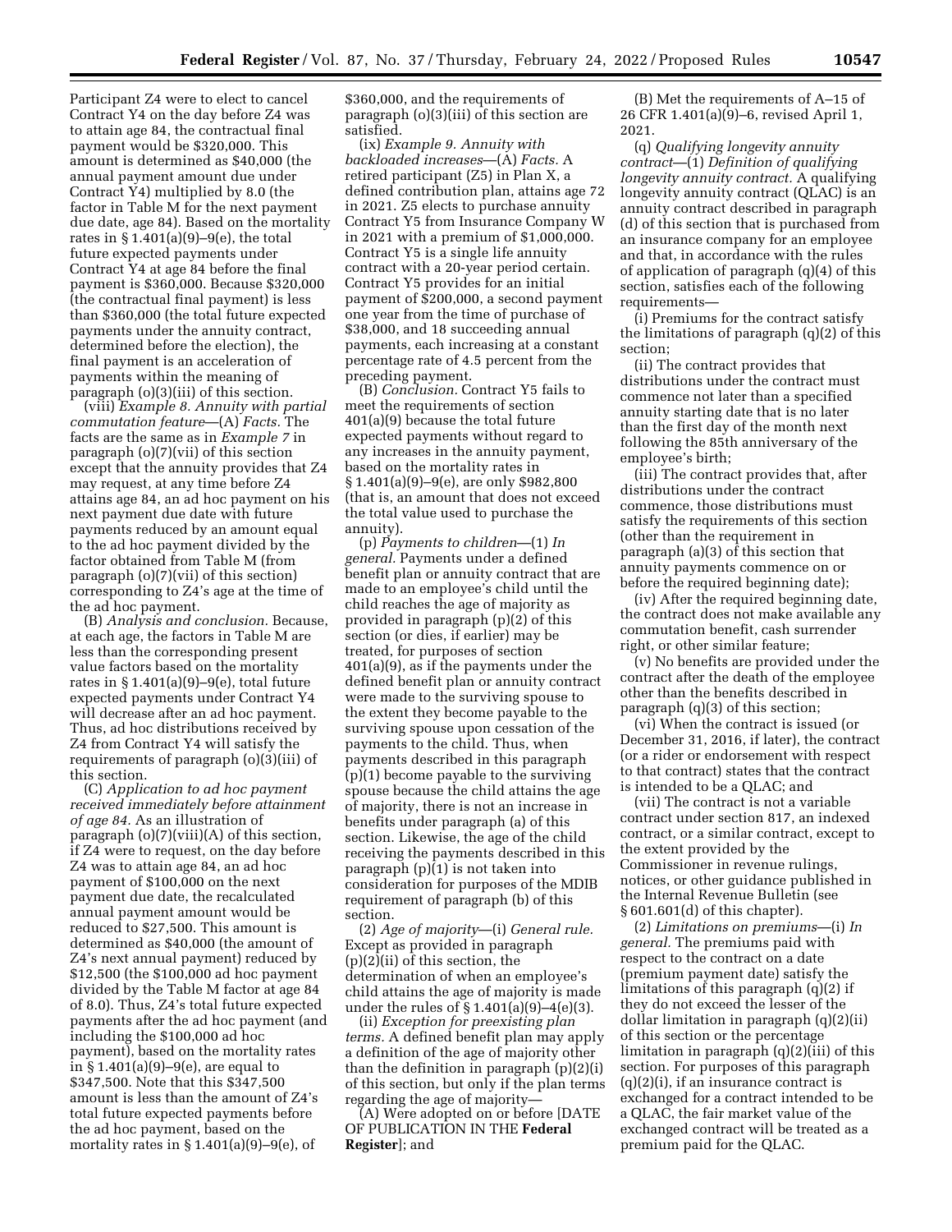Participant Z4 were to elect to cancel Contract Y4 on the day before Z4 was to attain age 84, the contractual final payment would be $320,000. This amount is determined as $40,000 (the annual payment amount due under Contract Y4) multiplied by 8.0 (the factor in Table M for the next payment due date, age 84). Based on the mortality rates in § 1.401(a)(9)–9(e), the total future expected payments under Contract Y4 at age 84 before the final payment is $360,000. Because $320,000 (the contractual final payment) is less than $360,000 (the total future expected payments under the annuity contract, determined before the election), the final payment is an acceleration of payments within the meaning of paragraph (o)(3)(iii) of this section.

(viii) *Example 8. Annuity with partial commutation feature*—(A) *Facts.* The facts are the same as in *Example 7* in paragraph (o)(7)(vii) of this section except that the annuity provides that Z4 may request, at any time before Z4 attains age 84, an ad hoc payment on his next payment due date with future payments reduced by an amount equal to the ad hoc payment divided by the factor obtained from Table M (from paragraph (o)(7)(vii) of this section) corresponding to Z4's age at the time of the ad hoc payment.

(B) *Analysis and conclusion.* Because, at each age, the factors in Table M are less than the corresponding present value factors based on the mortality rates in § 1.401(a)(9)–9(e), total future expected payments under Contract Y4 will decrease after an ad hoc payment. Thus, ad hoc distributions received by Z4 from Contract Y4 will satisfy the requirements of paragraph (o)(3)(iii) of this section.

(C) *Application to ad hoc payment received immediately before attainment of age 84.* As an illustration of paragraph (o)(7)(viii)(A) of this section, if Z4 were to request, on the day before Z4 was to attain age 84, an ad hoc payment of $100,000 on the next payment due date, the recalculated annual payment amount would be reduced to $27,500. This amount is determined as $40,000 (the amount of Z4's next annual payment) reduced by $12,500 (the $100,000 ad hoc payment divided by the Table M factor at age 84 of 8.0). Thus, Z4's total future expected payments after the ad hoc payment (and including the $100,000 ad hoc payment), based on the mortality rates in § 1.401(a)(9)–9(e), are equal to $347,500. Note that this $347,500 amount is less than the amount of Z4's total future expected payments before the ad hoc payment, based on the mortality rates in § 1.401(a)(9)–9(e), of $360,000, and the requirements of paragraph (o)(3)(iii) of this section are satisfied.

(ix) *Example 9. Annuity with backloaded increases*—(A) *Facts.* A retired participant (Z5) in Plan X, a defined contribution plan, attains age 72 in 2021. Z5 elects to purchase annuity Contract Y5 from Insurance Company W in 2021 with a premium of $1,000,000. Contract Y5 is a single life annuity contract with a 20-year period certain. Contract Y5 provides for an initial payment of $200,000, a second payment one year from the time of purchase of $38,000, and 18 succeeding annual payments, each increasing at a constant percentage rate of 4.5 percent from the preceding payment.

(B) *Conclusion.* Contract Y5 fails to meet the requirements of section 401(a)(9) because the total future expected payments without regard to any increases in the annuity payment, based on the mortality rates in § 1.401(a)(9)–9(e), are only $982,800 (that is, an amount that does not exceed the total value used to purchase the annuity).

(p) *Payments to children*—(1) *In general.* Payments under a defined benefit plan or annuity contract that are made to an employee's child until the child reaches the age of majority as provided in paragraph (p)(2) of this section (or dies, if earlier) may be treated, for purposes of section 401(a)(9), as if the payments under the defined benefit plan or annuity contract were made to the surviving spouse to the extent they become payable to the surviving spouse upon cessation of the payments to the child. Thus, when payments described in this paragraph (p)(1) become payable to the surviving spouse because the child attains the age of majority, there is not an increase in benefits under paragraph (a) of this section. Likewise, the age of the child receiving the payments described in this paragraph (p)(1) is not taken into consideration for purposes of the MDIB requirement of paragraph (b) of this section.

(2) *Age of majority*—(i) *General rule.* Except as provided in paragraph (p)(2)(ii) of this section, the determination of when an employee's child attains the age of majority is made under the rules of § 1.401(a)(9)–4(e)(3).

(ii) *Exception for preexisting plan terms.* A defined benefit plan may apply a definition of the age of majority other than the definition in paragraph (p)(2)(i) of this section, but only if the plan terms regarding the age of majority—

(A) Were adopted on or before [DATE OF PUBLICATION IN THE **Federal Register**]; and

(B) Met the requirements of A–15 of 26 CFR 1.401(a)(9)–6, revised April 1, 2021.

(q) *Qualifying longevity annuity contract*—(1) *Definition of qualifying longevity annuity contract.* A qualifying longevity annuity contract (QLAC) is an annuity contract described in paragraph (d) of this section that is purchased from an insurance company for an employee and that, in accordance with the rules of application of paragraph (q)(4) of this section, satisfies each of the following requirements—

(i) Premiums for the contract satisfy the limitations of paragraph (q)(2) of this section;

(ii) The contract provides that distributions under the contract must commence not later than a specified annuity starting date that is no later than the first day of the month next following the 85th anniversary of the employee's birth;

(iii) The contract provides that, after distributions under the contract commence, those distributions must satisfy the requirements of this section (other than the requirement in paragraph (a)(3) of this section that annuity payments commence on or before the required beginning date);

(iv) After the required beginning date, the contract does not make available any commutation benefit, cash surrender right, or other similar feature;

(v) No benefits are provided under the contract after the death of the employee other than the benefits described in paragraph (q)(3) of this section;

(vi) When the contract is issued (or December 31, 2016, if later), the contract (or a rider or endorsement with respect to that contract) states that the contract is intended to be a QLAC; and

(vii) The contract is not a variable contract under section 817, an indexed contract, or a similar contract, except to the extent provided by the Commissioner in revenue rulings, notices, or other guidance published in the Internal Revenue Bulletin (see § 601.601(d) of this chapter).

(2) *Limitations on premiums*—(i) *In general.* The premiums paid with respect to the contract on a date (premium payment date) satisfy the limitations of this paragraph (q)(2) if they do not exceed the lesser of the dollar limitation in paragraph (q)(2)(ii) of this section or the percentage limitation in paragraph (q)(2)(iii) of this section. For purposes of this paragraph (q)(2)(i), if an insurance contract is exchanged for a contract intended to be a QLAC, the fair market value of the exchanged contract will be treated as a premium paid for the QLAC.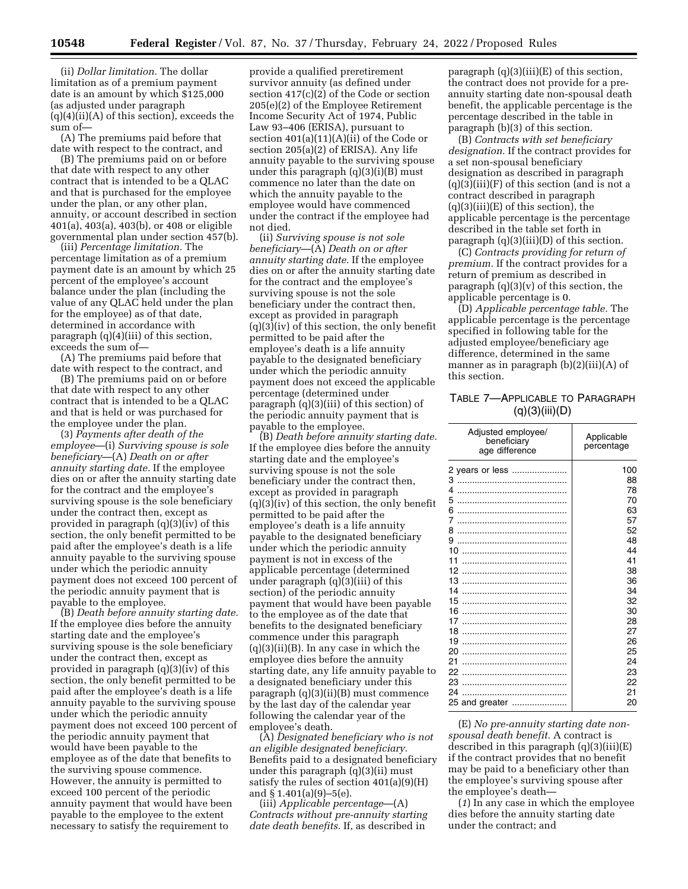(ii) *Dollar limitation.* The dollar limitation as of a premium payment date is an amount by which $125,000 (as adjusted under paragraph (q)(4)(ii)(A) of this section), exceeds the sum of—

(A) The premiums paid before that date with respect to the contract, and

(B) The premiums paid on or before that date with respect to any other contract that is intended to be a QLAC and that is purchased for the employee under the plan, or any other plan, annuity, or account described in section 401(a), 403(a), 403(b), or 408 or eligible governmental plan under section 457(b).

(iii) *Percentage limitation.* The percentage limitation as of a premium payment date is an amount by which 25 percent of the employee's account balance under the plan (including the value of any QLAC held under the plan for the employee) as of that date, determined in accordance with paragraph (q)(4)(iii) of this section, exceeds the sum of—

(A) The premiums paid before that date with respect to the contract, and

(B) The premiums paid on or before that date with respect to any other contract that is intended to be a QLAC and that is held or was purchased for the employee under the plan.

(3) *Payments after death of the employee*—(i) *Surviving spouse is sole beneficiary*—(A) *Death on or after annuity starting date.* If the employee dies on or after the annuity starting date for the contract and the employee's surviving spouse is the sole beneficiary under the contract then, except as provided in paragraph (q)(3)(iv) of this section, the only benefit permitted to be paid after the employee's death is a life annuity payable to the surviving spouse under which the periodic annuity payment does not exceed 100 percent of the periodic annuity payment that is payable to the employee.

(B) *Death before annuity starting date.* If the employee dies before the annuity starting date and the employee's surviving spouse is the sole beneficiary under the contract then, except as provided in paragraph (q)(3)(iv) of this section, the only benefit permitted to be paid after the employee's death is a life annuity payable to the surviving spouse under which the periodic annuity payment does not exceed 100 percent of the periodic annuity payment that would have been payable to the employee as of the date that benefits to the surviving spouse commence. However, the annuity is permitted to exceed 100 percent of the periodic annuity payment that would have been payable to the employee to the extent necessary to satisfy the requirement to provide a qualified preretirement survivor annuity (as defined under section 417(c)(2) of the Code or section 205(e)(2) of the Employee Retirement Income Security Act of 1974, Public Law 93–406 (ERISA), pursuant to section 401(a)(11)(A)(ii) of the Code or section 205(a)(2) of ERISA). Any life annuity payable to the surviving spouse under this paragraph (q)(3)(i)(B) must commence no later than the date on which the annuity payable to the employee would have commenced under the contract if the employee had not died.

(ii) *Surviving spouse is not sole beneficiary*—(A) *Death on or after annuity starting date.* If the employee dies on or after the annuity starting date for the contract and the employee's surviving spouse is not the sole beneficiary under the contract then, except as provided in paragraph (q)(3)(iv) of this section, the only benefit permitted to be paid after the employee's death is a life annuity payable to the designated beneficiary under which the periodic annuity payment does not exceed the applicable percentage (determined under paragraph (q)(3)(iii) of this section) of the periodic annuity payment that is payable to the employee.

(B) *Death before annuity starting date.* If the employee dies before the annuity starting date and the employee's surviving spouse is not the sole beneficiary under the contract then, except as provided in paragraph (q)(3)(iv) of this section, the only benefit permitted to be paid after the employee's death is a life annuity payable to the designated beneficiary under which the periodic annuity payment is not in excess of the applicable percentage (determined under paragraph (q)(3)(iii) of this section) of the periodic annuity payment that would have been payable to the employee as of the date that benefits to the designated beneficiary commence under this paragraph (q)(3)(ii)(B). In any case in which the employee dies before the annuity starting date, any life annuity payable to a designated beneficiary under this paragraph (q)(3)(ii)(B) must commence by the last day of the calendar year following the calendar year of the employee's death.

(A) *Designated beneficiary who is not an eligible designated beneficiary.* Benefits paid to a designated beneficiary under this paragraph (q)(3)(ii) must satisfy the rules of section 401(a)(9)(H) and § 1.401(a)(9)–5(e).

(iii) *Applicable percentage*—(A) *Contracts without pre-annuity starting date death benefits.* If, as described in paragraph (q)(3)(iii)(E) of this section, the contract does not provide for a pre-annuity starting date non-spousal death benefit, the applicable percentage is the percentage described in the table in paragraph (b)(3) of this section.

(B) *Contracts with set beneficiary designation.* If the contract provides for a set non-spousal beneficiary designation as described in paragraph (q)(3)(iii)(F) of this section (and is not a contract described in paragraph (q)(3)(iii)(E) of this section), the applicable percentage is the percentage described in the table set forth in paragraph (q)(3)(iii)(D) of this section.

(C) *Contracts providing for return of premium.* If the contract provides for a return of premium as described in paragraph (q)(3)(v) of this section, the applicable percentage is 0.

(D) *Applicable percentage table.* The applicable percentage is the percentage specified in following table for the adjusted employee/beneficiary age difference, determined in the same manner as in paragraph (b)(2)(iii)(A) of this section.

TABLE 7—APPLICABLE TO PARAGRAPH (q)(3)(iii)(D)

| Adjusted employee/ beneficiary age difference | Applicable percentage |
|---|---|
| 2 years or less | 100 |
| 3 | 88 |
| 4 | 78 |
| 5 | 70 |
| 6 | 63 |
| 7 | 57 |
| 8 | 52 |
| 9 | 48 |
| 10 | 44 |
| 11 | 41 |
| 12 | 38 |
| 13 | 36 |
| 14 | 34 |
| 15 | 32 |
| 16 | 30 |
| 17 | 28 |
| 18 | 27 |
| 19 | 26 |
| 20 | 25 |
| 21 | 24 |
| 22 | 23 |
| 23 | 22 |
| 24 | 21 |
| 25 and greater | 20 |

(E) *No pre-annuity starting date non-spousal death benefit.* A contract is described in this paragraph (q)(3)(iii)(E) if the contract provides that no benefit may be paid to a beneficiary other than the employee's surviving spouse after the employee's death—

(*1*) In any case in which the employee dies before the annuity starting date under the contract; and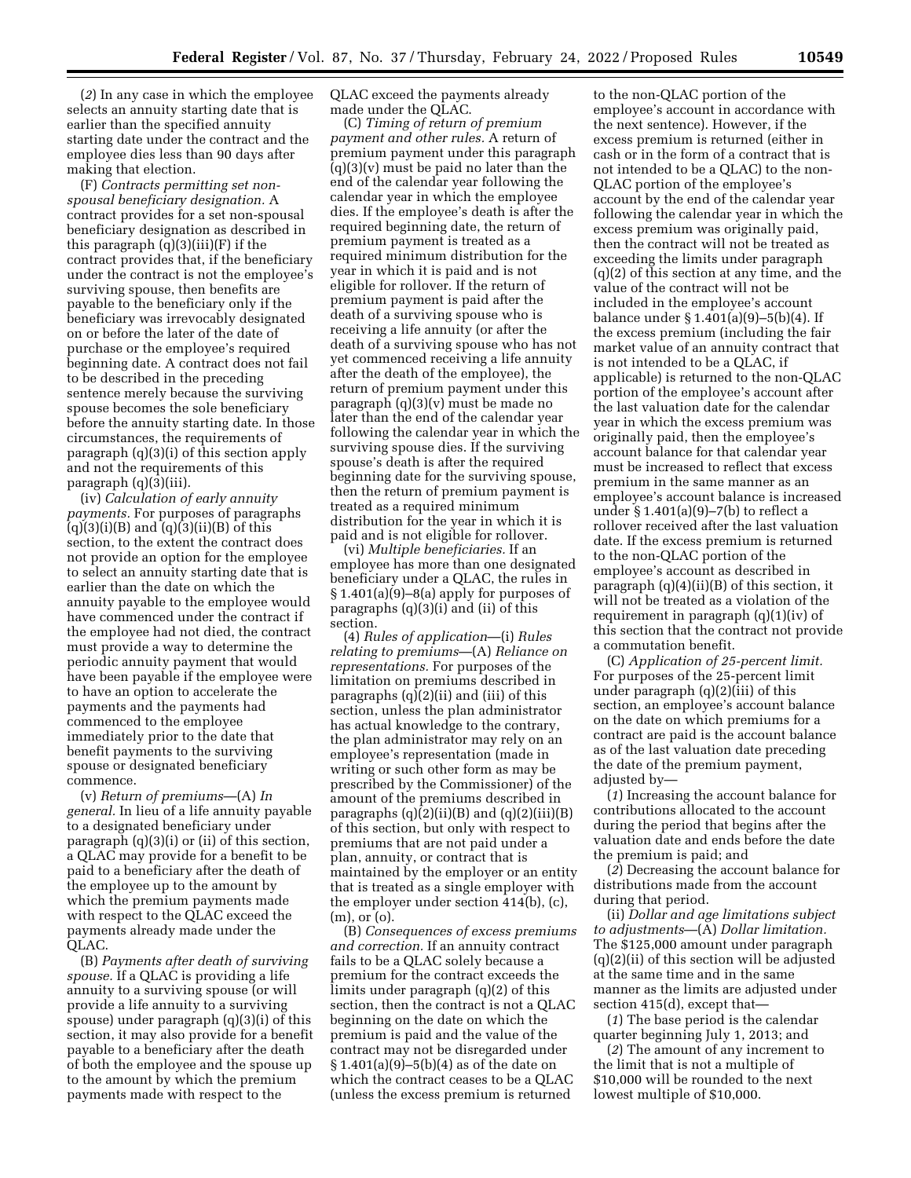(*2*) In any case in which the employee selects an annuity starting date that is earlier than the specified annuity starting date under the contract and the employee dies less than 90 days after making that election.

(F) *Contracts permitting set non-spousal beneficiary designation.* A contract provides for a set non-spousal beneficiary designation as described in this paragraph (q)(3)(iii)(F) if the contract provides that, if the beneficiary under the contract is not the employee's surviving spouse, then benefits are payable to the beneficiary only if the beneficiary was irrevocably designated on or before the later of the date of purchase or the employee's required beginning date. A contract does not fail to be described in the preceding sentence merely because the surviving spouse becomes the sole beneficiary before the annuity starting date. In those circumstances, the requirements of paragraph (q)(3)(i) of this section apply and not the requirements of this paragraph (q)(3)(iii).

(iv) *Calculation of early annuity payments.* For purposes of paragraphs (q)(3)(i)(B) and (q)(3)(ii)(B) of this section, to the extent the contract does not provide an option for the employee to select an annuity starting date that is earlier than the date on which the annuity payable to the employee would have commenced under the contract if the employee had not died, the contract must provide a way to determine the periodic annuity payment that would have been payable if the employee were to have an option to accelerate the payments and the payments had commenced to the employee immediately prior to the date that benefit payments to the surviving spouse or designated beneficiary commence.

(v) *Return of premiums*—(A) *In general.* In lieu of a life annuity payable to a designated beneficiary under paragraph (q)(3)(i) or (ii) of this section, a QLAC may provide for a benefit to be paid to a beneficiary after the death of the employee up to the amount by which the premium payments made with respect to the QLAC exceed the payments already made under the QLAC.

(B) *Payments after death of surviving spouse.* If a QLAC is providing a life annuity to a surviving spouse (or will provide a life annuity to a surviving spouse) under paragraph (q)(3)(i) of this section, it may also provide for a benefit payable to a beneficiary after the death of both the employee and the spouse up to the amount by which the premium payments made with respect to the QLAC exceed the payments already made under the QLAC.

(C) *Timing of return of premium payment and other rules.* A return of premium payment under this paragraph (q)(3)(v) must be paid no later than the end of the calendar year following the calendar year in which the employee dies. If the employee's death is after the required beginning date, the return of premium payment is treated as a required minimum distribution for the year in which it is paid and is not eligible for rollover. If the return of premium payment is paid after the death of a surviving spouse who is receiving a life annuity (or after the death of a surviving spouse who has not yet commenced receiving a life annuity after the death of the employee), the return of premium payment under this paragraph (q)(3)(v) must be made no later than the end of the calendar year following the calendar year in which the surviving spouse dies. If the surviving spouse's death is after the required beginning date for the surviving spouse, then the return of premium payment is treated as a required minimum distribution for the year in which it is paid and is not eligible for rollover.

(vi) *Multiple beneficiaries.* If an employee has more than one designated beneficiary under a QLAC, the rules in § 1.401(a)(9)–8(a) apply for purposes of paragraphs (q)(3)(i) and (ii) of this section.

(4) *Rules of application*—(i) *Rules relating to premiums*—(A) *Reliance on representations.* For purposes of the limitation on premiums described in paragraphs (q)(2)(ii) and (iii) of this section, unless the plan administrator has actual knowledge to the contrary, the plan administrator may rely on an employee's representation (made in writing or such other form as may be prescribed by the Commissioner) of the amount of the premiums described in paragraphs (q)(2)(ii)(B) and (q)(2)(iii)(B) of this section, but only with respect to premiums that are not paid under a plan, annuity, or contract that is maintained by the employer or an entity that is treated as a single employer with the employer under section 414(b), (c), (m), or (o).

(B) *Consequences of excess premiums and correction.* If an annuity contract fails to be a QLAC solely because a premium for the contract exceeds the limits under paragraph (q)(2) of this section, then the contract is not a QLAC beginning on the date on which the premium is paid and the value of the contract may not be disregarded under § 1.401(a)(9)–5(b)(4) as of the date on which the contract ceases to be a QLAC (unless the excess premium is returned to the non-QLAC portion of the employee's account in accordance with the next sentence). However, if the excess premium is returned (either in cash or in the form of a contract that is not intended to be a QLAC) to the non-QLAC portion of the employee's account by the end of the calendar year following the calendar year in which the excess premium was originally paid, then the contract will not be treated as exceeding the limits under paragraph (q)(2) of this section at any time, and the value of the contract will not be included in the employee's account balance under § 1.401(a)(9)–5(b)(4). If the excess premium (including the fair market value of an annuity contract that is not intended to be a QLAC, if applicable) is returned to the non-QLAC portion of the employee's account after the last valuation date for the calendar year in which the excess premium was originally paid, then the employee's account balance for that calendar year must be increased to reflect that excess premium in the same manner as an employee's account balance is increased under § 1.401(a)(9)–7(b) to reflect a rollover received after the last valuation date. If the excess premium is returned to the non-QLAC portion of the employee's account as described in paragraph (q)(4)(ii)(B) of this section, it will not be treated as a violation of the requirement in paragraph (q)(1)(iv) of this section that the contract not provide a commutation benefit.

(C) *Application of 25-percent limit.* For purposes of the 25-percent limit under paragraph (q)(2)(iii) of this section, an employee's account balance on the date on which premiums for a contract are paid is the account balance as of the last valuation date preceding the date of the premium payment, adjusted by—

(*1*) Increasing the account balance for contributions allocated to the account during the period that begins after the valuation date and ends before the date the premium is paid; and

(*2*) Decreasing the account balance for distributions made from the account during that period.

(ii) *Dollar and age limitations subject to adjustments*—(A) *Dollar limitation.* The $125,000 amount under paragraph (q)(2)(ii) of this section will be adjusted at the same time and in the same manner as the limits are adjusted under section 415(d), except that—

(*1*) The base period is the calendar quarter beginning July 1, 2013; and

(*2*) The amount of any increment to the limit that is not a multiple of $10,000 will be rounded to the next lowest multiple of $10,000.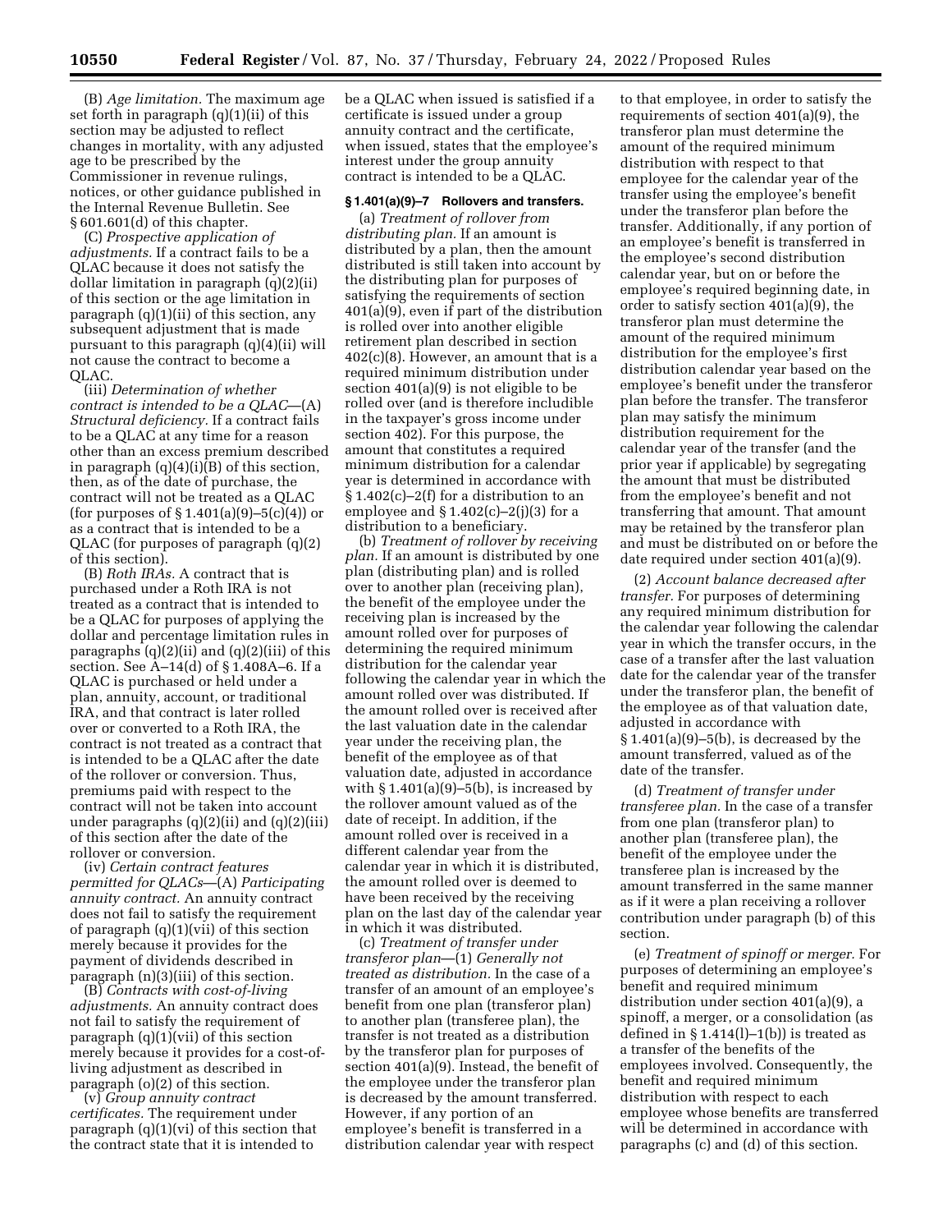(B) *Age limitation.* The maximum age set forth in paragraph (q)(1)(ii) of this section may be adjusted to reflect changes in mortality, with any adjusted age to be prescribed by the Commissioner in revenue rulings, notices, or other guidance published in the Internal Revenue Bulletin. See § 601.601(d) of this chapter.

(C) *Prospective application of adjustments.* If a contract fails to be a QLAC because it does not satisfy the dollar limitation in paragraph (q)(2)(ii) of this section or the age limitation in paragraph (q)(1)(ii) of this section, any subsequent adjustment that is made pursuant to this paragraph (q)(4)(ii) will not cause the contract to become a QLAC.

(iii) *Determination of whether contract is intended to be a QLAC*—(A) *Structural deficiency.* If a contract fails to be a QLAC at any time for a reason other than an excess premium described in paragraph (q)(4)(i)(B) of this section, then, as of the date of purchase, the contract will not be treated as a QLAC (for purposes of § 1.401(a)(9)–5(c)(4)) or as a contract that is intended to be a QLAC (for purposes of paragraph (q)(2) of this section).

(B) *Roth IRAs.* A contract that is purchased under a Roth IRA is not treated as a contract that is intended to be a QLAC for purposes of applying the dollar and percentage limitation rules in paragraphs (q)(2)(ii) and (q)(2)(iii) of this section. See A–14(d) of § 1.408A–6. If a QLAC is purchased or held under a plan, annuity, account, or traditional IRA, and that contract is later rolled over or converted to a Roth IRA, the contract is not treated as a contract that is intended to be a QLAC after the date of the rollover or conversion. Thus, premiums paid with respect to the contract will not be taken into account under paragraphs (q)(2)(ii) and (q)(2)(iii) of this section after the date of the rollover or conversion.

(iv) *Certain contract features permitted for QLACs*—(A) *Participating annuity contract.* An annuity contract does not fail to satisfy the requirement of paragraph (q)(1)(vii) of this section merely because it provides for the payment of dividends described in paragraph (n)(3)(iii) of this section.

(B) *Contracts with cost-of-living adjustments.* An annuity contract does not fail to satisfy the requirement of paragraph (q)(1)(vii) of this section merely because it provides for a cost-of-living adjustment as described in paragraph (o)(2) of this section.

(v) *Group annuity contract certificates.* The requirement under paragraph (q)(1)(vi) of this section that the contract state that it is intended to be a QLAC when issued is satisfied if a certificate is issued under a group annuity contract and the certificate, when issued, states that the employee's interest under the group annuity contract is intended to be a QLAC.

**§ 1.401(a)(9)–7 Rollovers and transfers.**

(a) *Treatment of rollover from distributing plan.* If an amount is distributed by a plan, then the amount distributed is still taken into account by the distributing plan for purposes of satisfying the requirements of section 401(a)(9), even if part of the distribution is rolled over into another eligible retirement plan described in section 402(c)(8). However, an amount that is a required minimum distribution under section 401(a)(9) is not eligible to be rolled over (and is therefore includible in the taxpayer's gross income under section 402). For this purpose, the amount that constitutes a required minimum distribution for a calendar year is determined in accordance with § 1.402(c)–2(f) for a distribution to an employee and § 1.402(c)–2(j)(3) for a distribution to a beneficiary.

(b) *Treatment of rollover by receiving plan.* If an amount is distributed by one plan (distributing plan) and is rolled over to another plan (receiving plan), the benefit of the employee under the receiving plan is increased by the amount rolled over for purposes of determining the required minimum distribution for the calendar year following the calendar year in which the amount rolled over was distributed. If the amount rolled over is received after the last valuation date in the calendar year under the receiving plan, the benefit of the employee as of that valuation date, adjusted in accordance with § 1.401(a)(9)–5(b), is increased by the rollover amount valued as of the date of receipt. In addition, if the amount rolled over is received in a different calendar year from the calendar year in which it is distributed, the amount rolled over is deemed to have been received by the receiving plan on the last day of the calendar year in which it was distributed.

(c) *Treatment of transfer under transferor plan*—(1) *Generally not treated as distribution.* In the case of a transfer of an amount of an employee's benefit from one plan (transferor plan) to another plan (transferee plan), the transfer is not treated as a distribution by the transferor plan for purposes of section 401(a)(9). Instead, the benefit of the employee under the transferor plan is decreased by the amount transferred. However, if any portion of an employee's benefit is transferred in a distribution calendar year with respect to that employee, in order to satisfy the requirements of section 401(a)(9), the transferor plan must determine the amount of the required minimum distribution with respect to that employee for the calendar year of the transfer using the employee's benefit under the transferor plan before the transfer. Additionally, if any portion of an employee's benefit is transferred in the employee's second distribution calendar year, but on or before the employee's required beginning date, in order to satisfy section 401(a)(9), the transferor plan must determine the amount of the required minimum distribution for the employee's first distribution calendar year based on the employee's benefit under the transferor plan before the transfer. The transferor plan may satisfy the minimum distribution requirement for the calendar year of the transfer (and the prior year if applicable) by segregating the amount that must be distributed from the employee's benefit and not transferring that amount. That amount may be retained by the transferor plan and must be distributed on or before the date required under section 401(a)(9).

(2) *Account balance decreased after transfer.* For purposes of determining any required minimum distribution for the calendar year following the calendar year in which the transfer occurs, in the case of a transfer after the last valuation date for the calendar year of the transfer under the transferor plan, the benefit of the employee as of that valuation date, adjusted in accordance with § 1.401(a)(9)–5(b), is decreased by the amount transferred, valued as of the date of the transfer.

(d) *Treatment of transfer under transferee plan.* In the case of a transfer from one plan (transferor plan) to another plan (transferee plan), the benefit of the employee under the transferee plan is increased by the amount transferred in the same manner as if it were a plan receiving a rollover contribution under paragraph (b) of this section.

(e) *Treatment of spinoff or merger.* For purposes of determining an employee's benefit and required minimum distribution under section 401(a)(9), a spinoff, a merger, or a consolidation (as defined in § 1.414(l)–1(b)) is treated as a transfer of the benefits of the employees involved. Consequently, the benefit and required minimum distribution with respect to each employee whose benefits are transferred will be determined in accordance with paragraphs (c) and (d) of this section.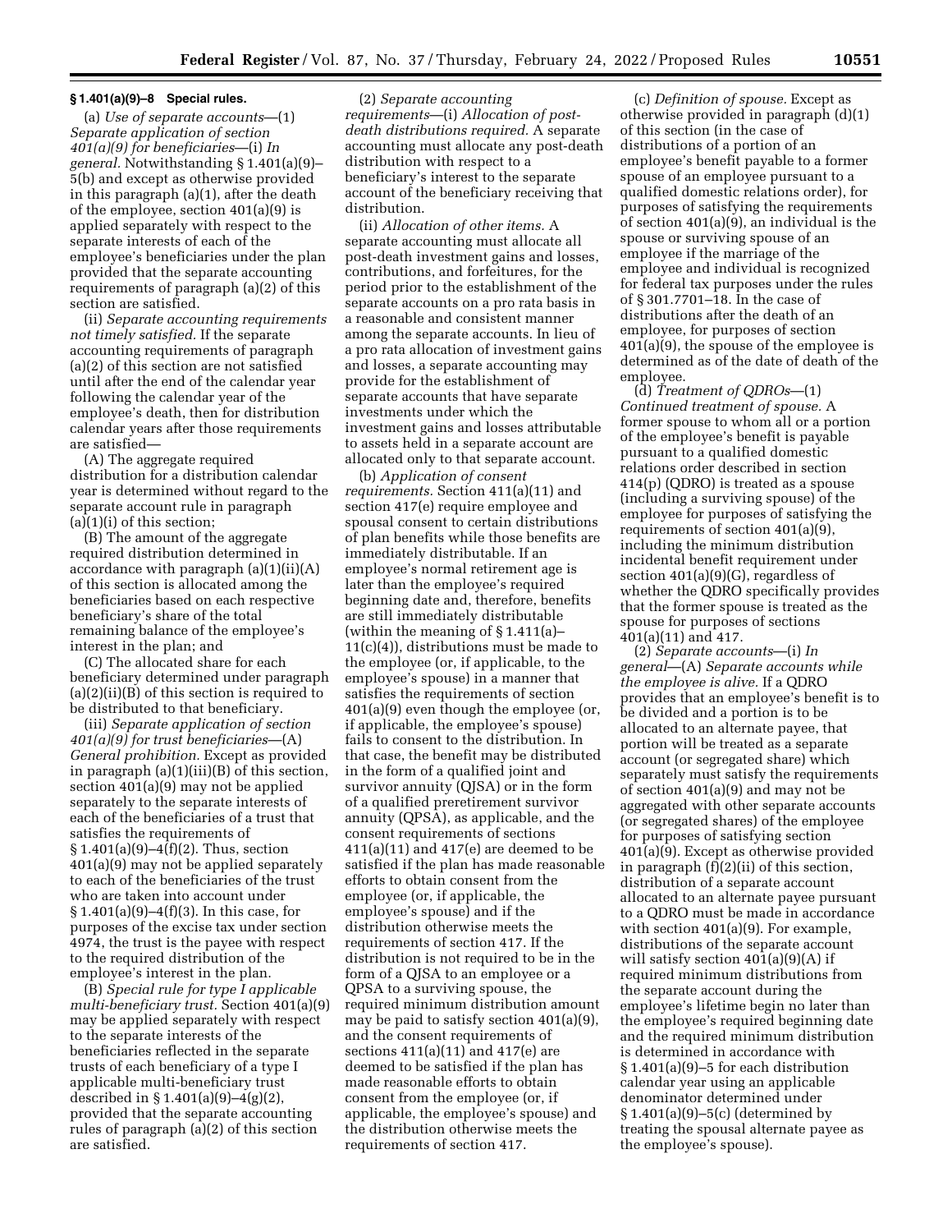### § 1.401(a)(9)–8 Special rules.

(a) *Use of separate accounts*—(1) *Separate application of section 401(a)(9) for beneficiaries*—(i) *In general.* Notwithstanding § 1.401(a)(9)–5(b) and except as otherwise provided in this paragraph (a)(1), after the death of the employee, section 401(a)(9) is applied separately with respect to the separate interests of each of the employee's beneficiaries under the plan provided that the separate accounting requirements of paragraph (a)(2) of this section are satisfied.

(ii) *Separate accounting requirements not timely satisfied.* If the separate accounting requirements of paragraph (a)(2) of this section are not satisfied until after the end of the calendar year following the calendar year of the employee's death, then for distribution calendar years after those requirements are satisfied—

(A) The aggregate required distribution for a distribution calendar year is determined without regard to the separate account rule in paragraph (a)(1)(i) of this section;

(B) The amount of the aggregate required distribution determined in accordance with paragraph (a)(1)(ii)(A) of this section is allocated among the beneficiaries based on each respective beneficiary's share of the total remaining balance of the employee's interest in the plan; and

(C) The allocated share for each beneficiary determined under paragraph (a)(2)(ii)(B) of this section is required to be distributed to that beneficiary.

(iii) *Separate application of section 401(a)(9) for trust beneficiaries*—(A) *General prohibition.* Except as provided in paragraph (a)(1)(iii)(B) of this section, section 401(a)(9) may not be applied separately to the separate interests of each of the beneficiaries of a trust that satisfies the requirements of § 1.401(a)(9)–4(f)(2). Thus, section 401(a)(9) may not be applied separately to each of the beneficiaries of the trust who are taken into account under § 1.401(a)(9)–4(f)(3). In this case, for purposes of the excise tax under section 4974, the trust is the payee with respect to the required distribution of the employee's interest in the plan.

(B) *Special rule for type I applicable multi-beneficiary trust.* Section 401(a)(9) may be applied separately with respect to the separate interests of the beneficiaries reflected in the separate trusts of each beneficiary of a type I applicable multi-beneficiary trust described in § 1.401(a)(9)–4(g)(2), provided that the separate accounting rules of paragraph (a)(2) of this section are satisfied.

(2) *Separate accounting requirements*—(i) *Allocation of post-death distributions required.* A separate accounting must allocate any post-death distribution with respect to a beneficiary's interest to the separate account of the beneficiary receiving that distribution.

(ii) *Allocation of other items.* A separate accounting must allocate all post-death investment gains and losses, contributions, and forfeitures, for the period prior to the establishment of the separate accounts on a pro rata basis in a reasonable and consistent manner among the separate accounts. In lieu of a pro rata allocation of investment gains and losses, a separate accounting may provide for the establishment of separate accounts that have separate investments under which the investment gains and losses attributable to assets held in a separate account are allocated only to that separate account.

(b) *Application of consent requirements.* Section 411(a)(11) and section 417(e) require employee and spousal consent to certain distributions of plan benefits while those benefits are immediately distributable. If an employee's normal retirement age is later than the employee's required beginning date and, therefore, benefits are still immediately distributable (within the meaning of § 1.411(a)–11(c)(4)), distributions must be made to the employee (or, if applicable, to the employee's spouse) in a manner that satisfies the requirements of section 401(a)(9) even though the employee (or, if applicable, the employee's spouse) fails to consent to the distribution. In that case, the benefit may be distributed in the form of a qualified joint and survivor annuity (QJSA) or in the form of a qualified preretirement survivor annuity (QPSA), as applicable, and the consent requirements of sections 411(a)(11) and 417(e) are deemed to be satisfied if the plan has made reasonable efforts to obtain consent from the employee (or, if applicable, the employee's spouse) and if the distribution otherwise meets the requirements of section 417. If the distribution is not required to be in the form of a QJSA to an employee or a QPSA to a surviving spouse, the required minimum distribution amount may be paid to satisfy section 401(a)(9), and the consent requirements of sections 411(a)(11) and 417(e) are deemed to be satisfied if the plan has made reasonable efforts to obtain consent from the employee (or, if applicable, the employee's spouse) and the distribution otherwise meets the requirements of section 417.

(c) *Definition of spouse.* Except as otherwise provided in paragraph (d)(1) of this section (in the case of distributions of a portion of an employee's benefit payable to a former spouse of an employee pursuant to a qualified domestic relations order), for purposes of satisfying the requirements of section 401(a)(9), an individual is the spouse or surviving spouse of an employee if the marriage of the employee and individual is recognized for federal tax purposes under the rules of § 301.7701–18. In the case of distributions after the death of an employee, for purposes of section 401(a)(9), the spouse of the employee is determined as of the date of death of the employee.

(d) *Treatment of QDROs*—(1) *Continued treatment of spouse.* A former spouse to whom all or a portion of the employee's benefit is payable pursuant to a qualified domestic relations order described in section 414(p) (QDRO) is treated as a spouse (including a surviving spouse) of the employee for purposes of satisfying the requirements of section 401(a)(9), including the minimum distribution incidental benefit requirement under section 401(a)(9)(G), regardless of whether the QDRO specifically provides that the former spouse is treated as the spouse for purposes of sections 401(a)(11) and 417.

(2) *Separate accounts*—(i) *In general*—(A) *Separate accounts while the employee is alive.* If a QDRO provides that an employee's benefit is to be divided and a portion is to be allocated to an alternate payee, that portion will be treated as a separate account (or segregated share) which separately must satisfy the requirements of section 401(a)(9) and may not be aggregated with other separate accounts (or segregated shares) of the employee for purposes of satisfying section 401(a)(9). Except as otherwise provided in paragraph (f)(2)(ii) of this section, distribution of a separate account allocated to an alternate payee pursuant to a QDRO must be made in accordance with section 401(a)(9). For example, distributions of the separate account will satisfy section 401(a)(9)(A) if required minimum distributions from the separate account during the employee's lifetime begin no later than the employee's required beginning date and the required minimum distribution is determined in accordance with § 1.401(a)(9)–5 for each distribution calendar year using an applicable denominator determined under § 1.401(a)(9)–5(c) (determined by treating the spousal alternate payee as the employee's spouse).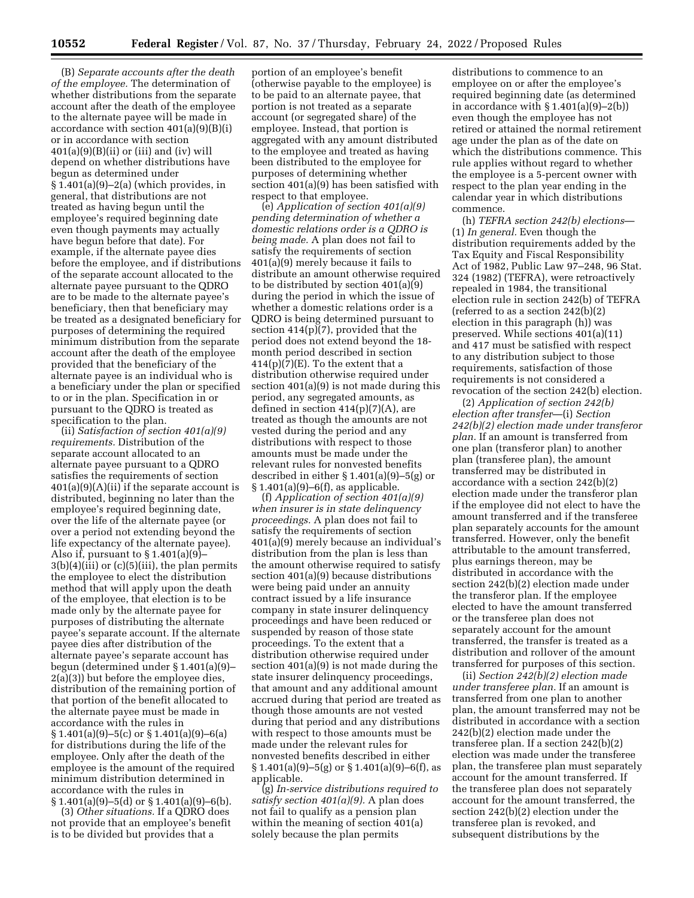(B) *Separate accounts after the death of the employee.* The determination of whether distributions from the separate account after the death of the employee to the alternate payee will be made in accordance with section 401(a)(9)(B)(i) or in accordance with section 401(a)(9)(B)(ii) or (iii) and (iv) will depend on whether distributions have begun as determined under § 1.401(a)(9)–2(a) (which provides, in general, that distributions are not treated as having begun until the employee's required beginning date even though payments may actually have begun before that date). For example, if the alternate payee dies before the employee, and if distributions of the separate account allocated to the alternate payee pursuant to the QDRO are to be made to the alternate payee's beneficiary, then that beneficiary may be treated as a designated beneficiary for purposes of determining the required minimum distribution from the separate account after the death of the employee provided that the beneficiary of the alternate payee is an individual who is a beneficiary under the plan or specified to or in the plan. Specification in or pursuant to the QDRO is treated as specification to the plan.

(ii) *Satisfaction of section 401(a)(9) requirements.* Distribution of the separate account allocated to an alternate payee pursuant to a QDRO satisfies the requirements of section 401(a)(9)(A)(ii) if the separate account is distributed, beginning no later than the employee's required beginning date, over the life of the alternate payee (or over a period not extending beyond the life expectancy of the alternate payee). Also if, pursuant to § 1.401(a)(9)–3(b)(4)(iii) or (c)(5)(iii), the plan permits the employee to elect the distribution method that will apply upon the death of the employee, that election is to be made only by the alternate payee for purposes of distributing the alternate payee's separate account. If the alternate payee dies after distribution of the alternate payee's separate account has begun (determined under § 1.401(a)(9)–2(a)(3)) but before the employee dies, distribution of the remaining portion of that portion of the benefit allocated to the alternate payee must be made in accordance with the rules in § 1.401(a)(9)–5(c) or § 1.401(a)(9)–6(a) for distributions during the life of the employee. Only after the death of the employee is the amount of the required minimum distribution determined in accordance with the rules in § 1.401(a)(9)–5(d) or § 1.401(a)(9)–6(b).

(3) *Other situations.* If a QDRO does not provide that an employee's benefit is to be divided but provides that a portion of an employee's benefit (otherwise payable to the employee) is to be paid to an alternate payee, that portion is not treated as a separate account (or segregated share) of the employee. Instead, that portion is aggregated with any amount distributed to the employee and treated as having been distributed to the employee for purposes of determining whether section 401(a)(9) has been satisfied with respect to that employee.

(e) *Application of section 401(a)(9) pending determination of whether a domestic relations order is a QDRO is being made.* A plan does not fail to satisfy the requirements of section 401(a)(9) merely because it fails to distribute an amount otherwise required to be distributed by section 401(a)(9) during the period in which the issue of whether a domestic relations order is a QDRO is being determined pursuant to section 414(p)(7), provided that the period does not extend beyond the 18-month period described in section 414(p)(7)(E). To the extent that a distribution otherwise required under section 401(a)(9) is not made during this period, any segregated amounts, as defined in section 414(p)(7)(A), are treated as though the amounts are not vested during the period and any distributions with respect to those amounts must be made under the relevant rules for nonvested benefits described in either § 1.401(a)(9)–5(g) or § 1.401(a)(9)–6(f), as applicable.

(f) *Application of section 401(a)(9) when insurer is in state delinquency proceedings.* A plan does not fail to satisfy the requirements of section 401(a)(9) merely because an individual's distribution from the plan is less than the amount otherwise required to satisfy section 401(a)(9) because distributions were being paid under an annuity contract issued by a life insurance company in state insurer delinquency proceedings and have been reduced or suspended by reason of those state proceedings. To the extent that a distribution otherwise required under section 401(a)(9) is not made during the state insurer delinquency proceedings, that amount and any additional amount accrued during that period are treated as though those amounts are not vested during that period and any distributions with respect to those amounts must be made under the relevant rules for nonvested benefits described in either § 1.401(a)(9)–5(g) or § 1.401(a)(9)–6(f), as applicable.

(g) *In-service distributions required to satisfy section 401(a)(9).* A plan does not fail to qualify as a pension plan within the meaning of section 401(a) solely because the plan permits distributions to commence to an employee on or after the employee's required beginning date (as determined in accordance with § 1.401(a)(9)–2(b)) even though the employee has not retired or attained the normal retirement age under the plan as of the date on which the distributions commence. This rule applies without regard to whether the employee is a 5-percent owner with respect to the plan year ending in the calendar year in which distributions commence.

(h) *TEFRA section 242(b) elections*—(1) *In general.* Even though the distribution requirements added by the Tax Equity and Fiscal Responsibility Act of 1982, Public Law 97–248, 96 Stat. 324 (1982) (TEFRA), were retroactively repealed in 1984, the transitional election rule in section 242(b) of TEFRA (referred to as a section 242(b)(2) election in this paragraph (h)) was preserved. While sections 401(a)(11) and 417 must be satisfied with respect to any distribution subject to those requirements, satisfaction of those requirements is not considered a revocation of the section 242(b) election.

(2) *Application of section 242(b) election after transfer*—(i) *Section 242(b)(2) election made under transferor plan.* If an amount is transferred from one plan (transferor plan) to another plan (transferee plan), the amount transferred may be distributed in accordance with a section 242(b)(2) election made under the transferor plan if the employee did not elect to have the amount transferred and if the transferee plan separately accounts for the amount transferred. However, only the benefit attributable to the amount transferred, plus earnings thereon, may be distributed in accordance with the section 242(b)(2) election made under the transferor plan. If the employee elected to have the amount transferred or the transferee plan does not separately account for the amount transferred, the transfer is treated as a distribution and rollover of the amount transferred for purposes of this section.

(ii) *Section 242(b)(2) election made under transferee plan.* If an amount is transferred from one plan to another plan, the amount transferred may not be distributed in accordance with a section 242(b)(2) election made under the transferee plan. If a section 242(b)(2) election was made under the transferee plan, the transferee plan must separately account for the amount transferred. If the transferee plan does not separately account for the amount transferred, the section 242(b)(2) election under the transferee plan is revoked, and subsequent distributions by the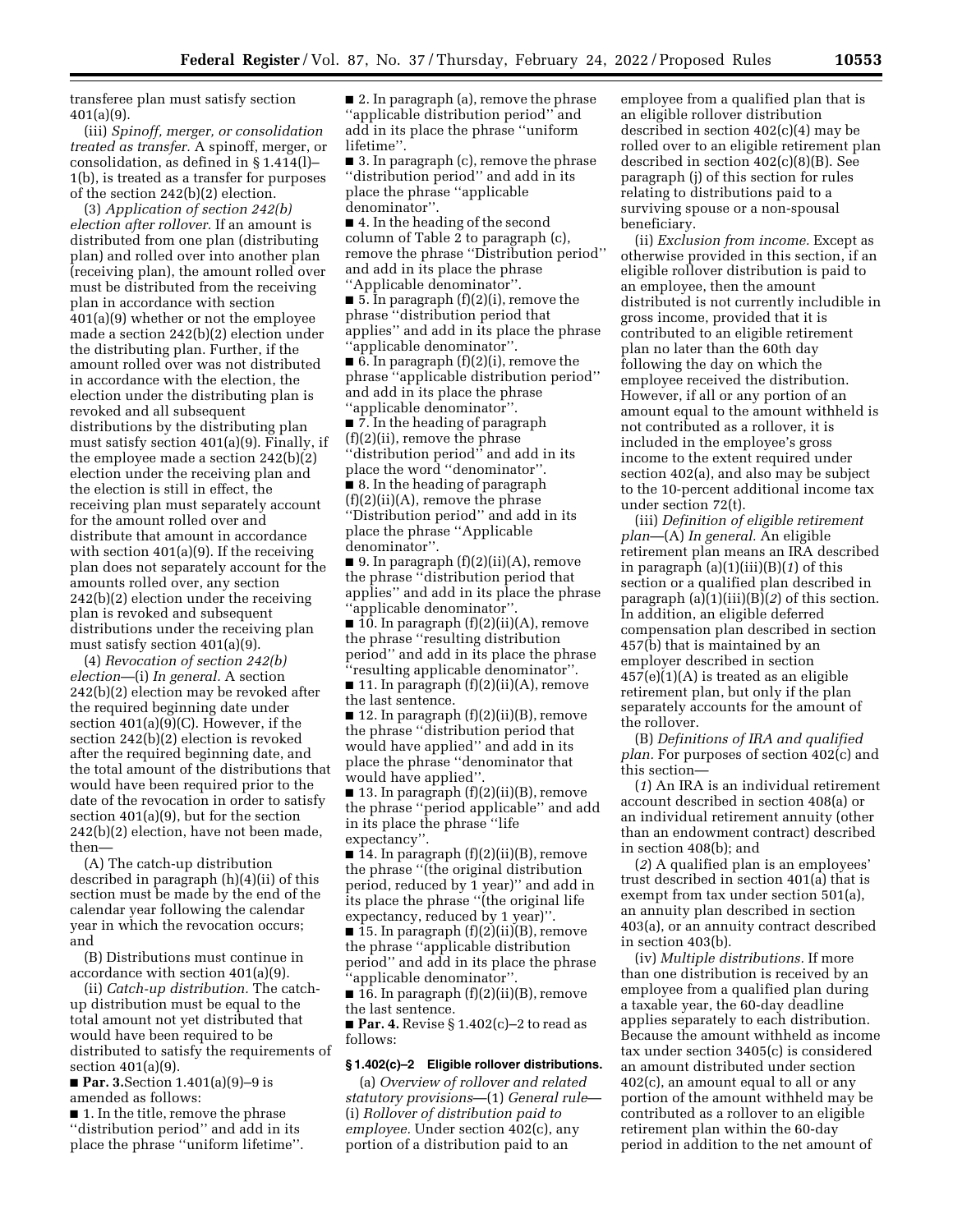transferee plan must satisfy section 401(a)(9).

(iii) *Spinoff, merger, or consolidation treated as transfer.* A spinoff, merger, or consolidation, as defined in § 1.414(l)–1(b), is treated as a transfer for purposes of the section 242(b)(2) election.

(3) *Application of section 242(b) election after rollover.* If an amount is distributed from one plan (distributing plan) and rolled over into another plan (receiving plan), the amount rolled over must be distributed from the receiving plan in accordance with section 401(a)(9) whether or not the employee made a section 242(b)(2) election under the distributing plan. Further, if the amount rolled over was not distributed in accordance with the election, the election under the distributing plan is revoked and all subsequent distributions by the distributing plan must satisfy section 401(a)(9). Finally, if the employee made a section 242(b)(2) election under the receiving plan and the election is still in effect, the receiving plan must separately account for the amount rolled over and distribute that amount in accordance with section 401(a)(9). If the receiving plan does not separately account for the amounts rolled over, any section 242(b)(2) election under the receiving plan is revoked and subsequent distributions under the receiving plan must satisfy section 401(a)(9).

(4) *Revocation of section 242(b) election*—(i) *In general.* A section 242(b)(2) election may be revoked after the required beginning date under section 401(a)(9)(C). However, if the section 242(b)(2) election is revoked after the required beginning date, and the total amount of the distributions that would have been required prior to the date of the revocation in order to satisfy section 401(a)(9), but for the section 242(b)(2) election, have not been made, then—

(A) The catch-up distribution described in paragraph (h)(4)(ii) of this section must be made by the end of the calendar year following the calendar year in which the revocation occurs; and

(B) Distributions must continue in accordance with section 401(a)(9).

(ii) *Catch-up distribution.* The catch-up distribution must be equal to the total amount not yet distributed that would have been required to be distributed to satisfy the requirements of section 401(a)(9).

■ **Par. 3.** Section 1.401(a)(9)–9 is amended as follows:

■ 1. In the title, remove the phrase ''distribution period'' and add in its place the phrase ''uniform lifetime''.

■ 2. In paragraph (a), remove the phrase ''applicable distribution period'' and add in its place the phrase ''uniform lifetime''.

■ 3. In paragraph (c), remove the phrase ''distribution period'' and add in its place the phrase ''applicable denominator''.

■ 4. In the heading of the second column of Table 2 to paragraph (c), remove the phrase ''Distribution period'' and add in its place the phrase ''Applicable denominator''.

■ 5. In paragraph (f)(2)(i), remove the phrase ''distribution period that applies'' and add in its place the phrase ''applicable denominator''.

■ 6. In paragraph (f)(2)(i), remove the phrase ''applicable distribution period'' and add in its place the phrase ''applicable denominator''.

■ 7. In the heading of paragraph (f)(2)(ii), remove the phrase ''distribution period'' and add in its place the word ''denominator''.

■ 8. In the heading of paragraph (f)(2)(ii)(A), remove the phrase ''Distribution period'' and add in its place the phrase ''Applicable denominator''.

■ 9. In paragraph (f)(2)(ii)(A), remove the phrase ''distribution period that applies'' and add in its place the phrase ''applicable denominator''.

■ 10. In paragraph (f)(2)(ii)(A), remove the phrase ''resulting distribution period'' and add in its place the phrase ''resulting applicable denominator''.

■ 11. In paragraph (f)(2)(ii)(A), remove the last sentence.

■ 12. In paragraph (f)(2)(ii)(B), remove the phrase ''distribution period that would have applied'' and add in its place the phrase ''denominator that would have applied''.

■ 13. In paragraph (f)(2)(ii)(B), remove the phrase ''period applicable'' and add in its place the phrase ''life expectancy''.

■ 14. In paragraph (f)(2)(ii)(B), remove the phrase ''(the original distribution period, reduced by 1 year)'' and add in its place the phrase ''(the original life expectancy, reduced by 1 year)''.

■ 15. In paragraph (f)(2)(ii)(B), remove the phrase ''applicable distribution period'' and add in its place the phrase ''applicable denominator''.

■ 16. In paragraph (f)(2)(ii)(B), remove the last sentence.

■ **Par. 4.** Revise § 1.402(c)–2 to read as follows:

**§ 1.402(c)–2 Eligible rollover distributions.**

(a) *Overview of rollover and related statutory provisions*—(1) *General rule*—(i) *Rollover of distribution paid to employee.* Under section 402(c), any portion of a distribution paid to an employee from a qualified plan that is an eligible rollover distribution described in section 402(c)(4) may be rolled over to an eligible retirement plan described in section 402(c)(8)(B). See paragraph (j) of this section for rules relating to distributions paid to a surviving spouse or a non-spousal beneficiary.

(ii) *Exclusion from income.* Except as otherwise provided in this section, if an eligible rollover distribution is paid to an employee, then the amount distributed is not currently includible in gross income, provided that it is contributed to an eligible retirement plan no later than the 60th day following the day on which the employee received the distribution. However, if all or any portion of an amount equal to the amount withheld is not contributed as a rollover, it is included in the employee's gross income to the extent required under section 402(a), and also may be subject to the 10-percent additional income tax under section 72(t).

(iii) *Definition of eligible retirement plan*—(A) *In general.* An eligible retirement plan means an IRA described in paragraph (a)(1)(iii)(B)(*1*) of this section or a qualified plan described in paragraph (a)(1)(iii)(B)(*2*) of this section. In addition, an eligible deferred compensation plan described in section 457(b) that is maintained by an employer described in section 457(e)(1)(A) is treated as an eligible retirement plan, but only if the plan separately accounts for the amount of the rollover.

(B) *Definitions of IRA and qualified plan.* For purposes of section 402(c) and this section—

(*1*) An IRA is an individual retirement account described in section 408(a) or an individual retirement annuity (other than an endowment contract) described in section 408(b); and

(*2*) A qualified plan is an employees' trust described in section 401(a) that is exempt from tax under section 501(a), an annuity plan described in section 403(a), or an annuity contract described in section 403(b).

(iv) *Multiple distributions.* If more than one distribution is received by an employee from a qualified plan during a taxable year, the 60-day deadline applies separately to each distribution. Because the amount withheld as income tax under section 3405(c) is considered an amount distributed under section 402(c), an amount equal to all or any portion of the amount withheld may be contributed as a rollover to an eligible retirement plan within the 60-day period in addition to the net amount of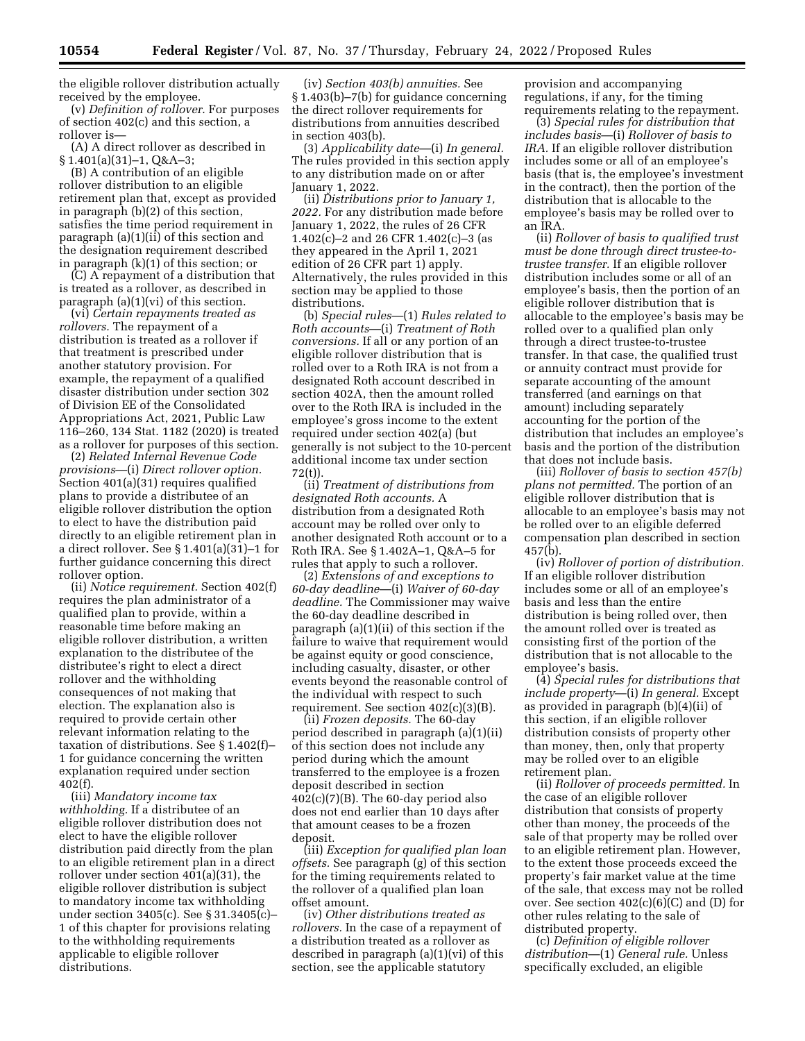the eligible rollover distribution actually received by the employee.

(v) *Definition of rollover.* For purposes of section 402(c) and this section, a rollover is—

(A) A direct rollover as described in § 1.401(a)(31)–1, Q&A–3;

(B) A contribution of an eligible rollover distribution to an eligible retirement plan that, except as provided in paragraph (b)(2) of this section, satisfies the time period requirement in paragraph (a)(1)(ii) of this section and the designation requirement described in paragraph (k)(1) of this section; or

(C) A repayment of a distribution that is treated as a rollover, as described in paragraph (a)(1)(vi) of this section.

(vi) *Certain repayments treated as rollovers.* The repayment of a distribution is treated as a rollover if that treatment is prescribed under another statutory provision. For example, the repayment of a qualified disaster distribution under section 302 of Division EE of the Consolidated Appropriations Act, 2021, Public Law 116–260, 134 Stat. 1182 (2020) is treated as a rollover for purposes of this section.

(2) *Related Internal Revenue Code provisions*—(i) *Direct rollover option.* Section 401(a)(31) requires qualified plans to provide a distributee of an eligible rollover distribution the option to elect to have the distribution paid directly to an eligible retirement plan in a direct rollover. See § 1.401(a)(31)–1 for further guidance concerning this direct rollover option.

(ii) *Notice requirement.* Section 402(f) requires the plan administrator of a qualified plan to provide, within a reasonable time before making an eligible rollover distribution, a written explanation to the distributee of the distributee's right to elect a direct rollover and the withholding consequences of not making that election. The explanation also is required to provide certain other relevant information relating to the taxation of distributions. See § 1.402(f)–1 for guidance concerning the written explanation required under section 402(f).

(iii) *Mandatory income tax withholding.* If a distributee of an eligible rollover distribution does not elect to have the eligible rollover distribution paid directly from the plan to an eligible retirement plan in a direct rollover under section 401(a)(31), the eligible rollover distribution is subject to mandatory income tax withholding under section 3405(c). See § 31.3405(c)–1 of this chapter for provisions relating to the withholding requirements applicable to eligible rollover distributions.

(iv) *Section 403(b) annuities.* See § 1.403(b)–7(b) for guidance concerning the direct rollover requirements for distributions from annuities described in section 403(b).

(3) *Applicability date*—(i) *In general.* The rules provided in this section apply to any distribution made on or after January 1, 2022.

(ii) *Distributions prior to January 1, 2022.* For any distribution made before January 1, 2022, the rules of 26 CFR 1.402(c)–2 and 26 CFR 1.402(c)–3 (as they appeared in the April 1, 2021 edition of 26 CFR part 1) apply. Alternatively, the rules provided in this section may be applied to those distributions.

(b) *Special rules*—(1) *Rules related to Roth accounts*—(i) *Treatment of Roth conversions.* If all or any portion of an eligible rollover distribution that is rolled over to a Roth IRA is not from a designated Roth account described in section 402A, then the amount rolled over to the Roth IRA is included in the employee's gross income to the extent required under section 402(a) (but generally is not subject to the 10-percent additional income tax under section 72(t)).

(ii) *Treatment of distributions from designated Roth accounts.* A distribution from a designated Roth account may be rolled over only to another designated Roth account or to a Roth IRA. See § 1.402A–1, Q&A–5 for rules that apply to such a rollover.

(2) *Extensions of and exceptions to 60-day deadline*—(i) *Waiver of 60-day deadline.* The Commissioner may waive the 60-day deadline described in paragraph (a)(1)(ii) of this section if the failure to waive that requirement would be against equity or good conscience, including casualty, disaster, or other events beyond the reasonable control of the individual with respect to such requirement. See section 402(c)(3)(B).

(ii) *Frozen deposits.* The 60-day period described in paragraph (a)(1)(ii) of this section does not include any period during which the amount transferred to the employee is a frozen deposit described in section 402(c)(7)(B). The 60-day period also does not end earlier than 10 days after that amount ceases to be a frozen deposit.

(iii) *Exception for qualified plan loan offsets.* See paragraph (g) of this section for the timing requirements related to the rollover of a qualified plan loan offset amount.

(iv) *Other distributions treated as rollovers.* In the case of a repayment of a distribution treated as a rollover as described in paragraph (a)(1)(vi) of this section, see the applicable statutory provision and accompanying regulations, if any, for the timing requirements relating to the repayment.

(3) *Special rules for distribution that includes basis*—(i) *Rollover of basis to IRA.* If an eligible rollover distribution includes some or all of an employee's basis (that is, the employee's investment in the contract), then the portion of the distribution that is allocable to the employee's basis may be rolled over to an IRA.

(ii) *Rollover of basis to qualified trust must be done through direct trustee-to-trustee transfer.* If an eligible rollover distribution includes some or all of an employee's basis, then the portion of an eligible rollover distribution that is allocable to the employee's basis may be rolled over to a qualified plan only through a direct trustee-to-trustee transfer. In that case, the qualified trust or annuity contract must provide for separate accounting of the amount transferred (and earnings on that amount) including separately accounting for the portion of the distribution that includes an employee's basis and the portion of the distribution that does not include basis.

(iii) *Rollover of basis to section 457(b) plans not permitted.* The portion of an eligible rollover distribution that is allocable to an employee's basis may not be rolled over to an eligible deferred compensation plan described in section 457(b).

(iv) *Rollover of portion of distribution.* If an eligible rollover distribution includes some or all of an employee's basis and less than the entire distribution is being rolled over, then the amount rolled over is treated as consisting first of the portion of the distribution that is not allocable to the employee's basis.

(4) *Special rules for distributions that include property*—(i) *In general.* Except as provided in paragraph (b)(4)(ii) of this section, if an eligible rollover distribution consists of property other than money, then, only that property may be rolled over to an eligible retirement plan.

(ii) *Rollover of proceeds permitted.* In the case of an eligible rollover distribution that consists of property other than money, the proceeds of the sale of that property may be rolled over to an eligible retirement plan. However, to the extent those proceeds exceed the property's fair market value at the time of the sale, that excess may not be rolled over. See section 402(c)(6)(C) and (D) for other rules relating to the sale of distributed property.

(c) *Definition of eligible rollover distribution*—(1) *General rule.* Unless specifically excluded, an eligible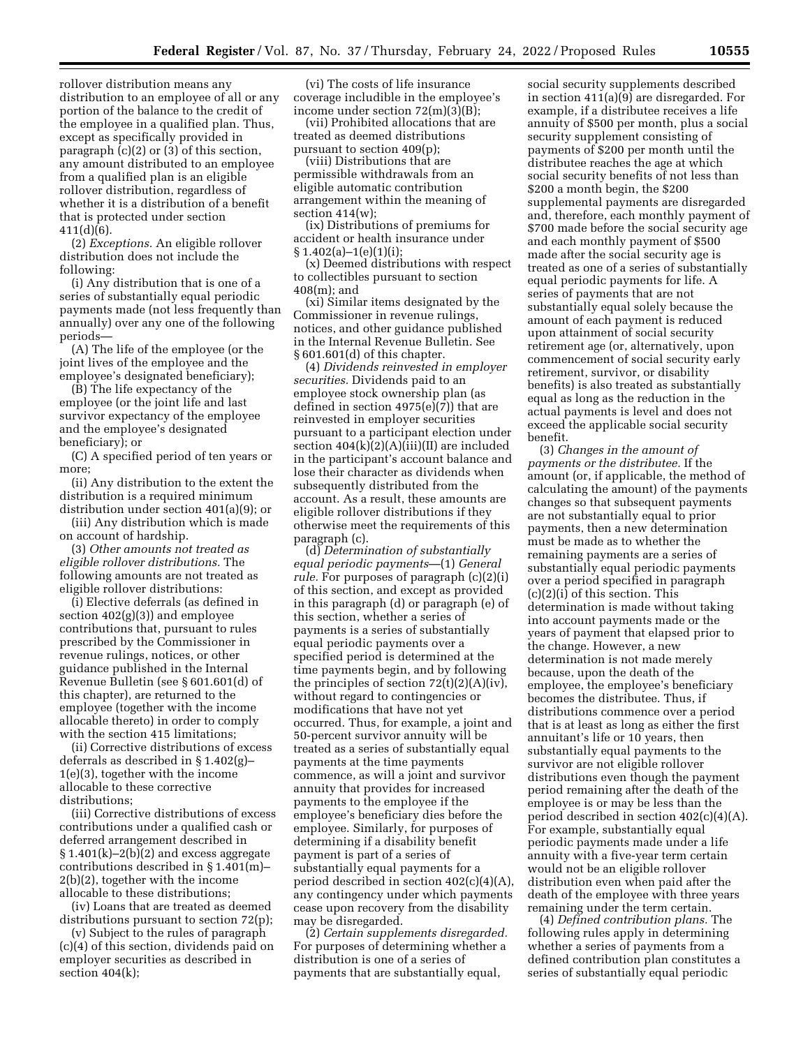rollover distribution means any distribution to an employee of all or any portion of the balance to the credit of the employee in a qualified plan. Thus, except as specifically provided in paragraph (c)(2) or (3) of this section, any amount distributed to an employee from a qualified plan is an eligible rollover distribution, regardless of whether it is a distribution of a benefit that is protected under section 411(d)(6).

(2) *Exceptions.* An eligible rollover distribution does not include the following:

(i) Any distribution that is one of a series of substantially equal periodic payments made (not less frequently than annually) over any one of the following periods—

(A) The life of the employee (or the joint lives of the employee and the employee's designated beneficiary);

(B) The life expectancy of the employee (or the joint life and last survivor expectancy of the employee and the employee's designated beneficiary); or

(C) A specified period of ten years or more;

(ii) Any distribution to the extent the distribution is a required minimum distribution under section 401(a)(9); or

(iii) Any distribution which is made on account of hardship.

(3) *Other amounts not treated as eligible rollover distributions.* The following amounts are not treated as eligible rollover distributions:

(i) Elective deferrals (as defined in section 402(g)(3)) and employee contributions that, pursuant to rules prescribed by the Commissioner in revenue rulings, notices, or other guidance published in the Internal Revenue Bulletin (see § 601.601(d) of this chapter), are returned to the employee (together with the income allocable thereto) in order to comply with the section 415 limitations;

(ii) Corrective distributions of excess deferrals as described in § 1.402(g)–1(e)(3), together with the income allocable to these corrective distributions;

(iii) Corrective distributions of excess contributions under a qualified cash or deferred arrangement described in § 1.401(k)–2(b)(2) and excess aggregate contributions described in § 1.401(m)–2(b)(2), together with the income allocable to these distributions;

(iv) Loans that are treated as deemed distributions pursuant to section 72(p);

(v) Subject to the rules of paragraph (c)(4) of this section, dividends paid on employer securities as described in section 404(k);

(vi) The costs of life insurance coverage includible in the employee's income under section 72(m)(3)(B);

(vii) Prohibited allocations that are treated as deemed distributions pursuant to section 409(p);

(viii) Distributions that are permissible withdrawals from an eligible automatic contribution arrangement within the meaning of section 414(w);

(ix) Distributions of premiums for accident or health insurance under § 1.402(a)–1(e)(1)(i);

(x) Deemed distributions with respect to collectibles pursuant to section 408(m); and

(xi) Similar items designated by the Commissioner in revenue rulings, notices, and other guidance published in the Internal Revenue Bulletin. See § 601.601(d) of this chapter.

(4) *Dividends reinvested in employer securities.* Dividends paid to an employee stock ownership plan (as defined in section 4975(e)(7)) that are reinvested in employer securities pursuant to a participant election under section 404(k)(2)(A)(iii)(II) are included in the participant's account balance and lose their character as dividends when subsequently distributed from the account. As a result, these amounts are eligible rollover distributions if they otherwise meet the requirements of this paragraph (c).

(d) *Determination of substantially equal periodic payments*—(1) *General rule.* For purposes of paragraph (c)(2)(i) of this section, and except as provided in this paragraph (d) or paragraph (e) of this section, whether a series of payments is a series of substantially equal periodic payments over a specified period is determined at the time payments begin, and by following the principles of section 72(t)(2)(A)(iv), without regard to contingencies or modifications that have not yet occurred. Thus, for example, a joint and 50-percent survivor annuity will be treated as a series of substantially equal payments at the time payments commence, as will a joint and survivor annuity that provides for increased payments to the employee if the employee's beneficiary dies before the employee. Similarly, for purposes of determining if a disability benefit payment is part of a series of substantially equal payments for a period described in section 402(c)(4)(A), any contingency under which payments cease upon recovery from the disability may be disregarded.

(2) *Certain supplements disregarded.* For purposes of determining whether a distribution is one of a series of payments that are substantially equal, social security supplements described in section 411(a)(9) are disregarded. For example, if a distributee receives a life annuity of $500 per month, plus a social security supplement consisting of payments of $200 per month until the distributee reaches the age at which social security benefits of not less than $200 a month begin, the $200 supplemental payments are disregarded and, therefore, each monthly payment of $700 made before the social security age and each monthly payment of $500 made after the social security age is treated as one of a series of substantially equal periodic payments for life. A series of payments that are not substantially equal solely because the amount of each payment is reduced upon attainment of social security retirement age (or, alternatively, upon commencement of social security early retirement, survivor, or disability benefits) is also treated as substantially equal as long as the reduction in the actual payments is level and does not exceed the applicable social security benefit.

(3) *Changes in the amount of payments or the distributee.* If the amount (or, if applicable, the method of calculating the amount) of the payments changes so that subsequent payments are not substantially equal to prior payments, then a new determination must be made as to whether the remaining payments are a series of substantially equal periodic payments over a period specified in paragraph (c)(2)(i) of this section. This determination is made without taking into account payments made or the years of payment that elapsed prior to the change. However, a new determination is not made merely because, upon the death of the employee, the employee's beneficiary becomes the distributee. Thus, if distributions commence over a period that is at least as long as either the first annuitant's life or 10 years, then substantially equal payments to the survivor are not eligible rollover distributions even though the payment period remaining after the death of the employee is or may be less than the period described in section 402(c)(4)(A). For example, substantially equal periodic payments made under a life annuity with a five-year term certain would not be an eligible rollover distribution even when paid after the death of the employee with three years remaining under the term certain.

(4) *Defined contribution plans.* The following rules apply in determining whether a series of payments from a defined contribution plan constitutes a series of substantially equal periodic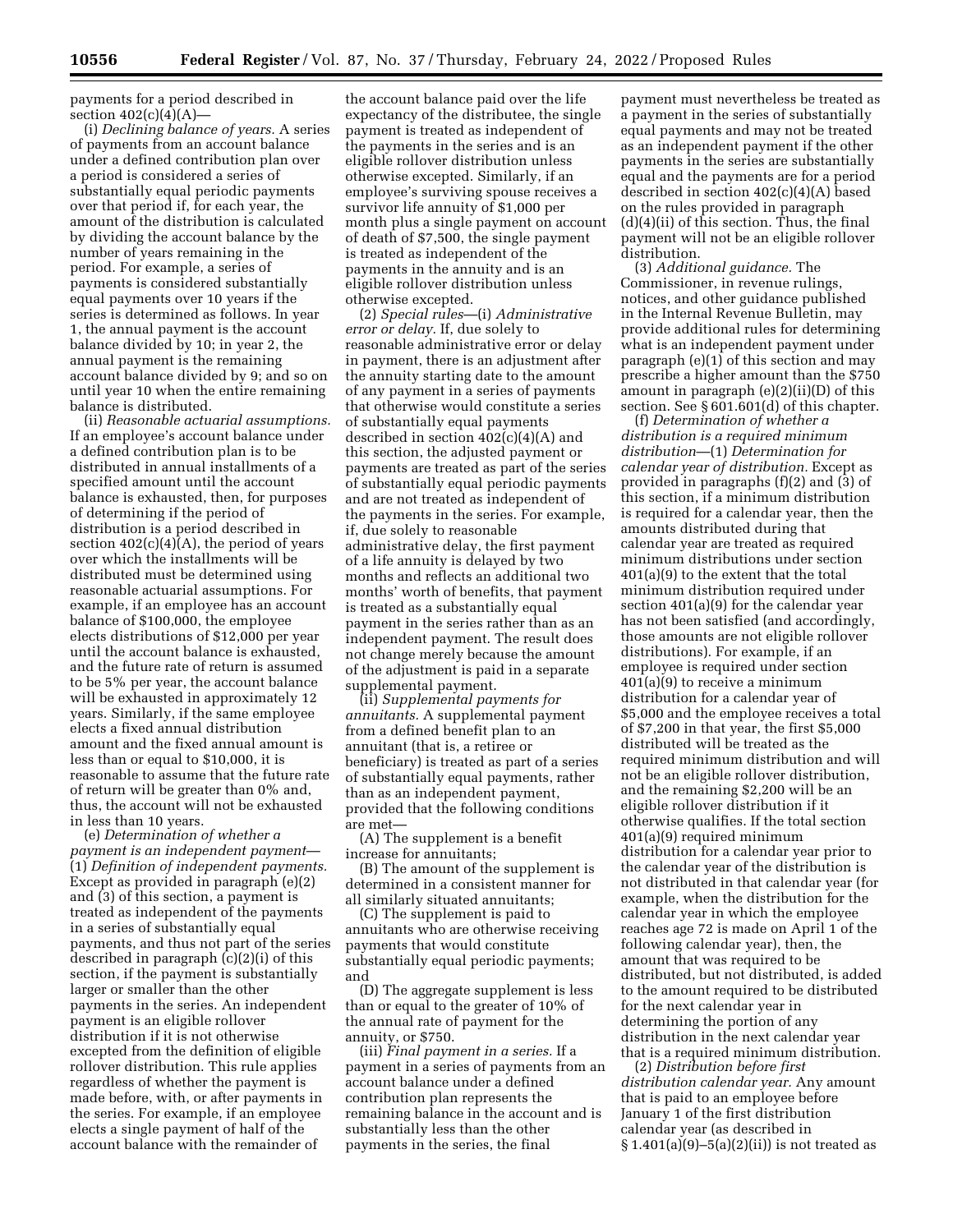payments for a period described in section 402(c)(4)(A)—

(i) *Declining balance of years.* A series of payments from an account balance under a defined contribution plan over a period is considered a series of substantially equal periodic payments over that period if, for each year, the amount of the distribution is calculated by dividing the account balance by the number of years remaining in the period. For example, a series of payments is considered substantially equal payments over 10 years if the series is determined as follows. In year 1, the annual payment is the account balance divided by 10; in year 2, the annual payment is the remaining account balance divided by 9; and so on until year 10 when the entire remaining balance is distributed.

(ii) *Reasonable actuarial assumptions.* If an employee's account balance under a defined contribution plan is to be distributed in annual installments of a specified amount until the account balance is exhausted, then, for purposes of determining if the period of distribution is a period described in section 402(c)(4)(A), the period of years over which the installments will be distributed must be determined using reasonable actuarial assumptions. For example, if an employee has an account balance of $100,000, the employee elects distributions of $12,000 per year until the account balance is exhausted, and the future rate of return is assumed to be 5% per year, the account balance will be exhausted in approximately 12 years. Similarly, if the same employee elects a fixed annual distribution amount and the fixed annual amount is less than or equal to $10,000, it is reasonable to assume that the future rate of return will be greater than 0% and, thus, the account will not be exhausted in less than 10 years.

(e) *Determination of whether a payment is an independent payment*—(1) *Definition of independent payments.* Except as provided in paragraph (e)(2) and (3) of this section, a payment is treated as independent of the payments in a series of substantially equal payments, and thus not part of the series described in paragraph (c)(2)(i) of this section, if the payment is substantially larger or smaller than the other payments in the series. An independent payment is an eligible rollover distribution if it is not otherwise excepted from the definition of eligible rollover distribution. This rule applies regardless of whether the payment is made before, with, or after payments in the series. For example, if an employee elects a single payment of half of the account balance with the remainder of the account balance paid over the life expectancy of the distributee, the single payment is treated as independent of the payments in the series and is an eligible rollover distribution unless otherwise excepted. Similarly, if an employee's surviving spouse receives a survivor life annuity of $1,000 per month plus a single payment on account of death of $7,500, the single payment is treated as independent of the payments in the annuity and is an eligible rollover distribution unless otherwise excepted.

(2) *Special rules*—(i) *Administrative error or delay.* If, due solely to reasonable administrative error or delay in payment, there is an adjustment after the annuity starting date to the amount of any payment in a series of payments that otherwise would constitute a series of substantially equal payments described in section 402(c)(4)(A) and this section, the adjusted payment or payments are treated as part of the series of substantially equal periodic payments and are not treated as independent of the payments in the series. For example, if, due solely to reasonable administrative delay, the first payment of a life annuity is delayed by two months and reflects an additional two months' worth of benefits, that payment is treated as a substantially equal payment in the series rather than as an independent payment. The result does not change merely because the amount of the adjustment is paid in a separate supplemental payment.

(ii) *Supplemental payments for annuitants.* A supplemental payment from a defined benefit plan to an annuitant (that is, a retiree or beneficiary) is treated as part of a series of substantially equal payments, rather than as an independent payment, provided that the following conditions are met—

(A) The supplement is a benefit increase for annuitants;

(B) The amount of the supplement is determined in a consistent manner for all similarly situated annuitants;

(C) The supplement is paid to annuitants who are otherwise receiving payments that would constitute substantially equal periodic payments; and

(D) The aggregate supplement is less than or equal to the greater of 10% of the annual rate of payment for the annuity, or $750.

(iii) *Final payment in a series.* If a payment in a series of payments from an account balance under a defined contribution plan represents the remaining balance in the account and is substantially less than the other payments in the series, the final payment must nevertheless be treated as a payment in the series of substantially equal payments and may not be treated as an independent payment if the other payments in the series are substantially equal and the payments are for a period described in section 402(c)(4)(A) based on the rules provided in paragraph (d)(4)(ii) of this section. Thus, the final payment will not be an eligible rollover distribution.

(3) *Additional guidance.* The Commissioner, in revenue rulings, notices, and other guidance published in the Internal Revenue Bulletin, may provide additional rules for determining what is an independent payment under paragraph (e)(1) of this section and may prescribe a higher amount than the $750 amount in paragraph (e)(2)(ii)(D) of this section. See § 601.601(d) of this chapter.

(f) *Determination of whether a distribution is a required minimum distribution*—(1) *Determination for calendar year of distribution.* Except as provided in paragraphs (f)(2) and (3) of this section, if a minimum distribution is required for a calendar year, then the amounts distributed during that calendar year are treated as required minimum distributions under section 401(a)(9) to the extent that the total minimum distribution required under section 401(a)(9) for the calendar year has not been satisfied (and accordingly, those amounts are not eligible rollover distributions). For example, if an employee is required under section 401(a)(9) to receive a minimum distribution for a calendar year of $5,000 and the employee receives a total of $7,200 in that year, the first $5,000 distributed will be treated as the required minimum distribution and will not be an eligible rollover distribution, and the remaining $2,200 will be an eligible rollover distribution if it otherwise qualifies. If the total section 401(a)(9) required minimum distribution for a calendar year prior to the calendar year of the distribution is not distributed in that calendar year (for example, when the distribution for the calendar year in which the employee reaches age 72 is made on April 1 of the following calendar year), then, the amount that was required to be distributed, but not distributed, is added to the amount required to be distributed for the next calendar year in determining the portion of any distribution in the next calendar year that is a required minimum distribution.

(2) *Distribution before first distribution calendar year.* Any amount that is paid to an employee before January 1 of the first distribution calendar year (as described in § 1.401(a)(9)–5(a)(2)(ii)) is not treated as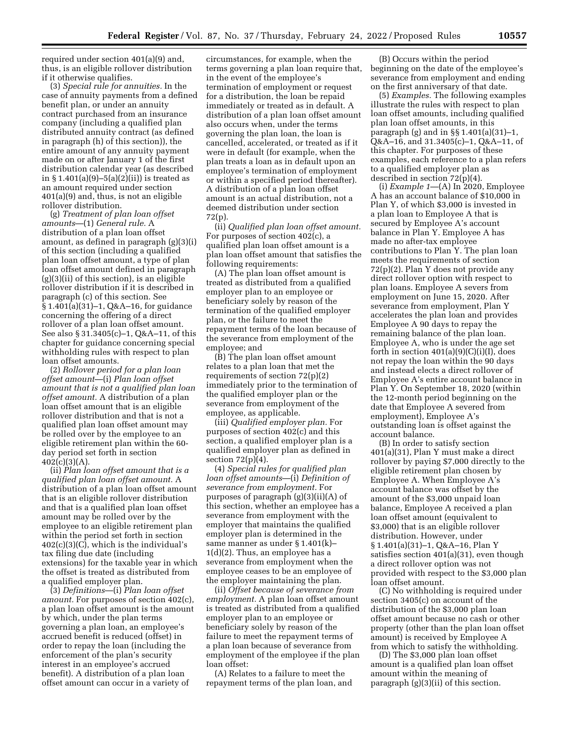required under section 401(a)(9) and, thus, is an eligible rollover distribution if it otherwise qualifies.

(3) *Special rule for annuities.* In the case of annuity payments from a defined benefit plan, or under an annuity contract purchased from an insurance company (including a qualified plan distributed annuity contract (as defined in paragraph (h) of this section)), the entire amount of any annuity payment made on or after January 1 of the first distribution calendar year (as described in § 1.401(a)(9)–5(a)(2)(ii)) is treated as an amount required under section 401(a)(9) and, thus, is not an eligible rollover distribution.

(g) *Treatment of plan loan offset amounts*—(1) *General rule.* A distribution of a plan loan offset amount, as defined in paragraph (g)(3)(i) of this section (including a qualified plan loan offset amount, a type of plan loan offset amount defined in paragraph (g)(3)(ii) of this section), is an eligible rollover distribution if it is described in paragraph (c) of this section. See § 1.401(a)(31)–1, Q&A–16, for guidance concerning the offering of a direct rollover of a plan loan offset amount. See also § 31.3405(c)–1, Q&A–11, of this chapter for guidance concerning special withholding rules with respect to plan loan offset amounts.

(2) *Rollover period for a plan loan offset amount*—(i) *Plan loan offset amount that is not a qualified plan loan offset amount.* A distribution of a plan loan offset amount that is an eligible rollover distribution and that is not a qualified plan loan offset amount may be rolled over by the employee to an eligible retirement plan within the 60-day period set forth in section 402(c)(3)(A).

(ii) *Plan loan offset amount that is a qualified plan loan offset amount.* A distribution of a plan loan offset amount that is an eligible rollover distribution and that is a qualified plan loan offset amount may be rolled over by the employee to an eligible retirement plan within the period set forth in section 402(c)(3)(C), which is the individual's tax filing due date (including extensions) for the taxable year in which the offset is treated as distributed from a qualified employer plan.

(3) *Definitions*—(i) *Plan loan offset amount.* For purposes of section 402(c), a plan loan offset amount is the amount by which, under the plan terms governing a plan loan, an employee's accrued benefit is reduced (offset) in order to repay the loan (including the enforcement of the plan's security interest in an employee's accrued benefit). A distribution of a plan loan offset amount can occur in a variety of circumstances, for example, when the terms governing a plan loan require that, in the event of the employee's termination of employment or request for a distribution, the loan be repaid immediately or treated as in default. A distribution of a plan loan offset amount also occurs when, under the terms governing the plan loan, the loan is cancelled, accelerated, or treated as if it were in default (for example, when the plan treats a loan as in default upon an employee's termination of employment or within a specified period thereafter). A distribution of a plan loan offset amount is an actual distribution, not a deemed distribution under section 72(p).

(ii) *Qualified plan loan offset amount.* For purposes of section 402(c), a qualified plan loan offset amount is a plan loan offset amount that satisfies the following requirements:

(A) The plan loan offset amount is treated as distributed from a qualified employer plan to an employee or beneficiary solely by reason of the termination of the qualified employer plan, or the failure to meet the repayment terms of the loan because of the severance from employment of the employee; and

(B) The plan loan offset amount relates to a plan loan that met the requirements of section 72(p)(2) immediately prior to the termination of the qualified employer plan or the severance from employment of the employee, as applicable.

(iii) *Qualified employer plan.* For purposes of section 402(c) and this section, a qualified employer plan is a qualified employer plan as defined in section 72(p)(4).

(4) *Special rules for qualified plan loan offset amounts*—(i) *Definition of severance from employment.* For purposes of paragraph (g)(3)(ii)(A) of this section, whether an employee has a severance from employment with the employer that maintains the qualified employer plan is determined in the same manner as under § 1.401(k)–1(d)(2). Thus, an employee has a severance from employment when the employee ceases to be an employee of the employer maintaining the plan.

(ii) *Offset because of severance from employment.* A plan loan offset amount is treated as distributed from a qualified employer plan to an employee or beneficiary solely by reason of the failure to meet the repayment terms of a plan loan because of severance from employment of the employee if the plan loan offset:

(A) Relates to a failure to meet the repayment terms of the plan loan, and

(B) Occurs within the period beginning on the date of the employee's severance from employment and ending on the first anniversary of that date.

(5) *Examples.* The following examples illustrate the rules with respect to plan loan offset amounts, including qualified plan loan offset amounts, in this paragraph (g) and in §§ 1.401(a)(31)–1, Q&A–16, and 31.3405(c)–1, Q&A–11, of this chapter. For purposes of these examples, each reference to a plan refers to a qualified employer plan as described in section 72(p)(4).

(i) *Example 1*—(A) In 2020, Employee A has an account balance of $10,000 in Plan Y, of which $3,000 is invested in a plan loan to Employee A that is secured by Employee A's account balance in Plan Y. Employee A has made no after-tax employee contributions to Plan Y. The plan loan meets the requirements of section 72(p)(2). Plan Y does not provide any direct rollover option with respect to plan loans. Employee A severs from employment on June 15, 2020. After severance from employment, Plan Y accelerates the plan loan and provides Employee A 90 days to repay the remaining balance of the plan loan. Employee A, who is under the age set forth in section 401(a)(9)(C)(i)(I), does not repay the loan within the 90 days and instead elects a direct rollover of Employee A's entire account balance in Plan Y. On September 18, 2020 (within the 12-month period beginning on the date that Employee A severed from employment), Employee A's outstanding loan is offset against the account balance.

(B) In order to satisfy section 401(a)(31), Plan Y must make a direct rollover by paying $7,000 directly to the eligible retirement plan chosen by Employee A. When Employee A's account balance was offset by the amount of the $3,000 unpaid loan balance, Employee A received a plan loan offset amount (equivalent to $3,000) that is an eligible rollover distribution. However, under § 1.401(a)(31)–1, Q&A–16, Plan Y satisfies section 401(a)(31), even though a direct rollover option was not provided with respect to the $3,000 plan loan offset amount.

(C) No withholding is required under section 3405(c) on account of the distribution of the $3,000 plan loan offset amount because no cash or other property (other than the plan loan offset amount) is received by Employee A from which to satisfy the withholding.

(D) The $3,000 plan loan offset amount is a qualified plan loan offset amount within the meaning of paragraph (g)(3)(ii) of this section.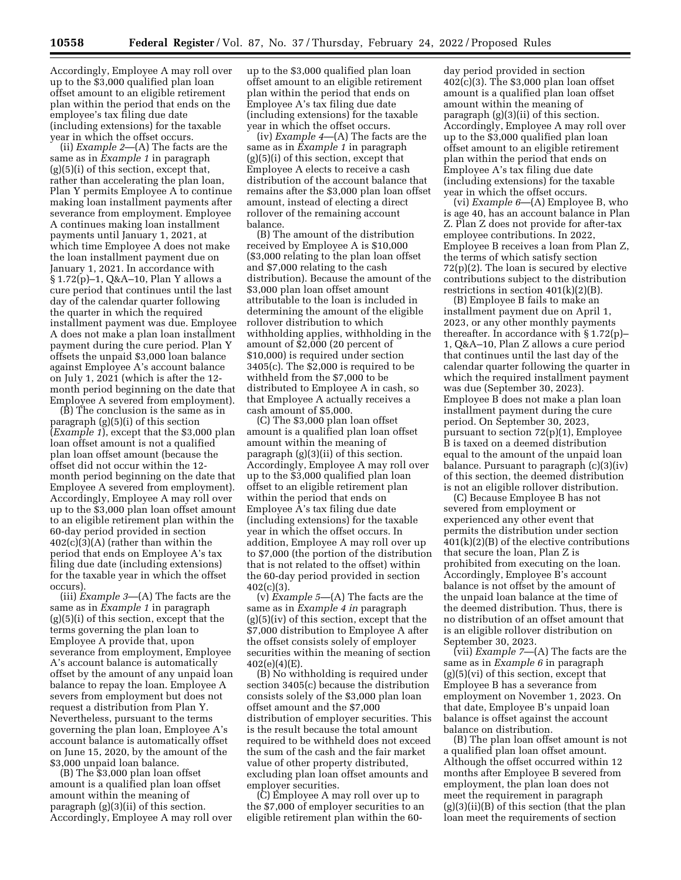Accordingly, Employee A may roll over up to the $3,000 qualified plan loan offset amount to an eligible retirement plan within the period that ends on the employee's tax filing due date (including extensions) for the taxable year in which the offset occurs.

(ii) *Example 2*—(A) The facts are the same as in *Example 1* in paragraph (g)(5)(i) of this section, except that, rather than accelerating the plan loan, Plan Y permits Employee A to continue making loan installment payments after severance from employment. Employee A continues making loan installment payments until January 1, 2021, at which time Employee A does not make the loan installment payment due on January 1, 2021. In accordance with § 1.72(p)–1, Q&A–10, Plan Y allows a cure period that continues until the last day of the calendar quarter following the quarter in which the required installment payment was due. Employee A does not make a plan loan installment payment during the cure period. Plan Y offsets the unpaid $3,000 loan balance against Employee A's account balance on July 1, 2021 (which is after the 12-month period beginning on the date that Employee A severed from employment).

(B) The conclusion is the same as in paragraph (g)(5)(i) of this section (*Example 1*), except that the $3,000 plan loan offset amount is not a qualified plan loan offset amount (because the offset did not occur within the 12-month period beginning on the date that Employee A severed from employment). Accordingly, Employee A may roll over up to the $3,000 plan loan offset amount to an eligible retirement plan within the 60-day period provided in section 402(c)(3)(A) (rather than within the period that ends on Employee A's tax filing due date (including extensions) for the taxable year in which the offset occurs).

(iii) *Example 3*—(A) The facts are the same as in *Example 1* in paragraph (g)(5)(i) of this section, except that the terms governing the plan loan to Employee A provide that, upon severance from employment, Employee A's account balance is automatically offset by the amount of any unpaid loan balance to repay the loan. Employee A severs from employment but does not request a distribution from Plan Y. Nevertheless, pursuant to the terms governing the plan loan, Employee A's account balance is automatically offset on June 15, 2020, by the amount of the $3,000 unpaid loan balance.

(B) The $3,000 plan loan offset amount is a qualified plan loan offset amount within the meaning of paragraph (g)(3)(ii) of this section. Accordingly, Employee A may roll over up to the $3,000 qualified plan loan offset amount to an eligible retirement plan within the period that ends on Employee A's tax filing due date (including extensions) for the taxable year in which the offset occurs.

(iv) *Example 4*—(A) The facts are the same as in *Example 1* in paragraph (g)(5)(i) of this section, except that Employee A elects to receive a cash distribution of the account balance that remains after the $3,000 plan loan offset amount, instead of electing a direct rollover of the remaining account balance.

(B) The amount of the distribution received by Employee A is $10,000 ($3,000 relating to the plan loan offset and $7,000 relating to the cash distribution). Because the amount of the $3,000 plan loan offset amount attributable to the loan is included in determining the amount of the eligible rollover distribution to which withholding applies, withholding in the amount of $2,000 (20 percent of $10,000) is required under section 3405(c). The $2,000 is required to be withheld from the $7,000 to be distributed to Employee A in cash, so that Employee A actually receives a cash amount of $5,000.

(C) The $3,000 plan loan offset amount is a qualified plan loan offset amount within the meaning of paragraph (g)(3)(ii) of this section. Accordingly, Employee A may roll over up to the $3,000 qualified plan loan offset to an eligible retirement plan within the period that ends on Employee A's tax filing due date (including extensions) for the taxable year in which the offset occurs. In addition, Employee A may roll over up to $7,000 (the portion of the distribution that is not related to the offset) within the 60-day period provided in section 402(c)(3).

(v) *Example 5*—(A) The facts are the same as in *Example 4 in* paragraph (g)(5)(iv) of this section, except that the $7,000 distribution to Employee A after the offset consists solely of employer securities within the meaning of section 402(e)(4)(E).

(B) No withholding is required under section 3405(c) because the distribution consists solely of the $3,000 plan loan offset amount and the $7,000 distribution of employer securities. This is the result because the total amount required to be withheld does not exceed the sum of the cash and the fair market value of other property distributed, excluding plan loan offset amounts and employer securities.

(C) Employee A may roll over up to the $7,000 of employer securities to an eligible retirement plan within the 60-day period provided in section 402(c)(3). The $3,000 plan loan offset amount is a qualified plan loan offset amount within the meaning of paragraph (g)(3)(ii) of this section. Accordingly, Employee A may roll over up to the $3,000 qualified plan loan offset amount to an eligible retirement plan within the period that ends on Employee A's tax filing due date (including extensions) for the taxable year in which the offset occurs.

(vi) *Example 6*—(A) Employee B, who is age 40, has an account balance in Plan Z. Plan Z does not provide for after-tax employee contributions. In 2022, Employee B receives a loan from Plan Z, the terms of which satisfy section 72(p)(2). The loan is secured by elective contributions subject to the distribution restrictions in section 401(k)(2)(B).

(B) Employee B fails to make an installment payment due on April 1, 2023, or any other monthly payments thereafter. In accordance with § 1.72(p)–1, Q&A–10, Plan Z allows a cure period that continues until the last day of the calendar quarter following the quarter in which the required installment payment was due (September 30, 2023). Employee B does not make a plan loan installment payment during the cure period. On September 30, 2023, pursuant to section 72(p)(1), Employee B is taxed on a deemed distribution equal to the amount of the unpaid loan balance. Pursuant to paragraph (c)(3)(iv) of this section, the deemed distribution is not an eligible rollover distribution.

(C) Because Employee B has not severed from employment or experienced any other event that permits the distribution under section 401(k)(2)(B) of the elective contributions that secure the loan, Plan Z is prohibited from executing on the loan. Accordingly, Employee B's account balance is not offset by the amount of the unpaid loan balance at the time of the deemed distribution. Thus, there is no distribution of an offset amount that is an eligible rollover distribution on September 30, 2023.

(vii) *Example 7*—(A) The facts are the same as in *Example 6* in paragraph (g)(5)(vi) of this section, except that Employee B has a severance from employment on November 1, 2023. On that date, Employee B's unpaid loan balance is offset against the account balance on distribution.

(B) The plan loan offset amount is not a qualified plan loan offset amount. Although the offset occurred within 12 months after Employee B severed from employment, the plan loan does not meet the requirement in paragraph (g)(3)(ii)(B) of this section (that the plan loan meet the requirements of section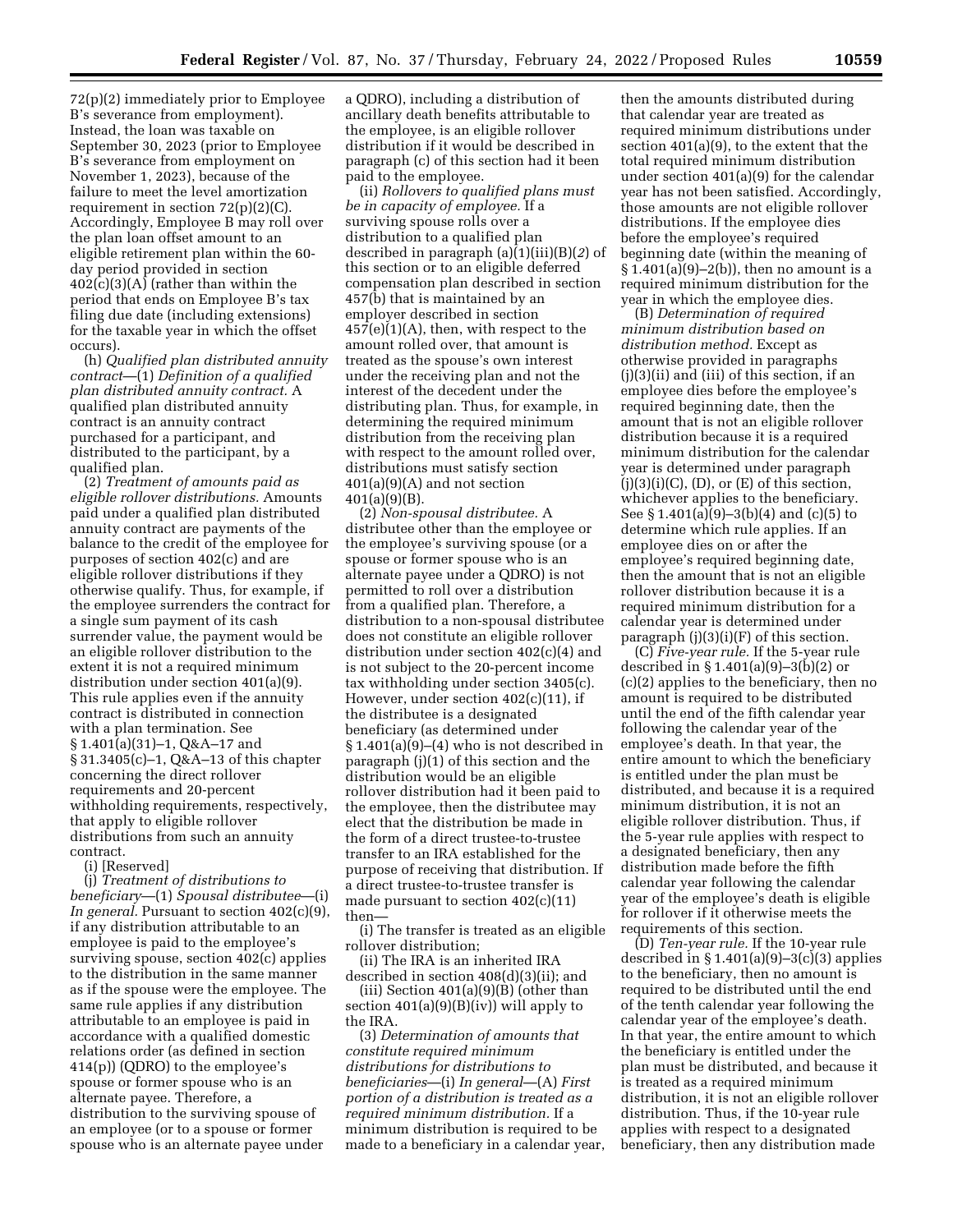72(p)(2) immediately prior to Employee B's severance from employment). Instead, the loan was taxable on September 30, 2023 (prior to Employee B's severance from employment on November 1, 2023), because of the failure to meet the level amortization requirement in section 72(p)(2)(C). Accordingly, Employee B may roll over the plan loan offset amount to an eligible retirement plan within the 60-day period provided in section 402(c)(3)(A) (rather than within the period that ends on Employee B's tax filing due date (including extensions) for the taxable year in which the offset occurs).

(h) *Qualified plan distributed annuity contract*—(1) *Definition of a qualified plan distributed annuity contract.* A qualified plan distributed annuity contract is an annuity contract purchased for a participant, and distributed to the participant, by a qualified plan.

(2) *Treatment of amounts paid as eligible rollover distributions.* Amounts paid under a qualified plan distributed annuity contract are payments of the balance to the credit of the employee for purposes of section 402(c) and are eligible rollover distributions if they otherwise qualify. Thus, for example, if the employee surrenders the contract for a single sum payment of its cash surrender value, the payment would be an eligible rollover distribution to the extent it is not a required minimum distribution under section 401(a)(9). This rule applies even if the annuity contract is distributed in connection with a plan termination. See § 1.401(a)(31)–1, Q&A–17 and § 31.3405(c)–1, Q&A–13 of this chapter concerning the direct rollover requirements and 20-percent withholding requirements, respectively, that apply to eligible rollover distributions from such an annuity contract.

(i) [Reserved]

(j) *Treatment of distributions to beneficiary*—(1) *Spousal distributee*—(i) *In general.* Pursuant to section 402(c)(9), if any distribution attributable to an employee is paid to the employee's surviving spouse, section 402(c) applies to the distribution in the same manner as if the spouse were the employee. The same rule applies if any distribution attributable to an employee is paid in accordance with a qualified domestic relations order (as defined in section 414(p)) (QDRO) to the employee's spouse or former spouse who is an alternate payee. Therefore, a distribution to the surviving spouse of an employee (or to a spouse or former spouse who is an alternate payee under a QDRO), including a distribution of ancillary death benefits attributable to the employee, is an eligible rollover distribution if it would be described in paragraph (c) of this section had it been paid to the employee.

(ii) *Rollovers to qualified plans must be in capacity of employee.* If a surviving spouse rolls over a distribution to a qualified plan described in paragraph (a)(1)(iii)(B)(*2*) of this section or to an eligible deferred compensation plan described in section 457(b) that is maintained by an employer described in section 457(e)(1)(A), then, with respect to the amount rolled over, that amount is treated as the spouse's own interest under the receiving plan and not the interest of the decedent under the distributing plan. Thus, for example, in determining the required minimum distribution from the receiving plan with respect to the amount rolled over, distributions must satisfy section 401(a)(9)(A) and not section 401(a)(9)(B).

(2) *Non-spousal distributee.* A distributee other than the employee or the employee's surviving spouse (or a spouse or former spouse who is an alternate payee under a QDRO) is not permitted to roll over a distribution from a qualified plan. Therefore, a distribution to a non-spousal distributee does not constitute an eligible rollover distribution under section 402(c)(4) and is not subject to the 20-percent income tax withholding under section 3405(c). However, under section 402(c)(11), if the distributee is a designated beneficiary (as determined under § 1.401(a)(9)–(4) who is not described in paragraph (j)(1) of this section and the distribution would be an eligible rollover distribution had it been paid to the employee, then the distributee may elect that the distribution be made in the form of a direct trustee-to-trustee transfer to an IRA established for the purpose of receiving that distribution. If a direct trustee-to-trustee transfer is made pursuant to section 402(c)(11) then—

(i) The transfer is treated as an eligible rollover distribution;

(ii) The IRA is an inherited IRA described in section 408(d)(3)(ii); and

(iii) Section 401(a)(9)(B) (other than section 401(a)(9)(B)(iv)) will apply to the IRA.

(3) *Determination of amounts that constitute required minimum distributions for distributions to beneficiaries*—(i) *In general*—(A) *First portion of a distribution is treated as a required minimum distribution.* If a minimum distribution is required to be made to a beneficiary in a calendar year, then the amounts distributed during that calendar year are treated as required minimum distributions under section 401(a)(9), to the extent that the total required minimum distribution under section 401(a)(9) for the calendar year has not been satisfied. Accordingly, those amounts are not eligible rollover distributions. If the employee dies before the employee's required beginning date (within the meaning of § 1.401(a)(9)–2(b)), then no amount is a required minimum distribution for the year in which the employee dies.

(B) *Determination of required minimum distribution based on distribution method.* Except as otherwise provided in paragraphs (j)(3)(ii) and (iii) of this section, if an employee dies before the employee's required beginning date, then the amount that is not an eligible rollover distribution because it is a required minimum distribution for the calendar year is determined under paragraph (j)(3)(i)(C), (D), or (E) of this section, whichever applies to the beneficiary. See § 1.401(a)(9)–3(b)(4) and (c)(5) to determine which rule applies. If an employee dies on or after the employee's required beginning date, then the amount that is not an eligible rollover distribution because it is a required minimum distribution for a calendar year is determined under paragraph (j)(3)(i)(F) of this section.

(C) *Five-year rule.* If the 5-year rule described in § 1.401(a)(9)–3(b)(2) or (c)(2) applies to the beneficiary, then no amount is required to be distributed until the end of the fifth calendar year following the calendar year of the employee's death. In that year, the entire amount to which the beneficiary is entitled under the plan must be distributed, and because it is a required minimum distribution, it is not an eligible rollover distribution. Thus, if the 5-year rule applies with respect to a designated beneficiary, then any distribution made before the fifth calendar year following the calendar year of the employee's death is eligible for rollover if it otherwise meets the requirements of this section.

(D) *Ten-year rule.* If the 10-year rule described in § 1.401(a)(9)–3(c)(3) applies to the beneficiary, then no amount is required to be distributed until the end of the tenth calendar year following the calendar year of the employee's death. In that year, the entire amount to which the beneficiary is entitled under the plan must be distributed, and because it is treated as a required minimum distribution, it is not an eligible rollover distribution. Thus, if the 10-year rule applies with respect to a designated beneficiary, then any distribution made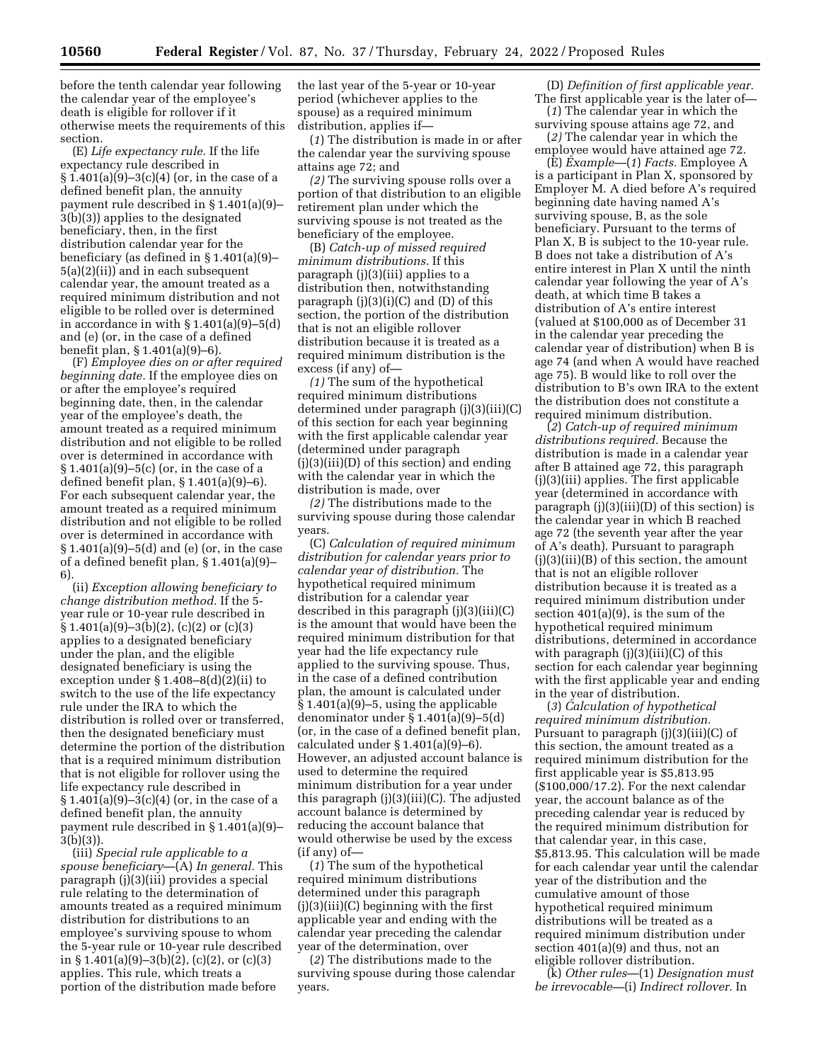before the tenth calendar year following the calendar year of the employee's death is eligible for rollover if it otherwise meets the requirements of this section.

(E) *Life expectancy rule.* If the life expectancy rule described in § 1.401(a)(9)–3(c)(4) (or, in the case of a defined benefit plan, the annuity payment rule described in § 1.401(a)(9)–3(b)(3)) applies to the designated beneficiary, then, in the first distribution calendar year for the beneficiary (as defined in § 1.401(a)(9)–5(a)(2)(ii)) and in each subsequent calendar year, the amount treated as a required minimum distribution and not eligible to be rolled over is determined in accordance with § 1.401(a)(9)–5(d) and (e) (or, in the case of a defined benefit plan, § 1.401(a)(9)–6).

(F) *Employee dies on or after required beginning date.* If the employee dies on or after the employee's required beginning date, then, in the calendar year of the employee's death, the amount treated as a required minimum distribution and not eligible to be rolled over is determined in accordance with § 1.401(a)(9)–5(c) (or, in the case of a defined benefit plan, § 1.401(a)(9)–6). For each subsequent calendar year, the amount treated as a required minimum distribution and not eligible to be rolled over is determined in accordance with § 1.401(a)(9)–5(d) and (e) (or, in the case of a defined benefit plan, § 1.401(a)(9)–6).

(ii) *Exception allowing beneficiary to change distribution method.* If the 5-year rule or 10-year rule described in § 1.401(a)(9)–3(b)(2), (c)(2) or (c)(3) applies to a designated beneficiary under the plan, and the eligible designated beneficiary is using the exception under § 1.408–8(d)(2)(ii) to switch to the use of the life expectancy rule under the IRA to which the distribution is rolled over or transferred, then the designated beneficiary must determine the portion of the distribution that is a required minimum distribution that is not eligible for rollover using the life expectancy rule described in § 1.401(a)(9)–3(c)(4) (or, in the case of a defined benefit plan, the annuity payment rule described in § 1.401(a)(9)–3(b)(3)).

(iii) *Special rule applicable to a spouse beneficiary*—(A) *In general.* This paragraph (j)(3)(iii) provides a special rule relating to the determination of amounts treated as a required minimum distribution for distributions to an employee's surviving spouse to whom the 5-year rule or 10-year rule described in § 1.401(a)(9)–3(b)(2), (c)(2), or (c)(3) applies. This rule, which treats a portion of the distribution made before the last year of the 5-year or 10-year period (whichever applies to the spouse) as a required minimum distribution, applies if—

(*1*) The distribution is made in or after the calendar year the surviving spouse attains age 72; and

(*2*) The surviving spouse rolls over a portion of that distribution to an eligible retirement plan under which the surviving spouse is not treated as the beneficiary of the employee.

(B) *Catch-up of missed required minimum distributions.* If this paragraph (j)(3)(iii) applies to a distribution then, notwithstanding paragraph (j)(3)(i)(C) and (D) of this section, the portion of the distribution that is not an eligible rollover distribution because it is treated as a required minimum distribution is the excess (if any) of—

(*1*) The sum of the hypothetical required minimum distributions determined under paragraph (j)(3)(iii)(C) of this section for each year beginning with the first applicable calendar year (determined under paragraph (j)(3)(iii)(D) of this section) and ending with the calendar year in which the distribution is made, over

(*2*) The distributions made to the surviving spouse during those calendar years.

(C) *Calculation of required minimum distribution for calendar years prior to calendar year of distribution.* The hypothetical required minimum distribution for a calendar year described in this paragraph (j)(3)(iii)(C) is the amount that would have been the required minimum distribution for that year had the life expectancy rule applied to the surviving spouse. Thus, in the case of a defined contribution plan, the amount is calculated under § 1.401(a)(9)–5, using the applicable denominator under § 1.401(a)(9)–5(d) (or, in the case of a defined benefit plan, calculated under § 1.401(a)(9)–6). However, an adjusted account balance is used to determine the required minimum distribution for a year under this paragraph (j)(3)(iii)(C). The adjusted account balance is determined by reducing the account balance that would otherwise be used by the excess (if any) of—

(*1*) The sum of the hypothetical required minimum distributions determined under this paragraph (j)(3)(iii)(C) beginning with the first applicable year and ending with the calendar year preceding the calendar year of the determination, over

(*2*) The distributions made to the surviving spouse during those calendar years.

(D) *Definition of first applicable year.* The first applicable year is the later of—

(*1*) The calendar year in which the surviving spouse attains age 72, and

(*2*) The calendar year in which the employee would have attained age 72.

(E) *Example*—(*1*) *Facts.* Employee A is a participant in Plan X, sponsored by Employer M. A died before A's required beginning date having named A's surviving spouse, B, as the sole beneficiary. Pursuant to the terms of Plan X, B is subject to the 10-year rule. B does not take a distribution of A's entire interest in Plan X until the ninth calendar year following the year of A's death, at which time B takes a distribution of A's entire interest (valued at $100,000 as of December 31 in the calendar year preceding the calendar year of distribution) when B is age 74 (and when A would have reached age 75). B would like to roll over the distribution to B's own IRA to the extent the distribution does not constitute a required minimum distribution.

(*2*) *Catch-up of required minimum distributions required.* Because the distribution is made in a calendar year after B attained age 72, this paragraph (j)(3)(iii) applies. The first applicable year (determined in accordance with paragraph (j)(3)(iii)(D) of this section) is the calendar year in which B reached age 72 (the seventh year after the year of A's death). Pursuant to paragraph (j)(3)(iii)(B) of this section, the amount that is not an eligible rollover distribution because it is treated as a required minimum distribution under section 401(a)(9), is the sum of the hypothetical required minimum distributions, determined in accordance with paragraph (j)(3)(iii)(C) of this section for each calendar year beginning with the first applicable year and ending in the year of distribution.

(*3*) *Calculation of hypothetical required minimum distribution.* Pursuant to paragraph (j)(3)(iii)(C) of this section, the amount treated as a required minimum distribution for the first applicable year is $5,813.95 ($100,000/17.2). For the next calendar year, the account balance as of the preceding calendar year is reduced by the required minimum distribution for that calendar year, in this case, $5,813.95. This calculation will be made for each calendar year until the calendar year of the distribution and the cumulative amount of those hypothetical required minimum distributions will be treated as a required minimum distribution under section 401(a)(9) and thus, not an eligible rollover distribution.

(k) *Other rules*—(1) *Designation must be irrevocable*—(i) *Indirect rollover.* In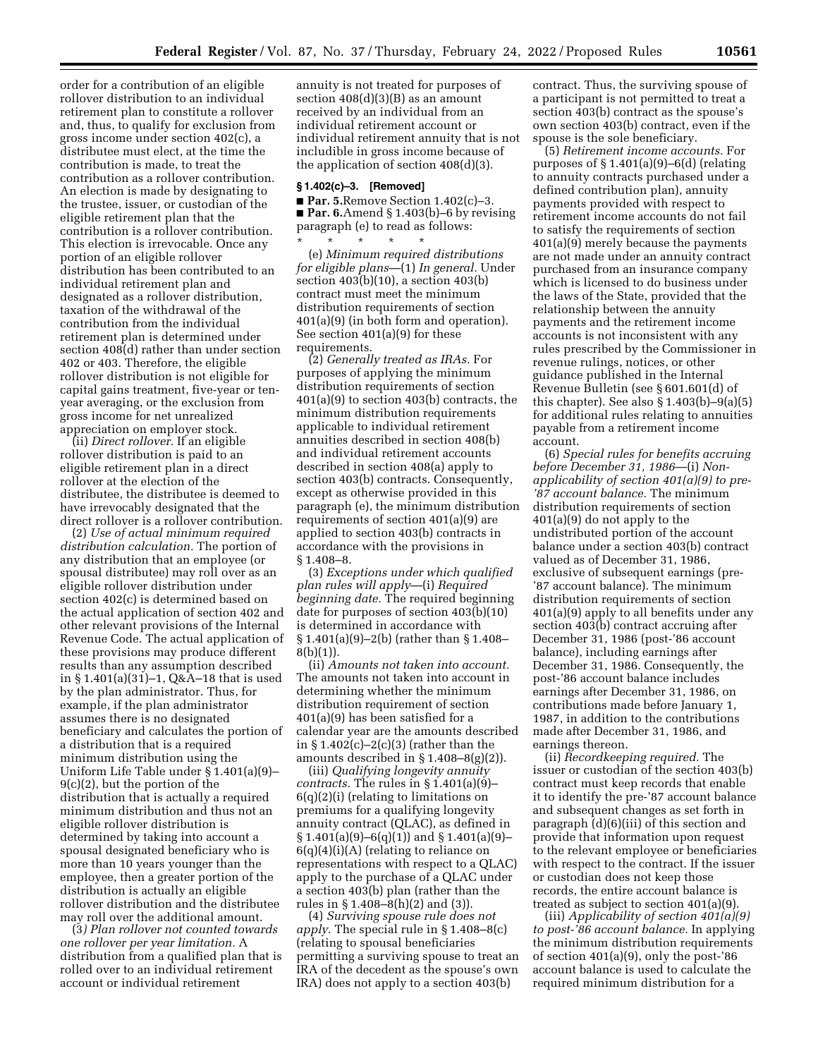order for a contribution of an eligible rollover distribution to an individual retirement plan to constitute a rollover and, thus, to qualify for exclusion from gross income under section 402(c), a distributee must elect, at the time the contribution is made, to treat the contribution as a rollover contribution. An election is made by designating to the trustee, issuer, or custodian of the eligible retirement plan that the contribution is a rollover contribution. This election is irrevocable. Once any portion of an eligible rollover distribution has been contributed to an individual retirement plan and designated as a rollover distribution, taxation of the withdrawal of the contribution from the individual retirement plan is determined under section 408(d) rather than under section 402 or 403. Therefore, the eligible rollover distribution is not eligible for capital gains treatment, five-year or ten-year averaging, or the exclusion from gross income for net unrealized appreciation on employer stock.

(ii) *Direct rollover.* If an eligible rollover distribution is paid to an eligible retirement plan in a direct rollover at the election of the distributee, the distributee is deemed to have irrevocably designated that the direct rollover is a rollover contribution.

(2) *Use of actual minimum required distribution calculation.* The portion of any distribution that an employee (or spousal distributee) may roll over as an eligible rollover distribution under section 402(c) is determined based on the actual application of section 402 and other relevant provisions of the Internal Revenue Code. The actual application of these provisions may produce different results than any assumption described in § 1.401(a)(31)–1, Q&A–18 that is used by the plan administrator. Thus, for example, if the plan administrator assumes there is no designated beneficiary and calculates the portion of a distribution that is a required minimum distribution using the Uniform Life Table under § 1.401(a)(9)–9(c)(2), but the portion of the distribution that is actually a required minimum distribution and thus not an eligible rollover distribution is determined by taking into account a spousal designated beneficiary who is more than 10 years younger than the employee, then a greater portion of the distribution is actually an eligible rollover distribution and the distributee may roll over the additional amount.

(3) *Plan rollover not counted towards one rollover per year limitation.* A distribution from a qualified plan that is rolled over to an individual retirement account or individual retirement annuity is not treated for purposes of section 408(d)(3)(B) as an amount received by an individual from an individual retirement account or individual retirement annuity that is not includible in gross income because of the application of section 408(d)(3).

**§ 1.402(c)–3. [Removed]**

■ **Par. 5.** Remove Section 1.402(c)–3.

■ **Par. 6.** Amend § 1.403(b)–6 by revising paragraph (e) to read as follows:

\* \* \* \* \*

(e) *Minimum required distributions for eligible plans*—(1) *In general.* Under section 403(b)(10), a section 403(b) contract must meet the minimum distribution requirements of section 401(a)(9) (in both form and operation). See section 401(a)(9) for these requirements.

(2) *Generally treated as IRAs.* For purposes of applying the minimum distribution requirements of section 401(a)(9) to section 403(b) contracts, the minimum distribution requirements applicable to individual retirement annuities described in section 408(b) and individual retirement accounts described in section 408(a) apply to section 403(b) contracts. Consequently, except as otherwise provided in this paragraph (e), the minimum distribution requirements of section 401(a)(9) are applied to section 403(b) contracts in accordance with the provisions in § 1.408–8.

(3) *Exceptions under which qualified plan rules will apply*—(i) *Required beginning date.* The required beginning date for purposes of section 403(b)(10) is determined in accordance with § 1.401(a)(9)–2(b) (rather than § 1.408–8(b)(1)).

(ii) *Amounts not taken into account.* The amounts not taken into account in determining whether the minimum distribution requirement of section 401(a)(9) has been satisfied for a calendar year are the amounts described in § 1.402(c)–2(c)(3) (rather than the amounts described in § 1.408–8(g)(2)).

(iii) *Qualifying longevity annuity contracts.* The rules in § 1.401(a)(9)–6(q)(2)(i) (relating to limitations on premiums for a qualifying longevity annuity contract (QLAC), as defined in § 1.401(a)(9)–6(q)(1)) and § 1.401(a)(9)–6(q)(4)(i)(A) (relating to reliance on representations with respect to a QLAC) apply to the purchase of a QLAC under a section 403(b) plan (rather than the rules in § 1.408–8(h)(2) and (3)).

(4) *Surviving spouse rule does not apply.* The special rule in § 1.408–8(c) (relating to spousal beneficiaries permitting a surviving spouse to treat an IRA of the decedent as the spouse's own IRA) does not apply to a section 403(b) contract. Thus, the surviving spouse of a participant is not permitted to treat a section 403(b) contract as the spouse's own section 403(b) contract, even if the spouse is the sole beneficiary.

(5) *Retirement income accounts.* For purposes of § 1.401(a)(9)–6(d) (relating to annuity contracts purchased under a defined contribution plan), annuity payments provided with respect to retirement income accounts do not fail to satisfy the requirements of section 401(a)(9) merely because the payments are not made under an annuity contract purchased from an insurance company which is licensed to do business under the laws of the State, provided that the relationship between the annuity payments and the retirement income accounts is not inconsistent with any rules prescribed by the Commissioner in revenue rulings, notices, or other guidance published in the Internal Revenue Bulletin (see § 601.601(d) of this chapter). See also § 1.403(b)–9(a)(5) for additional rules relating to annuities payable from a retirement income account.

(6) *Special rules for benefits accruing before December 31, 1986*—(i) *Non-applicability of section 401(a)(9) to pre-'87 account balance.* The minimum distribution requirements of section 401(a)(9) do not apply to the undistributed portion of the account balance under a section 403(b) contract valued as of December 31, 1986, exclusive of subsequent earnings (pre-'87 account balance). The minimum distribution requirements of section 401(a)(9) apply to all benefits under any section 403(b) contract accruing after December 31, 1986 (post-'86 account balance), including earnings after December 31, 1986. Consequently, the post-'86 account balance includes earnings after December 31, 1986, on contributions made before January 1, 1987, in addition to the contributions made after December 31, 1986, and earnings thereon.

(ii) *Recordkeeping required.* The issuer or custodian of the section 403(b) contract must keep records that enable it to identify the pre-'87 account balance and subsequent changes as set forth in paragraph (d)(6)(iii) of this section and provide that information upon request to the relevant employee or beneficiaries with respect to the contract. If the issuer or custodian does not keep those records, the entire account balance is treated as subject to section 401(a)(9).

(iii) *Applicability of section 401(a)(9) to post-'86 account balance.* In applying the minimum distribution requirements of section 401(a)(9), only the post-'86 account balance is used to calculate the required minimum distribution for a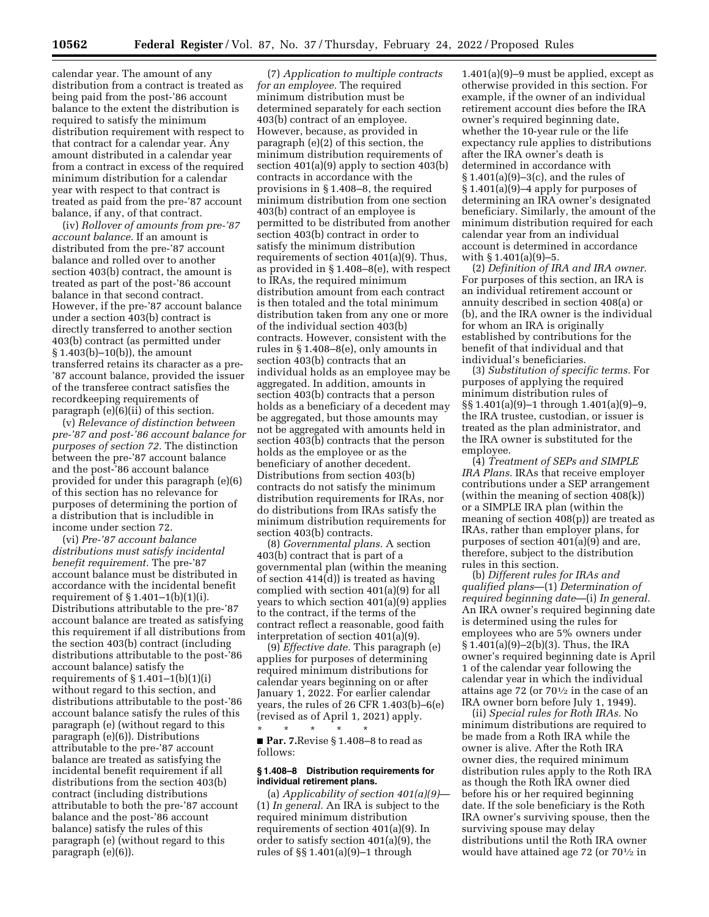calendar year. The amount of any distribution from a contract is treated as being paid from the post-'86 account balance to the extent the distribution is required to satisfy the minimum distribution requirement with respect to that contract for a calendar year. Any amount distributed in a calendar year from a contract in excess of the required minimum distribution for a calendar year with respect to that contract is treated as paid from the pre-'87 account balance, if any, of that contract.

(iv) *Rollover of amounts from pre-'87 account balance.* If an amount is distributed from the pre-'87 account balance and rolled over to another section 403(b) contract, the amount is treated as part of the post-'86 account balance in that second contract. However, if the pre-'87 account balance under a section 403(b) contract is directly transferred to another section 403(b) contract (as permitted under § 1.403(b)–10(b)), the amount transferred retains its character as a pre-'87 account balance, provided the issuer of the transferee contract satisfies the recordkeeping requirements of paragraph (e)(6)(ii) of this section.

(v) *Relevance of distinction between pre-'87 and post-'86 account balance for purposes of section 72.* The distinction between the pre-'87 account balance and the post-'86 account balance provided for under this paragraph (e)(6) of this section has no relevance for purposes of determining the portion of a distribution that is includible in income under section 72.

(vi) *Pre-'87 account balance distributions must satisfy incidental benefit requirement.* The pre-'87 account balance must be distributed in accordance with the incidental benefit requirement of § 1.401–1(b)(1)(i). Distributions attributable to the pre-'87 account balance are treated as satisfying this requirement if all distributions from the section 403(b) contract (including distributions attributable to the post-'86 account balance) satisfy the requirements of § 1.401–1(b)(1)(i) without regard to this section, and distributions attributable to the post-'86 account balance satisfy the rules of this paragraph (e) (without regard to this paragraph (e)(6)). Distributions attributable to the pre-'87 account balance are treated as satisfying the incidental benefit requirement if all distributions from the section 403(b) contract (including distributions attributable to both the pre-'87 account balance and the post-'86 account balance) satisfy the rules of this paragraph (e) (without regard to this paragraph (e)(6)).

(7) *Application to multiple contracts for an employee.* The required minimum distribution must be determined separately for each section 403(b) contract of an employee. However, because, as provided in paragraph (e)(2) of this section, the minimum distribution requirements of section 401(a)(9) apply to section 403(b) contracts in accordance with the provisions in § 1.408–8, the required minimum distribution from one section 403(b) contract of an employee is permitted to be distributed from another section 403(b) contract in order to satisfy the minimum distribution requirements of section 401(a)(9). Thus, as provided in § 1.408–8(e), with respect to IRAs, the required minimum distribution amount from each contract is then totaled and the total minimum distribution taken from any one or more of the individual section 403(b) contracts. However, consistent with the rules in § 1.408–8(e), only amounts in section 403(b) contracts that an individual holds as an employee may be aggregated. In addition, amounts in section 403(b) contracts that a person holds as a beneficiary of a decedent may be aggregated, but those amounts may not be aggregated with amounts held in section 403(b) contracts that the person holds as the employee or as the beneficiary of another decedent. Distributions from section 403(b) contracts do not satisfy the minimum distribution requirements for IRAs, nor do distributions from IRAs satisfy the minimum distribution requirements for section 403(b) contracts.

(8) *Governmental plans.* A section 403(b) contract that is part of a governmental plan (within the meaning of section 414(d)) is treated as having complied with section 401(a)(9) for all years to which section 401(a)(9) applies to the contract, if the terms of the contract reflect a reasonable, good faith interpretation of section 401(a)(9).

(9) *Effective date.* This paragraph (e) applies for purposes of determining required minimum distributions for calendar years beginning on or after January 1, 2022. For earlier calendar years, the rules of 26 CFR 1.403(b)–6(e) (revised as of April 1, 2021) apply.

\* \* \* \* \*

■ **Par. 7.** Revise § 1.408–8 to read as follows:

### § 1.408–8 Distribution requirements for individual retirement plans.

(a) *Applicability of section 401(a)(9)*—(1) *In general.* An IRA is subject to the required minimum distribution requirements of section 401(a)(9). In order to satisfy section 401(a)(9), the rules of §§ 1.401(a)(9)–1 through 1.401(a)(9)–9 must be applied, except as otherwise provided in this section. For example, if the owner of an individual retirement account dies before the IRA owner's required beginning date, whether the 10-year rule or the life expectancy rule applies to distributions after the IRA owner's death is determined in accordance with § 1.401(a)(9)–3(c), and the rules of § 1.401(a)(9)–4 apply for purposes of determining an IRA owner's designated beneficiary. Similarly, the amount of the minimum distribution required for each calendar year from an individual account is determined in accordance with § 1.401(a)(9)–5.

(2) *Definition of IRA and IRA owner.* For purposes of this section, an IRA is an individual retirement account or annuity described in section 408(a) or (b), and the IRA owner is the individual for whom an IRA is originally established by contributions for the benefit of that individual and that individual's beneficiaries.

(3) *Substitution of specific terms.* For purposes of applying the required minimum distribution rules of §§ 1.401(a)(9)–1 through 1.401(a)(9)–9, the IRA trustee, custodian, or issuer is treated as the plan administrator, and the IRA owner is substituted for the employee.

(4) *Treatment of SEPs and SIMPLE IRA Plans.* IRAs that receive employer contributions under a SEP arrangement (within the meaning of section 408(k)) or a SIMPLE IRA plan (within the meaning of section 408(p)) are treated as IRAs, rather than employer plans, for purposes of section 401(a)(9) and are, therefore, subject to the distribution rules in this section.

(b) *Different rules for IRAs and qualified plans*—(1) *Determination of required beginning date*—(i) *In general.* An IRA owner's required beginning date is determined using the rules for employees who are 5% owners under § 1.401(a)(9)–2(b)(3). Thus, the IRA owner's required beginning date is April 1 of the calendar year following the calendar year in which the individual attains age 72 (or 70½ in the case of an IRA owner born before July 1, 1949).

(ii) *Special rules for Roth IRAs.* No minimum distributions are required to be made from a Roth IRA while the owner is alive. After the Roth IRA owner dies, the required minimum distribution rules apply to the Roth IRA as though the Roth IRA owner died before his or her required beginning date. If the sole beneficiary is the Roth IRA owner's surviving spouse, then the surviving spouse may delay distributions until the Roth IRA owner would have attained age 72 (or 70½ in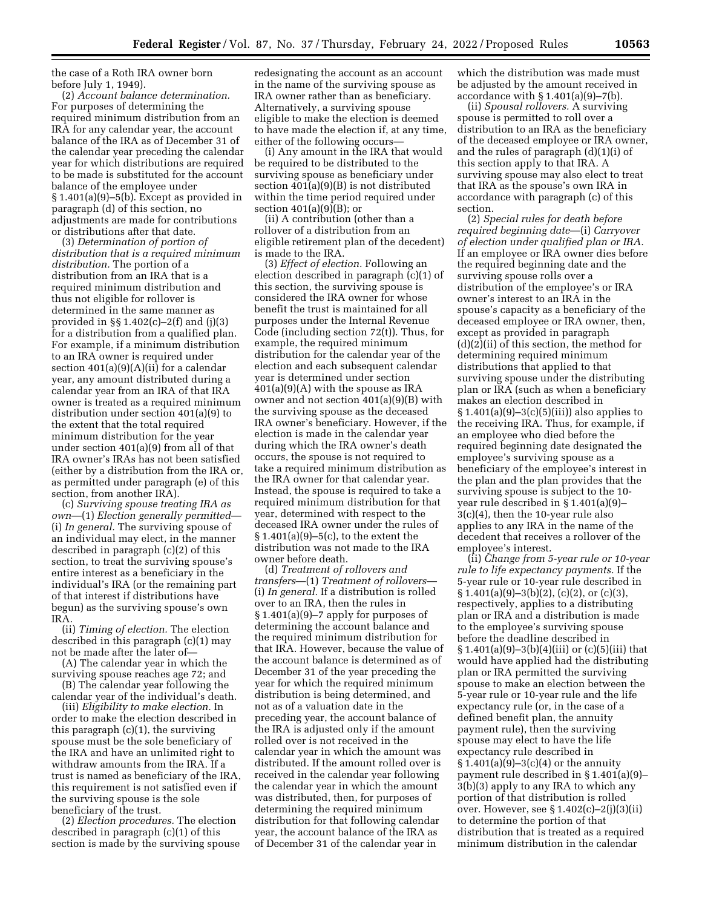the case of a Roth IRA owner born before July 1, 1949).

(2) *Account balance determination.* For purposes of determining the required minimum distribution from an IRA for any calendar year, the account balance of the IRA as of December 31 of the calendar year preceding the calendar year for which distributions are required to be made is substituted for the account balance of the employee under § 1.401(a)(9)–5(b). Except as provided in paragraph (d) of this section, no adjustments are made for contributions or distributions after that date.

(3) *Determination of portion of distribution that is a required minimum distribution.* The portion of a distribution from an IRA that is a required minimum distribution and thus not eligible for rollover is determined in the same manner as provided in §§ 1.402(c)–2(f) and (j)(3) for a distribution from a qualified plan. For example, if a minimum distribution to an IRA owner is required under section 401(a)(9)(A)(ii) for a calendar year, any amount distributed during a calendar year from an IRA of that IRA owner is treated as a required minimum distribution under section 401(a)(9) to the extent that the total required minimum distribution for the year under section 401(a)(9) from all of that IRA owner's IRAs has not been satisfied (either by a distribution from the IRA or, as permitted under paragraph (e) of this section, from another IRA).

(c) *Surviving spouse treating IRA as own*—(1) *Election generally permitted*—(i) *In general.* The surviving spouse of an individual may elect, in the manner described in paragraph (c)(2) of this section, to treat the surviving spouse's entire interest as a beneficiary in the individual's IRA (or the remaining part of that interest if distributions have begun) as the surviving spouse's own IRA.

(ii) *Timing of election.* The election described in this paragraph (c)(1) may not be made after the later of—

(A) The calendar year in which the surviving spouse reaches age 72; and

(B) The calendar year following the calendar year of the individual's death.

(iii) *Eligibility to make election.* In order to make the election described in this paragraph (c)(1), the surviving spouse must be the sole beneficiary of the IRA and have an unlimited right to withdraw amounts from the IRA. If a trust is named as beneficiary of the IRA, this requirement is not satisfied even if the surviving spouse is the sole beneficiary of the trust.

(2) *Election procedures.* The election described in paragraph (c)(1) of this section is made by the surviving spouse redesignating the account as an account in the name of the surviving spouse as IRA owner rather than as beneficiary. Alternatively, a surviving spouse eligible to make the election is deemed to have made the election if, at any time, either of the following occurs—

(i) Any amount in the IRA that would be required to be distributed to the surviving spouse as beneficiary under section 401(a)(9)(B) is not distributed within the time period required under section 401(a)(9)(B); or

(ii) A contribution (other than a rollover of a distribution from an eligible retirement plan of the decedent) is made to the IRA.

(3) *Effect of election.* Following an election described in paragraph (c)(1) of this section, the surviving spouse is considered the IRA owner for whose benefit the trust is maintained for all purposes under the Internal Revenue Code (including section 72(t)). Thus, for example, the required minimum distribution for the calendar year of the election and each subsequent calendar year is determined under section 401(a)(9)(A) with the spouse as IRA owner and not section 401(a)(9)(B) with the surviving spouse as the deceased IRA owner's beneficiary. However, if the election is made in the calendar year during which the IRA owner's death occurs, the spouse is not required to take a required minimum distribution as the IRA owner for that calendar year. Instead, the spouse is required to take a required minimum distribution for that year, determined with respect to the deceased IRA owner under the rules of § 1.401(a)(9)–5(c), to the extent the distribution was not made to the IRA owner before death.

(d) *Treatment of rollovers and transfers*—(1) *Treatment of rollovers*—(i) *In general.* If a distribution is rolled over to an IRA, then the rules in § 1.401(a)(9)–7 apply for purposes of determining the account balance and the required minimum distribution for that IRA. However, because the value of the account balance is determined as of December 31 of the year preceding the year for which the required minimum distribution is being determined, and not as of a valuation date in the preceding year, the account balance of the IRA is adjusted only if the amount rolled over is not received in the calendar year in which the amount was distributed. If the amount rolled over is received in the calendar year following the calendar year in which the amount was distributed, then, for purposes of determining the required minimum distribution for that following calendar year, the account balance of the IRA as of December 31 of the calendar year in which the distribution was made must be adjusted by the amount received in accordance with § 1.401(a)(9)–7(b).

(ii) *Spousal rollovers.* A surviving spouse is permitted to roll over a distribution to an IRA as the beneficiary of the deceased employee or IRA owner, and the rules of paragraph (d)(1)(i) of this section apply to that IRA. A surviving spouse may also elect to treat that IRA as the spouse's own IRA in accordance with paragraph (c) of this section.

(2) *Special rules for death before required beginning date*—(i) *Carryover of election under qualified plan or IRA.* If an employee or IRA owner dies before the required beginning date and the surviving spouse rolls over a distribution of the employee's or IRA owner's interest to an IRA in the spouse's capacity as a beneficiary of the deceased employee or IRA owner, then, except as provided in paragraph (d)(2)(ii) of this section, the method for determining required minimum distributions that applied to that surviving spouse under the distributing plan or IRA (such as when a beneficiary makes an election described in § 1.401(a)(9)–3(c)(5)(iii)) also applies to the receiving IRA. Thus, for example, if an employee who died before the required beginning date designated the employee's surviving spouse as a beneficiary of the employee's interest in the plan and the plan provides that the surviving spouse is subject to the 10-year rule described in § 1.401(a)(9)–3(c)(4), then the 10-year rule also applies to any IRA in the name of the decedent that receives a rollover of the employee's interest.

(ii) *Change from 5-year rule or 10-year rule to life expectancy payments.* If the 5-year rule or 10-year rule described in § 1.401(a)(9)–3(b)(2), (c)(2), or (c)(3), respectively, applies to a distributing plan or IRA and a distribution is made to the employee's surviving spouse before the deadline described in § 1.401(a)(9)–3(b)(4)(iii) or (c)(5)(iii) that would have applied had the distributing plan or IRA permitted the surviving spouse to make an election between the 5-year rule or 10-year rule and the life expectancy rule (or, in the case of a defined benefit plan, the annuity payment rule), then the surviving spouse may elect to have the life expectancy rule described in § 1.401(a)(9)–3(c)(4) or the annuity payment rule described in § 1.401(a)(9)–3(b)(3) apply to any IRA to which any portion of that distribution is rolled over. However, see § 1.402(c)–2(j)(3)(ii) to determine the portion of that distribution that is treated as a required minimum distribution in the calendar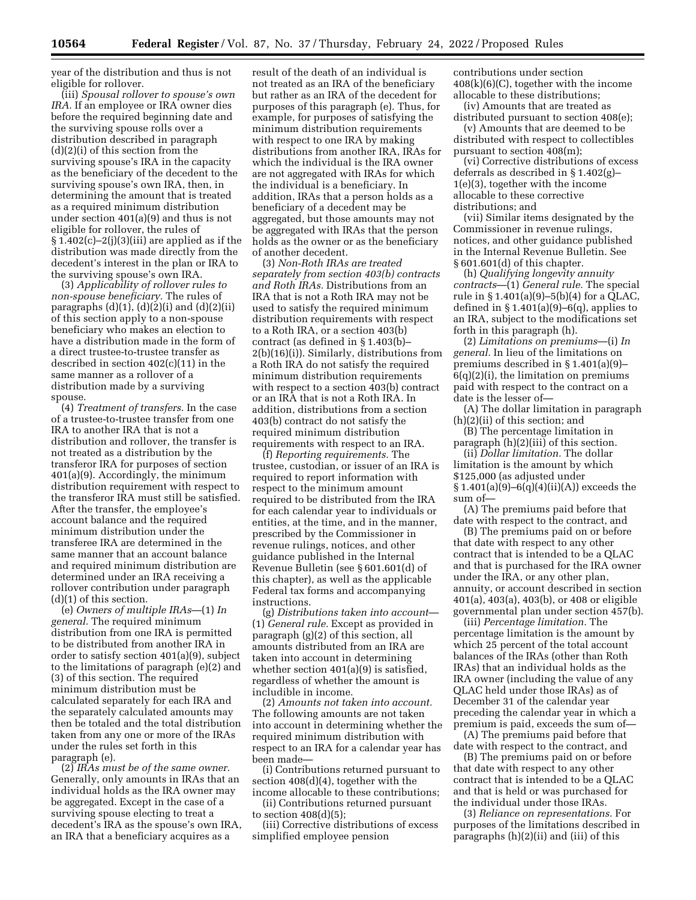year of the distribution and thus is not eligible for rollover.

(iii) *Spousal rollover to spouse's own IRA.* If an employee or IRA owner dies before the required beginning date and the surviving spouse rolls over a distribution described in paragraph (d)(2)(i) of this section from the surviving spouse's IRA in the capacity as the beneficiary of the decedent to the surviving spouse's own IRA, then, in determining the amount that is treated as a required minimum distribution under section 401(a)(9) and thus is not eligible for rollover, the rules of § 1.402(c)–2(j)(3)(iii) are applied as if the distribution was made directly from the decedent's interest in the plan or IRA to the surviving spouse's own IRA.

(3) *Applicability of rollover rules to non-spouse beneficiary.* The rules of paragraphs (d)(1), (d)(2)(i) and (d)(2)(ii) of this section apply to a non-spouse beneficiary who makes an election to have a distribution made in the form of a direct trustee-to-trustee transfer as described in section 402(c)(11) in the same manner as a rollover of a distribution made by a surviving spouse.

(4) *Treatment of transfers.* In the case of a trustee-to-trustee transfer from one IRA to another IRA that is not a distribution and rollover, the transfer is not treated as a distribution by the transferor IRA for purposes of section 401(a)(9). Accordingly, the minimum distribution requirement with respect to the transferor IRA must still be satisfied. After the transfer, the employee's account balance and the required minimum distribution under the transferee IRA are determined in the same manner that an account balance and required minimum distribution are determined under an IRA receiving a rollover contribution under paragraph (d)(1) of this section.

(e) *Owners of multiple IRAs*—(1) *In general.* The required minimum distribution from one IRA is permitted to be distributed from another IRA in order to satisfy section 401(a)(9), subject to the limitations of paragraph (e)(2) and (3) of this section. The required minimum distribution must be calculated separately for each IRA and the separately calculated amounts may then be totaled and the total distribution taken from any one or more of the IRAs under the rules set forth in this paragraph (e).

(2) *IRAs must be of the same owner.* Generally, only amounts in IRAs that an individual holds as the IRA owner may be aggregated. Except in the case of a surviving spouse electing to treat a decedent's IRA as the spouse's own IRA, an IRA that a beneficiary acquires as a result of the death of an individual is not treated as an IRA of the beneficiary but rather as an IRA of the decedent for purposes of this paragraph (e). Thus, for example, for purposes of satisfying the minimum distribution requirements with respect to one IRA by making distributions from another IRA, IRAs for which the individual is the IRA owner are not aggregated with IRAs for which the individual is a beneficiary. In addition, IRAs that a person holds as a beneficiary of a decedent may be aggregated, but those amounts may not be aggregated with IRAs that the person holds as the owner or as the beneficiary of another decedent.

(3) *Non-Roth IRAs are treated separately from section 403(b) contracts and Roth IRAs.* Distributions from an IRA that is not a Roth IRA may not be used to satisfy the required minimum distribution requirements with respect to a Roth IRA, or a section 403(b) contract (as defined in § 1.403(b)–2(b)(16)(i)). Similarly, distributions from a Roth IRA do not satisfy the required minimum distribution requirements with respect to a section 403(b) contract or an IRA that is not a Roth IRA. In addition, distributions from a section 403(b) contract do not satisfy the required minimum distribution requirements with respect to an IRA.

(f) *Reporting requirements.* The trustee, custodian, or issuer of an IRA is required to report information with respect to the minimum amount required to be distributed from the IRA for each calendar year to individuals or entities, at the time, and in the manner, prescribed by the Commissioner in revenue rulings, notices, and other guidance published in the Internal Revenue Bulletin (see § 601.601(d) of this chapter), as well as the applicable Federal tax forms and accompanying instructions.

(g) *Distributions taken into account*—(1) *General rule.* Except as provided in paragraph (g)(2) of this section, all amounts distributed from an IRA are taken into account in determining whether section 401(a)(9) is satisfied, regardless of whether the amount is includible in income.

(2) *Amounts not taken into account.* The following amounts are not taken into account in determining whether the required minimum distribution with respect to an IRA for a calendar year has been made—

(i) Contributions returned pursuant to section 408(d)(4), together with the income allocable to these contributions;

(ii) Contributions returned pursuant to section 408(d)(5);

(iii) Corrective distributions of excess simplified employee pension contributions under section 408(k)(6)(C), together with the income allocable to these distributions;

(iv) Amounts that are treated as distributed pursuant to section 408(e);

(v) Amounts that are deemed to be distributed with respect to collectibles pursuant to section 408(m);

(vi) Corrective distributions of excess deferrals as described in § 1.402(g)–1(e)(3), together with the income allocable to these corrective distributions; and

(vii) Similar items designated by the Commissioner in revenue rulings, notices, and other guidance published in the Internal Revenue Bulletin. See § 601.601(d) of this chapter.

(h) *Qualifying longevity annuity contracts*—(1) *General rule.* The special rule in § 1.401(a)(9)–5(b)(4) for a QLAC, defined in § 1.401(a)(9)–6(q), applies to an IRA, subject to the modifications set forth in this paragraph (h).

(2) *Limitations on premiums*—(i) *In general.* In lieu of the limitations on premiums described in § 1.401(a)(9)–6(q)(2)(i), the limitation on premiums paid with respect to the contract on a date is the lesser of—

(A) The dollar limitation in paragraph (h)(2)(ii) of this section; and

(B) The percentage limitation in paragraph (h)(2)(iii) of this section.

(ii) *Dollar limitation.* The dollar limitation is the amount by which $125,000 (as adjusted under § 1.401(a)(9)–6(q)(4)(ii)(A)) exceeds the sum of—

(A) The premiums paid before that date with respect to the contract, and

(B) The premiums paid on or before that date with respect to any other contract that is intended to be a QLAC and that is purchased for the IRA owner under the IRA, or any other plan, annuity, or account described in section 401(a), 403(a), 403(b), or 408 or eligible governmental plan under section 457(b).

(iii) *Percentage limitation.* The percentage limitation is the amount by which 25 percent of the total account balances of the IRAs (other than Roth IRAs) that an individual holds as the IRA owner (including the value of any QLAC held under those IRAs) as of December 31 of the calendar year preceding the calendar year in which a premium is paid, exceeds the sum of—

(A) The premiums paid before that date with respect to the contract, and

(B) The premiums paid on or before that date with respect to any other contract that is intended to be a QLAC and that is held or was purchased for the individual under those IRAs.

(3) *Reliance on representations.* For purposes of the limitations described in paragraphs (h)(2)(ii) and (iii) of this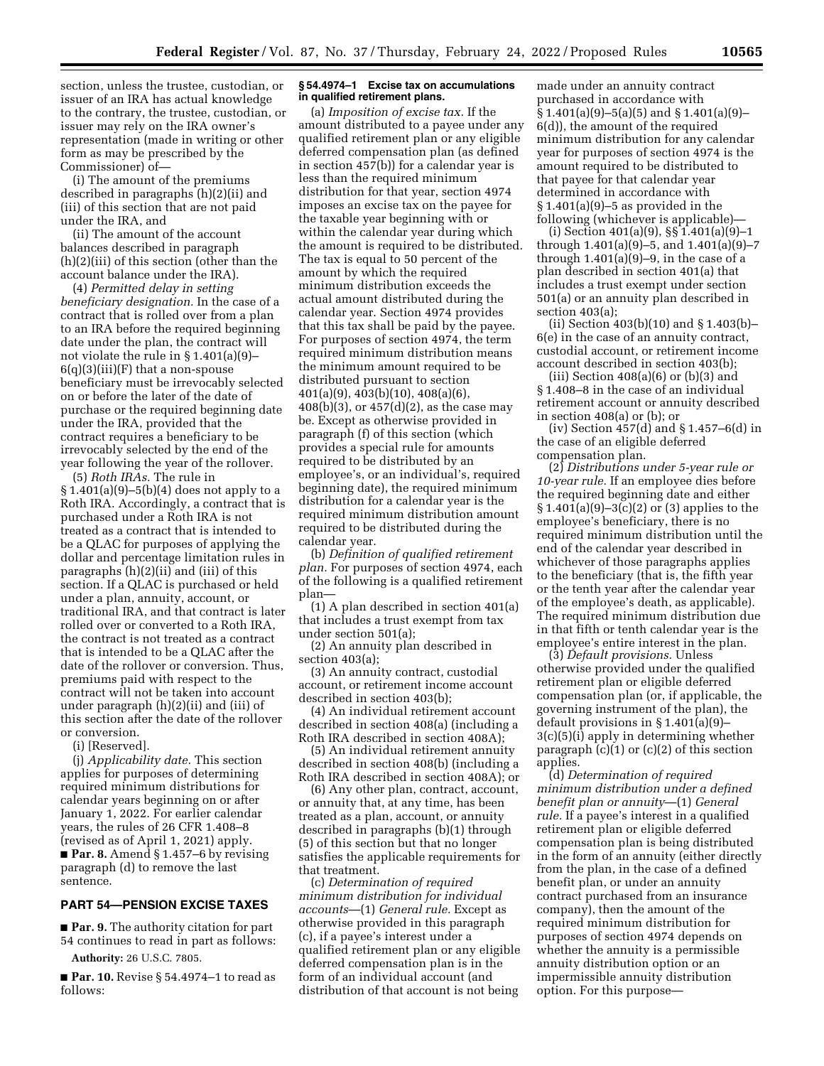section, unless the trustee, custodian, or issuer of an IRA has actual knowledge to the contrary, the trustee, custodian, or issuer may rely on the IRA owner's representation (made in writing or other form as may be prescribed by the Commissioner) of—

(i) The amount of the premiums described in paragraphs (h)(2)(ii) and (iii) of this section that are not paid under the IRA, and

(ii) The amount of the account balances described in paragraph (h)(2)(iii) of this section (other than the account balance under the IRA).

(4) *Permitted delay in setting beneficiary designation.* In the case of a contract that is rolled over from a plan to an IRA before the required beginning date under the plan, the contract will not violate the rule in § 1.401(a)(9)–6(q)(3)(iii)(F) that a non-spouse beneficiary must be irrevocably selected on or before the later of the date of purchase or the required beginning date under the IRA, provided that the contract requires a beneficiary to be irrevocably selected by the end of the year following the year of the rollover.

(5) *Roth IRAs.* The rule in § 1.401(a)(9)–5(b)(4) does not apply to a Roth IRA. Accordingly, a contract that is purchased under a Roth IRA is not treated as a contract that is intended to be a QLAC for purposes of applying the dollar and percentage limitation rules in paragraphs (h)(2)(ii) and (iii) of this section. If a QLAC is purchased or held under a plan, annuity, account, or traditional IRA, and that contract is later rolled over or converted to a Roth IRA, the contract is not treated as a contract that is intended to be a QLAC after the date of the rollover or conversion. Thus, premiums paid with respect to the contract will not be taken into account under paragraph (h)(2)(ii) and (iii) of this section after the date of the rollover or conversion.

(i) [Reserved].

(j) *Applicability date.* This section applies for purposes of determining required minimum distributions for calendar years beginning on or after January 1, 2022. For earlier calendar years, the rules of 26 CFR 1.408–8 (revised as of April 1, 2021) apply.

■ **Par. 8.** Amend § 1.457–6 by revising paragraph (d) to remove the last sentence.

## PART 54—PENSION EXCISE TAXES

■ **Par. 9.** The authority citation for part 54 continues to read in part as follows:

**Authority:** 26 U.S.C. 7805.

■ **Par. 10.** Revise § 54.4974–1 to read as follows:

### § 54.4974–1 Excise tax on accumulations in qualified retirement plans.

(a) *Imposition of excise tax.* If the amount distributed to a payee under any qualified retirement plan or any eligible deferred compensation plan (as defined in section 457(b)) for a calendar year is less than the required minimum distribution for that year, section 4974 imposes an excise tax on the payee for the taxable year beginning with or within the calendar year during which the amount is required to be distributed. The tax is equal to 50 percent of the amount by which the required minimum distribution exceeds the actual amount distributed during the calendar year. Section 4974 provides that this tax shall be paid by the payee. For purposes of section 4974, the term required minimum distribution means the minimum amount required to be distributed pursuant to section 401(a)(9), 403(b)(10), 408(a)(6), 408(b)(3), or 457(d)(2), as the case may be. Except as otherwise provided in paragraph (f) of this section (which provides a special rule for amounts required to be distributed by an employee's, or an individual's, required beginning date), the required minimum distribution for a calendar year is the required minimum distribution amount required to be distributed during the calendar year.

(b) *Definition of qualified retirement plan.* For purposes of section 4974, each of the following is a qualified retirement plan—

(1) A plan described in section 401(a) that includes a trust exempt from tax under section 501(a);

(2) An annuity plan described in section 403(a);

(3) An annuity contract, custodial account, or retirement income account described in section 403(b);

(4) An individual retirement account described in section 408(a) (including a Roth IRA described in section 408A);

(5) An individual retirement annuity described in section 408(b) (including a Roth IRA described in section 408A); or

(6) Any other plan, contract, account, or annuity that, at any time, has been treated as a plan, account, or annuity described in paragraphs (b)(1) through (5) of this section but that no longer satisfies the applicable requirements for that treatment.

(c) *Determination of required minimum distribution for individual accounts*—(1) *General rule.* Except as otherwise provided in this paragraph (c), if a payee's interest under a qualified retirement plan or any eligible deferred compensation plan is in the form of an individual account (and distribution of that account is not being made under an annuity contract purchased in accordance with § 1.401(a)(9)–5(a)(5) and § 1.401(a)(9)–6(d)), the amount of the required minimum distribution for any calendar year for purposes of section 4974 is the amount required to be distributed to that payee for that calendar year determined in accordance with § 1.401(a)(9)–5 as provided in the following (whichever is applicable)—

(i) Section 401(a)(9), §§ 1.401(a)(9)–1 through 1.401(a)(9)–5, and 1.401(a)(9)–7 through 1.401(a)(9)–9, in the case of a plan described in section 401(a) that includes a trust exempt under section 501(a) or an annuity plan described in section 403(a);

(ii) Section 403(b)(10) and § 1.403(b)–6(e) in the case of an annuity contract, custodial account, or retirement income account described in section 403(b);

(iii) Section 408(a)(6) or (b)(3) and § 1.408–8 in the case of an individual retirement account or annuity described in section 408(a) or (b); or

(iv) Section 457(d) and § 1.457–6(d) in the case of an eligible deferred compensation plan.

(2) *Distributions under 5-year rule or 10-year rule.* If an employee dies before the required beginning date and either § 1.401(a)(9)–3(c)(2) or (3) applies to the employee's beneficiary, there is no required minimum distribution until the end of the calendar year described in whichever of those paragraphs applies to the beneficiary (that is, the fifth year or the tenth year after the calendar year of the employee's death, as applicable). The required minimum distribution due in that fifth or tenth calendar year is the employee's entire interest in the plan.

(3) *Default provisions.* Unless otherwise provided under the qualified retirement plan or eligible deferred compensation plan (or, if applicable, the governing instrument of the plan), the default provisions in § 1.401(a)(9)–3(c)(5)(i) apply in determining whether paragraph (c)(1) or (c)(2) of this section applies.

(d) *Determination of required minimum distribution under a defined benefit plan or annuity*—(1) *General rule.* If a payee's interest in a qualified retirement plan or eligible deferred compensation plan is being distributed in the form of an annuity (either directly from the plan, in the case of a defined benefit plan, or under an annuity contract purchased from an insurance company), then the amount of the required minimum distribution for purposes of section 4974 depends on whether the annuity is a permissible annuity distribution option or an impermissible annuity distribution option. For this purpose—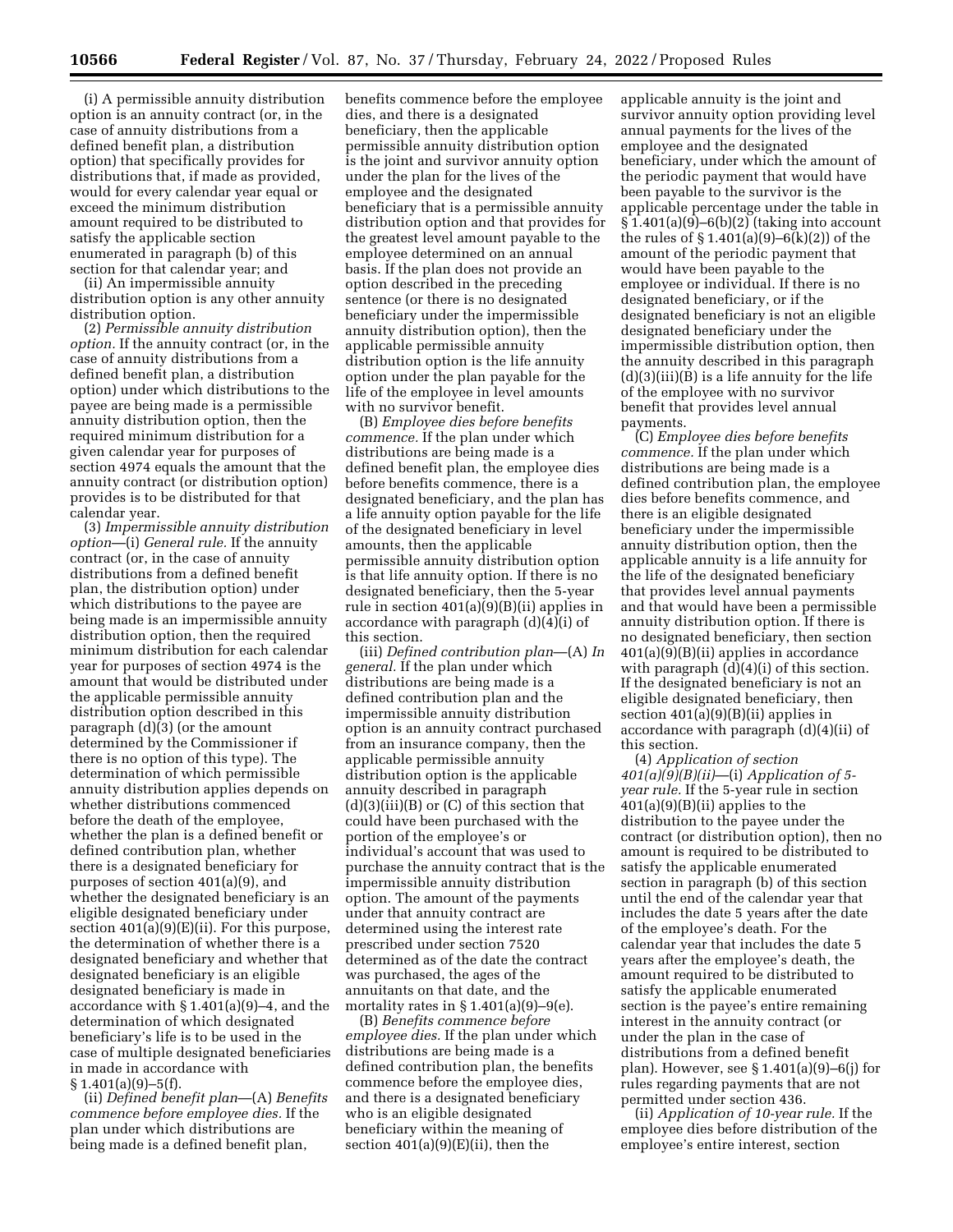(i) A permissible annuity distribution option is an annuity contract (or, in the case of annuity distributions from a defined benefit plan, a distribution option) that specifically provides for distributions that, if made as provided, would for every calendar year equal or exceed the minimum distribution amount required to be distributed to satisfy the applicable section enumerated in paragraph (b) of this section for that calendar year; and

(ii) An impermissible annuity distribution option is any other annuity distribution option.

(2) *Permissible annuity distribution option.* If the annuity contract (or, in the case of annuity distributions from a defined benefit plan, a distribution option) under which distributions to the payee are being made is a permissible annuity distribution option, then the required minimum distribution for a given calendar year for purposes of section 4974 equals the amount that the annuity contract (or distribution option) provides is to be distributed for that calendar year.

(3) *Impermissible annuity distribution option*—(i) *General rule.* If the annuity contract (or, in the case of annuity distributions from a defined benefit plan, the distribution option) under which distributions to the payee are being made is an impermissible annuity distribution option, then the required minimum distribution for each calendar year for purposes of section 4974 is the amount that would be distributed under the applicable permissible annuity distribution option described in this paragraph (d)(3) (or the amount determined by the Commissioner if there is no option of this type). The determination of which permissible annuity distribution applies depends on whether distributions commenced before the death of the employee, whether the plan is a defined benefit or defined contribution plan, whether there is a designated beneficiary for purposes of section 401(a)(9), and whether the designated beneficiary is an eligible designated beneficiary under section 401(a)(9)(E)(ii). For this purpose, the determination of whether there is a designated beneficiary and whether that designated beneficiary is an eligible designated beneficiary is made in accordance with § 1.401(a)(9)–4, and the determination of which designated beneficiary's life is to be used in the case of multiple designated beneficiaries in made in accordance with § 1.401(a)(9)–5(f).

(ii) *Defined benefit plan*—(A) *Benefits commence before employee dies.* If the plan under which distributions are being made is a defined benefit plan, benefits commence before the employee dies, and there is a designated beneficiary, then the applicable permissible annuity distribution option is the joint and survivor annuity option under the plan for the lives of the employee and the designated beneficiary that is a permissible annuity distribution option and that provides for the greatest level amount payable to the employee determined on an annual basis. If the plan does not provide an option described in the preceding sentence (or there is no designated beneficiary under the impermissible annuity distribution option), then the applicable permissible annuity distribution option is the life annuity option under the plan payable for the life of the employee in level amounts with no survivor benefit.

(B) *Employee dies before benefits commence.* If the plan under which distributions are being made is a defined benefit plan, the employee dies before benefits commence, there is a designated beneficiary, and the plan has a life annuity option payable for the life of the designated beneficiary in level amounts, then the applicable permissible annuity distribution option is that life annuity option. If there is no designated beneficiary, then the 5-year rule in section 401(a)(9)(B)(ii) applies in accordance with paragraph (d)(4)(i) of this section.

(iii) *Defined contribution plan*—(A) *In general.* If the plan under which distributions are being made is a defined contribution plan and the impermissible annuity distribution option is an annuity contract purchased from an insurance company, then the applicable permissible annuity distribution option is the applicable annuity described in paragraph (d)(3)(iii)(B) or (C) of this section that could have been purchased with the portion of the employee's or individual's account that was used to purchase the annuity contract that is the impermissible annuity distribution option. The amount of the payments under that annuity contract are determined using the interest rate prescribed under section 7520 determined as of the date the contract was purchased, the ages of the annuitants on that date, and the mortality rates in § 1.401(a)(9)–9(e).

(B) *Benefits commence before employee dies.* If the plan under which distributions are being made is a defined contribution plan, the benefits commence before the employee dies, and there is a designated beneficiary who is an eligible designated beneficiary within the meaning of section 401(a)(9)(E)(ii), then the applicable annuity is the joint and survivor annuity option providing level annual payments for the lives of the employee and the designated beneficiary, under which the amount of the periodic payment that would have been payable to the survivor is the applicable percentage under the table in § 1.401(a)(9)–6(b)(2) (taking into account the rules of § 1.401(a)(9)–6(k)(2)) of the amount of the periodic payment that would have been payable to the employee or individual. If there is no designated beneficiary, or if the designated beneficiary is not an eligible designated beneficiary under the impermissible distribution option, then the annuity described in this paragraph (d)(3)(iii)(B) is a life annuity for the life of the employee with no survivor benefit that provides level annual payments.

(C) *Employee dies before benefits commence.* If the plan under which distributions are being made is a defined contribution plan, the employee dies before benefits commence, and there is an eligible designated beneficiary under the impermissible annuity distribution option, then the applicable annuity is a life annuity for the life of the designated beneficiary that provides level annual payments and that would have been a permissible annuity distribution option. If there is no designated beneficiary, then section 401(a)(9)(B)(ii) applies in accordance with paragraph (d)(4)(i) of this section. If the designated beneficiary is not an eligible designated beneficiary, then section 401(a)(9)(B)(ii) applies in accordance with paragraph (d)(4)(ii) of this section.

(4) *Application of section 401(a)(9)(B)(ii)*—(i) *Application of 5-year rule.* If the 5-year rule in section 401(a)(9)(B)(ii) applies to the distribution to the payee under the contract (or distribution option), then no amount is required to be distributed to satisfy the applicable enumerated section in paragraph (b) of this section until the end of the calendar year that includes the date 5 years after the date of the employee's death. For the calendar year that includes the date 5 years after the employee's death, the amount required to be distributed to satisfy the applicable enumerated section is the payee's entire remaining interest in the annuity contract (or under the plan in the case of distributions from a defined benefit plan). However, see § 1.401(a)(9)–6(j) for rules regarding payments that are not permitted under section 436.

(ii) *Application of 10-year rule.* If the employee dies before distribution of the employee's entire interest, section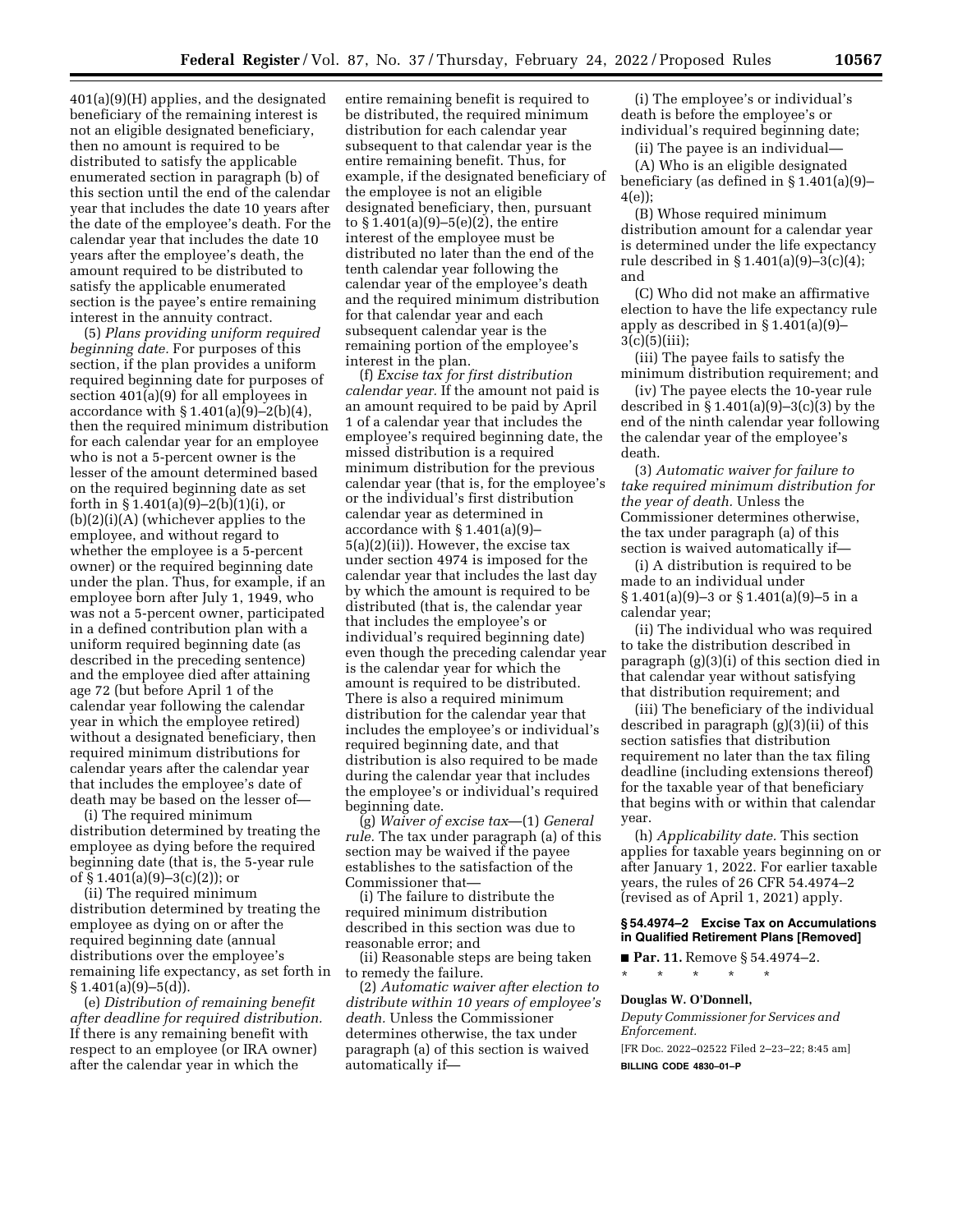401(a)(9)(H) applies, and the designated beneficiary of the remaining interest is not an eligible designated beneficiary, then no amount is required to be distributed to satisfy the applicable enumerated section in paragraph (b) of this section until the end of the calendar year that includes the date 10 years after the date of the employee's death. For the calendar year that includes the date 10 years after the employee's death, the amount required to be distributed to satisfy the applicable enumerated section is the payee's entire remaining interest in the annuity contract.

(5) *Plans providing uniform required beginning date.* For purposes of this section, if the plan provides a uniform required beginning date for purposes of section 401(a)(9) for all employees in accordance with § 1.401(a)(9)–2(b)(4), then the required minimum distribution for each calendar year for an employee who is not a 5-percent owner is the lesser of the amount determined based on the required beginning date as set forth in § 1.401(a)(9)–2(b)(1)(i), or (b)(2)(i)(A) (whichever applies to the employee, and without regard to whether the employee is a 5-percent owner) or the required beginning date under the plan. Thus, for example, if an employee born after July 1, 1949, who was not a 5-percent owner, participated in a defined contribution plan with a uniform required beginning date (as described in the preceding sentence) and the employee died after attaining age 72 (but before April 1 of the calendar year following the calendar year in which the employee retired) without a designated beneficiary, then required minimum distributions for calendar years after the calendar year that includes the employee's date of death may be based on the lesser of—

(i) The required minimum distribution determined by treating the employee as dying before the required beginning date (that is, the 5-year rule of § 1.401(a)(9)–3(c)(2)); or

(ii) The required minimum distribution determined by treating the employee as dying on or after the required beginning date (annual distributions over the employee's remaining life expectancy, as set forth in § 1.401(a)(9)–5(d)).

(e) *Distribution of remaining benefit after deadline for required distribution.* If there is any remaining benefit with respect to an employee (or IRA owner) after the calendar year in which the entire remaining benefit is required to be distributed, the required minimum distribution for each calendar year subsequent to that calendar year is the entire remaining benefit. Thus, for example, if the designated beneficiary of the employee is not an eligible designated beneficiary, then, pursuant to § 1.401(a)(9)–5(e)(2), the entire interest of the employee must be distributed no later than the end of the tenth calendar year following the calendar year of the employee's death and the required minimum distribution for that calendar year and each subsequent calendar year is the remaining portion of the employee's interest in the plan.

(f) *Excise tax for first distribution calendar year.* If the amount not paid is an amount required to be paid by April 1 of a calendar year that includes the employee's required beginning date, the missed distribution is a required minimum distribution for the previous calendar year (that is, for the employee's or the individual's first distribution calendar year as determined in accordance with § 1.401(a)(9)–5(a)(2)(ii)). However, the excise tax under section 4974 is imposed for the calendar year that includes the last day by which the amount is required to be distributed (that is, the calendar year that includes the employee's or individual's required beginning date) even though the preceding calendar year is the calendar year for which the amount is required to be distributed. There is also a required minimum distribution for the calendar year that includes the employee's or individual's required beginning date, and that distribution is also required to be made during the calendar year that includes the employee's or individual's required beginning date.

(g) *Waiver of excise tax*—(1) *General rule.* The tax under paragraph (a) of this section may be waived if the payee establishes to the satisfaction of the Commissioner that—

(i) The failure to distribute the required minimum distribution described in this section was due to reasonable error; and

(ii) Reasonable steps are being taken to remedy the failure.

(2) *Automatic waiver after election to distribute within 10 years of employee's death.* Unless the Commissioner determines otherwise, the tax under paragraph (a) of this section is waived automatically if—

(i) The employee's or individual's death is before the employee's or individual's required beginning date;

(ii) The payee is an individual—

(A) Who is an eligible designated beneficiary (as defined in § 1.401(a)(9)–4(e));

(B) Whose required minimum distribution amount for a calendar year is determined under the life expectancy rule described in § 1.401(a)(9)–3(c)(4); and

(C) Who did not make an affirmative election to have the life expectancy rule apply as described in § 1.401(a)(9)–3(c)(5)(iii);

(iii) The payee fails to satisfy the minimum distribution requirement; and

(iv) The payee elects the 10-year rule described in § 1.401(a)(9)–3(c)(3) by the end of the ninth calendar year following the calendar year of the employee's death.

(3) *Automatic waiver for failure to take required minimum distribution for the year of death.* Unless the Commissioner determines otherwise, the tax under paragraph (a) of this section is waived automatically if—

(i) A distribution is required to be made to an individual under § 1.401(a)(9)–3 or § 1.401(a)(9)–5 in a calendar year;

(ii) The individual who was required to take the distribution described in paragraph (g)(3)(i) of this section died in that calendar year without satisfying that distribution requirement; and

(iii) The beneficiary of the individual described in paragraph (g)(3)(ii) of this section satisfies that distribution requirement no later than the tax filing deadline (including extensions thereof) for the taxable year of that beneficiary that begins with or within that calendar year.

(h) *Applicability date.* This section applies for taxable years beginning on or after January 1, 2022. For earlier taxable years, the rules of 26 CFR 54.4974–2 (revised as of April 1, 2021) apply.

### § 54.4974–2 Excise Tax on Accumulations in Qualified Retirement Plans [Removed]

■ **Par. 11.** Remove § 54.4974–2.

\* \* \* \* \*

**Douglas W. O'Donnell,**

*Deputy Commissioner for Services and Enforcement.*

[FR Doc. 2022–02522 Filed 2–23–22; 8:45 am]

**BILLING CODE 4830–01–P**